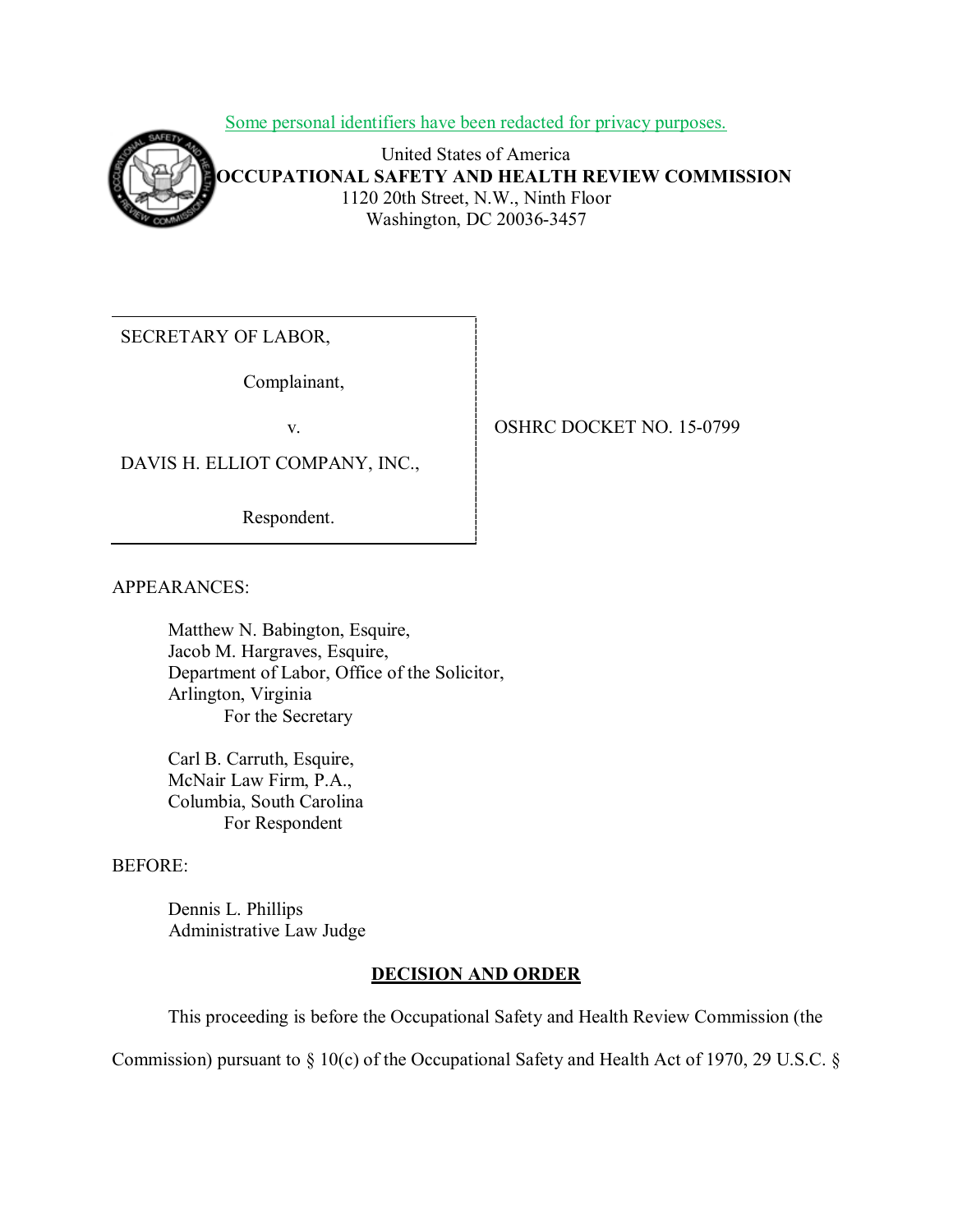Some personal identifiers have been redacted for privacy purposes.

United States of America
**OCCUPATIONAL SAFETY AND HEALTH REVIEW COMMISSION**
1120 20th Street, N.W., Ninth Floor
Washington, DC 20036-3457

| | |
|---|---|
| SECRETARY OF LABOR,<br><br>Complainant,<br><br>v.<br><br>DAVIS H. ELLIOT COMPANY, INC.,<br><br>Respondent. | OSHRC DOCKET NO. 15-0799 |

APPEARANCES:

Matthew N. Babington, Esquire,
Jacob M. Hargraves, Esquire,
Department of Labor, Office of the Solicitor,
Arlington, Virginia
For the Secretary

Carl B. Carruth, Esquire,
McNair Law Firm, P.A.,
Columbia, South Carolina
For Respondent

BEFORE:

Dennis L. Phillips
Administrative Law Judge

## DECISION AND ORDER

This proceeding is before the Occupational Safety and Health Review Commission (the Commission) pursuant to § 10(c) of the Occupational Safety and Health Act of 1970, 29 U.S.C. §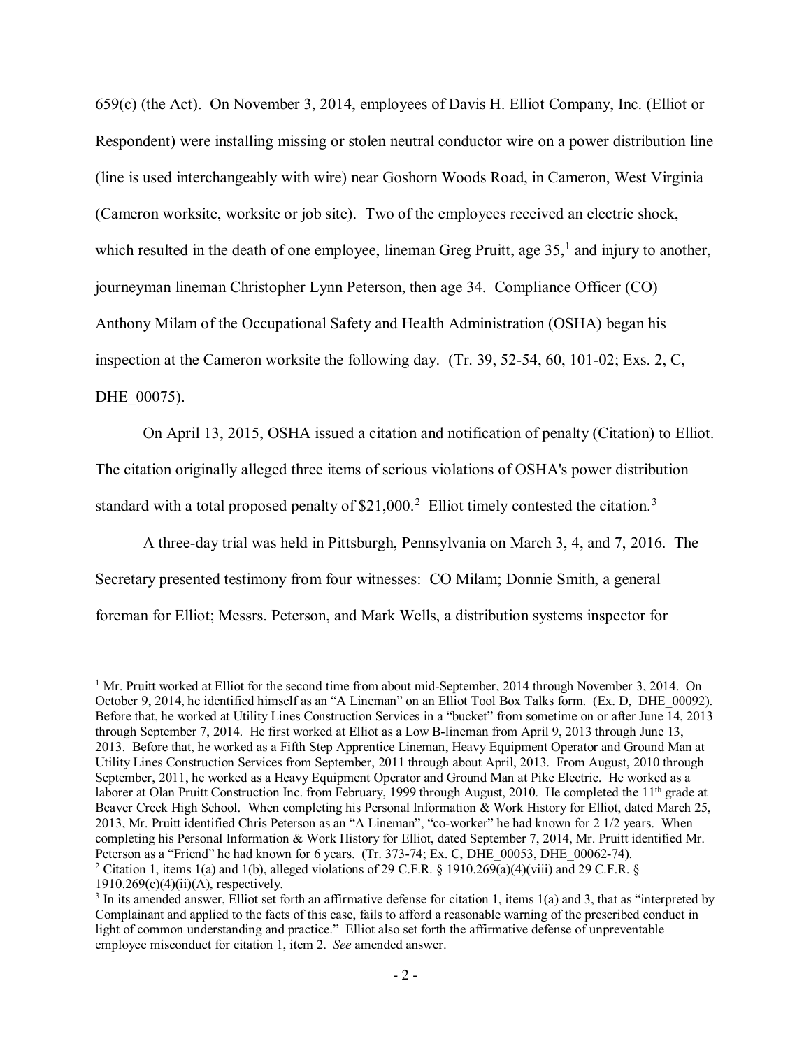659(c) (the Act). On November 3, 2014, employees of Davis H. Elliot Company, Inc. (Elliot or Respondent) were installing missing or stolen neutral conductor wire on a power distribution line (line is used interchangeably with wire) near Goshorn Woods Road, in Cameron, West Virginia (Cameron worksite, worksite or job site). Two of the employees received an electric shock, which resulted in the death of one employee, lineman Greg Pruitt, age 35,[1] and injury to another, journeyman lineman Christopher Lynn Peterson, then age 34. Compliance Officer (CO) Anthony Milam of the Occupational Safety and Health Administration (OSHA) began his inspection at the Cameron worksite the following day. (Tr. 39, 52-54, 60, 101-02; Exs. 2, C, DHE_00075).

On April 13, 2015, OSHA issued a citation and notification of penalty (Citation) to Elliot. The citation originally alleged three items of serious violations of OSHA's power distribution standard with a total proposed penalty of $21,000.[2] Elliot timely contested the citation.[3]

A three-day trial was held in Pittsburgh, Pennsylvania on March 3, 4, and 7, 2016. The Secretary presented testimony from four witnesses: CO Milam; Donnie Smith, a general foreman for Elliot; Messrs. Peterson, and Mark Wells, a distribution systems inspector for

---

[1] Mr. Pruitt worked at Elliot for the second time from about mid-September, 2014 through November 3, 2014. On October 9, 2014, he identified himself as an "A Lineman" on an Elliot Tool Box Talks form. (Ex. D, DHE_00092). Before that, he worked at Utility Lines Construction Services in a "bucket" from sometime on or after June 14, 2013 through September 7, 2014. He first worked at Elliot as a Low B-lineman from April 9, 2013 through June 13, 2013. Before that, he worked as a Fifth Step Apprentice Lineman, Heavy Equipment Operator and Ground Man at Utility Lines Construction Services from September, 2011 through about April, 2013. From August, 2010 through September, 2011, he worked as a Heavy Equipment Operator and Ground Man at Pike Electric. He worked as a laborer at Olan Pruitt Construction Inc. from February, 1999 through August, 2010. He completed the 11th grade at Beaver Creek High School. When completing his Personal Information & Work History for Elliot, dated March 25, 2013, Mr. Pruitt identified Chris Peterson as an "A Lineman", "co-worker" he had known for 2 1/2 years. When completing his Personal Information & Work History for Elliot, dated September 7, 2014, Mr. Pruitt identified Mr. Peterson as a "Friend" he had known for 6 years. (Tr. 373-74; Ex. C, DHE_00053, DHE_00062-74).

[2] Citation 1, items 1(a) and 1(b), alleged violations of 29 C.F.R. § 1910.269(a)(4)(viii) and 29 C.F.R. § 1910.269(c)(4)(ii)(A), respectively.

[3] In its amended answer, Elliot set forth an affirmative defense for citation 1, items 1(a) and 3, that as "interpreted by Complainant and applied to the facts of this case, fails to afford a reasonable warning of the prescribed conduct in light of common understanding and practice." Elliot also set forth the affirmative defense of unpreventable employee misconduct for citation 1, item 2. *See* amended answer.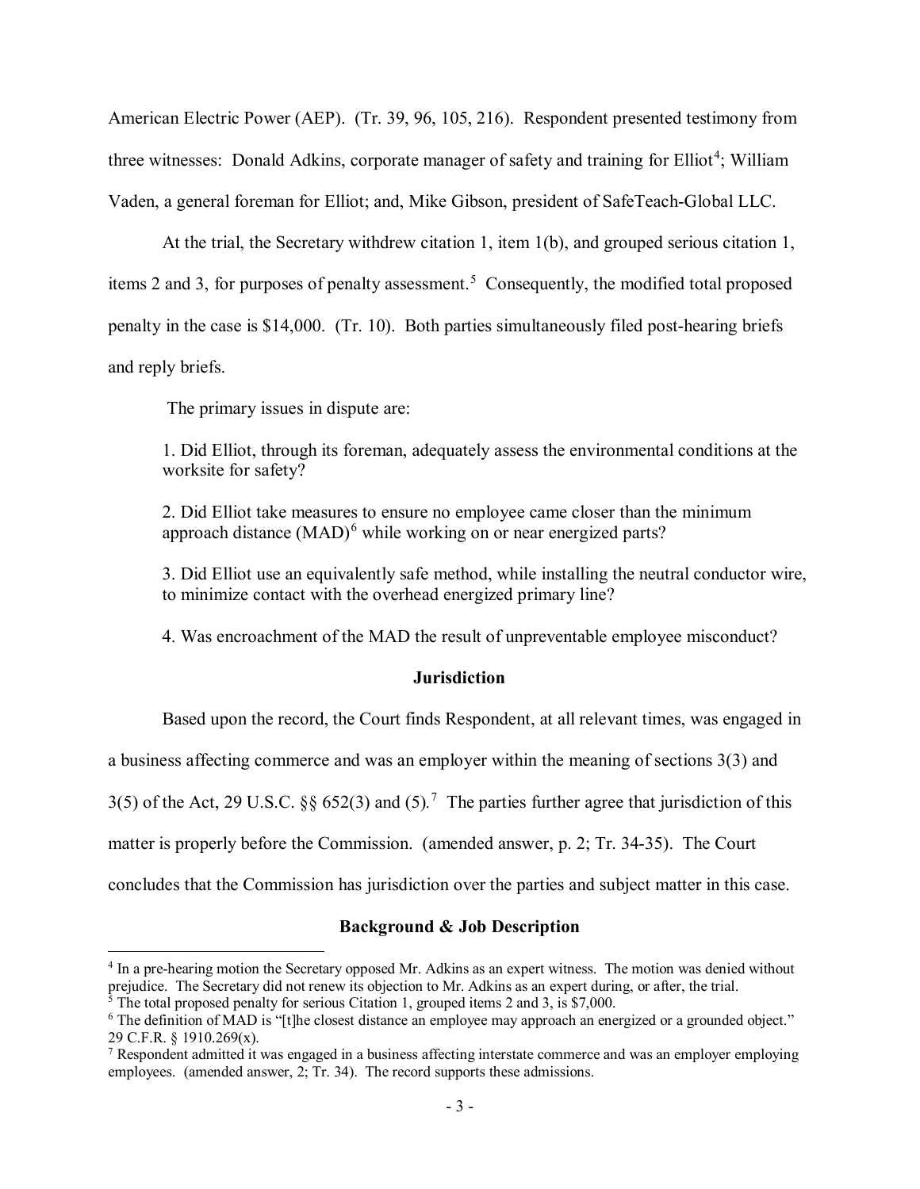American Electric Power (AEP). (Tr. 39, 96, 105, 216). Respondent presented testimony from three witnesses: Donald Adkins, corporate manager of safety and training for Elliot[4]; William Vaden, a general foreman for Elliot; and, Mike Gibson, president of SafeTeach-Global LLC.

At the trial, the Secretary withdrew citation 1, item 1(b), and grouped serious citation 1, items 2 and 3, for purposes of penalty assessment.[5] Consequently, the modified total proposed penalty in the case is $14,000. (Tr. 10). Both parties simultaneously filed post-hearing briefs and reply briefs.

The primary issues in dispute are:

1. Did Elliot, through its foreman, adequately assess the environmental conditions at the worksite for safety?

2. Did Elliot take measures to ensure no employee came closer than the minimum approach distance (MAD)[6] while working on or near energized parts?

3. Did Elliot use an equivalently safe method, while installing the neutral conductor wire, to minimize contact with the overhead energized primary line?

4. Was encroachment of the MAD the result of unpreventable employee misconduct?

## Jurisdiction

Based upon the record, the Court finds Respondent, at all relevant times, was engaged in a business affecting commerce and was an employer within the meaning of sections 3(3) and 3(5) of the Act, 29 U.S.C. §§ 652(3) and (5).[7] The parties further agree that jurisdiction of this matter is properly before the Commission. (amended answer, p. 2; Tr. 34-35). The Court concludes that the Commission has jurisdiction over the parties and subject matter in this case.

## Background & Job Description

[4] In a pre-hearing motion the Secretary opposed Mr. Adkins as an expert witness. The motion was denied without prejudice. The Secretary did not renew its objection to Mr. Adkins as an expert during, or after, the trial.

[5] The total proposed penalty for serious Citation 1, grouped items 2 and 3, is $7,000.

[6] The definition of MAD is "[t]he closest distance an employee may approach an energized or a grounded object." 29 C.F.R. § 1910.269(x).

[7] Respondent admitted it was engaged in a business affecting interstate commerce and was an employer employing employees. (amended answer, 2; Tr. 34). The record supports these admissions.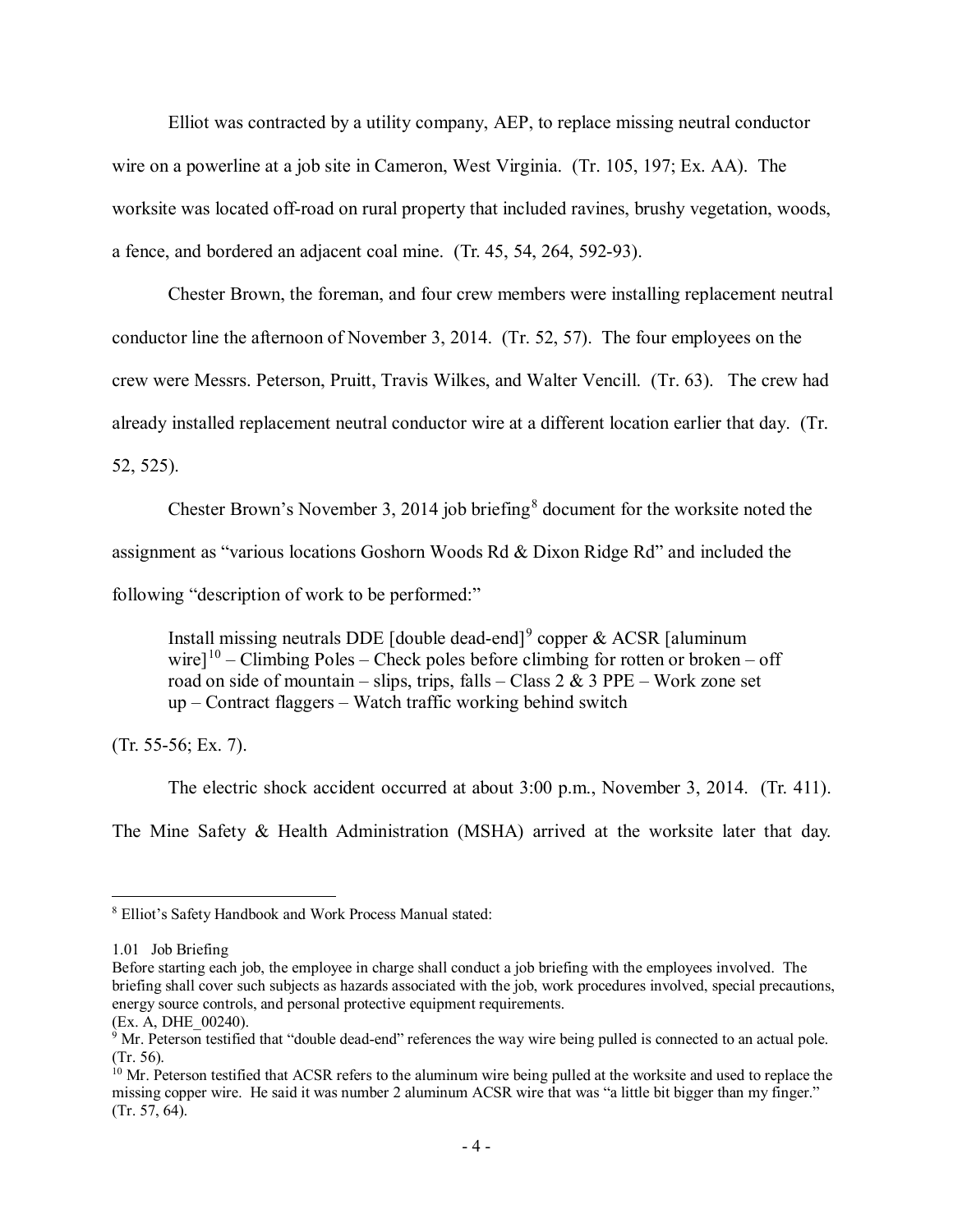Elliot was contracted by a utility company, AEP, to replace missing neutral conductor wire on a powerline at a job site in Cameron, West Virginia. (Tr. 105, 197; Ex. AA). The worksite was located off-road on rural property that included ravines, brushy vegetation, woods, a fence, and bordered an adjacent coal mine. (Tr. 45, 54, 264, 592-93).

Chester Brown, the foreman, and four crew members were installing replacement neutral conductor line the afternoon of November 3, 2014. (Tr. 52, 57). The four employees on the crew were Messrs. Peterson, Pruitt, Travis Wilkes, and Walter Vencill. (Tr. 63). The crew had already installed replacement neutral conductor wire at a different location earlier that day. (Tr. 52, 525).

Chester Brown's November 3, 2014 job briefing[8] document for the worksite noted the assignment as "various locations Goshorn Woods Rd & Dixon Ridge Rd" and included the following "description of work to be performed:"

> Install missing neutrals DDE [double dead-end][9] copper & ACSR [aluminum wire][10] – Climbing Poles – Check poles before climbing for rotten or broken – off road on side of mountain – slips, trips, falls – Class 2 & 3 PPE – Work zone set up – Contract flaggers – Watch traffic working behind switch

(Tr. 55-56; Ex. 7).

The electric shock accident occurred at about 3:00 p.m., November 3, 2014. (Tr. 411). The Mine Safety & Health Administration (MSHA) arrived at the worksite later that day.

---

[8] Elliot's Safety Handbook and Work Process Manual stated:

1.01 Job Briefing
Before starting each job, the employee in charge shall conduct a job briefing with the employees involved. The briefing shall cover such subjects as hazards associated with the job, work procedures involved, special precautions, energy source controls, and personal protective equipment requirements.
(Ex. A, DHE_00240).

[9] Mr. Peterson testified that "double dead-end" references the way wire being pulled is connected to an actual pole. (Tr. 56).

[10] Mr. Peterson testified that ACSR refers to the aluminum wire being pulled at the worksite and used to replace the missing copper wire. He said it was number 2 aluminum ACSR wire that was "a little bit bigger than my finger." (Tr. 57, 64).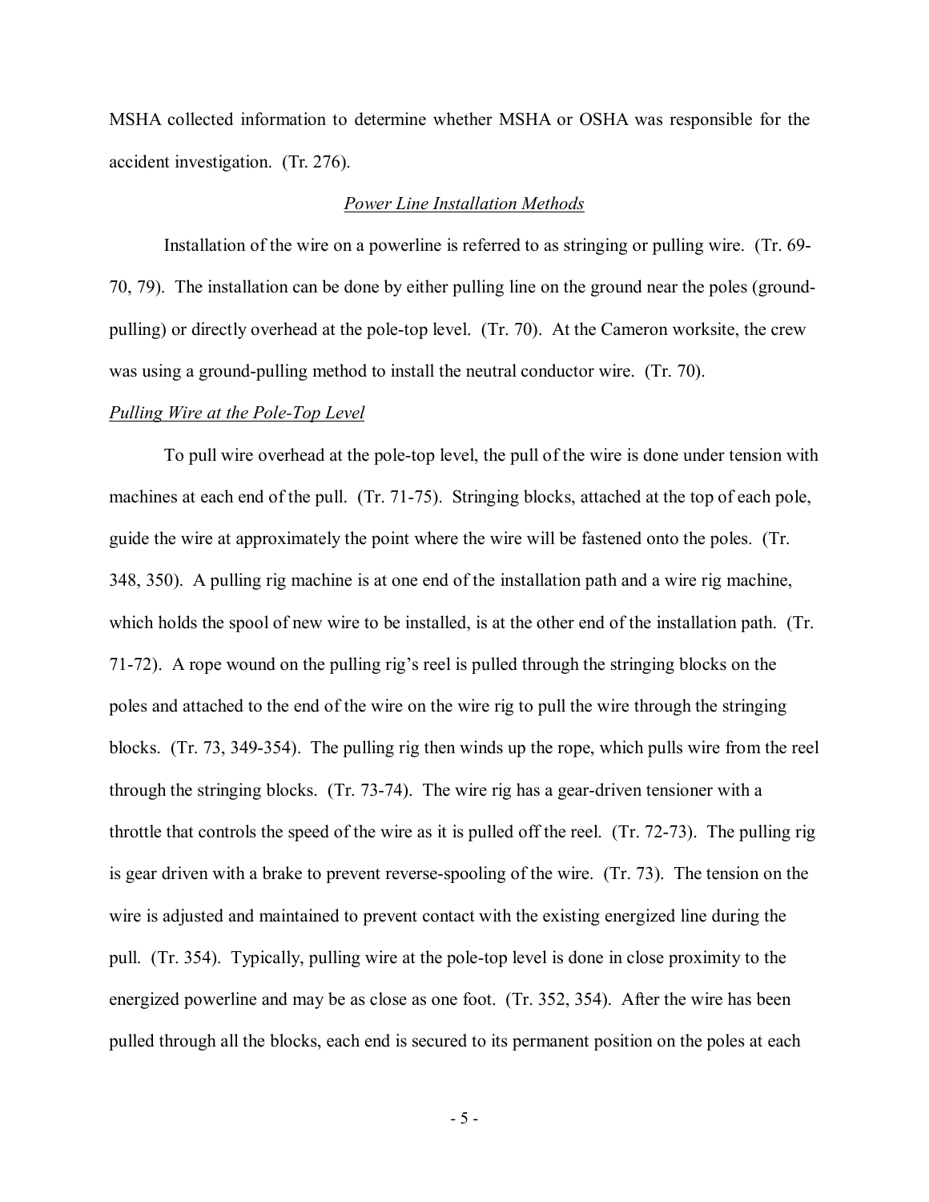MSHA collected information to determine whether MSHA or OSHA was responsible for the accident investigation. (Tr. 276).

*Power Line Installation Methods*

Installation of the wire on a powerline is referred to as stringing or pulling wire. (Tr. 69-70, 79). The installation can be done by either pulling line on the ground near the poles (ground-pulling) or directly overhead at the pole-top level. (Tr. 70). At the Cameron worksite, the crew was using a ground-pulling method to install the neutral conductor wire. (Tr. 70).

*Pulling Wire at the Pole-Top Level*

To pull wire overhead at the pole-top level, the pull of the wire is done under tension with machines at each end of the pull. (Tr. 71-75). Stringing blocks, attached at the top of each pole, guide the wire at approximately the point where the wire will be fastened onto the poles. (Tr. 348, 350). A pulling rig machine is at one end of the installation path and a wire rig machine, which holds the spool of new wire to be installed, is at the other end of the installation path. (Tr. 71-72). A rope wound on the pulling rig's reel is pulled through the stringing blocks on the poles and attached to the end of the wire on the wire rig to pull the wire through the stringing blocks. (Tr. 73, 349-354). The pulling rig then winds up the rope, which pulls wire from the reel through the stringing blocks. (Tr. 73-74). The wire rig has a gear-driven tensioner with a throttle that controls the speed of the wire as it is pulled off the reel. (Tr. 72-73). The pulling rig is gear driven with a brake to prevent reverse-spooling of the wire. (Tr. 73). The tension on the wire is adjusted and maintained to prevent contact with the existing energized line during the pull. (Tr. 354). Typically, pulling wire at the pole-top level is done in close proximity to the energized powerline and may be as close as one foot. (Tr. 352, 354). After the wire has been pulled through all the blocks, each end is secured to its permanent position on the poles at each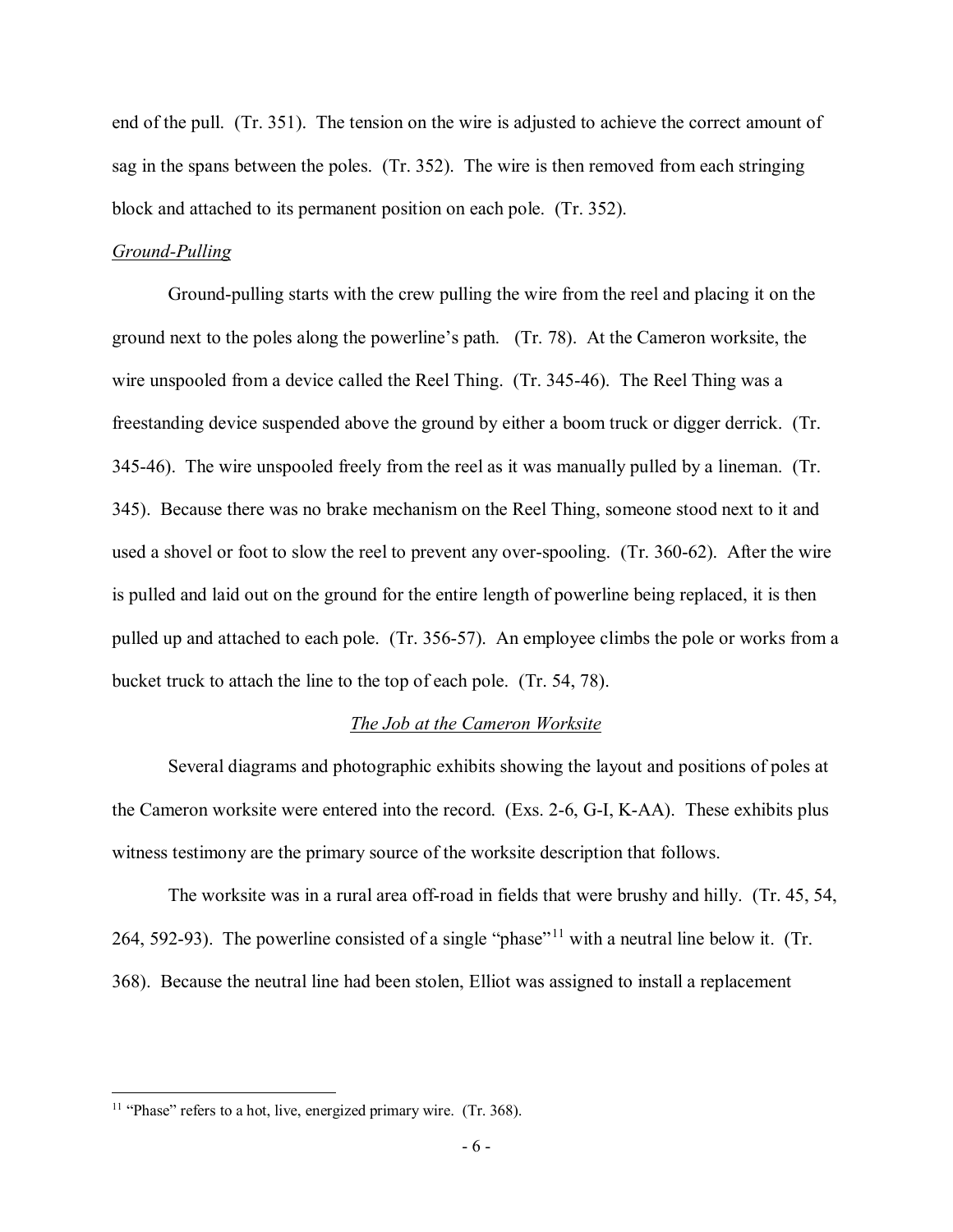end of the pull. (Tr. 351). The tension on the wire is adjusted to achieve the correct amount of sag in the spans between the poles. (Tr. 352). The wire is then removed from each stringing block and attached to its permanent position on each pole. (Tr. 352).

*Ground-Pulling*

Ground-pulling starts with the crew pulling the wire from the reel and placing it on the ground next to the poles along the powerline's path. (Tr. 78). At the Cameron worksite, the wire unspooled from a device called the Reel Thing. (Tr. 345-46). The Reel Thing was a freestanding device suspended above the ground by either a boom truck or digger derrick. (Tr. 345-46). The wire unspooled freely from the reel as it was manually pulled by a lineman. (Tr. 345). Because there was no brake mechanism on the Reel Thing, someone stood next to it and used a shovel or foot to slow the reel to prevent any over-spooling. (Tr. 360-62). After the wire is pulled and laid out on the ground for the entire length of powerline being replaced, it is then pulled up and attached to each pole. (Tr. 356-57). An employee climbs the pole or works from a bucket truck to attach the line to the top of each pole. (Tr. 54, 78).

*The Job at the Cameron Worksite*

Several diagrams and photographic exhibits showing the layout and positions of poles at the Cameron worksite were entered into the record. (Exs. 2-6, G-I, K-AA). These exhibits plus witness testimony are the primary source of the worksite description that follows.

The worksite was in a rural area off-road in fields that were brushy and hilly. (Tr. 45, 54, 264, 592-93). The powerline consisted of a single "phase"[11] with a neutral line below it. (Tr. 368). Because the neutral line had been stolen, Elliot was assigned to install a replacement

[11] "Phase" refers to a hot, live, energized primary wire. (Tr. 368).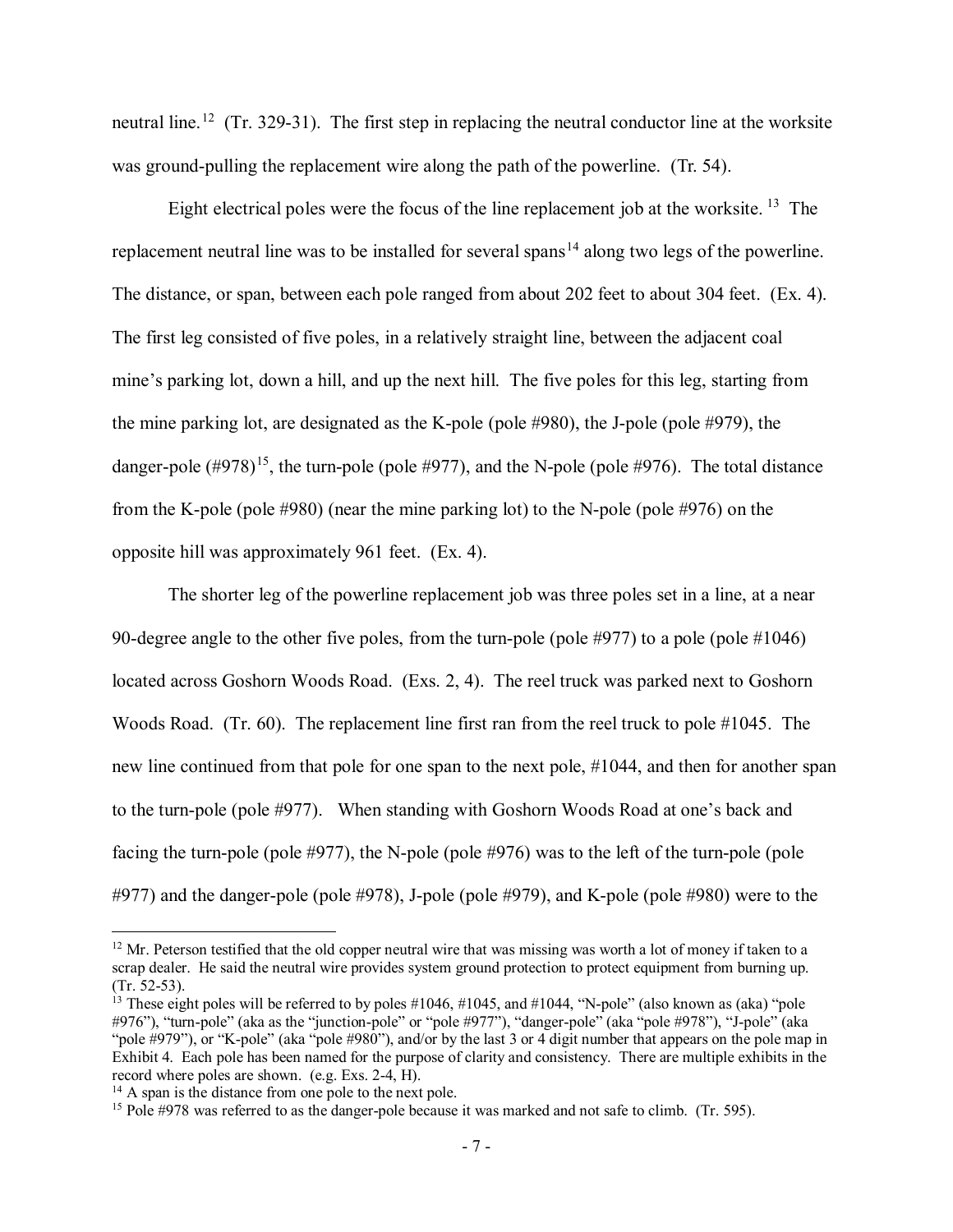neutral line.[12] (Tr. 329-31). The first step in replacing the neutral conductor line at the worksite was ground-pulling the replacement wire along the path of the powerline. (Tr. 54).

Eight electrical poles were the focus of the line replacement job at the worksite.[13] The replacement neutral line was to be installed for several spans[14] along two legs of the powerline. The distance, or span, between each pole ranged from about 202 feet to about 304 feet. (Ex. 4). The first leg consisted of five poles, in a relatively straight line, between the adjacent coal mine's parking lot, down a hill, and up the next hill. The five poles for this leg, starting from the mine parking lot, are designated as the K-pole (pole #980), the J-pole (pole #979), the danger-pole (#978)[15], the turn-pole (pole #977), and the N-pole (pole #976). The total distance from the K-pole (pole #980) (near the mine parking lot) to the N-pole (pole #976) on the opposite hill was approximately 961 feet. (Ex. 4).

The shorter leg of the powerline replacement job was three poles set in a line, at a near 90-degree angle to the other five poles, from the turn-pole (pole #977) to a pole (pole #1046) located across Goshorn Woods Road. (Exs. 2, 4). The reel truck was parked next to Goshorn Woods Road. (Tr. 60). The replacement line first ran from the reel truck to pole #1045. The new line continued from that pole for one span to the next pole, #1044, and then for another span to the turn-pole (pole #977). When standing with Goshorn Woods Road at one's back and facing the turn-pole (pole #977), the N-pole (pole #976) was to the left of the turn-pole (pole #977) and the danger-pole (pole #978), J-pole (pole #979), and K-pole (pole #980) were to the

---

[12] Mr. Peterson testified that the old copper neutral wire that was missing was worth a lot of money if taken to a scrap dealer. He said the neutral wire provides system ground protection to protect equipment from burning up. (Tr. 52-53).

[13] These eight poles will be referred to by poles #1046, #1045, and #1044, "N-pole" (also known as (aka) "pole #976"), "turn-pole" (aka as the "junction-pole" or "pole #977"), "danger-pole" (aka "pole #978"), "J-pole" (aka "pole #979"), or "K-pole" (aka "pole #980"), and/or by the last 3 or 4 digit number that appears on the pole map in Exhibit 4. Each pole has been named for the purpose of clarity and consistency. There are multiple exhibits in the record where poles are shown. (e.g. Exs. 2-4, H).

[14] A span is the distance from one pole to the next pole.

[15] Pole #978 was referred to as the danger-pole because it was marked and not safe to climb. (Tr. 595).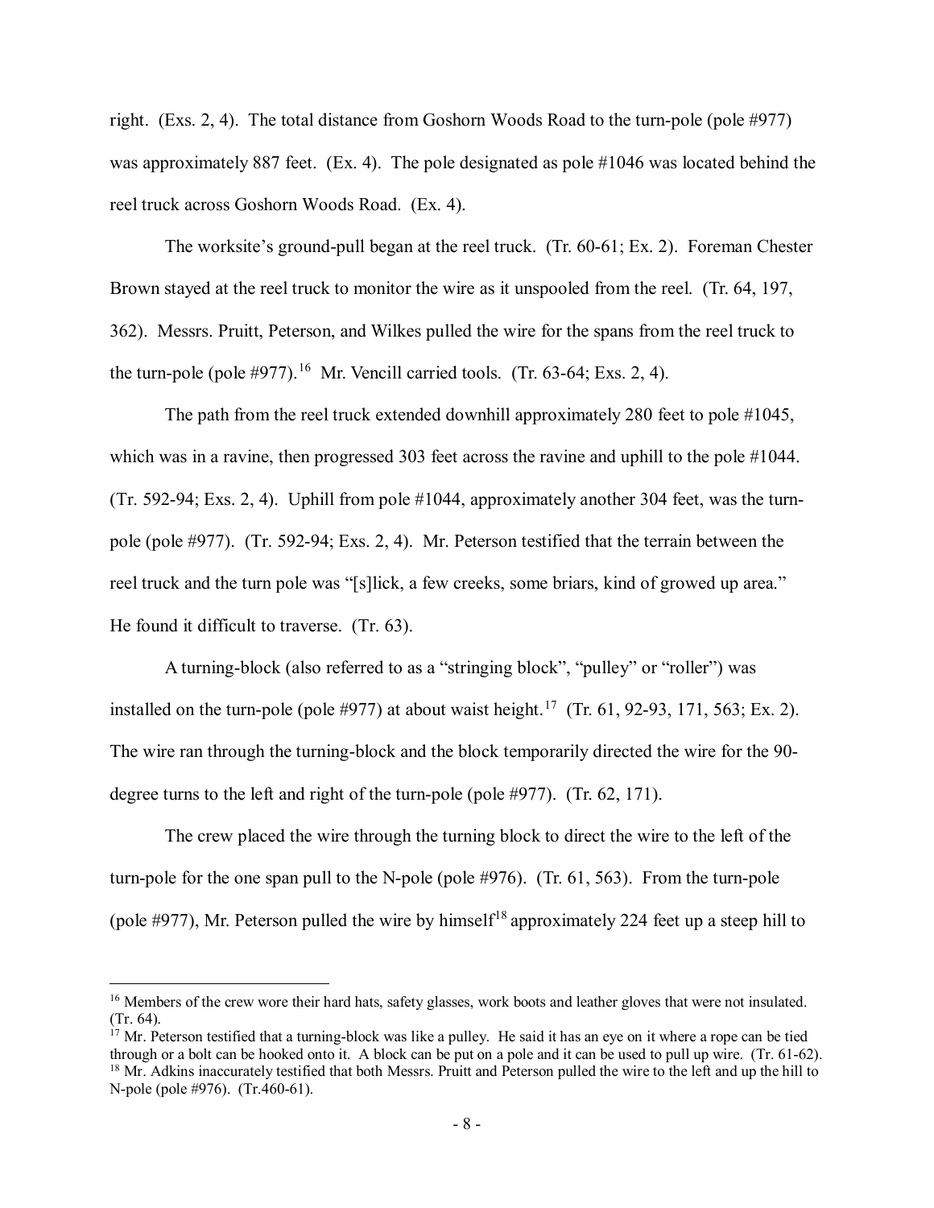right. (Exs. 2, 4). The total distance from Goshorn Woods Road to the turn-pole (pole #977) was approximately 887 feet. (Ex. 4). The pole designated as pole #1046 was located behind the reel truck across Goshorn Woods Road. (Ex. 4).

The worksite's ground-pull began at the reel truck. (Tr. 60-61; Ex. 2). Foreman Chester Brown stayed at the reel truck to monitor the wire as it unspooled from the reel. (Tr. 64, 197, 362). Messrs. Pruitt, Peterson, and Wilkes pulled the wire for the spans from the reel truck to the turn-pole (pole #977).[16] Mr. Vencill carried tools. (Tr. 63-64; Exs. 2, 4).

The path from the reel truck extended downhill approximately 280 feet to pole #1045, which was in a ravine, then progressed 303 feet across the ravine and uphill to the pole #1044. (Tr. 592-94; Exs. 2, 4). Uphill from pole #1044, approximately another 304 feet, was the turn-pole (pole #977). (Tr. 592-94; Exs. 2, 4). Mr. Peterson testified that the terrain between the reel truck and the turn pole was "[s]lick, a few creeks, some briars, kind of growed up area." He found it difficult to traverse. (Tr. 63).

A turning-block (also referred to as a "stringing block", "pulley" or "roller") was installed on the turn-pole (pole #977) at about waist height.[17] (Tr. 61, 92-93, 171, 563; Ex. 2). The wire ran through the turning-block and the block temporarily directed the wire for the 90-degree turns to the left and right of the turn-pole (pole #977). (Tr. 62, 171).

The crew placed the wire through the turning block to direct the wire to the left of the turn-pole for the one span pull to the N-pole (pole #976). (Tr. 61, 563). From the turn-pole (pole #977), Mr. Peterson pulled the wire by himself[18] approximately 224 feet up a steep hill to

---

[16] Members of the crew wore their hard hats, safety glasses, work boots and leather gloves that were not insulated. (Tr. 64).

[17] Mr. Peterson testified that a turning-block was like a pulley. He said it has an eye on it where a rope can be tied through or a bolt can be hooked onto it. A block can be put on a pole and it can be used to pull up wire. (Tr. 61-62).

[18] Mr. Adkins inaccurately testified that both Messrs. Pruitt and Peterson pulled the wire to the left and up the hill to N-pole (pole #976). (Tr.460-61).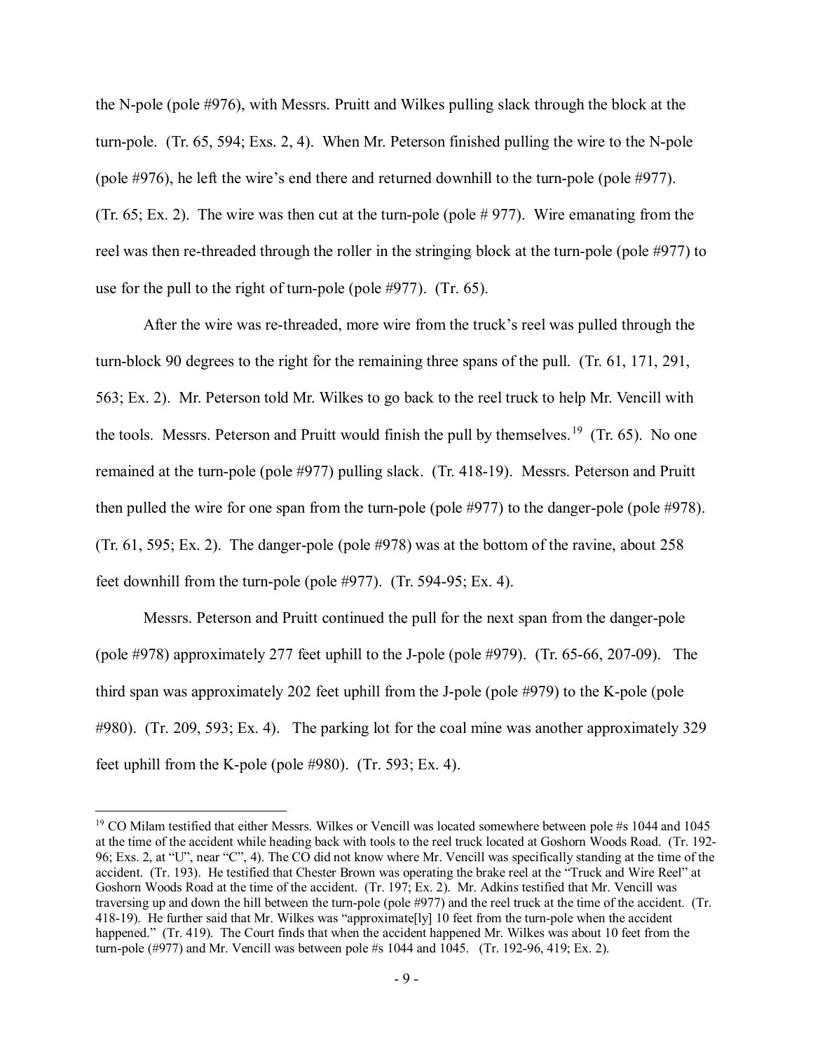the N-pole (pole #976), with Messrs. Pruitt and Wilkes pulling slack through the block at the turn-pole. (Tr. 65, 594; Exs. 2, 4). When Mr. Peterson finished pulling the wire to the N-pole (pole #976), he left the wire's end there and returned downhill to the turn-pole (pole #977). (Tr. 65; Ex. 2). The wire was then cut at the turn-pole (pole # 977). Wire emanating from the reel was then re-threaded through the roller in the stringing block at the turn-pole (pole #977) to use for the pull to the right of turn-pole (pole #977). (Tr. 65).

After the wire was re-threaded, more wire from the truck's reel was pulled through the turn-block 90 degrees to the right for the remaining three spans of the pull. (Tr. 61, 171, 291, 563; Ex. 2). Mr. Peterson told Mr. Wilkes to go back to the reel truck to help Mr. Vencill with the tools. Messrs. Peterson and Pruitt would finish the pull by themselves.[19] (Tr. 65). No one remained at the turn-pole (pole #977) pulling slack. (Tr. 418-19). Messrs. Peterson and Pruitt then pulled the wire for one span from the turn-pole (pole #977) to the danger-pole (pole #978). (Tr. 61, 595; Ex. 2). The danger-pole (pole #978) was at the bottom of the ravine, about 258 feet downhill from the turn-pole (pole #977). (Tr. 594-95; Ex. 4).

Messrs. Peterson and Pruitt continued the pull for the next span from the danger-pole (pole #978) approximately 277 feet uphill to the J-pole (pole #979). (Tr. 65-66, 207-09). The third span was approximately 202 feet uphill from the J-pole (pole #979) to the K-pole (pole #980). (Tr. 209, 593; Ex. 4). The parking lot for the coal mine was another approximately 329 feet uphill from the K-pole (pole #980). (Tr. 593; Ex. 4).

---

[19] CO Milam testified that either Messrs. Wilkes or Vencill was located somewhere between pole #s 1044 and 1045 at the time of the accident while heading back with tools to the reel truck located at Goshorn Woods Road. (Tr. 192-96; Exs. 2, at "U", near "C", 4). The CO did not know where Mr. Vencill was specifically standing at the time of the accident. (Tr. 193). He testified that Chester Brown was operating the brake reel at the "Truck and Wire Reel" at Goshorn Woods Road at the time of the accident. (Tr. 197; Ex. 2). Mr. Adkins testified that Mr. Vencill was traversing up and down the hill between the turn-pole (pole #977) and the reel truck at the time of the accident. (Tr. 418-19). He further said that Mr. Wilkes was "approximate[ly] 10 feet from the turn-pole when the accident happened." (Tr. 419). The Court finds that when the accident happened Mr. Wilkes was about 10 feet from the turn-pole (#977) and Mr. Vencill was between pole #s 1044 and 1045. (Tr. 192-96, 419; Ex. 2).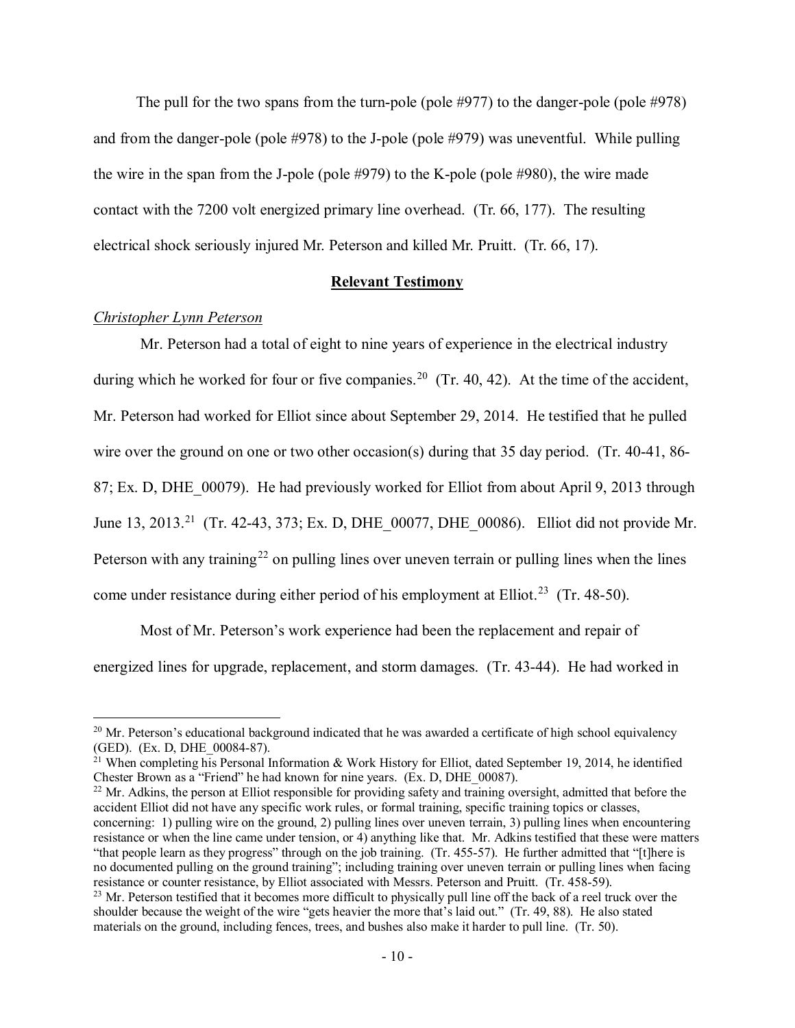The pull for the two spans from the turn-pole (pole #977) to the danger-pole (pole #978) and from the danger-pole (pole #978) to the J-pole (pole #979) was uneventful. While pulling the wire in the span from the J-pole (pole #979) to the K-pole (pole #980), the wire made contact with the 7200 volt energized primary line overhead. (Tr. 66, 177). The resulting electrical shock seriously injured Mr. Peterson and killed Mr. Pruitt. (Tr. 66, 17).

## **Relevant Testimony**

*Christopher Lynn Peterson*

Mr. Peterson had a total of eight to nine years of experience in the electrical industry during which he worked for four or five companies.[20] (Tr. 40, 42). At the time of the accident, Mr. Peterson had worked for Elliot since about September 29, 2014. He testified that he pulled wire over the ground on one or two other occasion(s) during that 35 day period. (Tr. 40-41, 86-87; Ex. D, DHE_00079). He had previously worked for Elliot from about April 9, 2013 through June 13, 2013.[21] (Tr. 42-43, 373; Ex. D, DHE_00077, DHE_00086). Elliot did not provide Mr. Peterson with any training[22] on pulling lines over uneven terrain or pulling lines when the lines come under resistance during either period of his employment at Elliot.[23] (Tr. 48-50).

Most of Mr. Peterson's work experience had been the replacement and repair of energized lines for upgrade, replacement, and storm damages. (Tr. 43-44). He had worked in

---

[20] Mr. Peterson's educational background indicated that he was awarded a certificate of high school equivalency (GED). (Ex. D, DHE_00084-87).

[21] When completing his Personal Information & Work History for Elliot, dated September 19, 2014, he identified Chester Brown as a "Friend" he had known for nine years. (Ex. D, DHE_00087).

[22] Mr. Adkins, the person at Elliot responsible for providing safety and training oversight, admitted that before the accident Elliot did not have any specific work rules, or formal training, specific training topics or classes, concerning: 1) pulling wire on the ground, 2) pulling lines over uneven terrain, 3) pulling lines when encountering resistance or when the line came under tension, or 4) anything like that. Mr. Adkins testified that these were matters "that people learn as they progress" through on the job training. (Tr. 455-57). He further admitted that "[t]here is no documented pulling on the ground training"; including training over uneven terrain or pulling lines when facing resistance or counter resistance, by Elliot associated with Messrs. Peterson and Pruitt. (Tr. 458-59).

[23] Mr. Peterson testified that it becomes more difficult to physically pull line off the back of a reel truck over the shoulder because the weight of the wire "gets heavier the more that's laid out." (Tr. 49, 88). He also stated materials on the ground, including fences, trees, and bushes also make it harder to pull line. (Tr. 50).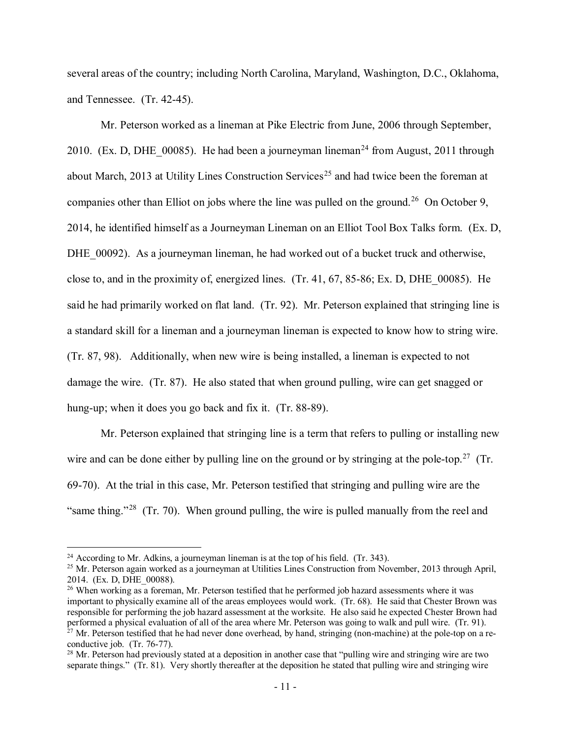several areas of the country; including North Carolina, Maryland, Washington, D.C., Oklahoma, and Tennessee. (Tr. 42-45).

Mr. Peterson worked as a lineman at Pike Electric from June, 2006 through September, 2010. (Ex. D, DHE_00085). He had been a journeyman lineman[24] from August, 2011 through about March, 2013 at Utility Lines Construction Services[25] and had twice been the foreman at companies other than Elliot on jobs where the line was pulled on the ground.[26] On October 9, 2014, he identified himself as a Journeyman Lineman on an Elliot Tool Box Talks form. (Ex. D, DHE_00092). As a journeyman lineman, he had worked out of a bucket truck and otherwise, close to, and in the proximity of, energized lines. (Tr. 41, 67, 85-86; Ex. D, DHE_00085). He said he had primarily worked on flat land. (Tr. 92). Mr. Peterson explained that stringing line is a standard skill for a lineman and a journeyman lineman is expected to know how to string wire. (Tr. 87, 98). Additionally, when new wire is being installed, a lineman is expected to not damage the wire. (Tr. 87). He also stated that when ground pulling, wire can get snagged or hung-up; when it does you go back and fix it. (Tr. 88-89).

Mr. Peterson explained that stringing line is a term that refers to pulling or installing new wire and can be done either by pulling line on the ground or by stringing at the pole-top.[27] (Tr. 69-70). At the trial in this case, Mr. Peterson testified that stringing and pulling wire are the "same thing."[28] (Tr. 70). When ground pulling, the wire is pulled manually from the reel and

---

[24] According to Mr. Adkins, a journeyman lineman is at the top of his field. (Tr. 343).

[25] Mr. Peterson again worked as a journeyman at Utilities Lines Construction from November, 2013 through April, 2014. (Ex. D, DHE_00088).

[26] When working as a foreman, Mr. Peterson testified that he performed job hazard assessments where it was important to physically examine all of the areas employees would work. (Tr. 68). He said that Chester Brown was responsible for performing the job hazard assessment at the worksite. He also said he expected Chester Brown had performed a physical evaluation of all of the area where Mr. Peterson was going to walk and pull wire. (Tr. 91).

[27] Mr. Peterson testified that he had never done overhead, by hand, stringing (non-machine) at the pole-top on a re-conductive job. (Tr. 76-77).

[28] Mr. Peterson had previously stated at a deposition in another case that "pulling wire and stringing wire are two separate things." (Tr. 81). Very shortly thereafter at the deposition he stated that pulling wire and stringing wire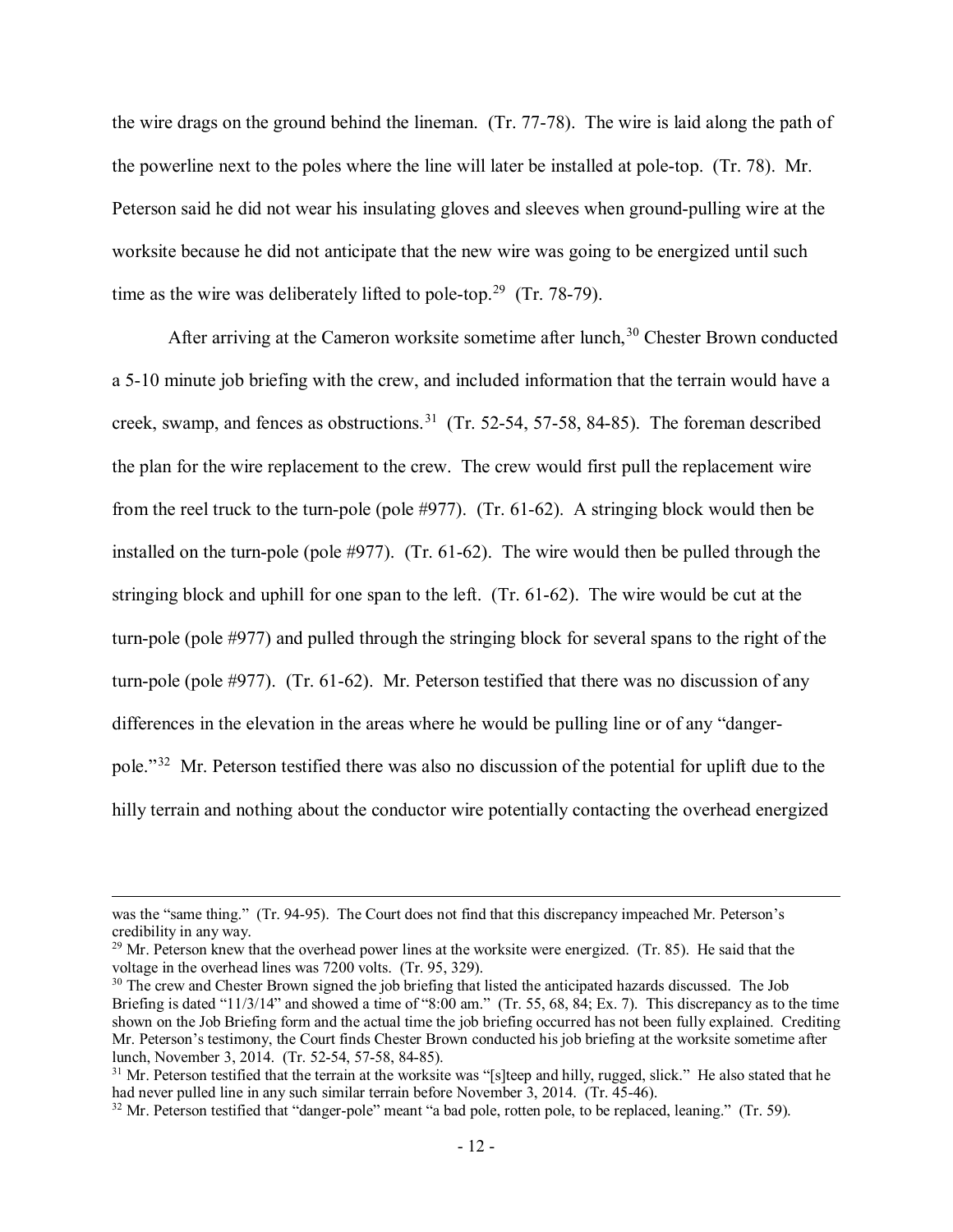the wire drags on the ground behind the lineman. (Tr. 77-78). The wire is laid along the path of the powerline next to the poles where the line will later be installed at pole-top. (Tr. 78). Mr. Peterson said he did not wear his insulating gloves and sleeves when ground-pulling wire at the worksite because he did not anticipate that the new wire was going to be energized until such time as the wire was deliberately lifted to pole-top.[29] (Tr. 78-79).

After arriving at the Cameron worksite sometime after lunch,[30] Chester Brown conducted a 5-10 minute job briefing with the crew, and included information that the terrain would have a creek, swamp, and fences as obstructions.[31] (Tr. 52-54, 57-58, 84-85). The foreman described the plan for the wire replacement to the crew. The crew would first pull the replacement wire from the reel truck to the turn-pole (pole #977). (Tr. 61-62). A stringing block would then be installed on the turn-pole (pole #977). (Tr. 61-62). The wire would then be pulled through the stringing block and uphill for one span to the left. (Tr. 61-62). The wire would be cut at the turn-pole (pole #977) and pulled through the stringing block for several spans to the right of the turn-pole (pole #977). (Tr. 61-62). Mr. Peterson testified that there was no discussion of any differences in the elevation in the areas where he would be pulling line or of any "danger-pole."[32] Mr. Peterson testified there was also no discussion of the potential for uplift due to the hilly terrain and nothing about the conductor wire potentially contacting the overhead energized

---

was the "same thing." (Tr. 94-95). The Court does not find that this discrepancy impeached Mr. Peterson's credibility in any way.

[29] Mr. Peterson knew that the overhead power lines at the worksite were energized. (Tr. 85). He said that the voltage in the overhead lines was 7200 volts. (Tr. 95, 329).

[30] The crew and Chester Brown signed the job briefing that listed the anticipated hazards discussed. The Job Briefing is dated "11/3/14" and showed a time of "8:00 am." (Tr. 55, 68, 84; Ex. 7). This discrepancy as to the time shown on the Job Briefing form and the actual time the job briefing occurred has not been fully explained. Crediting Mr. Peterson's testimony, the Court finds Chester Brown conducted his job briefing at the worksite sometime after lunch, November 3, 2014. (Tr. 52-54, 57-58, 84-85).

[31] Mr. Peterson testified that the terrain at the worksite was "[s]teep and hilly, rugged, slick." He also stated that he had never pulled line in any such similar terrain before November 3, 2014. (Tr. 45-46).

[32] Mr. Peterson testified that "danger-pole" meant "a bad pole, rotten pole, to be replaced, leaning." (Tr. 59).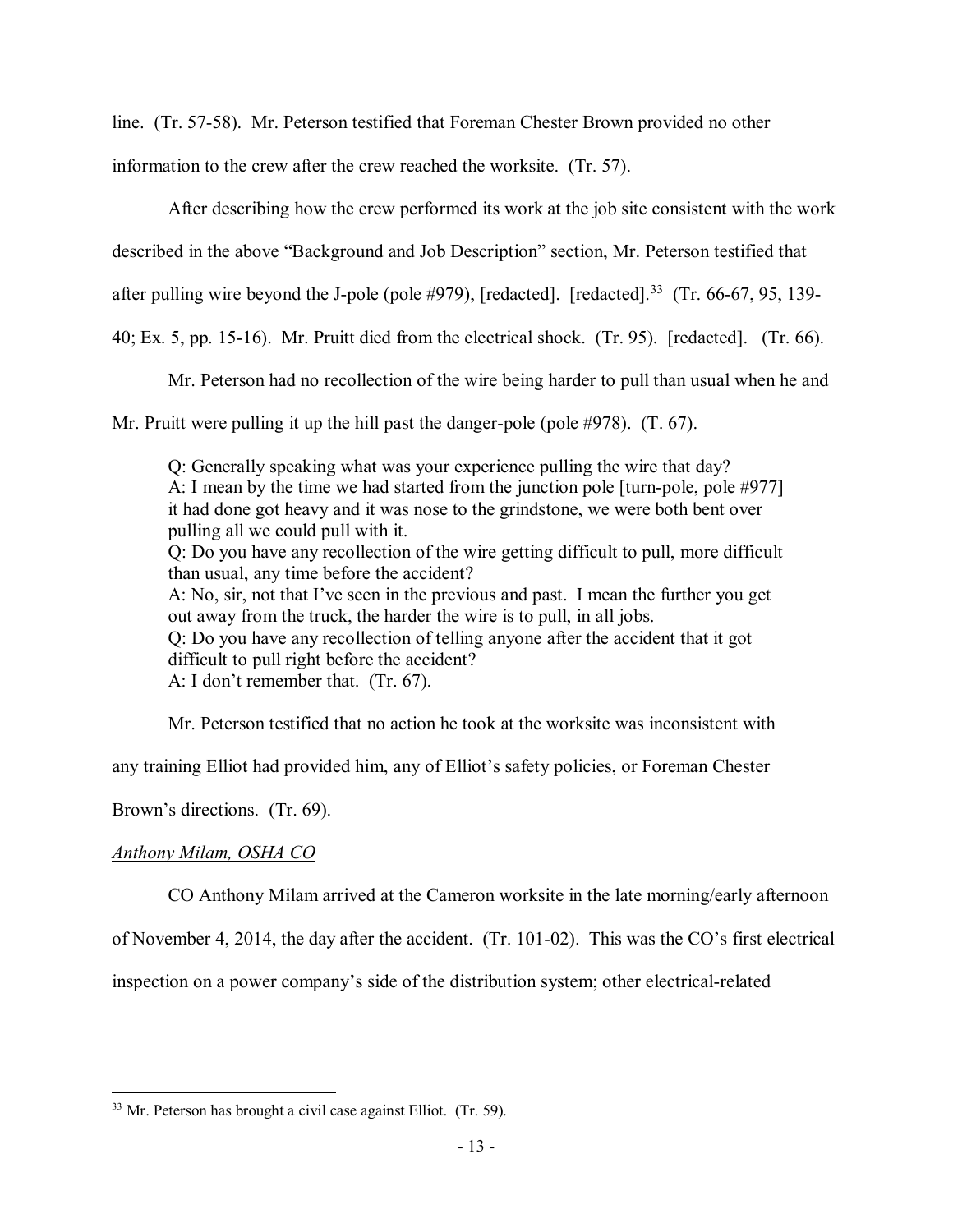line. (Tr. 57-58). Mr. Peterson testified that Foreman Chester Brown provided no other information to the crew after the crew reached the worksite. (Tr. 57).

After describing how the crew performed its work at the job site consistent with the work described in the above "Background and Job Description" section, Mr. Peterson testified that after pulling wire beyond the J-pole (pole #979), [redacted]. [redacted].[33] (Tr. 66-67, 95, 139-40; Ex. 5, pp. 15-16). Mr. Pruitt died from the electrical shock. (Tr. 95). [redacted]. (Tr. 66).

Mr. Peterson had no recollection of the wire being harder to pull than usual when he and Mr. Pruitt were pulling it up the hill past the danger-pole (pole #978). (T. 67).

> Q: Generally speaking what was your experience pulling the wire that day?
> A: I mean by the time we had started from the junction pole [turn-pole, pole #977] it had done got heavy and it was nose to the grindstone, we were both bent over pulling all we could pull with it.
> Q: Do you have any recollection of the wire getting difficult to pull, more difficult than usual, any time before the accident?
> A: No, sir, not that I've seen in the previous and past. I mean the further you get out away from the truck, the harder the wire is to pull, in all jobs.
> Q: Do you have any recollection of telling anyone after the accident that it got difficult to pull right before the accident?
> A: I don't remember that. (Tr. 67).

Mr. Peterson testified that no action he took at the worksite was inconsistent with any training Elliot had provided him, any of Elliot's safety policies, or Foreman Chester Brown's directions. (Tr. 69).

*Anthony Milam, OSHA CO*

CO Anthony Milam arrived at the Cameron worksite in the late morning/early afternoon of November 4, 2014, the day after the accident. (Tr. 101-02). This was the CO's first electrical inspection on a power company's side of the distribution system; other electrical-related

---

[33] Mr. Peterson has brought a civil case against Elliot. (Tr. 59).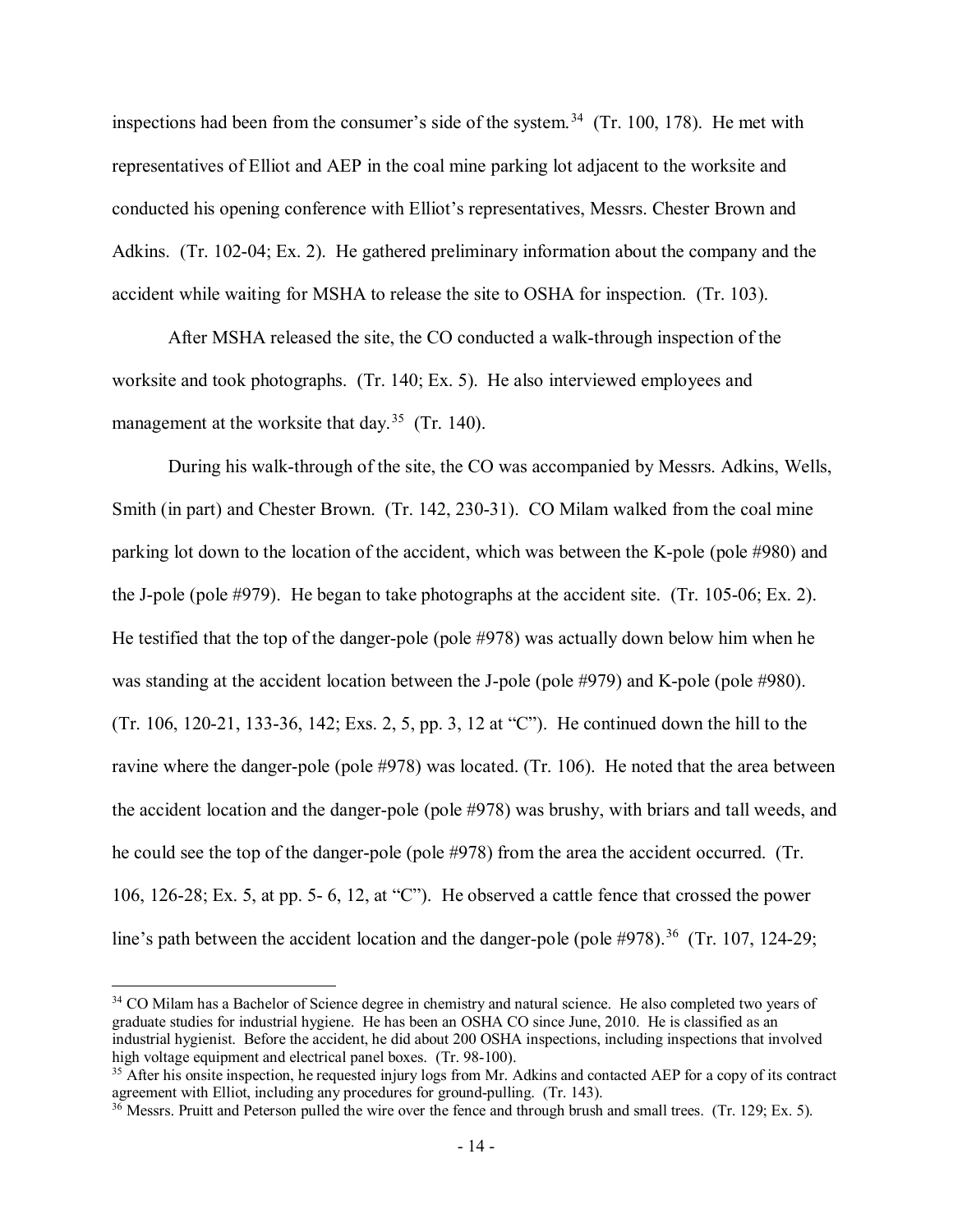inspections had been from the consumer's side of the system.[34] (Tr. 100, 178). He met with representatives of Elliot and AEP in the coal mine parking lot adjacent to the worksite and conducted his opening conference with Elliot's representatives, Messrs. Chester Brown and Adkins. (Tr. 102-04; Ex. 2). He gathered preliminary information about the company and the accident while waiting for MSHA to release the site to OSHA for inspection. (Tr. 103).

After MSHA released the site, the CO conducted a walk-through inspection of the worksite and took photographs. (Tr. 140; Ex. 5). He also interviewed employees and management at the worksite that day.[35] (Tr. 140).

During his walk-through of the site, the CO was accompanied by Messrs. Adkins, Wells, Smith (in part) and Chester Brown. (Tr. 142, 230-31). CO Milam walked from the coal mine parking lot down to the location of the accident, which was between the K-pole (pole #980) and the J-pole (pole #979). He began to take photographs at the accident site. (Tr. 105-06; Ex. 2). He testified that the top of the danger-pole (pole #978) was actually down below him when he was standing at the accident location between the J-pole (pole #979) and K-pole (pole #980). (Tr. 106, 120-21, 133-36, 142; Exs. 2, 5, pp. 3, 12 at "C"). He continued down the hill to the ravine where the danger-pole (pole #978) was located. (Tr. 106). He noted that the area between the accident location and the danger-pole (pole #978) was brushy, with briars and tall weeds, and he could see the top of the danger-pole (pole #978) from the area the accident occurred. (Tr. 106, 126-28; Ex. 5, at pp. 5- 6, 12, at "C"). He observed a cattle fence that crossed the power line's path between the accident location and the danger-pole (pole #978).[36] (Tr. 107, 124-29;

---

[34] CO Milam has a Bachelor of Science degree in chemistry and natural science. He also completed two years of graduate studies for industrial hygiene. He has been an OSHA CO since June, 2010. He is classified as an industrial hygienist. Before the accident, he did about 200 OSHA inspections, including inspections that involved high voltage equipment and electrical panel boxes. (Tr. 98-100).

[35] After his onsite inspection, he requested injury logs from Mr. Adkins and contacted AEP for a copy of its contract agreement with Elliot, including any procedures for ground-pulling. (Tr. 143).

[36] Messrs. Pruitt and Peterson pulled the wire over the fence and through brush and small trees. (Tr. 129; Ex. 5).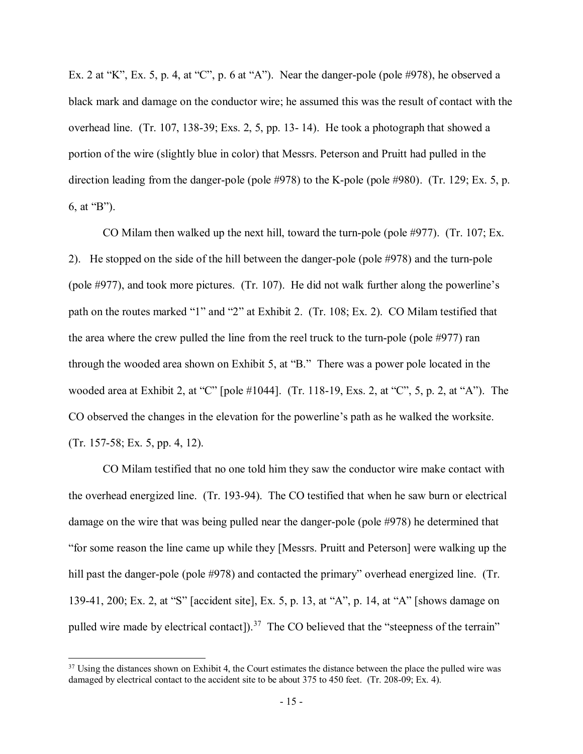Ex. 2 at "K", Ex. 5, p. 4, at "C", p. 6 at "A"). Near the danger-pole (pole #978), he observed a black mark and damage on the conductor wire; he assumed this was the result of contact with the overhead line. (Tr. 107, 138-39; Exs. 2, 5, pp. 13- 14). He took a photograph that showed a portion of the wire (slightly blue in color) that Messrs. Peterson and Pruitt had pulled in the direction leading from the danger-pole (pole #978) to the K-pole (pole #980). (Tr. 129; Ex. 5, p. 6, at "B").

CO Milam then walked up the next hill, toward the turn-pole (pole #977). (Tr. 107; Ex. 2). He stopped on the side of the hill between the danger-pole (pole #978) and the turn-pole (pole #977), and took more pictures. (Tr. 107). He did not walk further along the powerline's path on the routes marked "1" and "2" at Exhibit 2. (Tr. 108; Ex. 2). CO Milam testified that the area where the crew pulled the line from the reel truck to the turn-pole (pole #977) ran through the wooded area shown on Exhibit 5, at "B." There was a power pole located in the wooded area at Exhibit 2, at "C" [pole #1044]. (Tr. 118-19, Exs. 2, at "C", 5, p. 2, at "A"). The CO observed the changes in the elevation for the powerline's path as he walked the worksite. (Tr. 157-58; Ex. 5, pp. 4, 12).

CO Milam testified that no one told him they saw the conductor wire make contact with the overhead energized line. (Tr. 193-94). The CO testified that when he saw burn or electrical damage on the wire that was being pulled near the danger-pole (pole #978) he determined that "for some reason the line came up while they [Messrs. Pruitt and Peterson] were walking up the hill past the danger-pole (pole #978) and contacted the primary" overhead energized line. (Tr. 139-41, 200; Ex. 2, at "S" [accident site], Ex. 5, p. 13, at "A", p. 14, at "A" [shows damage on pulled wire made by electrical contact]).[37] The CO believed that the "steepness of the terrain"

[37] Using the distances shown on Exhibit 4, the Court estimates the distance between the place the pulled wire was damaged by electrical contact to the accident site to be about 375 to 450 feet. (Tr. 208-09; Ex. 4).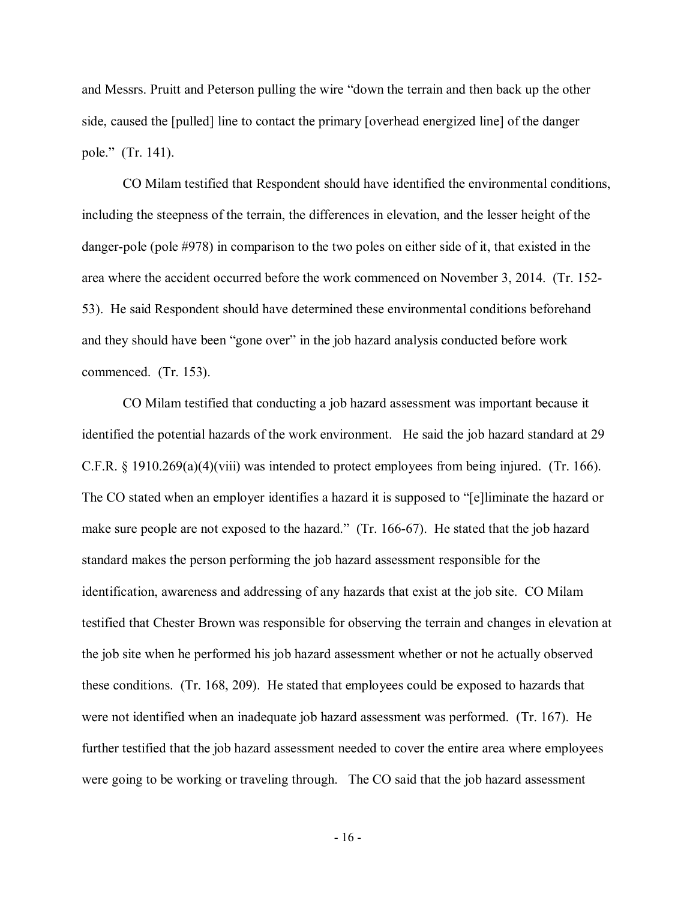and Messrs. Pruitt and Peterson pulling the wire "down the terrain and then back up the other side, caused the [pulled] line to contact the primary [overhead energized line] of the danger pole." (Tr. 141).

CO Milam testified that Respondent should have identified the environmental conditions, including the steepness of the terrain, the differences in elevation, and the lesser height of the danger-pole (pole #978) in comparison to the two poles on either side of it, that existed in the area where the accident occurred before the work commenced on November 3, 2014. (Tr. 152-53). He said Respondent should have determined these environmental conditions beforehand and they should have been "gone over" in the job hazard analysis conducted before work commenced. (Tr. 153).

CO Milam testified that conducting a job hazard assessment was important because it identified the potential hazards of the work environment. He said the job hazard standard at 29 C.F.R. § 1910.269(a)(4)(viii) was intended to protect employees from being injured. (Tr. 166). The CO stated when an employer identifies a hazard it is supposed to "[e]liminate the hazard or make sure people are not exposed to the hazard." (Tr. 166-67). He stated that the job hazard standard makes the person performing the job hazard assessment responsible for the identification, awareness and addressing of any hazards that exist at the job site. CO Milam testified that Chester Brown was responsible for observing the terrain and changes in elevation at the job site when he performed his job hazard assessment whether or not he actually observed these conditions. (Tr. 168, 209). He stated that employees could be exposed to hazards that were not identified when an inadequate job hazard assessment was performed. (Tr. 167). He further testified that the job hazard assessment needed to cover the entire area where employees were going to be working or traveling through. The CO said that the job hazard assessment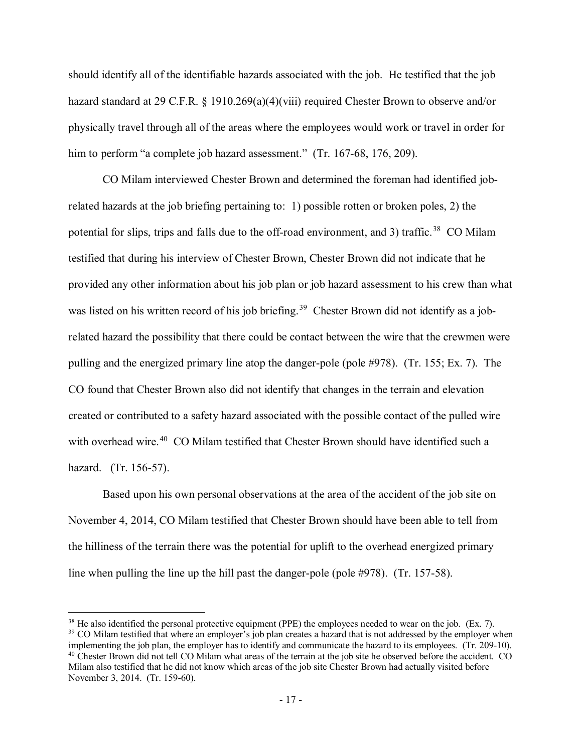should identify all of the identifiable hazards associated with the job. He testified that the job hazard standard at 29 C.F.R. § 1910.269(a)(4)(viii) required Chester Brown to observe and/or physically travel through all of the areas where the employees would work or travel in order for him to perform "a complete job hazard assessment." (Tr. 167-68, 176, 209).

CO Milam interviewed Chester Brown and determined the foreman had identified job-related hazards at the job briefing pertaining to: 1) possible rotten or broken poles, 2) the potential for slips, trips and falls due to the off-road environment, and 3) traffic.[38] CO Milam testified that during his interview of Chester Brown, Chester Brown did not indicate that he provided any other information about his job plan or job hazard assessment to his crew than what was listed on his written record of his job briefing.[39] Chester Brown did not identify as a job-related hazard the possibility that there could be contact between the wire that the crewmen were pulling and the energized primary line atop the danger-pole (pole #978). (Tr. 155; Ex. 7). The CO found that Chester Brown also did not identify that changes in the terrain and elevation created or contributed to a safety hazard associated with the possible contact of the pulled wire with overhead wire.[40] CO Milam testified that Chester Brown should have identified such a hazard. (Tr. 156-57).

Based upon his own personal observations at the area of the accident of the job site on November 4, 2014, CO Milam testified that Chester Brown should have been able to tell from the hilliness of the terrain there was the potential for uplift to the overhead energized primary line when pulling the line up the hill past the danger-pole (pole #978). (Tr. 157-58).

---

[38] He also identified the personal protective equipment (PPE) the employees needed to wear on the job. (Ex. 7).

[39] CO Milam testified that where an employer's job plan creates a hazard that is not addressed by the employer when implementing the job plan, the employer has to identify and communicate the hazard to its employees. (Tr. 209-10).

[40] Chester Brown did not tell CO Milam what areas of the terrain at the job site he observed before the accident. CO Milam also testified that he did not know which areas of the job site Chester Brown had actually visited before November 3, 2014. (Tr. 159-60).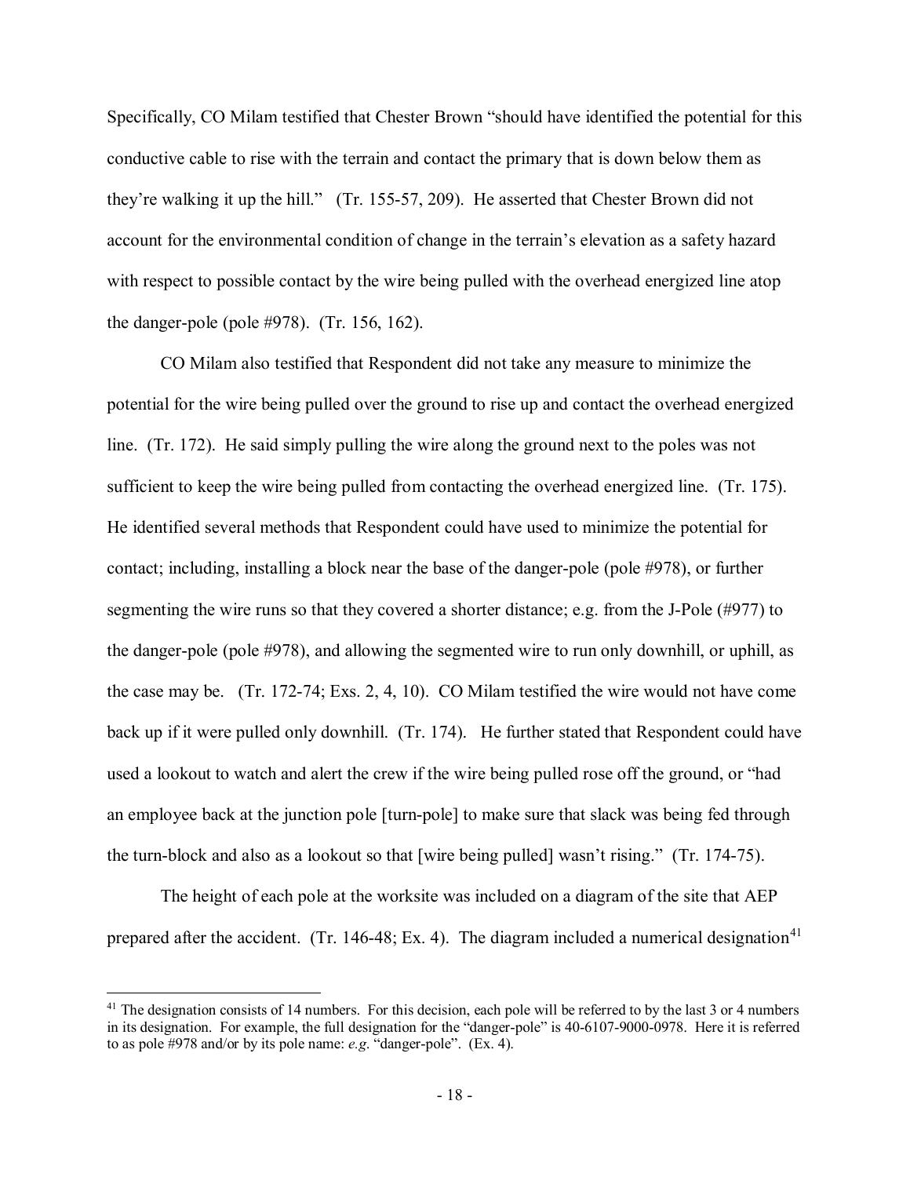Specifically, CO Milam testified that Chester Brown "should have identified the potential for this conductive cable to rise with the terrain and contact the primary that is down below them as they're walking it up the hill." (Tr. 155-57, 209). He asserted that Chester Brown did not account for the environmental condition of change in the terrain's elevation as a safety hazard with respect to possible contact by the wire being pulled with the overhead energized line atop the danger-pole (pole #978). (Tr. 156, 162).

CO Milam also testified that Respondent did not take any measure to minimize the potential for the wire being pulled over the ground to rise up and contact the overhead energized line. (Tr. 172). He said simply pulling the wire along the ground next to the poles was not sufficient to keep the wire being pulled from contacting the overhead energized line. (Tr. 175). He identified several methods that Respondent could have used to minimize the potential for contact; including, installing a block near the base of the danger-pole (pole #978), or further segmenting the wire runs so that they covered a shorter distance; e.g. from the J-Pole (#977) to the danger-pole (pole #978), and allowing the segmented wire to run only downhill, or uphill, as the case may be. (Tr. 172-74; Exs. 2, 4, 10). CO Milam testified the wire would not have come back up if it were pulled only downhill. (Tr. 174). He further stated that Respondent could have used a lookout to watch and alert the crew if the wire being pulled rose off the ground, or "had an employee back at the junction pole [turn-pole] to make sure that slack was being fed through the turn-block and also as a lookout so that [wire being pulled] wasn't rising." (Tr. 174-75).

The height of each pole at the worksite was included on a diagram of the site that AEP prepared after the accident. (Tr. 146-48; Ex. 4). The diagram included a numerical designation[41]

---

[41] The designation consists of 14 numbers. For this decision, each pole will be referred to by the last 3 or 4 numbers in its designation. For example, the full designation for the "danger-pole" is 40-6107-9000-0978. Here it is referred to as pole #978 and/or by its pole name: *e.g*. "danger-pole". (Ex. 4).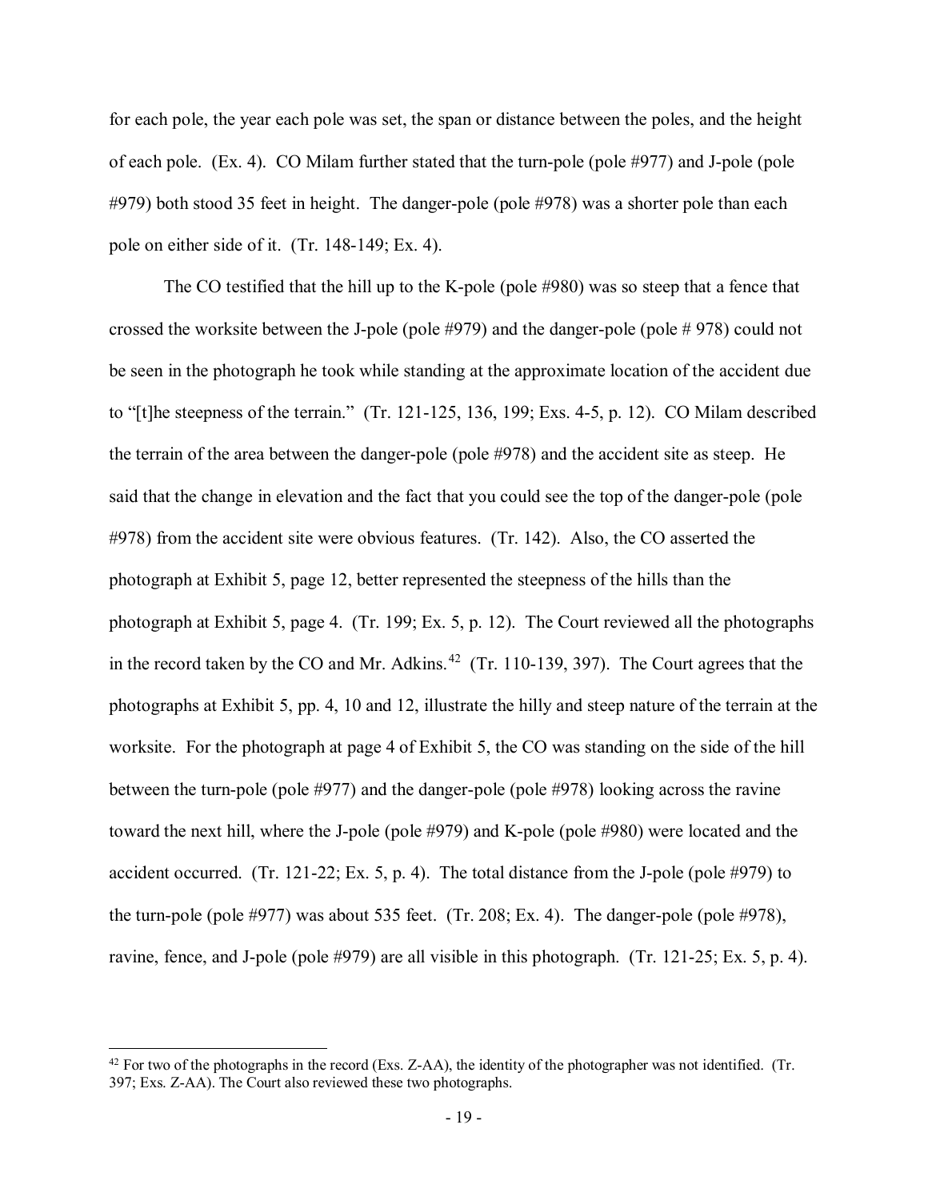for each pole, the year each pole was set, the span or distance between the poles, and the height of each pole. (Ex. 4). CO Milam further stated that the turn-pole (pole #977) and J-pole (pole #979) both stood 35 feet in height. The danger-pole (pole #978) was a shorter pole than each pole on either side of it. (Tr. 148-149; Ex. 4).

The CO testified that the hill up to the K-pole (pole #980) was so steep that a fence that crossed the worksite between the J-pole (pole #979) and the danger-pole (pole # 978) could not be seen in the photograph he took while standing at the approximate location of the accident due to "[t]he steepness of the terrain." (Tr. 121-125, 136, 199; Exs. 4-5, p. 12). CO Milam described the terrain of the area between the danger-pole (pole #978) and the accident site as steep. He said that the change in elevation and the fact that you could see the top of the danger-pole (pole #978) from the accident site were obvious features. (Tr. 142). Also, the CO asserted the photograph at Exhibit 5, page 12, better represented the steepness of the hills than the photograph at Exhibit 5, page 4. (Tr. 199; Ex. 5, p. 12). The Court reviewed all the photographs in the record taken by the CO and Mr. Adkins.[42] (Tr. 110-139, 397). The Court agrees that the photographs at Exhibit 5, pp. 4, 10 and 12, illustrate the hilly and steep nature of the terrain at the worksite. For the photograph at page 4 of Exhibit 5, the CO was standing on the side of the hill between the turn-pole (pole #977) and the danger-pole (pole #978) looking across the ravine toward the next hill, where the J-pole (pole #979) and K-pole (pole #980) were located and the accident occurred. (Tr. 121-22; Ex. 5, p. 4). The total distance from the J-pole (pole #979) to the turn-pole (pole #977) was about 535 feet. (Tr. 208; Ex. 4). The danger-pole (pole #978), ravine, fence, and J-pole (pole #979) are all visible in this photograph. (Tr. 121-25; Ex. 5, p. 4).

---

[42] For two of the photographs in the record (Exs. Z-AA), the identity of the photographer was not identified. (Tr. 397; Exs. Z-AA). The Court also reviewed these two photographs.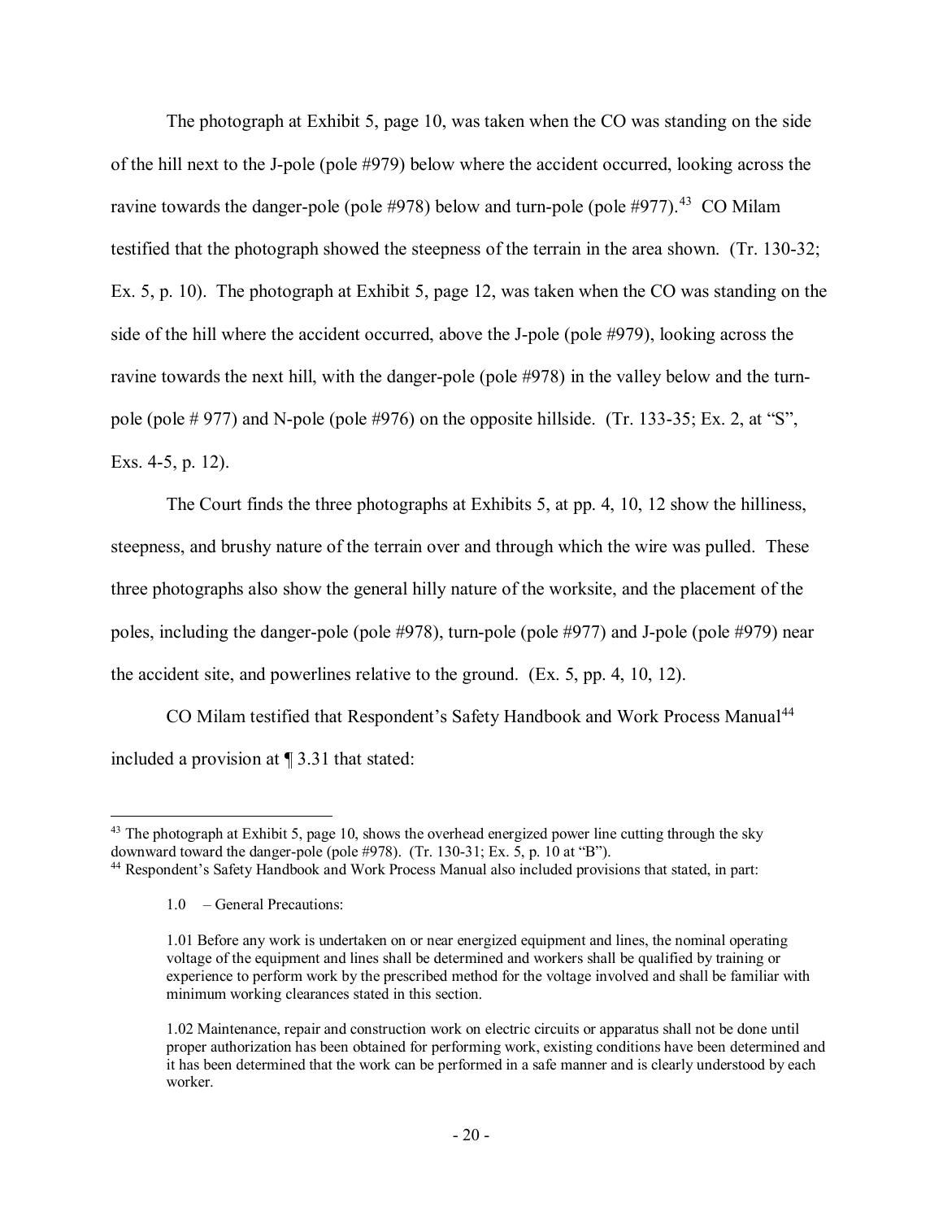The photograph at Exhibit 5, page 10, was taken when the CO was standing on the side of the hill next to the J-pole (pole #979) below where the accident occurred, looking across the ravine towards the danger-pole (pole #978) below and turn-pole (pole #977).[43] CO Milam testified that the photograph showed the steepness of the terrain in the area shown. (Tr. 130-32; Ex. 5, p. 10). The photograph at Exhibit 5, page 12, was taken when the CO was standing on the side of the hill where the accident occurred, above the J-pole (pole #979), looking across the ravine towards the next hill, with the danger-pole (pole #978) in the valley below and the turn-pole (pole # 977) and N-pole (pole #976) on the opposite hillside. (Tr. 133-35; Ex. 2, at "S", Exs. 4-5, p. 12).

The Court finds the three photographs at Exhibits 5, at pp. 4, 10, 12 show the hilliness, steepness, and brushy nature of the terrain over and through which the wire was pulled. These three photographs also show the general hilly nature of the worksite, and the placement of the poles, including the danger-pole (pole #978), turn-pole (pole #977) and J-pole (pole #979) near the accident site, and powerlines relative to the ground. (Ex. 5, pp. 4, 10, 12).

CO Milam testified that Respondent's Safety Handbook and Work Process Manual[44] included a provision at ¶ 3.31 that stated:

---

[43] The photograph at Exhibit 5, page 10, shows the overhead energized power line cutting through the sky downward toward the danger-pole (pole #978). (Tr. 130-31; Ex. 5, p. 10 at "B").

[44] Respondent's Safety Handbook and Work Process Manual also included provisions that stated, in part:

> 1.0 – General Precautions:
>
> 1.01 Before any work is undertaken on or near energized equipment and lines, the nominal operating voltage of the equipment and lines shall be determined and workers shall be qualified by training or experience to perform work by the prescribed method for the voltage involved and shall be familiar with minimum working clearances stated in this section.
>
> 1.02 Maintenance, repair and construction work on electric circuits or apparatus shall not be done until proper authorization has been obtained for performing work, existing conditions have been determined and it has been determined that the work can be performed in a safe manner and is clearly understood by each worker.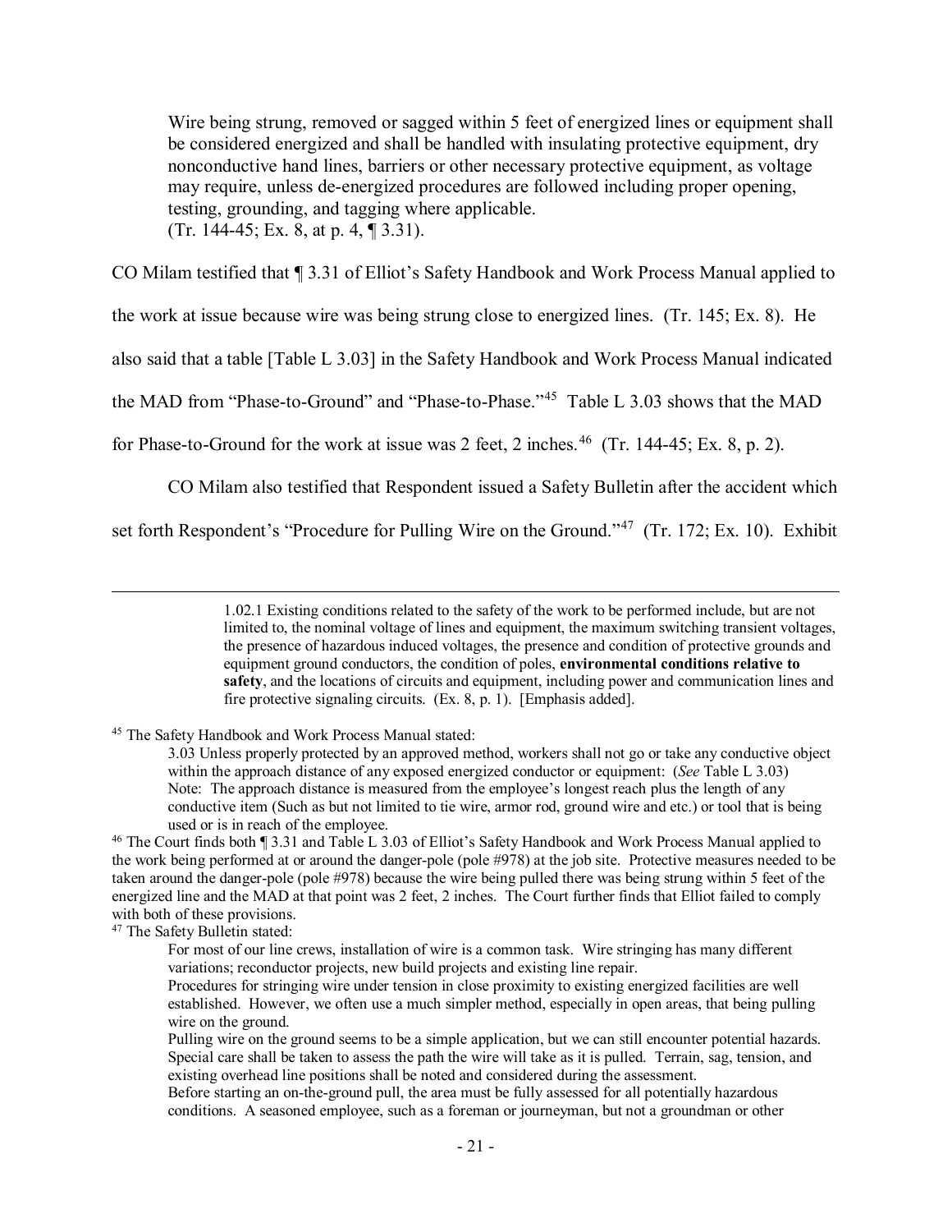> Wire being strung, removed or sagged within 5 feet of energized lines or equipment shall be considered energized and shall be handled with insulating protective equipment, dry nonconductive hand lines, barriers or other necessary protective equipment, as voltage may require, unless de-energized procedures are followed including proper opening, testing, grounding, and tagging where applicable.
> (Tr. 144-45; Ex. 8, at p. 4, ¶ 3.31).

CO Milam testified that ¶ 3.31 of Elliot's Safety Handbook and Work Process Manual applied to the work at issue because wire was being strung close to energized lines. (Tr. 145; Ex. 8). He also said that a table [Table L 3.03] in the Safety Handbook and Work Process Manual indicated the MAD from "Phase-to-Ground" and "Phase-to-Phase."[45] Table L 3.03 shows that the MAD for Phase-to-Ground for the work at issue was 2 feet, 2 inches.[46] (Tr. 144-45; Ex. 8, p. 2).

CO Milam also testified that Respondent issued a Safety Bulletin after the accident which set forth Respondent's "Procedure for Pulling Wire on the Ground."[47] (Tr. 172; Ex. 10). Exhibit

---

> 1.02.1 Existing conditions related to the safety of the work to be performed include, but are not limited to, the nominal voltage of lines and equipment, the maximum switching transient voltages, the presence of hazardous induced voltages, the presence and condition of protective grounds and equipment ground conductors, the condition of poles, **environmental conditions relative to safety**, and the locations of circuits and equipment, including power and communication lines and fire protective signaling circuits. (Ex. 8, p. 1). [Emphasis added].

[45] The Safety Handbook and Work Process Manual stated:

> 3.03 Unless properly protected by an approved method, workers shall not go or take any conductive object within the approach distance of any exposed energized conductor or equipment: (*See* Table L 3.03)
> Note: The approach distance is measured from the employee's longest reach plus the length of any conductive item (Such as but not limited to tie wire, armor rod, ground wire and etc.) or tool that is being used or is in reach of the employee.

[46] The Court finds both ¶ 3.31 and Table L 3.03 of Elliot's Safety Handbook and Work Process Manual applied to the work being performed at or around the danger-pole (pole #978) at the job site. Protective measures needed to be taken around the danger-pole (pole #978) because the wire being pulled there was being strung within 5 feet of the energized line and the MAD at that point was 2 feet, 2 inches. The Court further finds that Elliot failed to comply with both of these provisions.

[47] The Safety Bulletin stated:

> For most of our line crews, installation of wire is a common task. Wire stringing has many different variations; reconductor projects, new build projects and existing line repair.
> Procedures for stringing wire under tension in close proximity to existing energized facilities are well established. However, we often use a much simpler method, especially in open areas, that being pulling wire on the ground.
> Pulling wire on the ground seems to be a simple application, but we can still encounter potential hazards. Special care shall be taken to assess the path the wire will take as it is pulled. Terrain, sag, tension, and existing overhead line positions shall be noted and considered during the assessment.
> Before starting an on-the-ground pull, the area must be fully assessed for all potentially hazardous conditions. A seasoned employee, such as a foreman or journeyman, but not a groundman or other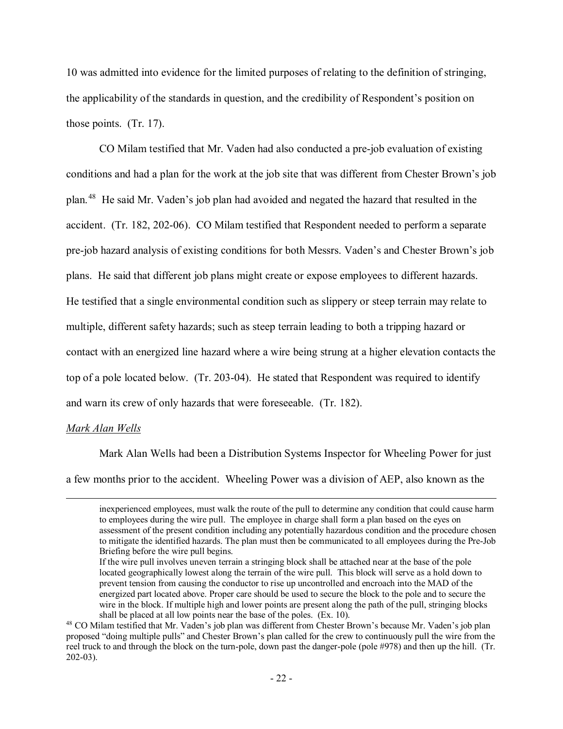10 was admitted into evidence for the limited purposes of relating to the definition of stringing, the applicability of the standards in question, and the credibility of Respondent's position on those points. (Tr. 17).

CO Milam testified that Mr. Vaden had also conducted a pre-job evaluation of existing conditions and had a plan for the work at the job site that was different from Chester Brown's job plan.[48] He said Mr. Vaden's job plan had avoided and negated the hazard that resulted in the accident. (Tr. 182, 202-06). CO Milam testified that Respondent needed to perform a separate pre-job hazard analysis of existing conditions for both Messrs. Vaden's and Chester Brown's job plans. He said that different job plans might create or expose employees to different hazards. He testified that a single environmental condition such as slippery or steep terrain may relate to multiple, different safety hazards; such as steep terrain leading to both a tripping hazard or contact with an energized line hazard where a wire being strung at a higher elevation contacts the top of a pole located below. (Tr. 203-04). He stated that Respondent was required to identify and warn its crew of only hazards that were foreseeable. (Tr. 182).

*Mark Alan Wells*

Mark Alan Wells had been a Distribution Systems Inspector for Wheeling Power for just a few months prior to the accident. Wheeling Power was a division of AEP, also known as the

---

inexperienced employees, must walk the route of the pull to determine any condition that could cause harm to employees during the wire pull. The employee in charge shall form a plan based on the eyes on assessment of the present condition including any potentially hazardous condition and the procedure chosen to mitigate the identified hazards. The plan must then be communicated to all employees during the Pre-Job Briefing before the wire pull begins.

If the wire pull involves uneven terrain a stringing block shall be attached near at the base of the pole located geographically lowest along the terrain of the wire pull. This block will serve as a hold down to prevent tension from causing the conductor to rise up uncontrolled and encroach into the MAD of the energized part located above. Proper care should be used to secure the block to the pole and to secure the wire in the block. If multiple high and lower points are present along the path of the pull, stringing blocks shall be placed at all low points near the base of the poles. (Ex. 10).

[48] CO Milam testified that Mr. Vaden's job plan was different from Chester Brown's because Mr. Vaden's job plan proposed "doing multiple pulls" and Chester Brown's plan called for the crew to continuously pull the wire from the reel truck to and through the block on the turn-pole, down past the danger-pole (pole #978) and then up the hill. (Tr. 202-03).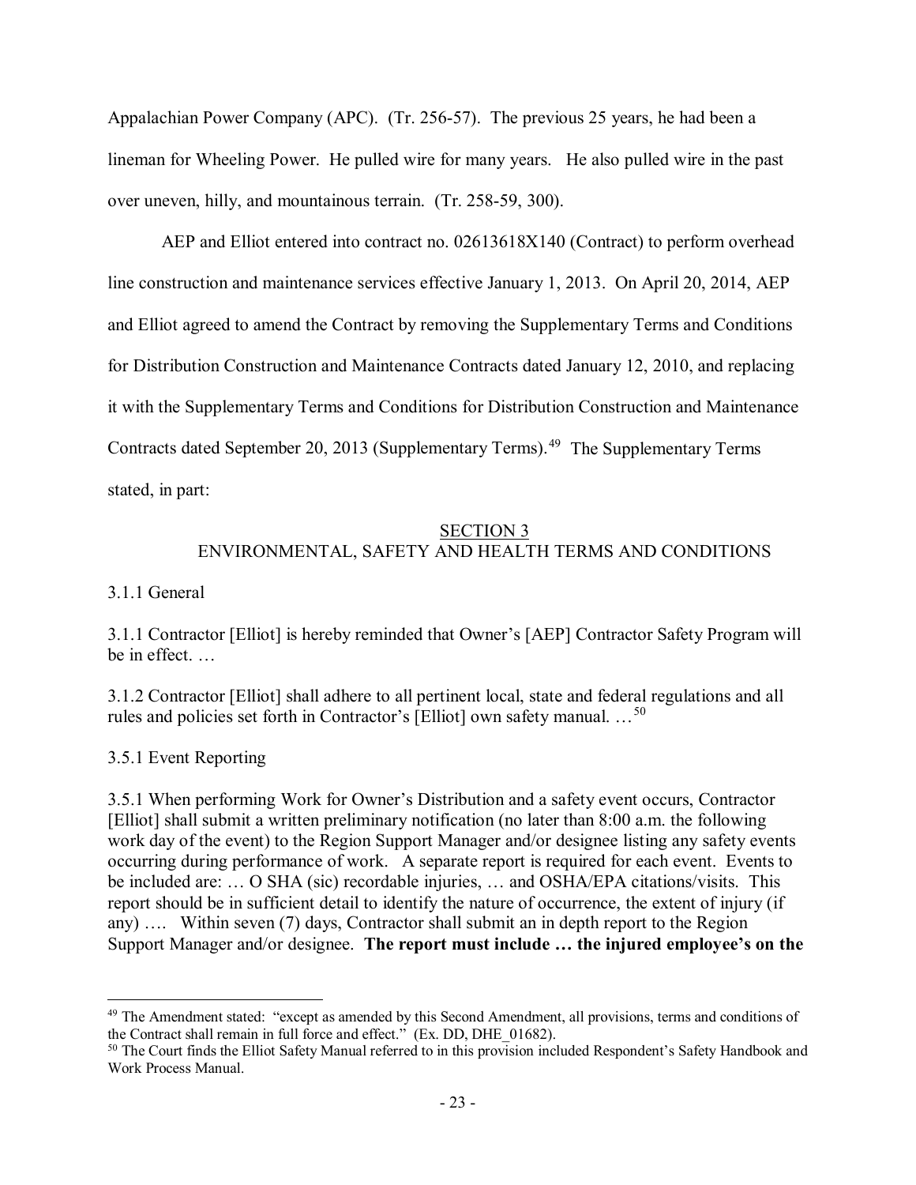Appalachian Power Company (APC). (Tr. 256-57). The previous 25 years, he had been a lineman for Wheeling Power. He pulled wire for many years. He also pulled wire in the past over uneven, hilly, and mountainous terrain. (Tr. 258-59, 300).

AEP and Elliot entered into contract no. 02613618X140 (Contract) to perform overhead line construction and maintenance services effective January 1, 2013. On April 20, 2014, AEP and Elliot agreed to amend the Contract by removing the Supplementary Terms and Conditions for Distribution Construction and Maintenance Contracts dated January 12, 2010, and replacing it with the Supplementary Terms and Conditions for Distribution Construction and Maintenance Contracts dated September 20, 2013 (Supplementary Terms).[49] The Supplementary Terms stated, in part:

<u>SECTION 3</u>
ENVIRONMENTAL, SAFETY AND HEALTH TERMS AND CONDITIONS

3.1.1 General

3.1.1 Contractor [Elliot] is hereby reminded that Owner's [AEP] Contractor Safety Program will be in effect. …

3.1.2 Contractor [Elliot] shall adhere to all pertinent local, state and federal regulations and all rules and policies set forth in Contractor's [Elliot] own safety manual. …[50]

3.5.1 Event Reporting

3.5.1 When performing Work for Owner's Distribution and a safety event occurs, Contractor [Elliot] shall submit a written preliminary notification (no later than 8:00 a.m. the following work day of the event) to the Region Support Manager and/or designee listing any safety events occurring during performance of work. A separate report is required for each event. Events to be included are: … O SHA (sic) recordable injuries, … and OSHA/EPA citations/visits. This report should be in sufficient detail to identify the nature of occurrence, the extent of injury (if any) …. Within seven (7) days, Contractor shall submit an in depth report to the Region Support Manager and/or designee. **The report must include … the injured employee's on the**

---

[49] The Amendment stated: "except as amended by this Second Amendment, all provisions, terms and conditions of the Contract shall remain in full force and effect." (Ex. DD, DHE_01682).

[50] The Court finds the Elliot Safety Manual referred to in this provision included Respondent's Safety Handbook and Work Process Manual.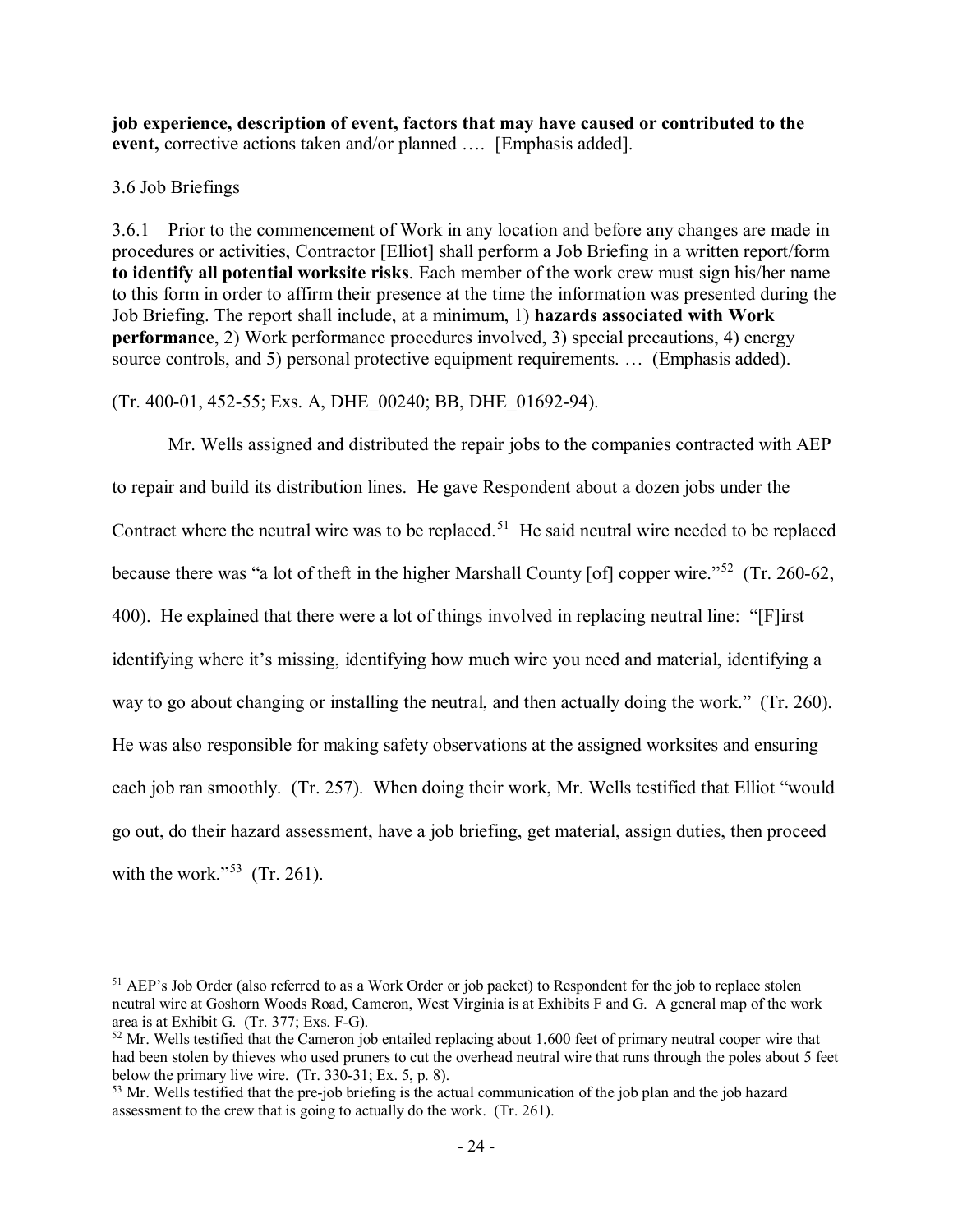**job experience, description of event, factors that may have caused or contributed to the event,** corrective actions taken and/or planned …. [Emphasis added].

3.6 Job Briefings

3.6.1 Prior to the commencement of Work in any location and before any changes are made in procedures or activities, Contractor [Elliot] shall perform a Job Briefing in a written report/form **to identify all potential worksite risks**. Each member of the work crew must sign his/her name to this form in order to affirm their presence at the time the information was presented during the Job Briefing. The report shall include, at a minimum, 1) **hazards associated with Work performance**, 2) Work performance procedures involved, 3) special precautions, 4) energy source controls, and 5) personal protective equipment requirements. … (Emphasis added).

(Tr. 400-01, 452-55; Exs. A, DHE_00240; BB, DHE_01692-94).

Mr. Wells assigned and distributed the repair jobs to the companies contracted with AEP to repair and build its distribution lines. He gave Respondent about a dozen jobs under the Contract where the neutral wire was to be replaced.[51] He said neutral wire needed to be replaced because there was "a lot of theft in the higher Marshall County [of] copper wire."[52] (Tr. 260-62, 400). He explained that there were a lot of things involved in replacing neutral line: "[F]irst identifying where it's missing, identifying how much wire you need and material, identifying a way to go about changing or installing the neutral, and then actually doing the work." (Tr. 260). He was also responsible for making safety observations at the assigned worksites and ensuring each job ran smoothly. (Tr. 257). When doing their work, Mr. Wells testified that Elliot "would go out, do their hazard assessment, have a job briefing, get material, assign duties, then proceed with the work."[53] (Tr. 261).

---

[51] AEP's Job Order (also referred to as a Work Order or job packet) to Respondent for the job to replace stolen neutral wire at Goshorn Woods Road, Cameron, West Virginia is at Exhibits F and G. A general map of the work area is at Exhibit G. (Tr. 377; Exs. F-G).

[52] Mr. Wells testified that the Cameron job entailed replacing about 1,600 feet of primary neutral cooper wire that had been stolen by thieves who used pruners to cut the overhead neutral wire that runs through the poles about 5 feet below the primary live wire. (Tr. 330-31; Ex. 5, p. 8).

[53] Mr. Wells testified that the pre-job briefing is the actual communication of the job plan and the job hazard assessment to the crew that is going to actually do the work. (Tr. 261).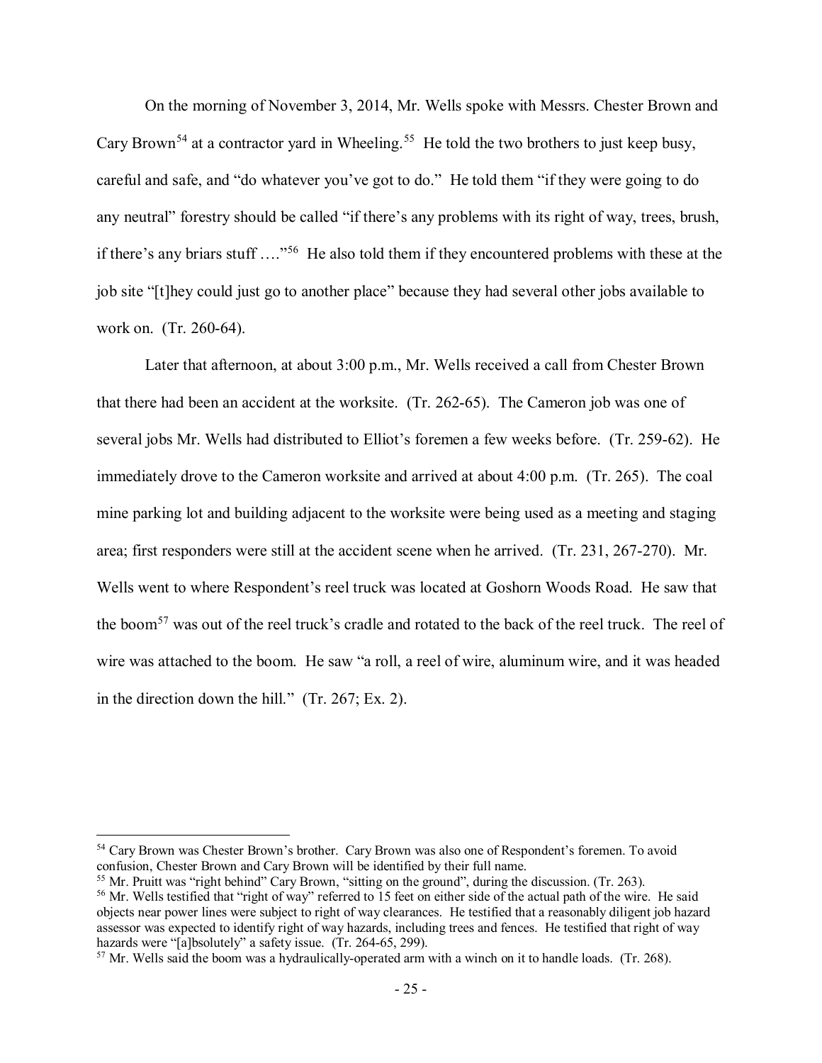On the morning of November 3, 2014, Mr. Wells spoke with Messrs. Chester Brown and Cary Brown[54] at a contractor yard in Wheeling.[55] He told the two brothers to just keep busy, careful and safe, and "do whatever you've got to do." He told them "if they were going to do any neutral" forestry should be called "if there's any problems with its right of way, trees, brush, if there's any briars stuff …."[56] He also told them if they encountered problems with these at the job site "[t]hey could just go to another place" because they had several other jobs available to work on. (Tr. 260-64).

Later that afternoon, at about 3:00 p.m., Mr. Wells received a call from Chester Brown that there had been an accident at the worksite. (Tr. 262-65). The Cameron job was one of several jobs Mr. Wells had distributed to Elliot's foremen a few weeks before. (Tr. 259-62). He immediately drove to the Cameron worksite and arrived at about 4:00 p.m. (Tr. 265). The coal mine parking lot and building adjacent to the worksite were being used as a meeting and staging area; first responders were still at the accident scene when he arrived. (Tr. 231, 267-270). Mr. Wells went to where Respondent's reel truck was located at Goshorn Woods Road. He saw that the boom[57] was out of the reel truck's cradle and rotated to the back of the reel truck. The reel of wire was attached to the boom. He saw "a roll, a reel of wire, aluminum wire, and it was headed in the direction down the hill." (Tr. 267; Ex. 2).

---

[54] Cary Brown was Chester Brown's brother. Cary Brown was also one of Respondent's foremen. To avoid confusion, Chester Brown and Cary Brown will be identified by their full name.

[55] Mr. Pruitt was "right behind" Cary Brown, "sitting on the ground", during the discussion. (Tr. 263).

[56] Mr. Wells testified that "right of way" referred to 15 feet on either side of the actual path of the wire. He said objects near power lines were subject to right of way clearances. He testified that a reasonably diligent job hazard assessor was expected to identify right of way hazards, including trees and fences. He testified that right of way hazards were "[a]bsolutely" a safety issue. (Tr. 264-65, 299).

[57] Mr. Wells said the boom was a hydraulically-operated arm with a winch on it to handle loads. (Tr. 268).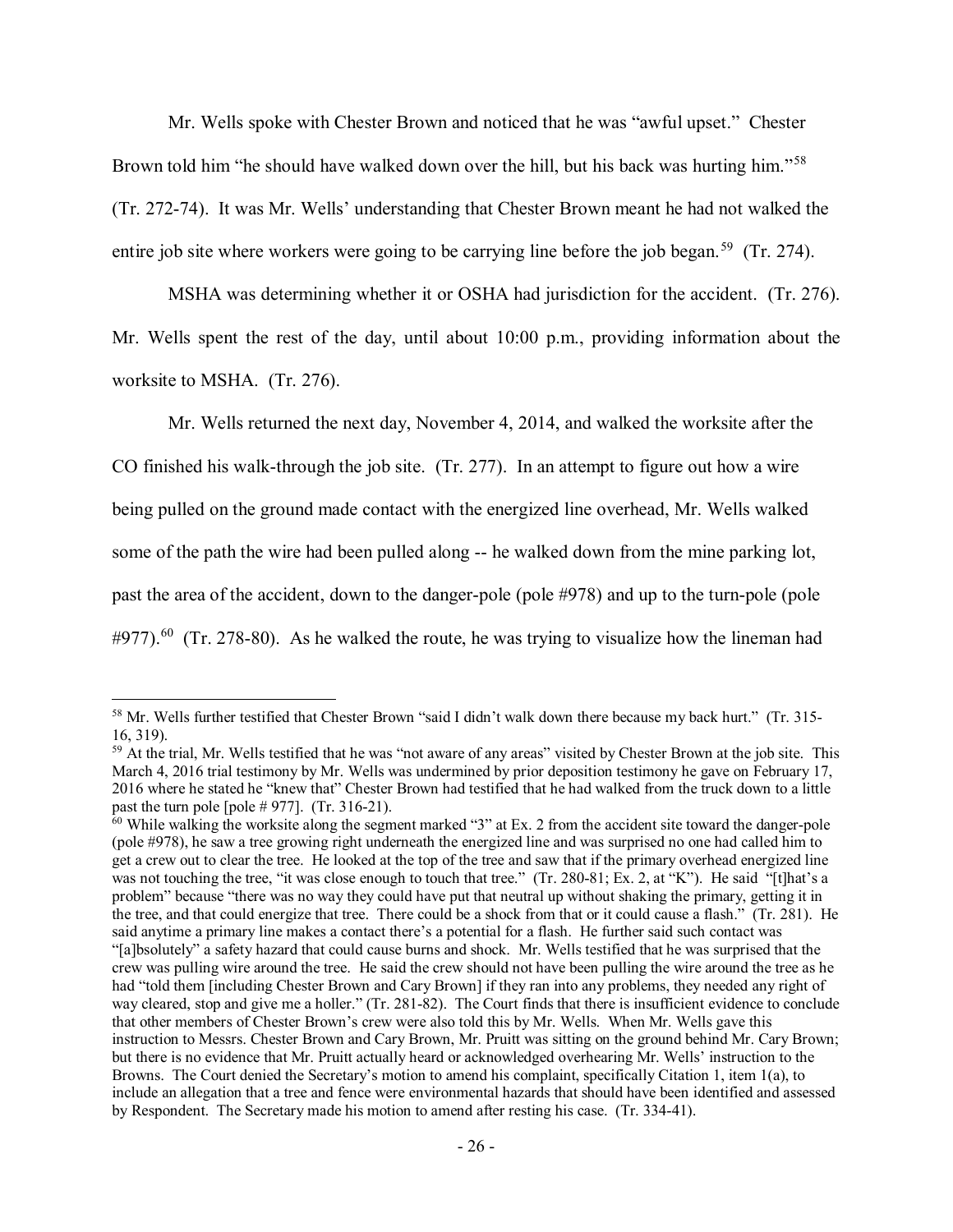Mr. Wells spoke with Chester Brown and noticed that he was "awful upset." Chester Brown told him "he should have walked down over the hill, but his back was hurting him."[58] (Tr. 272-74). It was Mr. Wells' understanding that Chester Brown meant he had not walked the entire job site where workers were going to be carrying line before the job began.[59] (Tr. 274).

MSHA was determining whether it or OSHA had jurisdiction for the accident. (Tr. 276). Mr. Wells spent the rest of the day, until about 10:00 p.m., providing information about the worksite to MSHA. (Tr. 276).

Mr. Wells returned the next day, November 4, 2014, and walked the worksite after the CO finished his walk-through the job site. (Tr. 277). In an attempt to figure out how a wire being pulled on the ground made contact with the energized line overhead, Mr. Wells walked some of the path the wire had been pulled along -- he walked down from the mine parking lot, past the area of the accident, down to the danger-pole (pole #978) and up to the turn-pole (pole #977).[60] (Tr. 278-80). As he walked the route, he was trying to visualize how the lineman had

---

[58] Mr. Wells further testified that Chester Brown "said I didn't walk down there because my back hurt." (Tr. 315-16, 319).

[59] At the trial, Mr. Wells testified that he was "not aware of any areas" visited by Chester Brown at the job site. This March 4, 2016 trial testimony by Mr. Wells was undermined by prior deposition testimony he gave on February 17, 2016 where he stated he "knew that" Chester Brown had testified that he had walked from the truck down to a little past the turn pole [pole # 977]. (Tr. 316-21).

[60] While walking the worksite along the segment marked "3" at Ex. 2 from the accident site toward the danger-pole (pole #978), he saw a tree growing right underneath the energized line and was surprised no one had called him to get a crew out to clear the tree. He looked at the top of the tree and saw that if the primary overhead energized line was not touching the tree, "it was close enough to touch that tree." (Tr. 280-81; Ex. 2, at "K"). He said "[t]hat's a problem" because "there was no way they could have put that neutral up without shaking the primary, getting it in the tree, and that could energize that tree. There could be a shock from that or it could cause a flash." (Tr. 281). He said anytime a primary line makes a contact there's a potential for a flash. He further said such contact was "[a]bsolutely" a safety hazard that could cause burns and shock. Mr. Wells testified that he was surprised that the crew was pulling wire around the tree. He said the crew should not have been pulling the wire around the tree as he had "told them [including Chester Brown and Cary Brown] if they ran into any problems, they needed any right of way cleared, stop and give me a holler." (Tr. 281-82). The Court finds that there is insufficient evidence to conclude that other members of Chester Brown's crew were also told this by Mr. Wells. When Mr. Wells gave this instruction to Messrs. Chester Brown and Cary Brown, Mr. Pruitt was sitting on the ground behind Mr. Cary Brown; but there is no evidence that Mr. Pruitt actually heard or acknowledged overhearing Mr. Wells' instruction to the Browns. The Court denied the Secretary's motion to amend his complaint, specifically Citation 1, item 1(a), to include an allegation that a tree and fence were environmental hazards that should have been identified and assessed by Respondent. The Secretary made his motion to amend after resting his case. (Tr. 334-41).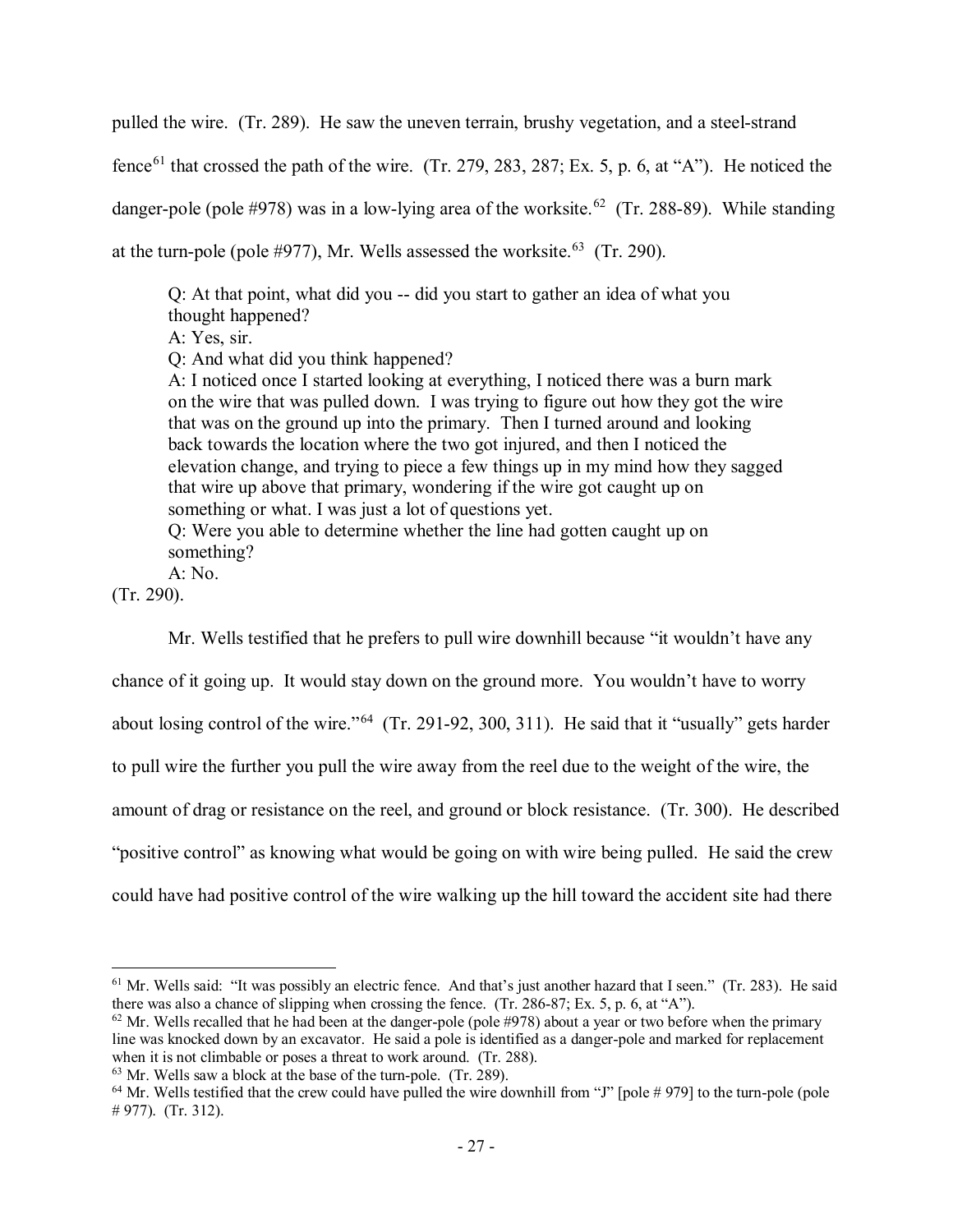pulled the wire. (Tr. 289). He saw the uneven terrain, brushy vegetation, and a steel-strand fence[61] that crossed the path of the wire. (Tr. 279, 283, 287; Ex. 5, p. 6, at "A"). He noticed the danger-pole (pole #978) was in a low-lying area of the worksite.[62] (Tr. 288-89). While standing at the turn-pole (pole #977), Mr. Wells assessed the worksite.[63] (Tr. 290).

> Q: At that point, what did you -- did you start to gather an idea of what you thought happened?
> A: Yes, sir.
> Q: And what did you think happened?
> A: I noticed once I started looking at everything, I noticed there was a burn mark on the wire that was pulled down. I was trying to figure out how they got the wire that was on the ground up into the primary. Then I turned around and looking back towards the location where the two got injured, and then I noticed the elevation change, and trying to piece a few things up in my mind how they sagged that wire up above that primary, wondering if the wire got caught up on something or what. I was just a lot of questions yet.
> Q: Were you able to determine whether the line had gotten caught up on something?
> A: No.

(Tr. 290).

Mr. Wells testified that he prefers to pull wire downhill because "it wouldn't have any chance of it going up. It would stay down on the ground more. You wouldn't have to worry about losing control of the wire."[64] (Tr. 291-92, 300, 311). He said that it "usually" gets harder to pull wire the further you pull the wire away from the reel due to the weight of the wire, the amount of drag or resistance on the reel, and ground or block resistance. (Tr. 300). He described "positive control" as knowing what would be going on with wire being pulled. He said the crew could have had positive control of the wire walking up the hill toward the accident site had there

---

[61] Mr. Wells said: "It was possibly an electric fence. And that's just another hazard that I seen." (Tr. 283). He said there was also a chance of slipping when crossing the fence. (Tr. 286-87; Ex. 5, p. 6, at "A").

[62] Mr. Wells recalled that he had been at the danger-pole (pole #978) about a year or two before when the primary line was knocked down by an excavator. He said a pole is identified as a danger-pole and marked for replacement when it is not climbable or poses a threat to work around. (Tr. 288).

[63] Mr. Wells saw a block at the base of the turn-pole. (Tr. 289).

[64] Mr. Wells testified that the crew could have pulled the wire downhill from "J" [pole # 979] to the turn-pole (pole # 977). (Tr. 312).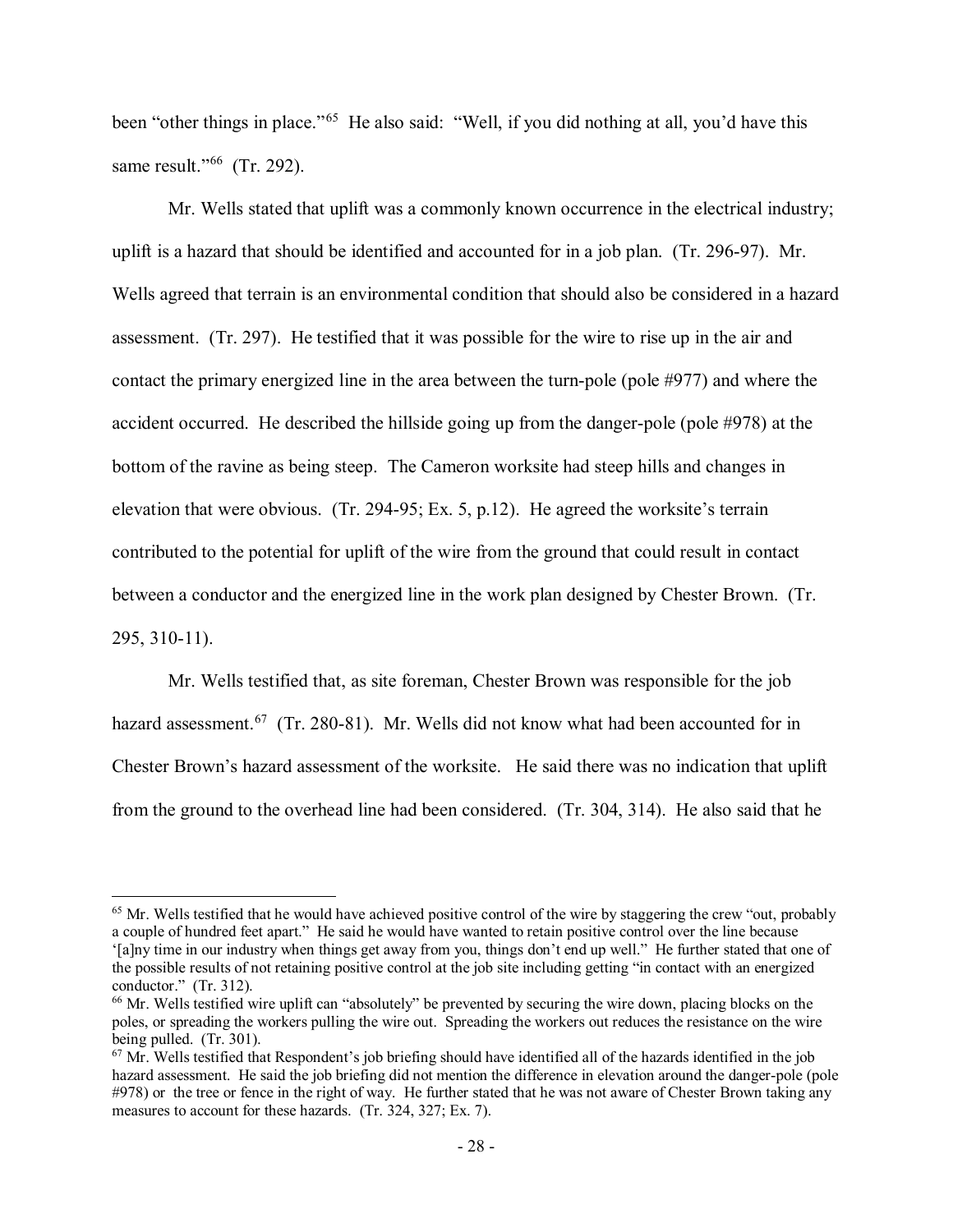been "other things in place."[65] He also said: "Well, if you did nothing at all, you'd have this same result."[66] (Tr. 292).

Mr. Wells stated that uplift was a commonly known occurrence in the electrical industry; uplift is a hazard that should be identified and accounted for in a job plan. (Tr. 296-97). Mr. Wells agreed that terrain is an environmental condition that should also be considered in a hazard assessment. (Tr. 297). He testified that it was possible for the wire to rise up in the air and contact the primary energized line in the area between the turn-pole (pole #977) and where the accident occurred. He described the hillside going up from the danger-pole (pole #978) at the bottom of the ravine as being steep. The Cameron worksite had steep hills and changes in elevation that were obvious. (Tr. 294-95; Ex. 5, p.12). He agreed the worksite's terrain contributed to the potential for uplift of the wire from the ground that could result in contact between a conductor and the energized line in the work plan designed by Chester Brown. (Tr. 295, 310-11).

Mr. Wells testified that, as site foreman, Chester Brown was responsible for the job hazard assessment.[67] (Tr. 280-81). Mr. Wells did not know what had been accounted for in Chester Brown's hazard assessment of the worksite. He said there was no indication that uplift from the ground to the overhead line had been considered. (Tr. 304, 314). He also said that he

---

[65] Mr. Wells testified that he would have achieved positive control of the wire by staggering the crew "out, probably a couple of hundred feet apart." He said he would have wanted to retain positive control over the line because '[a]ny time in our industry when things get away from you, things don't end up well." He further stated that one of the possible results of not retaining positive control at the job site including getting "in contact with an energized conductor." (Tr. 312).

[66] Mr. Wells testified wire uplift can "absolutely" be prevented by securing the wire down, placing blocks on the poles, or spreading the workers pulling the wire out. Spreading the workers out reduces the resistance on the wire being pulled. (Tr. 301).

[67] Mr. Wells testified that Respondent's job briefing should have identified all of the hazards identified in the job hazard assessment. He said the job briefing did not mention the difference in elevation around the danger-pole (pole #978) or the tree or fence in the right of way. He further stated that he was not aware of Chester Brown taking any measures to account for these hazards. (Tr. 324, 327; Ex. 7).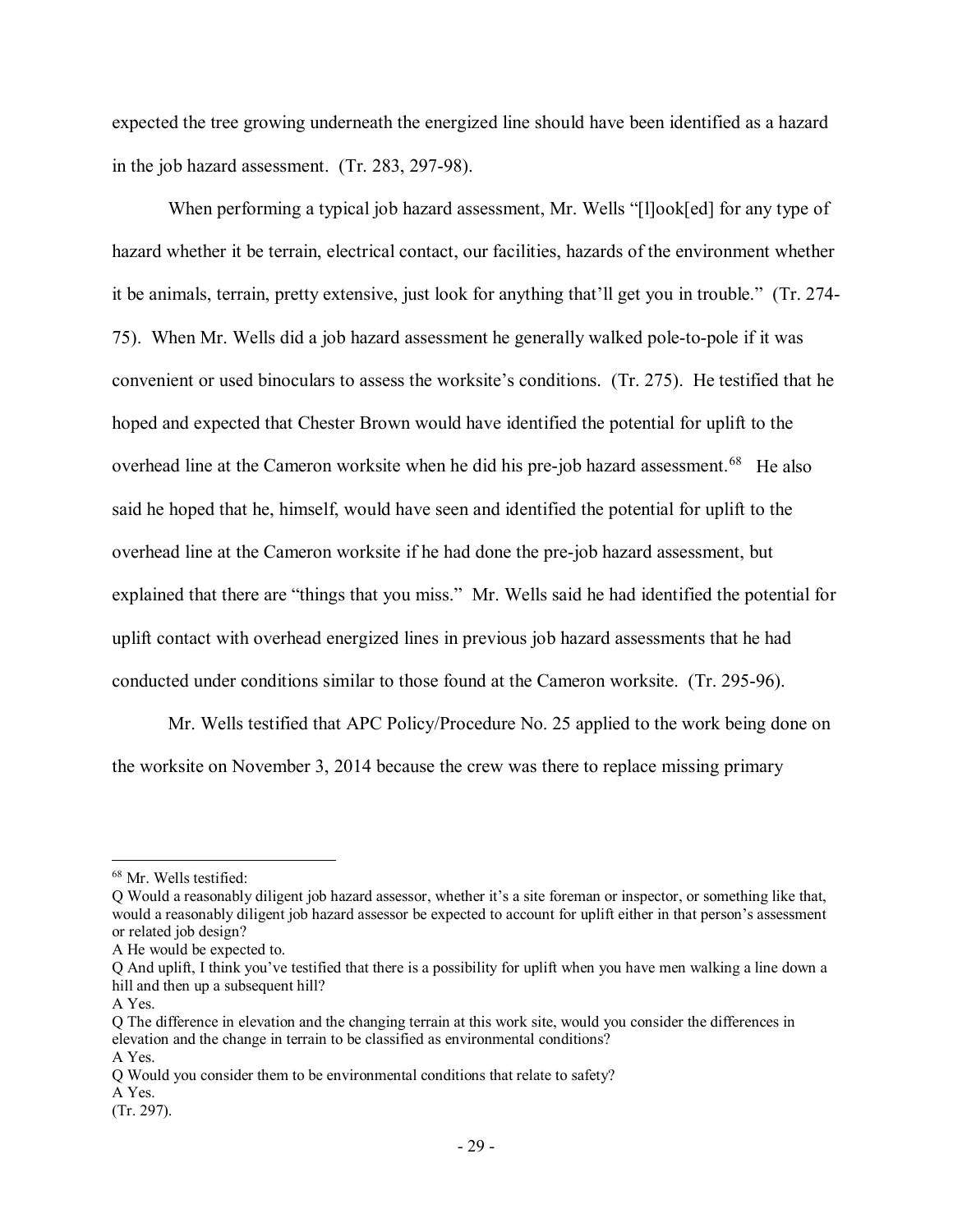expected the tree growing underneath the energized line should have been identified as a hazard in the job hazard assessment. (Tr. 283, 297-98).

When performing a typical job hazard assessment, Mr. Wells "[l]ook[ed] for any type of hazard whether it be terrain, electrical contact, our facilities, hazards of the environment whether it be animals, terrain, pretty extensive, just look for anything that'll get you in trouble." (Tr. 274-75). When Mr. Wells did a job hazard assessment he generally walked pole-to-pole if it was convenient or used binoculars to assess the worksite's conditions. (Tr. 275). He testified that he hoped and expected that Chester Brown would have identified the potential for uplift to the overhead line at the Cameron worksite when he did his pre-job hazard assessment.[68] He also said he hoped that he, himself, would have seen and identified the potential for uplift to the overhead line at the Cameron worksite if he had done the pre-job hazard assessment, but explained that there are "things that you miss." Mr. Wells said he had identified the potential for uplift contact with overhead energized lines in previous job hazard assessments that he had conducted under conditions similar to those found at the Cameron worksite. (Tr. 295-96).

Mr. Wells testified that APC Policy/Procedure No. 25 applied to the work being done on the worksite on November 3, 2014 because the crew was there to replace missing primary

---

[68] Mr. Wells testified:

Q Would a reasonably diligent job hazard assessor, whether it's a site foreman or inspector, or something like that, would a reasonably diligent job hazard assessor be expected to account for uplift either in that person's assessment or related job design?

A He would be expected to.

Q And uplift, I think you've testified that there is a possibility for uplift when you have men walking a line down a hill and then up a subsequent hill?

A Yes.

Q The difference in elevation and the changing terrain at this work site, would you consider the differences in elevation and the change in terrain to be classified as environmental conditions?

A Yes.

Q Would you consider them to be environmental conditions that relate to safety?

A Yes.

(Tr. 297).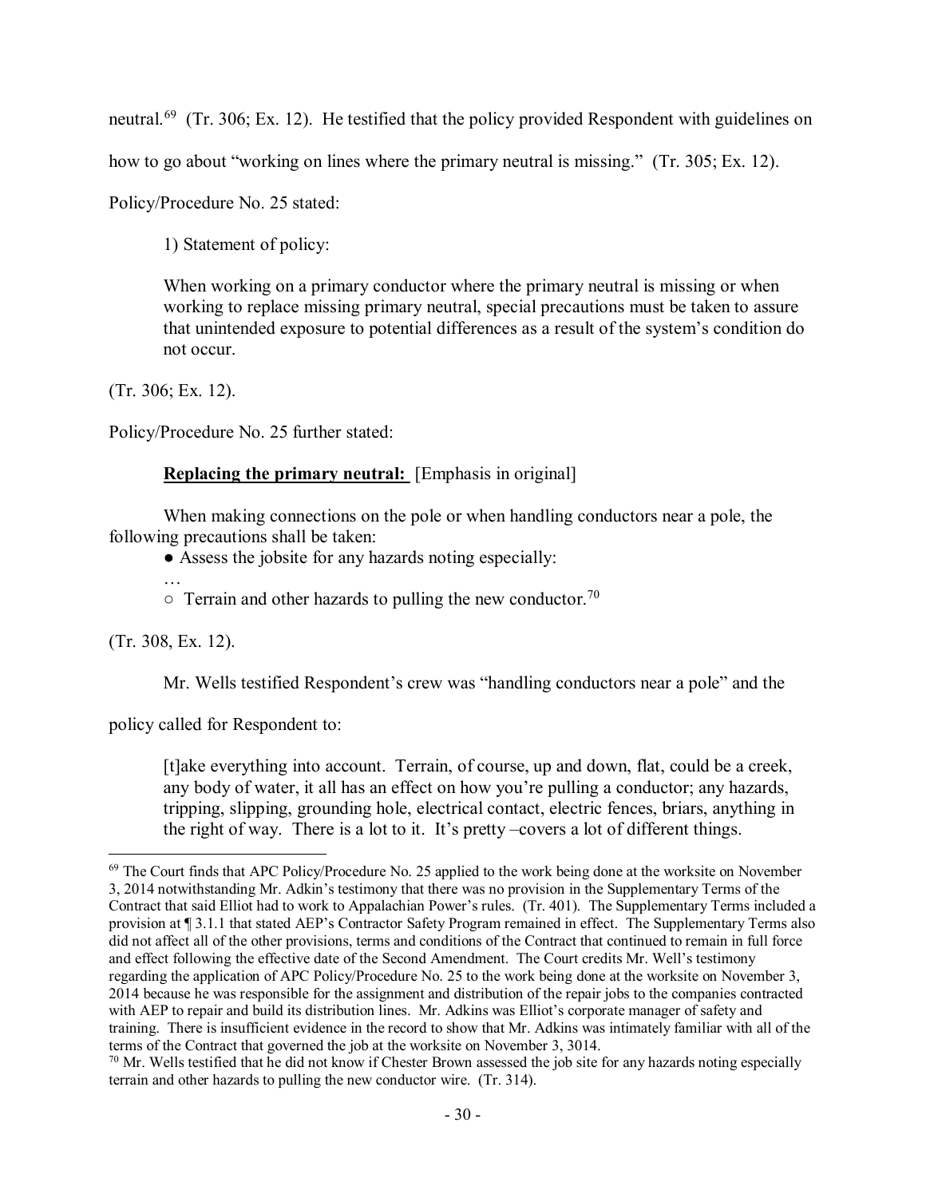neutral.[69] (Tr. 306; Ex. 12). He testified that the policy provided Respondent with guidelines on how to go about "working on lines where the primary neutral is missing." (Tr. 305; Ex. 12).

Policy/Procedure No. 25 stated:

> 1) Statement of policy:
>
> When working on a primary conductor where the primary neutral is missing or when working to replace missing primary neutral, special precautions must be taken to assure that unintended exposure to potential differences as a result of the system's condition do not occur.

(Tr. 306; Ex. 12).

Policy/Procedure No. 25 further stated:

> **Replacing the primary neutral:** [Emphasis in original]
>
> When making connections on the pole or when handling conductors near a pole, the following precautions shall be taken:
>
> ● Assess the jobsite for any hazards noting especially:
>
> …
>
> ○ Terrain and other hazards to pulling the new conductor.[70]

(Tr. 308, Ex. 12).

Mr. Wells testified Respondent's crew was "handling conductors near a pole" and the policy called for Respondent to:

> [t]ake everything into account. Terrain, of course, up and down, flat, could be a creek, any body of water, it all has an effect on how you're pulling a conductor; any hazards, tripping, slipping, grounding hole, electrical contact, electric fences, briars, anything in the right of way. There is a lot to it. It's pretty –covers a lot of different things.

---

[69] The Court finds that APC Policy/Procedure No. 25 applied to the work being done at the worksite on November 3, 2014 notwithstanding Mr. Adkin's testimony that there was no provision in the Supplementary Terms of the Contract that said Elliot had to work to Appalachian Power's rules. (Tr. 401). The Supplementary Terms included a provision at ¶ 3.1.1 that stated AEP's Contractor Safety Program remained in effect. The Supplementary Terms also did not affect all of the other provisions, terms and conditions of the Contract that continued to remain in full force and effect following the effective date of the Second Amendment. The Court credits Mr. Well's testimony regarding the application of APC Policy/Procedure No. 25 to the work being done at the worksite on November 3, 2014 because he was responsible for the assignment and distribution of the repair jobs to the companies contracted with AEP to repair and build its distribution lines. Mr. Adkins was Elliot's corporate manager of safety and training. There is insufficient evidence in the record to show that Mr. Adkins was intimately familiar with all of the terms of the Contract that governed the job at the worksite on November 3, 3014.

[70] Mr. Wells testified that he did not know if Chester Brown assessed the job site for any hazards noting especially terrain and other hazards to pulling the new conductor wire. (Tr. 314).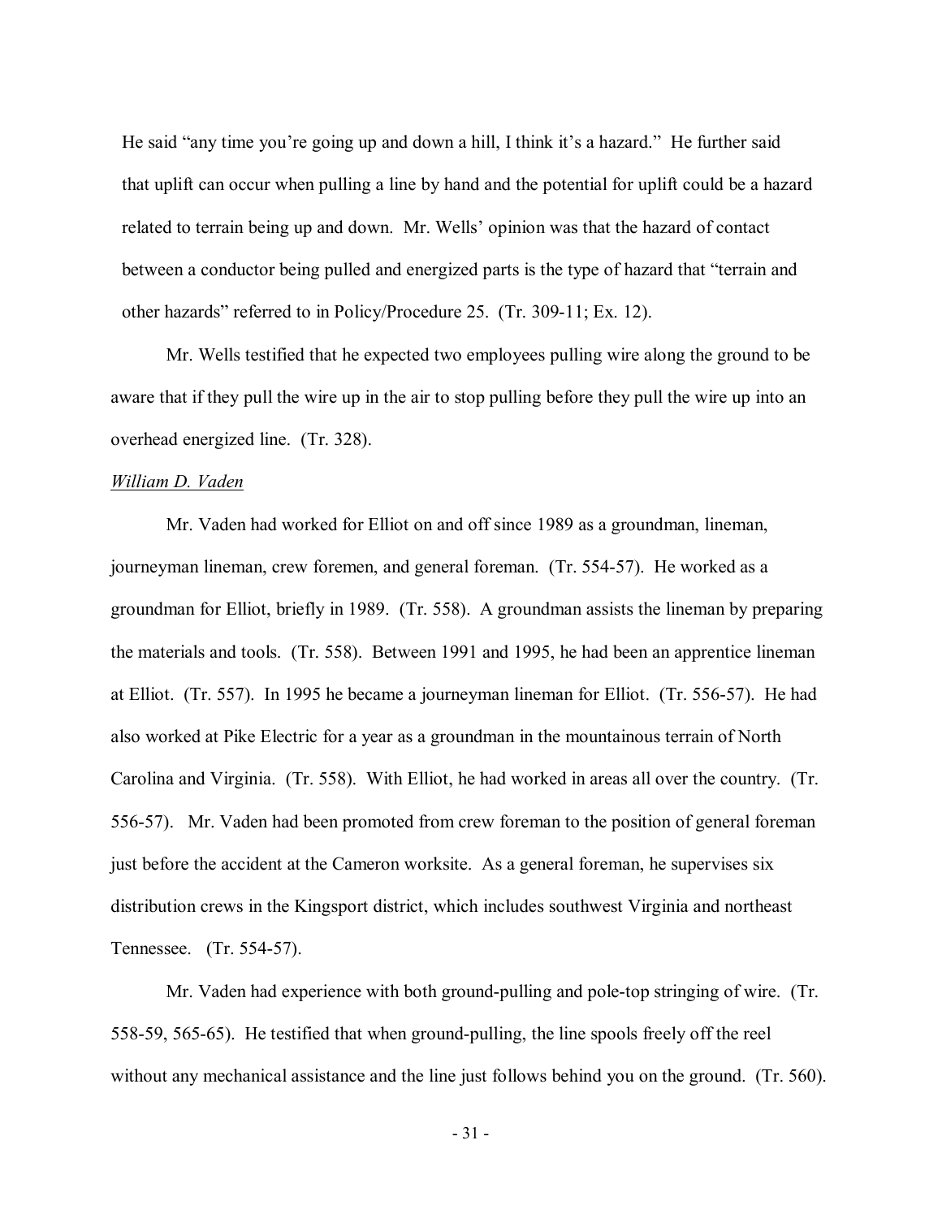He said "any time you're going up and down a hill, I think it's a hazard." He further said that uplift can occur when pulling a line by hand and the potential for uplift could be a hazard related to terrain being up and down. Mr. Wells' opinion was that the hazard of contact between a conductor being pulled and energized parts is the type of hazard that "terrain and other hazards" referred to in Policy/Procedure 25. (Tr. 309-11; Ex. 12).

Mr. Wells testified that he expected two employees pulling wire along the ground to be aware that if they pull the wire up in the air to stop pulling before they pull the wire up into an overhead energized line. (Tr. 328).

*William D. Vaden*

Mr. Vaden had worked for Elliot on and off since 1989 as a groundman, lineman, journeyman lineman, crew foremen, and general foreman. (Tr. 554-57). He worked as a groundman for Elliot, briefly in 1989. (Tr. 558). A groundman assists the lineman by preparing the materials and tools. (Tr. 558). Between 1991 and 1995, he had been an apprentice lineman at Elliot. (Tr. 557). In 1995 he became a journeyman lineman for Elliot. (Tr. 556-57). He had also worked at Pike Electric for a year as a groundman in the mountainous terrain of North Carolina and Virginia. (Tr. 558). With Elliot, he had worked in areas all over the country. (Tr. 556-57). Mr. Vaden had been promoted from crew foreman to the position of general foreman just before the accident at the Cameron worksite. As a general foreman, he supervises six distribution crews in the Kingsport district, which includes southwest Virginia and northeast Tennessee. (Tr. 554-57).

Mr. Vaden had experience with both ground-pulling and pole-top stringing of wire. (Tr. 558-59, 565-65). He testified that when ground-pulling, the line spools freely off the reel without any mechanical assistance and the line just follows behind you on the ground. (Tr. 560).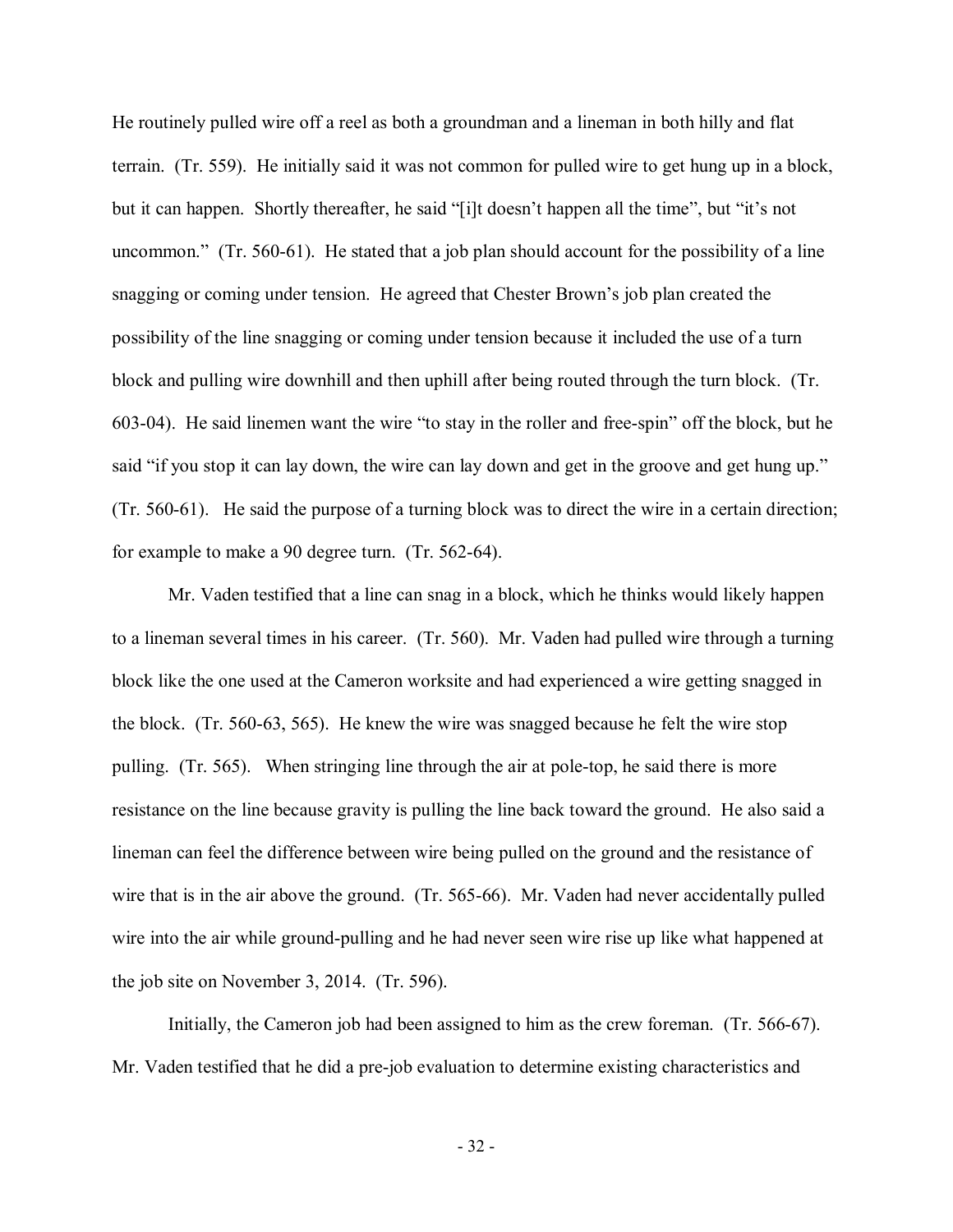He routinely pulled wire off a reel as both a groundman and a lineman in both hilly and flat terrain. (Tr. 559). He initially said it was not common for pulled wire to get hung up in a block, but it can happen. Shortly thereafter, he said "[i]t doesn't happen all the time", but "it's not uncommon." (Tr. 560-61). He stated that a job plan should account for the possibility of a line snagging or coming under tension. He agreed that Chester Brown's job plan created the possibility of the line snagging or coming under tension because it included the use of a turn block and pulling wire downhill and then uphill after being routed through the turn block. (Tr. 603-04). He said linemen want the wire "to stay in the roller and free-spin" off the block, but he said "if you stop it can lay down, the wire can lay down and get in the groove and get hung up." (Tr. 560-61). He said the purpose of a turning block was to direct the wire in a certain direction; for example to make a 90 degree turn. (Tr. 562-64).

Mr. Vaden testified that a line can snag in a block, which he thinks would likely happen to a lineman several times in his career. (Tr. 560). Mr. Vaden had pulled wire through a turning block like the one used at the Cameron worksite and had experienced a wire getting snagged in the block. (Tr. 560-63, 565). He knew the wire was snagged because he felt the wire stop pulling. (Tr. 565). When stringing line through the air at pole-top, he said there is more resistance on the line because gravity is pulling the line back toward the ground. He also said a lineman can feel the difference between wire being pulled on the ground and the resistance of wire that is in the air above the ground. (Tr. 565-66). Mr. Vaden had never accidentally pulled wire into the air while ground-pulling and he had never seen wire rise up like what happened at the job site on November 3, 2014. (Tr. 596).

Initially, the Cameron job had been assigned to him as the crew foreman. (Tr. 566-67). Mr. Vaden testified that he did a pre-job evaluation to determine existing characteristics and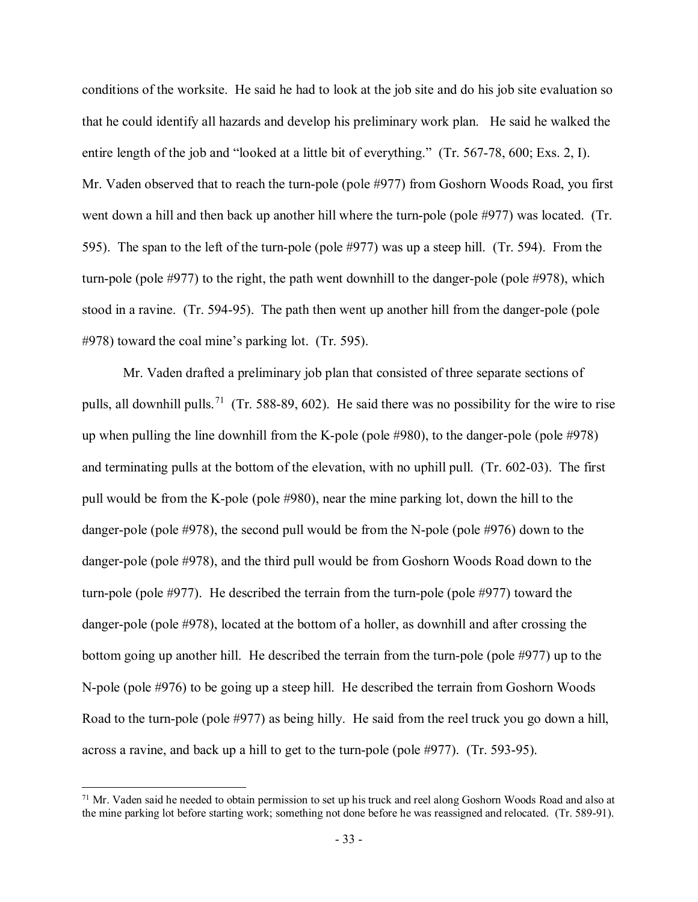conditions of the worksite. He said he had to look at the job site and do his job site evaluation so that he could identify all hazards and develop his preliminary work plan. He said he walked the entire length of the job and "looked at a little bit of everything." (Tr. 567-78, 600; Exs. 2, I). Mr. Vaden observed that to reach the turn-pole (pole #977) from Goshorn Woods Road, you first went down a hill and then back up another hill where the turn-pole (pole #977) was located. (Tr. 595). The span to the left of the turn-pole (pole #977) was up a steep hill. (Tr. 594). From the turn-pole (pole #977) to the right, the path went downhill to the danger-pole (pole #978), which stood in a ravine. (Tr. 594-95). The path then went up another hill from the danger-pole (pole #978) toward the coal mine's parking lot. (Tr. 595).

Mr. Vaden drafted a preliminary job plan that consisted of three separate sections of pulls, all downhill pulls.[71] (Tr. 588-89, 602). He said there was no possibility for the wire to rise up when pulling the line downhill from the K-pole (pole #980), to the danger-pole (pole #978) and terminating pulls at the bottom of the elevation, with no uphill pull. (Tr. 602-03). The first pull would be from the K-pole (pole #980), near the mine parking lot, down the hill to the danger-pole (pole #978), the second pull would be from the N-pole (pole #976) down to the danger-pole (pole #978), and the third pull would be from Goshorn Woods Road down to the turn-pole (pole #977). He described the terrain from the turn-pole (pole #977) toward the danger-pole (pole #978), located at the bottom of a holler, as downhill and after crossing the bottom going up another hill. He described the terrain from the turn-pole (pole #977) up to the N-pole (pole #976) to be going up a steep hill. He described the terrain from Goshorn Woods Road to the turn-pole (pole #977) as being hilly. He said from the reel truck you go down a hill, across a ravine, and back up a hill to get to the turn-pole (pole #977). (Tr. 593-95).

[71] Mr. Vaden said he needed to obtain permission to set up his truck and reel along Goshorn Woods Road and also at the mine parking lot before starting work; something not done before he was reassigned and relocated. (Tr. 589-91).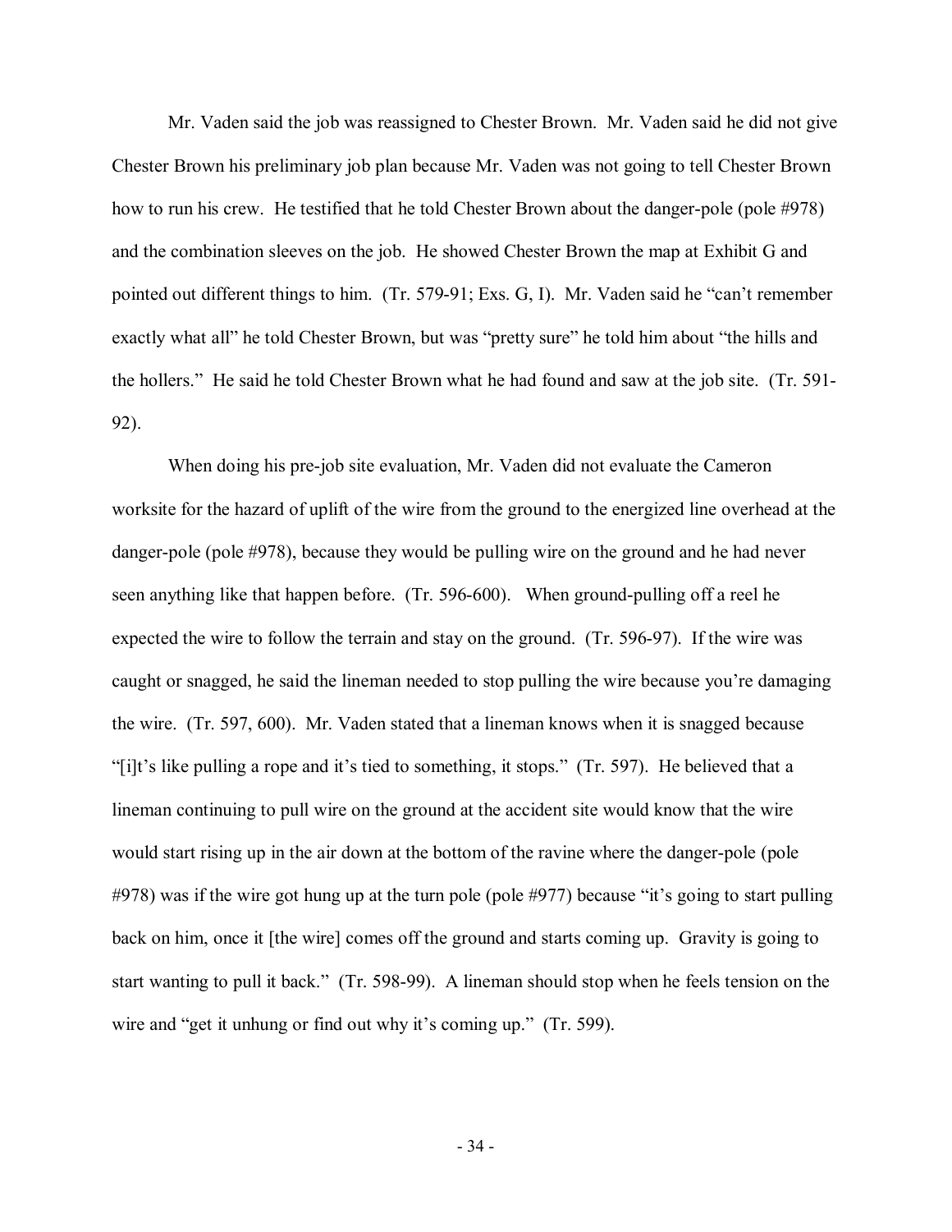Mr. Vaden said the job was reassigned to Chester Brown. Mr. Vaden said he did not give Chester Brown his preliminary job plan because Mr. Vaden was not going to tell Chester Brown how to run his crew. He testified that he told Chester Brown about the danger-pole (pole #978) and the combination sleeves on the job. He showed Chester Brown the map at Exhibit G and pointed out different things to him. (Tr. 579-91; Exs. G, I). Mr. Vaden said he "can't remember exactly what all" he told Chester Brown, but was "pretty sure" he told him about "the hills and the hollers." He said he told Chester Brown what he had found and saw at the job site. (Tr. 591-92).

When doing his pre-job site evaluation, Mr. Vaden did not evaluate the Cameron worksite for the hazard of uplift of the wire from the ground to the energized line overhead at the danger-pole (pole #978), because they would be pulling wire on the ground and he had never seen anything like that happen before. (Tr. 596-600). When ground-pulling off a reel he expected the wire to follow the terrain and stay on the ground. (Tr. 596-97). If the wire was caught or snagged, he said the lineman needed to stop pulling the wire because you're damaging the wire. (Tr. 597, 600). Mr. Vaden stated that a lineman knows when it is snagged because "[i]t's like pulling a rope and it's tied to something, it stops." (Tr. 597). He believed that a lineman continuing to pull wire on the ground at the accident site would know that the wire would start rising up in the air down at the bottom of the ravine where the danger-pole (pole #978) was if the wire got hung up at the turn pole (pole #977) because "it's going to start pulling back on him, once it [the wire] comes off the ground and starts coming up. Gravity is going to start wanting to pull it back." (Tr. 598-99). A lineman should stop when he feels tension on the wire and "get it unhung or find out why it's coming up." (Tr. 599).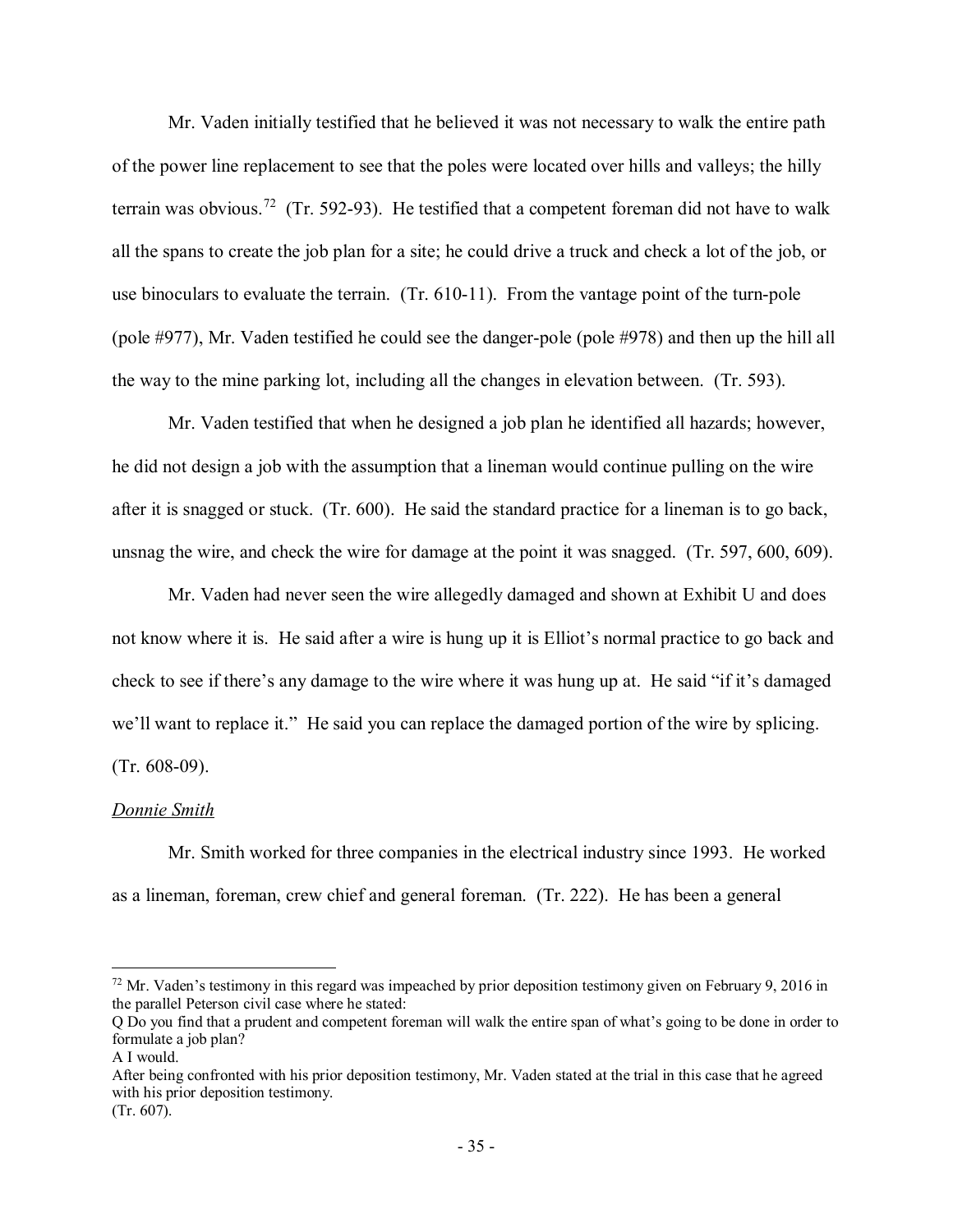Mr. Vaden initially testified that he believed it was not necessary to walk the entire path of the power line replacement to see that the poles were located over hills and valleys; the hilly terrain was obvious.[72] (Tr. 592-93). He testified that a competent foreman did not have to walk all the spans to create the job plan for a site; he could drive a truck and check a lot of the job, or use binoculars to evaluate the terrain. (Tr. 610-11). From the vantage point of the turn-pole (pole #977), Mr. Vaden testified he could see the danger-pole (pole #978) and then up the hill all the way to the mine parking lot, including all the changes in elevation between. (Tr. 593).

Mr. Vaden testified that when he designed a job plan he identified all hazards; however, he did not design a job with the assumption that a lineman would continue pulling on the wire after it is snagged or stuck. (Tr. 600). He said the standard practice for a lineman is to go back, unsnag the wire, and check the wire for damage at the point it was snagged. (Tr. 597, 600, 609).

Mr. Vaden had never seen the wire allegedly damaged and shown at Exhibit U and does not know where it is. He said after a wire is hung up it is Elliot's normal practice to go back and check to see if there's any damage to the wire where it was hung up at. He said "if it's damaged we'll want to replace it." He said you can replace the damaged portion of the wire by splicing. (Tr. 608-09).

*Donnie Smith*

Mr. Smith worked for three companies in the electrical industry since 1993. He worked as a lineman, foreman, crew chief and general foreman. (Tr. 222). He has been a general

---

[72] Mr. Vaden's testimony in this regard was impeached by prior deposition testimony given on February 9, 2016 in the parallel Peterson civil case where he stated:
Q Do you find that a prudent and competent foreman will walk the entire span of what's going to be done in order to formulate a job plan?
A I would.
After being confronted with his prior deposition testimony, Mr. Vaden stated at the trial in this case that he agreed with his prior deposition testimony.
(Tr. 607).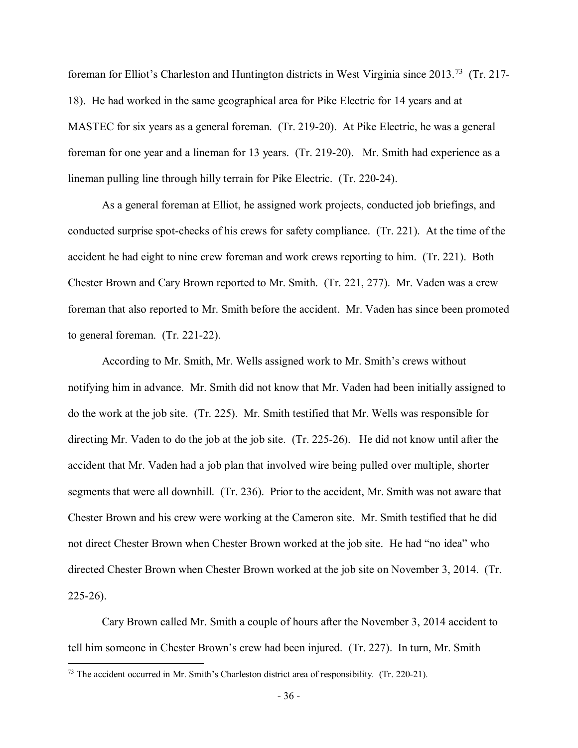foreman for Elliot's Charleston and Huntington districts in West Virginia since 2013.[73] (Tr. 217-18). He had worked in the same geographical area for Pike Electric for 14 years and at MASTEC for six years as a general foreman. (Tr. 219-20). At Pike Electric, he was a general foreman for one year and a lineman for 13 years. (Tr. 219-20). Mr. Smith had experience as a lineman pulling line through hilly terrain for Pike Electric. (Tr. 220-24).

As a general foreman at Elliot, he assigned work projects, conducted job briefings, and conducted surprise spot-checks of his crews for safety compliance. (Tr. 221). At the time of the accident he had eight to nine crew foreman and work crews reporting to him. (Tr. 221). Both Chester Brown and Cary Brown reported to Mr. Smith. (Tr. 221, 277). Mr. Vaden was a crew foreman that also reported to Mr. Smith before the accident. Mr. Vaden has since been promoted to general foreman. (Tr. 221-22).

According to Mr. Smith, Mr. Wells assigned work to Mr. Smith's crews without notifying him in advance. Mr. Smith did not know that Mr. Vaden had been initially assigned to do the work at the job site. (Tr. 225). Mr. Smith testified that Mr. Wells was responsible for directing Mr. Vaden to do the job at the job site. (Tr. 225-26). He did not know until after the accident that Mr. Vaden had a job plan that involved wire being pulled over multiple, shorter segments that were all downhill. (Tr. 236). Prior to the accident, Mr. Smith was not aware that Chester Brown and his crew were working at the Cameron site. Mr. Smith testified that he did not direct Chester Brown when Chester Brown worked at the job site. He had "no idea" who directed Chester Brown when Chester Brown worked at the job site on November 3, 2014. (Tr. 225-26).

Cary Brown called Mr. Smith a couple of hours after the November 3, 2014 accident to tell him someone in Chester Brown's crew had been injured. (Tr. 227). In turn, Mr. Smith

[73] The accident occurred in Mr. Smith's Charleston district area of responsibility. (Tr. 220-21).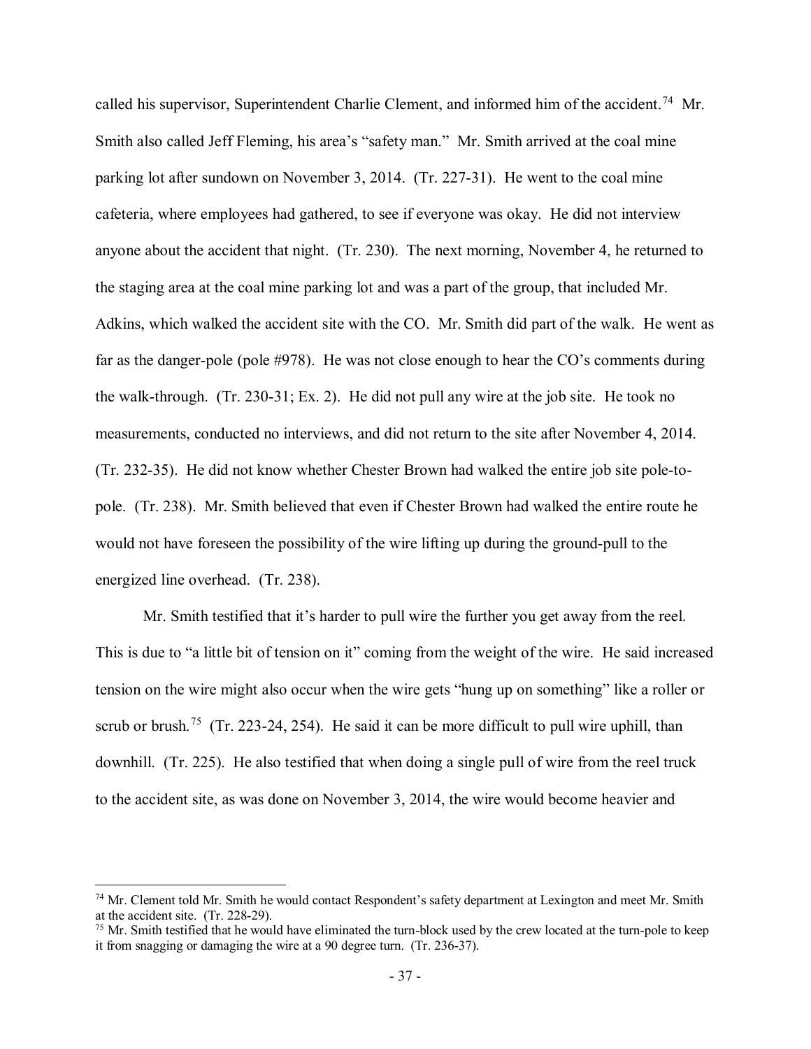called his supervisor, Superintendent Charlie Clement, and informed him of the accident.[74] Mr. Smith also called Jeff Fleming, his area's "safety man." Mr. Smith arrived at the coal mine parking lot after sundown on November 3, 2014. (Tr. 227-31). He went to the coal mine cafeteria, where employees had gathered, to see if everyone was okay. He did not interview anyone about the accident that night. (Tr. 230). The next morning, November 4, he returned to the staging area at the coal mine parking lot and was a part of the group, that included Mr. Adkins, which walked the accident site with the CO. Mr. Smith did part of the walk. He went as far as the danger-pole (pole #978). He was not close enough to hear the CO's comments during the walk-through. (Tr. 230-31; Ex. 2). He did not pull any wire at the job site. He took no measurements, conducted no interviews, and did not return to the site after November 4, 2014. (Tr. 232-35). He did not know whether Chester Brown had walked the entire job site pole-to-pole. (Tr. 238). Mr. Smith believed that even if Chester Brown had walked the entire route he would not have foreseen the possibility of the wire lifting up during the ground-pull to the energized line overhead. (Tr. 238).

Mr. Smith testified that it's harder to pull wire the further you get away from the reel. This is due to "a little bit of tension on it" coming from the weight of the wire. He said increased tension on the wire might also occur when the wire gets "hung up on something" like a roller or scrub or brush.[75] (Tr. 223-24, 254). He said it can be more difficult to pull wire uphill, than downhill. (Tr. 225). He also testified that when doing a single pull of wire from the reel truck to the accident site, as was done on November 3, 2014, the wire would become heavier and

---

[74] Mr. Clement told Mr. Smith he would contact Respondent's safety department at Lexington and meet Mr. Smith at the accident site. (Tr. 228-29).

[75] Mr. Smith testified that he would have eliminated the turn-block used by the crew located at the turn-pole to keep it from snagging or damaging the wire at a 90 degree turn. (Tr. 236-37).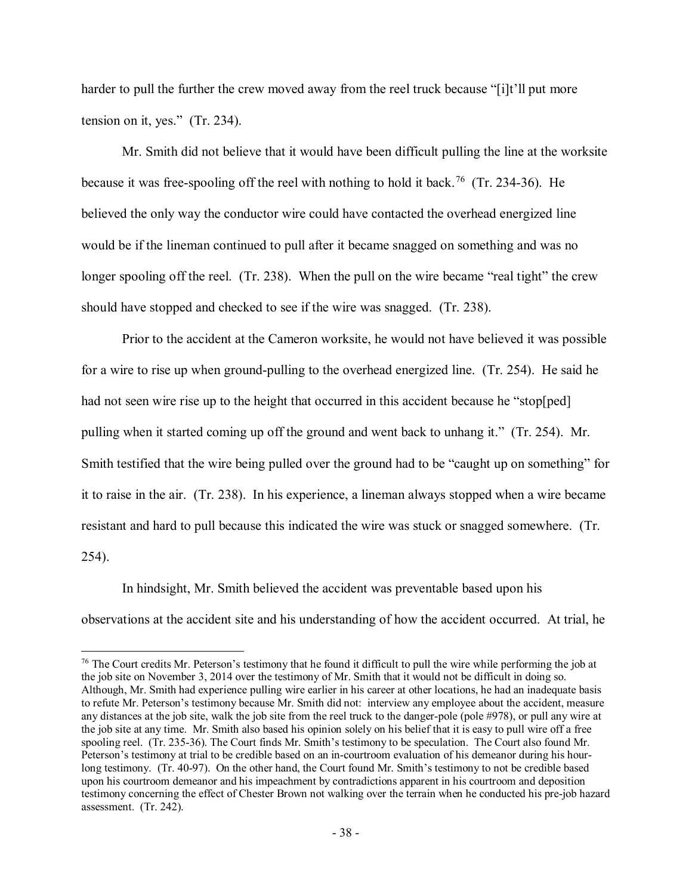harder to pull the further the crew moved away from the reel truck because "[i]t'll put more tension on it, yes." (Tr. 234).

Mr. Smith did not believe that it would have been difficult pulling the line at the worksite because it was free-spooling off the reel with nothing to hold it back.[76] (Tr. 234-36). He believed the only way the conductor wire could have contacted the overhead energized line would be if the lineman continued to pull after it became snagged on something and was no longer spooling off the reel. (Tr. 238). When the pull on the wire became "real tight" the crew should have stopped and checked to see if the wire was snagged. (Tr. 238).

Prior to the accident at the Cameron worksite, he would not have believed it was possible for a wire to rise up when ground-pulling to the overhead energized line. (Tr. 254). He said he had not seen wire rise up to the height that occurred in this accident because he "stop[ped] pulling when it started coming up off the ground and went back to unhang it." (Tr. 254). Mr. Smith testified that the wire being pulled over the ground had to be "caught up on something" for it to raise in the air. (Tr. 238). In his experience, a lineman always stopped when a wire became resistant and hard to pull because this indicated the wire was stuck or snagged somewhere. (Tr. 254).

In hindsight, Mr. Smith believed the accident was preventable based upon his observations at the accident site and his understanding of how the accident occurred. At trial, he

---

[76] The Court credits Mr. Peterson's testimony that he found it difficult to pull the wire while performing the job at the job site on November 3, 2014 over the testimony of Mr. Smith that it would not be difficult in doing so. Although, Mr. Smith had experience pulling wire earlier in his career at other locations, he had an inadequate basis to refute Mr. Peterson's testimony because Mr. Smith did not: interview any employee about the accident, measure any distances at the job site, walk the job site from the reel truck to the danger-pole (pole #978), or pull any wire at the job site at any time. Mr. Smith also based his opinion solely on his belief that it is easy to pull wire off a free spooling reel. (Tr. 235-36). The Court finds Mr. Smith's testimony to be speculation. The Court also found Mr. Peterson's testimony at trial to be credible based on an in-courtroom evaluation of his demeanor during his hour-long testimony. (Tr. 40-97). On the other hand, the Court found Mr. Smith's testimony to not be credible based upon his courtroom demeanor and his impeachment by contradictions apparent in his courtroom and deposition testimony concerning the effect of Chester Brown not walking over the terrain when he conducted his pre-job hazard assessment. (Tr. 242).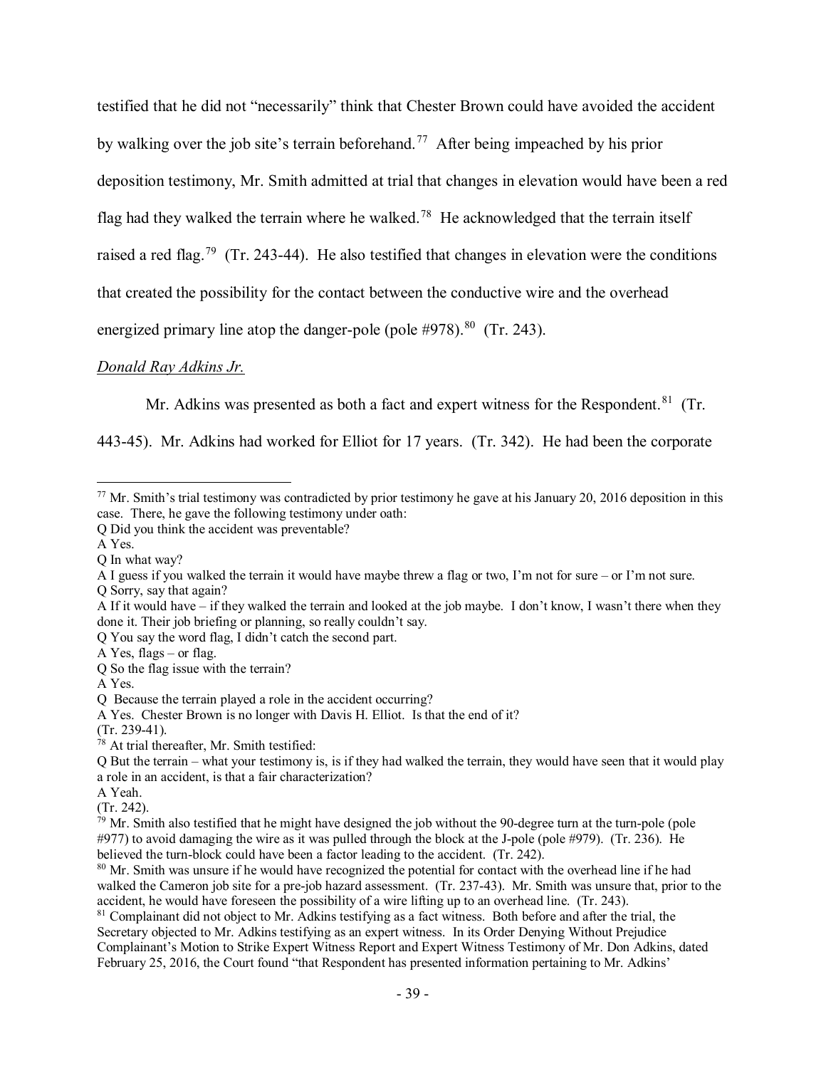testified that he did not "necessarily" think that Chester Brown could have avoided the accident by walking over the job site's terrain beforehand.[77] After being impeached by his prior deposition testimony, Mr. Smith admitted at trial that changes in elevation would have been a red flag had they walked the terrain where he walked.[78] He acknowledged that the terrain itself raised a red flag.[79] (Tr. 243-44). He also testified that changes in elevation were the conditions that created the possibility for the contact between the conductive wire and the overhead energized primary line atop the danger-pole (pole #978).[80] (Tr. 243).

*Donald Ray Adkins Jr.*

Mr. Adkins was presented as both a fact and expert witness for the Respondent.[81] (Tr. 443-45). Mr. Adkins had worked for Elliot for 17 years. (Tr. 342). He had been the corporate

---

[77] Mr. Smith's trial testimony was contradicted by prior testimony he gave at his January 20, 2016 deposition in this case. There, he gave the following testimony under oath:

Q Did you think the accident was preventable?

A Yes.

Q In what way?

A I guess if you walked the terrain it would have maybe threw a flag or two, I'm not for sure – or I'm not sure.

Q Sorry, say that again?

A If it would have – if they walked the terrain and looked at the job maybe. I don't know, I wasn't there when they done it. Their job briefing or planning, so really couldn't say.

Q You say the word flag, I didn't catch the second part.

A Yes, flags – or flag.

Q So the flag issue with the terrain?

A Yes.

Q Because the terrain played a role in the accident occurring?

A Yes. Chester Brown is no longer with Davis H. Elliot. Is that the end of it?

(Tr. 239-41).

[78] At trial thereafter, Mr. Smith testified:

Q But the terrain – what your testimony is, is if they had walked the terrain, they would have seen that it would play a role in an accident, is that a fair characterization?

A Yeah.

(Tr. 242).

[79] Mr. Smith also testified that he might have designed the job without the 90-degree turn at the turn-pole (pole #977) to avoid damaging the wire as it was pulled through the block at the J-pole (pole #979). (Tr. 236). He believed the turn-block could have been a factor leading to the accident. (Tr. 242).

[80] Mr. Smith was unsure if he would have recognized the potential for contact with the overhead line if he had walked the Cameron job site for a pre-job hazard assessment. (Tr. 237-43). Mr. Smith was unsure that, prior to the accident, he would have foreseen the possibility of a wire lifting up to an overhead line. (Tr. 243).

[81] Complainant did not object to Mr. Adkins testifying as a fact witness. Both before and after the trial, the Secretary objected to Mr. Adkins testifying as an expert witness. In its Order Denying Without Prejudice Complainant's Motion to Strike Expert Witness Report and Expert Witness Testimony of Mr. Don Adkins, dated February 25, 2016, the Court found "that Respondent has presented information pertaining to Mr. Adkins'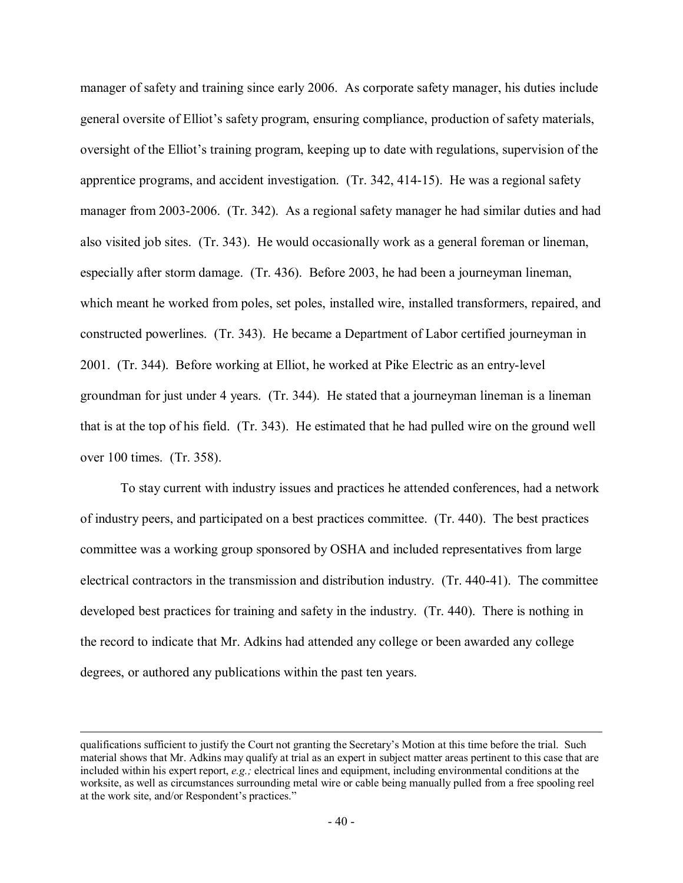manager of safety and training since early 2006. As corporate safety manager, his duties include general oversite of Elliot's safety program, ensuring compliance, production of safety materials, oversight of the Elliot's training program, keeping up to date with regulations, supervision of the apprentice programs, and accident investigation. (Tr. 342, 414-15). He was a regional safety manager from 2003-2006. (Tr. 342). As a regional safety manager he had similar duties and had also visited job sites. (Tr. 343). He would occasionally work as a general foreman or lineman, especially after storm damage. (Tr. 436). Before 2003, he had been a journeyman lineman, which meant he worked from poles, set poles, installed wire, installed transformers, repaired, and constructed powerlines. (Tr. 343). He became a Department of Labor certified journeyman in 2001. (Tr. 344). Before working at Elliot, he worked at Pike Electric as an entry-level groundman for just under 4 years. (Tr. 344). He stated that a journeyman lineman is a lineman that is at the top of his field. (Tr. 343). He estimated that he had pulled wire on the ground well over 100 times. (Tr. 358).

To stay current with industry issues and practices he attended conferences, had a network of industry peers, and participated on a best practices committee. (Tr. 440). The best practices committee was a working group sponsored by OSHA and included representatives from large electrical contractors in the transmission and distribution industry. (Tr. 440-41). The committee developed best practices for training and safety in the industry. (Tr. 440). There is nothing in the record to indicate that Mr. Adkins had attended any college or been awarded any college degrees, or authored any publications within the past ten years.

---

qualifications sufficient to justify the Court not granting the Secretary's Motion at this time before the trial. Such material shows that Mr. Adkins may qualify at trial as an expert in subject matter areas pertinent to this case that are included within his expert report, *e.g.;* electrical lines and equipment, including environmental conditions at the worksite, as well as circumstances surrounding metal wire or cable being manually pulled from a free spooling reel at the work site, and/or Respondent's practices."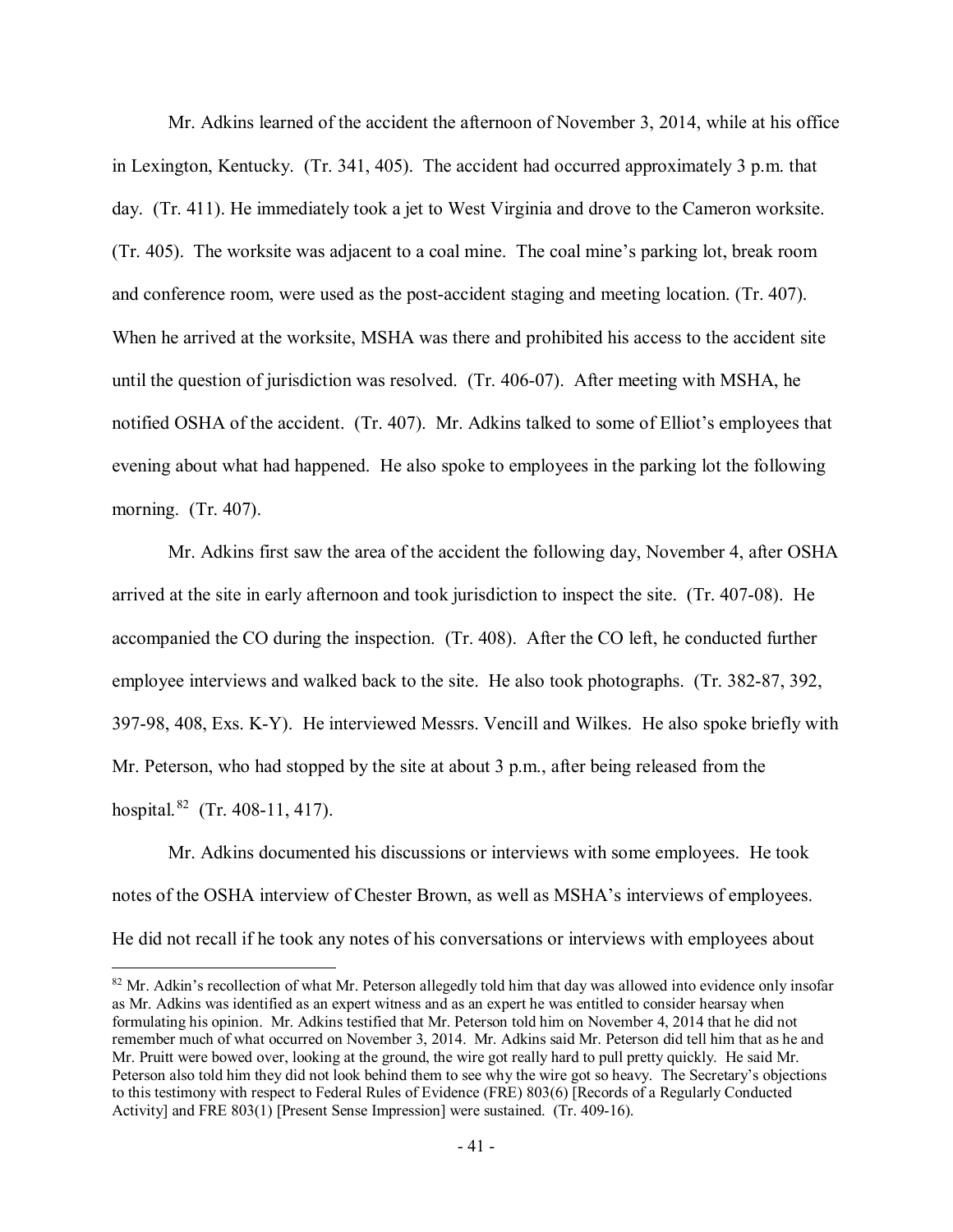Mr. Adkins learned of the accident the afternoon of November 3, 2014, while at his office in Lexington, Kentucky. (Tr. 341, 405). The accident had occurred approximately 3 p.m. that day. (Tr. 411). He immediately took a jet to West Virginia and drove to the Cameron worksite. (Tr. 405). The worksite was adjacent to a coal mine. The coal mine's parking lot, break room and conference room, were used as the post-accident staging and meeting location. (Tr. 407). When he arrived at the worksite, MSHA was there and prohibited his access to the accident site until the question of jurisdiction was resolved. (Tr. 406-07). After meeting with MSHA, he notified OSHA of the accident. (Tr. 407). Mr. Adkins talked to some of Elliot's employees that evening about what had happened. He also spoke to employees in the parking lot the following morning. (Tr. 407).

Mr. Adkins first saw the area of the accident the following day, November 4, after OSHA arrived at the site in early afternoon and took jurisdiction to inspect the site. (Tr. 407-08). He accompanied the CO during the inspection. (Tr. 408). After the CO left, he conducted further employee interviews and walked back to the site. He also took photographs. (Tr. 382-87, 392, 397-98, 408, Exs. K-Y). He interviewed Messrs. Vencill and Wilkes. He also spoke briefly with Mr. Peterson, who had stopped by the site at about 3 p.m., after being released from the hospital.[82] (Tr. 408-11, 417).

Mr. Adkins documented his discussions or interviews with some employees. He took notes of the OSHA interview of Chester Brown, as well as MSHA's interviews of employees. He did not recall if he took any notes of his conversations or interviews with employees about

[82] Mr. Adkin's recollection of what Mr. Peterson allegedly told him that day was allowed into evidence only insofar as Mr. Adkins was identified as an expert witness and as an expert he was entitled to consider hearsay when formulating his opinion. Mr. Adkins testified that Mr. Peterson told him on November 4, 2014 that he did not remember much of what occurred on November 3, 2014. Mr. Adkins said Mr. Peterson did tell him that as he and Mr. Pruitt were bowed over, looking at the ground, the wire got really hard to pull pretty quickly. He said Mr. Peterson also told him they did not look behind them to see why the wire got so heavy. The Secretary's objections to this testimony with respect to Federal Rules of Evidence (FRE) 803(6) [Records of a Regularly Conducted Activity] and FRE 803(1) [Present Sense Impression] were sustained. (Tr. 409-16).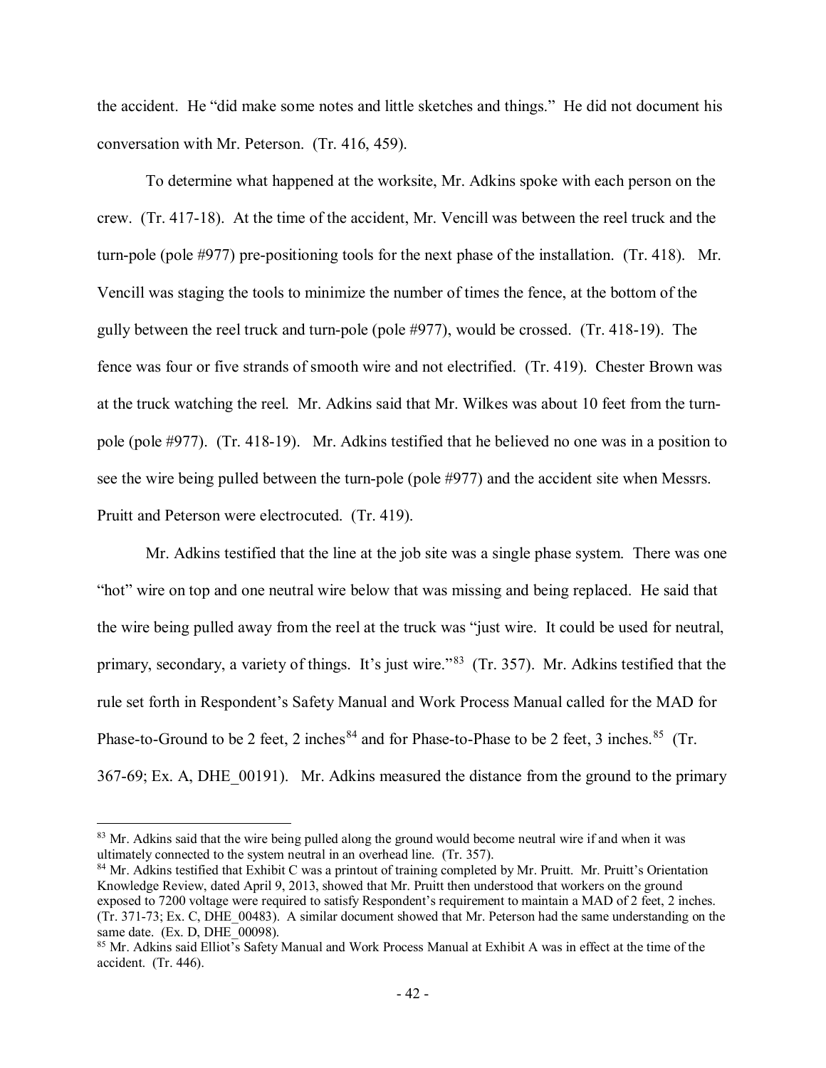the accident. He "did make some notes and little sketches and things." He did not document his conversation with Mr. Peterson. (Tr. 416, 459).

To determine what happened at the worksite, Mr. Adkins spoke with each person on the crew. (Tr. 417-18). At the time of the accident, Mr. Vencill was between the reel truck and the turn-pole (pole #977) pre-positioning tools for the next phase of the installation. (Tr. 418). Mr. Vencill was staging the tools to minimize the number of times the fence, at the bottom of the gully between the reel truck and turn-pole (pole #977), would be crossed. (Tr. 418-19). The fence was four or five strands of smooth wire and not electrified. (Tr. 419). Chester Brown was at the truck watching the reel. Mr. Adkins said that Mr. Wilkes was about 10 feet from the turn-pole (pole #977). (Tr. 418-19). Mr. Adkins testified that he believed no one was in a position to see the wire being pulled between the turn-pole (pole #977) and the accident site when Messrs. Pruitt and Peterson were electrocuted. (Tr. 419).

Mr. Adkins testified that the line at the job site was a single phase system. There was one "hot" wire on top and one neutral wire below that was missing and being replaced. He said that the wire being pulled away from the reel at the truck was "just wire. It could be used for neutral, primary, secondary, a variety of things. It's just wire."[83] (Tr. 357). Mr. Adkins testified that the rule set forth in Respondent's Safety Manual and Work Process Manual called for the MAD for Phase-to-Ground to be 2 feet, 2 inches[84] and for Phase-to-Phase to be 2 feet, 3 inches.[85] (Tr. 367-69; Ex. A, DHE_00191). Mr. Adkins measured the distance from the ground to the primary

---

[83] Mr. Adkins said that the wire being pulled along the ground would become neutral wire if and when it was ultimately connected to the system neutral in an overhead line. (Tr. 357).

[84] Mr. Adkins testified that Exhibit C was a printout of training completed by Mr. Pruitt. Mr. Pruitt's Orientation Knowledge Review, dated April 9, 2013, showed that Mr. Pruitt then understood that workers on the ground exposed to 7200 voltage were required to satisfy Respondent's requirement to maintain a MAD of 2 feet, 2 inches. (Tr. 371-73; Ex. C, DHE_00483). A similar document showed that Mr. Peterson had the same understanding on the same date. (Ex. D, DHE_00098).

[85] Mr. Adkins said Elliot's Safety Manual and Work Process Manual at Exhibit A was in effect at the time of the accident. (Tr. 446).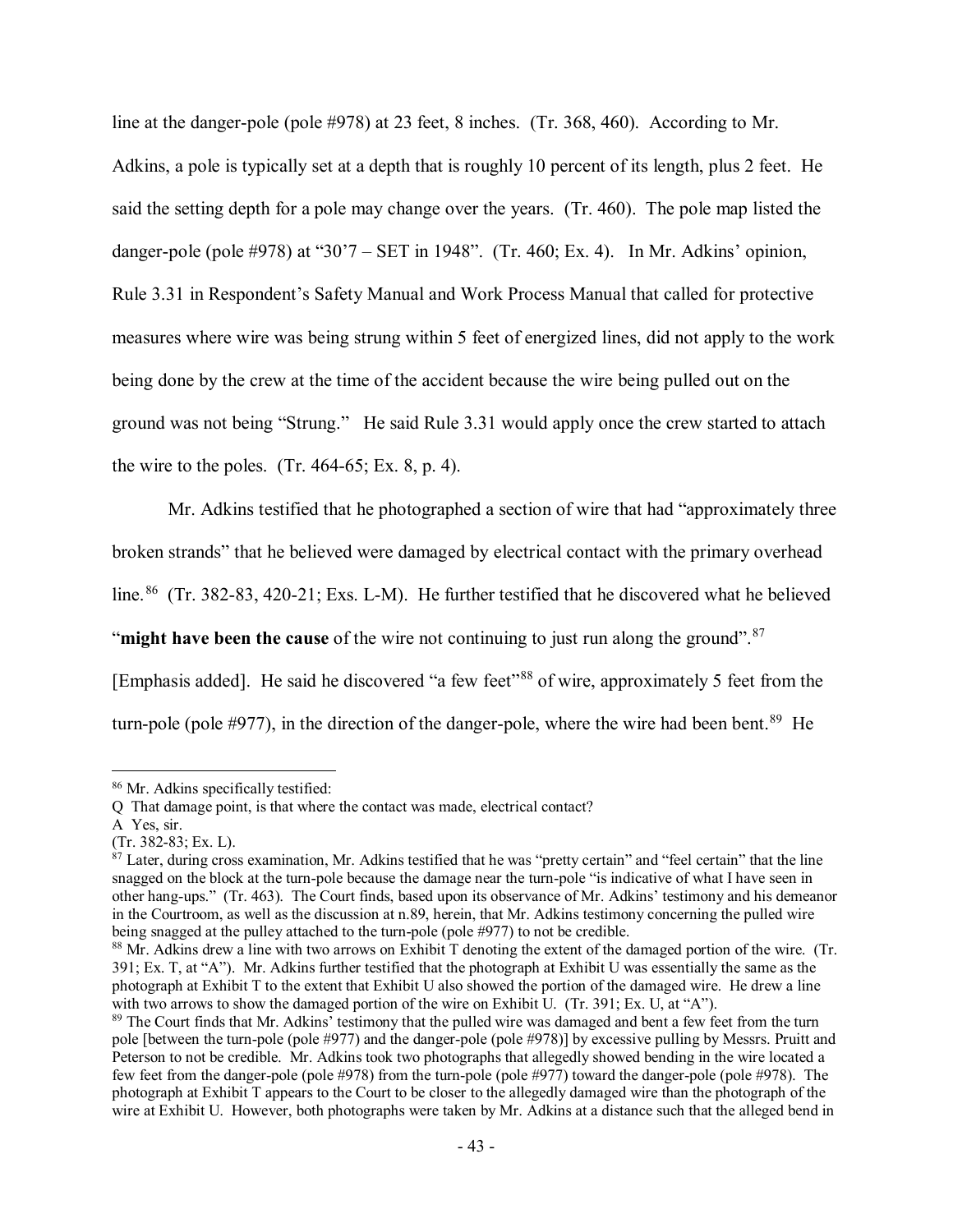line at the danger-pole (pole #978) at 23 feet, 8 inches. (Tr. 368, 460). According to Mr. Adkins, a pole is typically set at a depth that is roughly 10 percent of its length, plus 2 feet. He said the setting depth for a pole may change over the years. (Tr. 460). The pole map listed the danger-pole (pole #978) at "30'7 – SET in 1948". (Tr. 460; Ex. 4). In Mr. Adkins' opinion, Rule 3.31 in Respondent's Safety Manual and Work Process Manual that called for protective measures where wire was being strung within 5 feet of energized lines, did not apply to the work being done by the crew at the time of the accident because the wire being pulled out on the ground was not being "Strung." He said Rule 3.31 would apply once the crew started to attach the wire to the poles. (Tr. 464-65; Ex. 8, p. 4).

Mr. Adkins testified that he photographed a section of wire that had "approximately three broken strands" that he believed were damaged by electrical contact with the primary overhead line.[86] (Tr. 382-83, 420-21; Exs. L-M). He further testified that he discovered what he believed "**might have been the cause** of the wire not continuing to just run along the ground".[87] [Emphasis added]. He said he discovered "a few feet"[88] of wire, approximately 5 feet from the turn-pole (pole #977), in the direction of the danger-pole, where the wire had been bent.[89] He

---

[86] Mr. Adkins specifically testified:

Q That damage point, is that where the contact was made, electrical contact?

A Yes, sir.

(Tr. 382-83; Ex. L).

[87] Later, during cross examination, Mr. Adkins testified that he was "pretty certain" and "feel certain" that the line snagged on the block at the turn-pole because the damage near the turn-pole "is indicative of what I have seen in other hang-ups." (Tr. 463). The Court finds, based upon its observance of Mr. Adkins' testimony and his demeanor in the Courtroom, as well as the discussion at n.89, herein, that Mr. Adkins testimony concerning the pulled wire being snagged at the pulley attached to the turn-pole (pole #977) to not be credible.

[88] Mr. Adkins drew a line with two arrows on Exhibit T denoting the extent of the damaged portion of the wire. (Tr. 391; Ex. T, at "A"). Mr. Adkins further testified that the photograph at Exhibit U was essentially the same as the photograph at Exhibit T to the extent that Exhibit U also showed the portion of the damaged wire. He drew a line with two arrows to show the damaged portion of the wire on Exhibit U. (Tr. 391; Ex. U, at "A").

[89] The Court finds that Mr. Adkins' testimony that the pulled wire was damaged and bent a few feet from the turn pole [between the turn-pole (pole #977) and the danger-pole (pole #978)] by excessive pulling by Messrs. Pruitt and Peterson to not be credible. Mr. Adkins took two photographs that allegedly showed bending in the wire located a few feet from the danger-pole (pole #978) from the turn-pole (pole #977) toward the danger-pole (pole #978). The photograph at Exhibit T appears to the Court to be closer to the allegedly damaged wire than the photograph of the wire at Exhibit U. However, both photographs were taken by Mr. Adkins at a distance such that the alleged bend in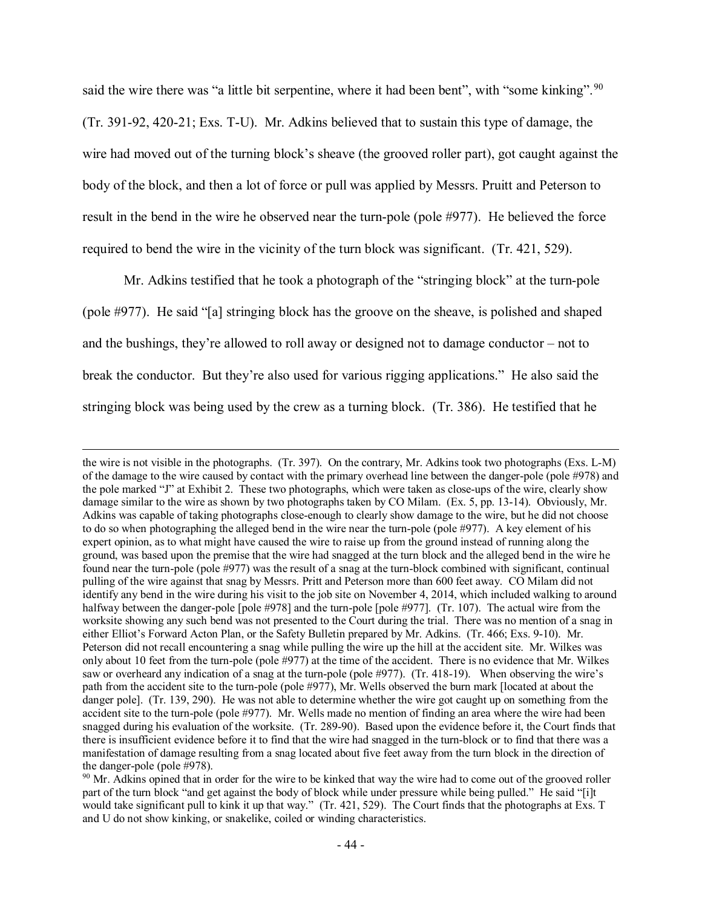said the wire there was "a little bit serpentine, where it had been bent", with "some kinking".[90] (Tr. 391-92, 420-21; Exs. T-U). Mr. Adkins believed that to sustain this type of damage, the wire had moved out of the turning block's sheave (the grooved roller part), got caught against the body of the block, and then a lot of force or pull was applied by Messrs. Pruitt and Peterson to result in the bend in the wire he observed near the turn-pole (pole #977). He believed the force required to bend the wire in the vicinity of the turn block was significant. (Tr. 421, 529).

Mr. Adkins testified that he took a photograph of the "stringing block" at the turn-pole (pole #977). He said "[a] stringing block has the groove on the sheave, is polished and shaped and the bushings, they're allowed to roll away or designed not to damage conductor – not to break the conductor. But they're also used for various rigging applications." He also said the stringing block was being used by the crew as a turning block. (Tr. 386). He testified that he

---

the wire is not visible in the photographs. (Tr. 397). On the contrary, Mr. Adkins took two photographs (Exs. L-M) of the damage to the wire caused by contact with the primary overhead line between the danger-pole (pole #978) and the pole marked "J" at Exhibit 2. These two photographs, which were taken as close-ups of the wire, clearly show damage similar to the wire as shown by two photographs taken by CO Milam. (Ex. 5, pp. 13-14). Obviously, Mr. Adkins was capable of taking photographs close-enough to clearly show damage to the wire, but he did not choose to do so when photographing the alleged bend in the wire near the turn-pole (pole #977). A key element of his expert opinion, as to what might have caused the wire to raise up from the ground instead of running along the ground, was based upon the premise that the wire had snagged at the turn block and the alleged bend in the wire he found near the turn-pole (pole #977) was the result of a snag at the turn-block combined with significant, continual pulling of the wire against that snag by Messrs. Pritt and Peterson more than 600 feet away. CO Milam did not identify any bend in the wire during his visit to the job site on November 4, 2014, which included walking to around halfway between the danger-pole [pole #978] and the turn-pole [pole #977]. (Tr. 107). The actual wire from the worksite showing any such bend was not presented to the Court during the trial. There was no mention of a snag in either Elliot's Forward Acton Plan, or the Safety Bulletin prepared by Mr. Adkins. (Tr. 466; Exs. 9-10). Mr. Peterson did not recall encountering a snag while pulling the wire up the hill at the accident site. Mr. Wilkes was only about 10 feet from the turn-pole (pole #977) at the time of the accident. There is no evidence that Mr. Wilkes saw or overheard any indication of a snag at the turn-pole (pole #977). (Tr. 418-19). When observing the wire's path from the accident site to the turn-pole (pole #977), Mr. Wells observed the burn mark [located at about the danger pole]. (Tr. 139, 290). He was not able to determine whether the wire got caught up on something from the accident site to the turn-pole (pole #977). Mr. Wells made no mention of finding an area where the wire had been snagged during his evaluation of the worksite. (Tr. 289-90). Based upon the evidence before it, the Court finds that there is insufficient evidence before it to find that the wire had snagged in the turn-block or to find that there was a manifestation of damage resulting from a snag located about five feet away from the turn block in the direction of the danger-pole (pole #978).

[90] Mr. Adkins opined that in order for the wire to be kinked that way the wire had to come out of the grooved roller part of the turn block "and get against the body of block while under pressure while being pulled." He said "[i]t would take significant pull to kink it up that way." (Tr. 421, 529). The Court finds that the photographs at Exs. T and U do not show kinking, or snakelike, coiled or winding characteristics.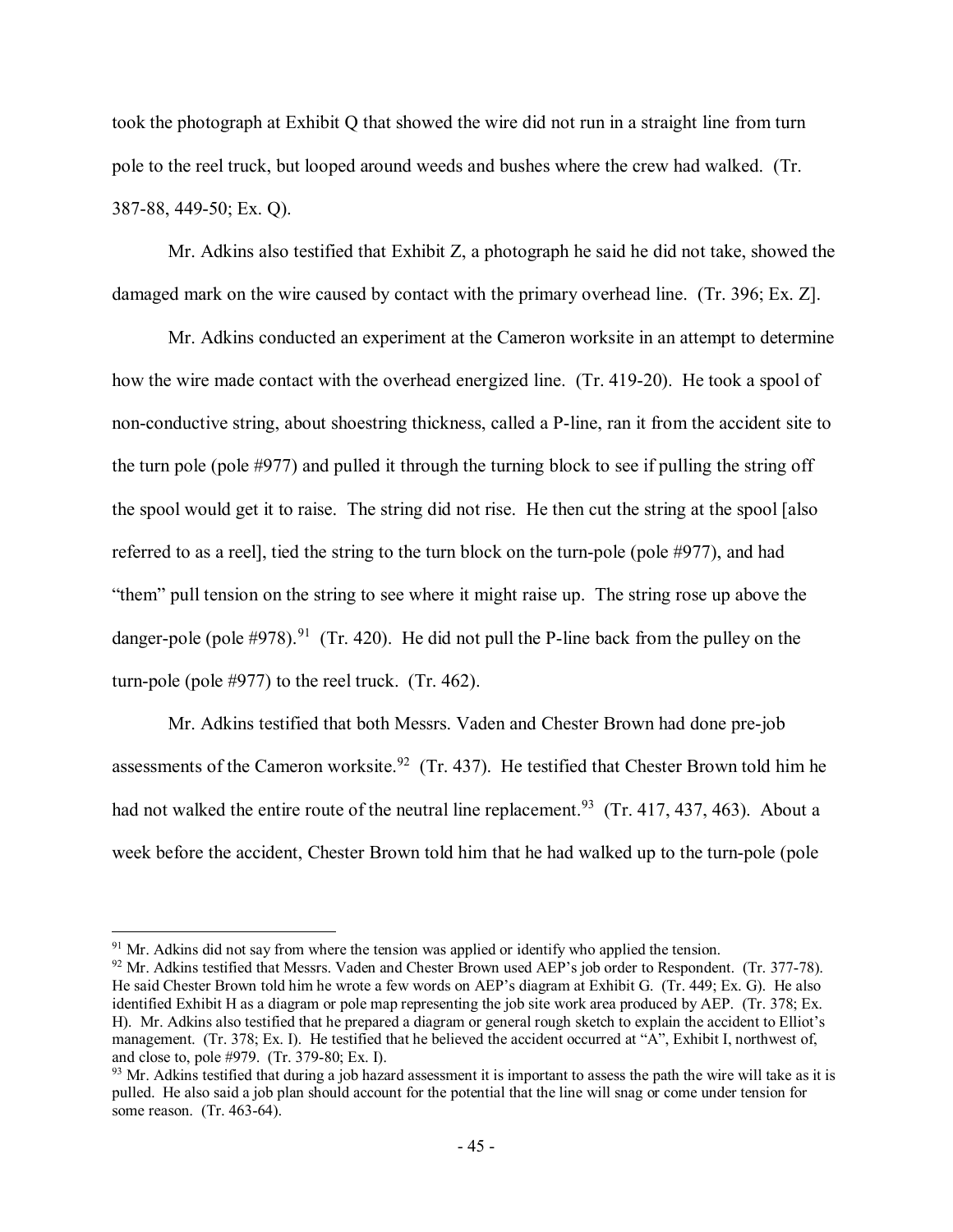took the photograph at Exhibit Q that showed the wire did not run in a straight line from turn pole to the reel truck, but looped around weeds and bushes where the crew had walked. (Tr. 387-88, 449-50; Ex. Q).

Mr. Adkins also testified that Exhibit Z, a photograph he said he did not take, showed the damaged mark on the wire caused by contact with the primary overhead line. (Tr. 396; Ex. Z].

Mr. Adkins conducted an experiment at the Cameron worksite in an attempt to determine how the wire made contact with the overhead energized line. (Tr. 419-20). He took a spool of non-conductive string, about shoestring thickness, called a P-line, ran it from the accident site to the turn pole (pole #977) and pulled it through the turning block to see if pulling the string off the spool would get it to raise. The string did not rise. He then cut the string at the spool [also referred to as a reel], tied the string to the turn block on the turn-pole (pole #977), and had "them" pull tension on the string to see where it might raise up. The string rose up above the danger-pole (pole #978).[91] (Tr. 420). He did not pull the P-line back from the pulley on the turn-pole (pole #977) to the reel truck. (Tr. 462).

Mr. Adkins testified that both Messrs. Vaden and Chester Brown had done pre-job assessments of the Cameron worksite.[92] (Tr. 437). He testified that Chester Brown told him he had not walked the entire route of the neutral line replacement.[93] (Tr. 417, 437, 463). About a week before the accident, Chester Brown told him that he had walked up to the turn-pole (pole

---

[91] Mr. Adkins did not say from where the tension was applied or identify who applied the tension.

[92] Mr. Adkins testified that Messrs. Vaden and Chester Brown used AEP's job order to Respondent. (Tr. 377-78). He said Chester Brown told him he wrote a few words on AEP's diagram at Exhibit G. (Tr. 449; Ex. G). He also identified Exhibit H as a diagram or pole map representing the job site work area produced by AEP. (Tr. 378; Ex. H). Mr. Adkins also testified that he prepared a diagram or general rough sketch to explain the accident to Elliot's management. (Tr. 378; Ex. I). He testified that he believed the accident occurred at "A", Exhibit I, northwest of, and close to, pole #979. (Tr. 379-80; Ex. I).

[93] Mr. Adkins testified that during a job hazard assessment it is important to assess the path the wire will take as it is pulled. He also said a job plan should account for the potential that the line will snag or come under tension for some reason. (Tr. 463-64).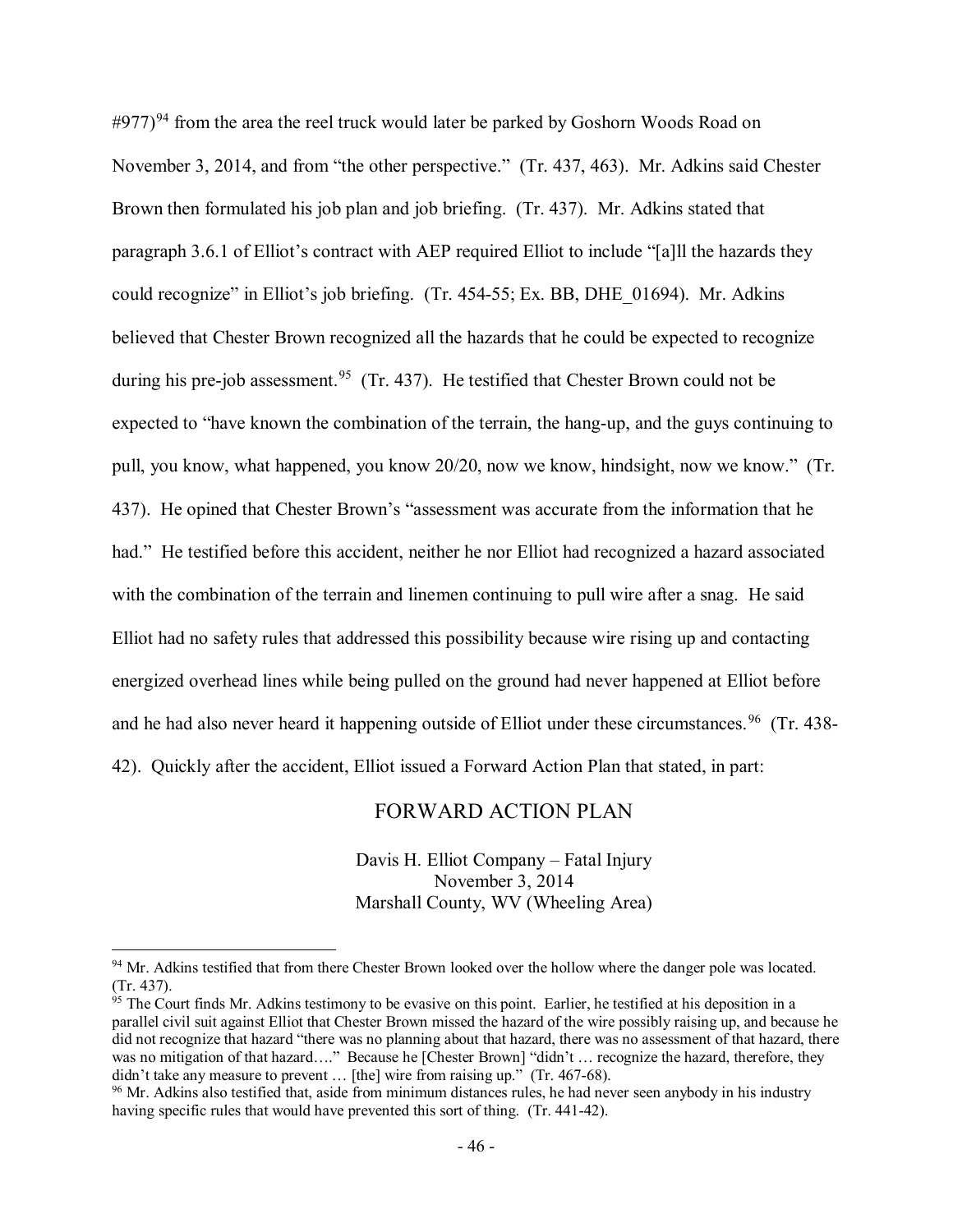#977)[94] from the area the reel truck would later be parked by Goshorn Woods Road on November 3, 2014, and from "the other perspective." (Tr. 437, 463). Mr. Adkins said Chester Brown then formulated his job plan and job briefing. (Tr. 437). Mr. Adkins stated that paragraph 3.6.1 of Elliot's contract with AEP required Elliot to include "[a]ll the hazards they could recognize" in Elliot's job briefing. (Tr. 454-55; Ex. BB, DHE_01694). Mr. Adkins believed that Chester Brown recognized all the hazards that he could be expected to recognize during his pre-job assessment.[95] (Tr. 437). He testified that Chester Brown could not be expected to "have known the combination of the terrain, the hang-up, and the guys continuing to pull, you know, what happened, you know 20/20, now we know, hindsight, now we know." (Tr. 437). He opined that Chester Brown's "assessment was accurate from the information that he had." He testified before this accident, neither he nor Elliot had recognized a hazard associated with the combination of the terrain and linemen continuing to pull wire after a snag. He said Elliot had no safety rules that addressed this possibility because wire rising up and contacting energized overhead lines while being pulled on the ground had never happened at Elliot before and he had also never heard it happening outside of Elliot under these circumstances.[96] (Tr. 438-42). Quickly after the accident, Elliot issued a Forward Action Plan that stated, in part:

FORWARD ACTION PLAN

Davis H. Elliot Company – Fatal Injury
November 3, 2014
Marshall County, WV (Wheeling Area)

---

[94] Mr. Adkins testified that from there Chester Brown looked over the hollow where the danger pole was located. (Tr. 437).

[95] The Court finds Mr. Adkins testimony to be evasive on this point. Earlier, he testified at his deposition in a parallel civil suit against Elliot that Chester Brown missed the hazard of the wire possibly raising up, and because he did not recognize that hazard "there was no planning about that hazard, there was no assessment of that hazard, there was no mitigation of that hazard…." Because he [Chester Brown] "didn't … recognize the hazard, therefore, they didn't take any measure to prevent … [the] wire from raising up." (Tr. 467-68).

[96] Mr. Adkins also testified that, aside from minimum distances rules, he had never seen anybody in his industry having specific rules that would have prevented this sort of thing. (Tr. 441-42).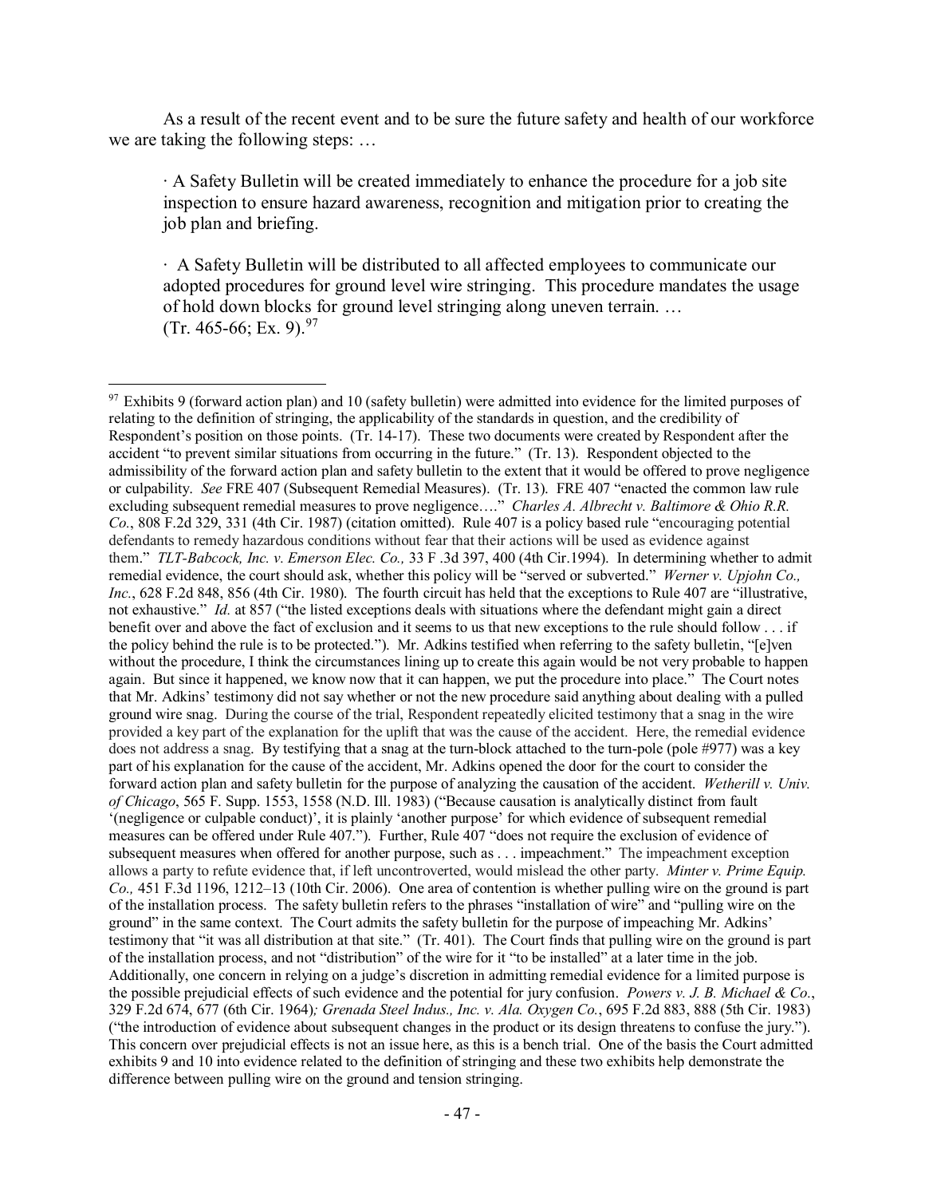As a result of the recent event and to be sure the future safety and health of our workforce we are taking the following steps: …

> · A Safety Bulletin will be created immediately to enhance the procedure for a job site inspection to ensure hazard awareness, recognition and mitigation prior to creating the job plan and briefing.
>
> · A Safety Bulletin will be distributed to all affected employees to communicate our adopted procedures for ground level wire stringing. This procedure mandates the usage of hold down blocks for ground level stringing along uneven terrain. …
> (Tr. 465-66; Ex. 9).[97]

---

[97] Exhibits 9 (forward action plan) and 10 (safety bulletin) were admitted into evidence for the limited purposes of relating to the definition of stringing, the applicability of the standards in question, and the credibility of Respondent's position on those points. (Tr. 14-17). These two documents were created by Respondent after the accident "to prevent similar situations from occurring in the future." (Tr. 13). Respondent objected to the admissibility of the forward action plan and safety bulletin to the extent that it would be offered to prove negligence or culpability. *See* FRE 407 (Subsequent Remedial Measures). (Tr. 13). FRE 407 "enacted the common law rule excluding subsequent remedial measures to prove negligence…." *Charles A. Albrecht v. Baltimore & Ohio R.R. Co.*, 808 F.2d 329, 331 (4th Cir. 1987) (citation omitted). Rule 407 is a policy based rule "encouraging potential defendants to remedy hazardous conditions without fear that their actions will be used as evidence against them." *TLT-Babcock, Inc. v. Emerson Elec. Co.,* 33 F .3d 397, 400 (4th Cir.1994). In determining whether to admit remedial evidence, the court should ask, whether this policy will be "served or subverted." *Werner v. Upjohn Co., Inc.*, 628 F.2d 848, 856 (4th Cir. 1980). The fourth circuit has held that the exceptions to Rule 407 are "illustrative, not exhaustive." *Id.* at 857 ("the listed exceptions deals with situations where the defendant might gain a direct benefit over and above the fact of exclusion and it seems to us that new exceptions to the rule should follow . . . if the policy behind the rule is to be protected."). Mr. Adkins testified when referring to the safety bulletin, "[e]ven without the procedure, I think the circumstances lining up to create this again would be not very probable to happen again. But since it happened, we know now that it can happen, we put the procedure into place." The Court notes that Mr. Adkins' testimony did not say whether or not the new procedure said anything about dealing with a pulled ground wire snag. During the course of the trial, Respondent repeatedly elicited testimony that a snag in the wire provided a key part of the explanation for the uplift that was the cause of the accident. Here, the remedial evidence does not address a snag. By testifying that a snag at the turn-block attached to the turn-pole (pole #977) was a key part of his explanation for the cause of the accident, Mr. Adkins opened the door for the court to consider the forward action plan and safety bulletin for the purpose of analyzing the causation of the accident. *Wetherill v. Univ. of Chicago*, 565 F. Supp. 1553, 1558 (N.D. Ill. 1983) ("Because causation is analytically distinct from fault '(negligence or culpable conduct)', it is plainly 'another purpose' for which evidence of subsequent remedial measures can be offered under Rule 407."). Further, Rule 407 "does not require the exclusion of evidence of subsequent measures when offered for another purpose, such as . . . impeachment." The impeachment exception allows a party to refute evidence that, if left uncontroverted, would mislead the other party. *Minter v. Prime Equip. Co.,* 451 F.3d 1196, 1212–13 (10th Cir. 2006). One area of contention is whether pulling wire on the ground is part of the installation process. The safety bulletin refers to the phrases "installation of wire" and "pulling wire on the ground" in the same context. The Court admits the safety bulletin for the purpose of impeaching Mr. Adkins' testimony that "it was all distribution at that site." (Tr. 401). The Court finds that pulling wire on the ground is part of the installation process, and not "distribution" of the wire for it "to be installed" at a later time in the job. Additionally, one concern in relying on a judge's discretion in admitting remedial evidence for a limited purpose is the possible prejudicial effects of such evidence and the potential for jury confusion. *Powers v. J. B. Michael & Co.*, 329 F.2d 674, 677 (6th Cir. 1964)*; Grenada Steel Indus., Inc. v. Ala. Oxygen Co.*, 695 F.2d 883, 888 (5th Cir. 1983) ("the introduction of evidence about subsequent changes in the product or its design threatens to confuse the jury."). This concern over prejudicial effects is not an issue here, as this is a bench trial. One of the basis the Court admitted exhibits 9 and 10 into evidence related to the definition of stringing and these two exhibits help demonstrate the difference between pulling wire on the ground and tension stringing.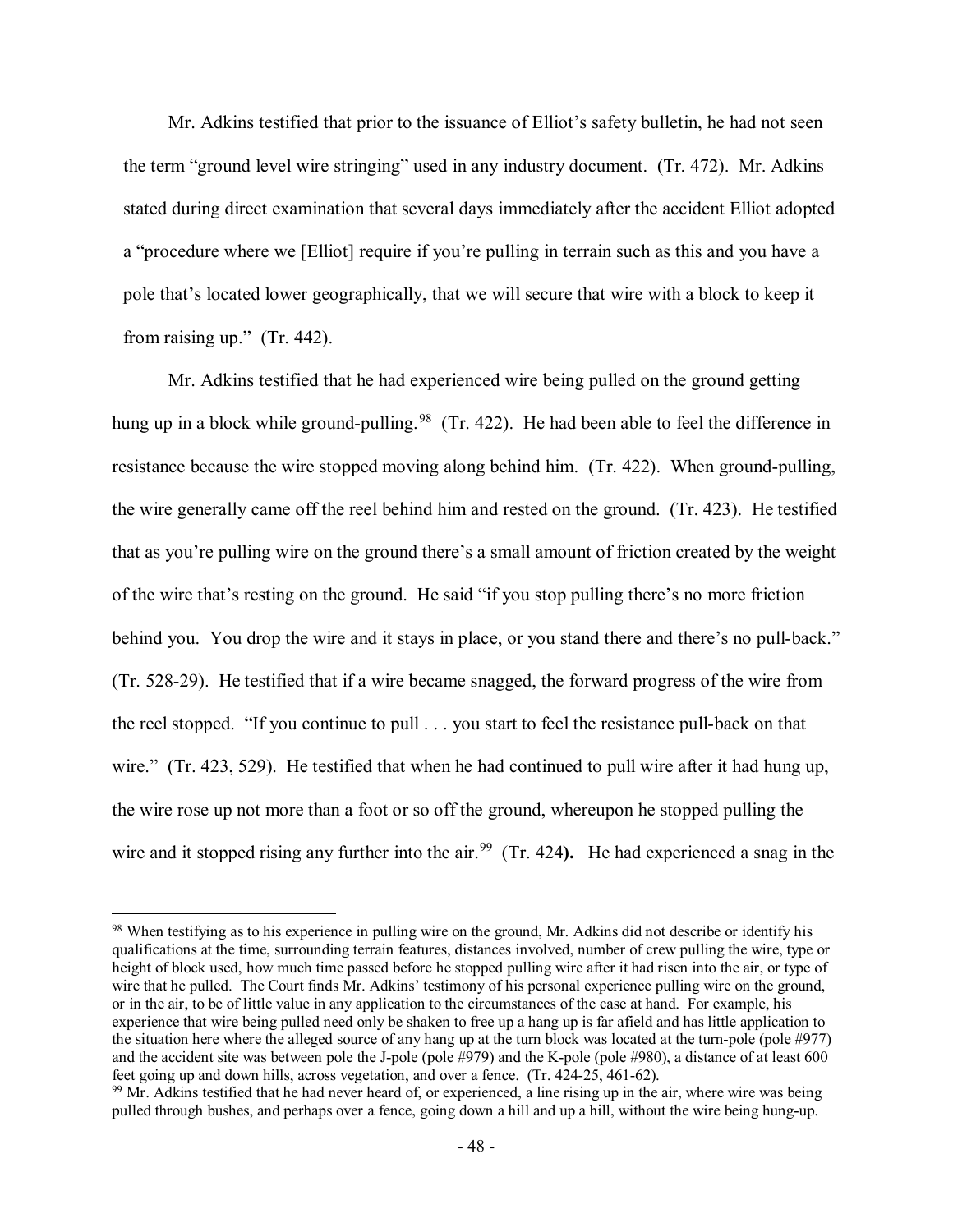Mr. Adkins testified that prior to the issuance of Elliot's safety bulletin, he had not seen the term "ground level wire stringing" used in any industry document. (Tr. 472). Mr. Adkins stated during direct examination that several days immediately after the accident Elliot adopted a "procedure where we [Elliot] require if you're pulling in terrain such as this and you have a pole that's located lower geographically, that we will secure that wire with a block to keep it from raising up." (Tr. 442).

Mr. Adkins testified that he had experienced wire being pulled on the ground getting hung up in a block while ground-pulling.[98] (Tr. 422). He had been able to feel the difference in resistance because the wire stopped moving along behind him. (Tr. 422). When ground-pulling, the wire generally came off the reel behind him and rested on the ground. (Tr. 423). He testified that as you're pulling wire on the ground there's a small amount of friction created by the weight of the wire that's resting on the ground. He said "if you stop pulling there's no more friction behind you. You drop the wire and it stays in place, or you stand there and there's no pull-back." (Tr. 528-29). He testified that if a wire became snagged, the forward progress of the wire from the reel stopped. "If you continue to pull . . . you start to feel the resistance pull-back on that wire." (Tr. 423, 529). He testified that when he had continued to pull wire after it had hung up, the wire rose up not more than a foot or so off the ground, whereupon he stopped pulling the wire and it stopped rising any further into the air.[99] (Tr. 424**).** He had experienced a snag in the

---

[98] When testifying as to his experience in pulling wire on the ground, Mr. Adkins did not describe or identify his qualifications at the time, surrounding terrain features, distances involved, number of crew pulling the wire, type or height of block used, how much time passed before he stopped pulling wire after it had risen into the air, or type of wire that he pulled. The Court finds Mr. Adkins' testimony of his personal experience pulling wire on the ground, or in the air, to be of little value in any application to the circumstances of the case at hand. For example, his experience that wire being pulled need only be shaken to free up a hang up is far afield and has little application to the situation here where the alleged source of any hang up at the turn block was located at the turn-pole (pole #977) and the accident site was between pole the J-pole (pole #979) and the K-pole (pole #980), a distance of at least 600 feet going up and down hills, across vegetation, and over a fence. (Tr. 424-25, 461-62).

[99] Mr. Adkins testified that he had never heard of, or experienced, a line rising up in the air, where wire was being pulled through bushes, and perhaps over a fence, going down a hill and up a hill, without the wire being hung-up.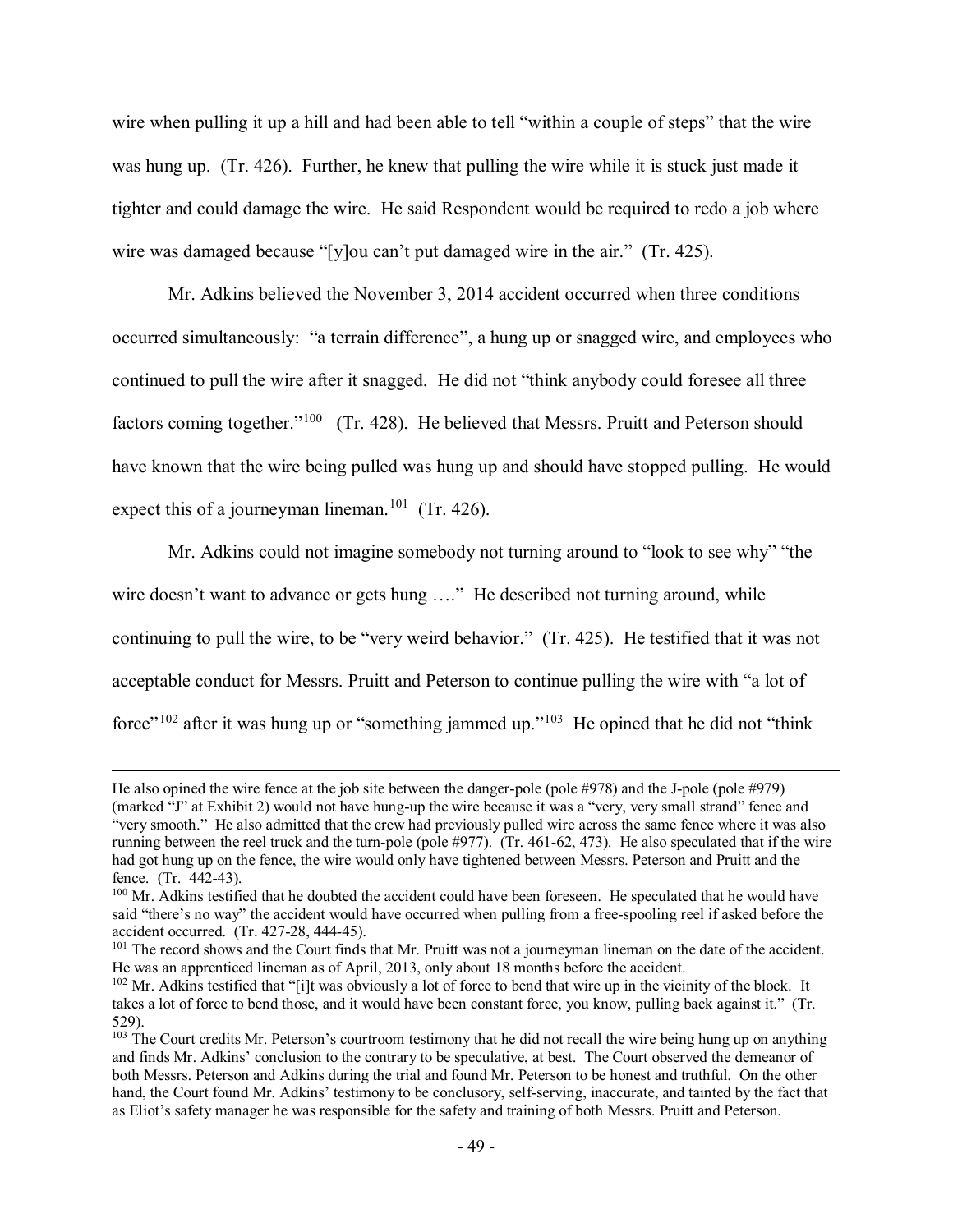wire when pulling it up a hill and had been able to tell "within a couple of steps" that the wire was hung up. (Tr. 426). Further, he knew that pulling the wire while it is stuck just made it tighter and could damage the wire. He said Respondent would be required to redo a job where wire was damaged because "[y]ou can't put damaged wire in the air." (Tr. 425).

Mr. Adkins believed the November 3, 2014 accident occurred when three conditions occurred simultaneously: "a terrain difference", a hung up or snagged wire, and employees who continued to pull the wire after it snagged. He did not "think anybody could foresee all three factors coming together."[100] (Tr. 428). He believed that Messrs. Pruitt and Peterson should have known that the wire being pulled was hung up and should have stopped pulling. He would expect this of a journeyman lineman.[101] (Tr. 426).

Mr. Adkins could not imagine somebody not turning around to "look to see why" "the wire doesn't want to advance or gets hung …." He described not turning around, while continuing to pull the wire, to be "very weird behavior." (Tr. 425). He testified that it was not acceptable conduct for Messrs. Pruitt and Peterson to continue pulling the wire with "a lot of force"[102] after it was hung up or "something jammed up."[103] He opined that he did not "think

---

He also opined the wire fence at the job site between the danger-pole (pole #978) and the J-pole (pole #979) (marked "J" at Exhibit 2) would not have hung-up the wire because it was a "very, very small strand" fence and "very smooth." He also admitted that the crew had previously pulled wire across the same fence where it was also running between the reel truck and the turn-pole (pole #977). (Tr. 461-62, 473). He also speculated that if the wire had got hung up on the fence, the wire would only have tightened between Messrs. Peterson and Pruitt and the fence. (Tr. 442-43).

[100] Mr. Adkins testified that he doubted the accident could have been foreseen. He speculated that he would have said "there's no way" the accident would have occurred when pulling from a free-spooling reel if asked before the accident occurred. (Tr. 427-28, 444-45).

[101] The record shows and the Court finds that Mr. Pruitt was not a journeyman lineman on the date of the accident. He was an apprenticed lineman as of April, 2013, only about 18 months before the accident.

[102] Mr. Adkins testified that "[i]t was obviously a lot of force to bend that wire up in the vicinity of the block. It takes a lot of force to bend those, and it would have been constant force, you know, pulling back against it." (Tr. 529).

[103] The Court credits Mr. Peterson's courtroom testimony that he did not recall the wire being hung up on anything and finds Mr. Adkins' conclusion to the contrary to be speculative, at best. The Court observed the demeanor of both Messrs. Peterson and Adkins during the trial and found Mr. Peterson to be honest and truthful. On the other hand, the Court found Mr. Adkins' testimony to be conclusory, self-serving, inaccurate, and tainted by the fact that as Eliot's safety manager he was responsible for the safety and training of both Messrs. Pruitt and Peterson.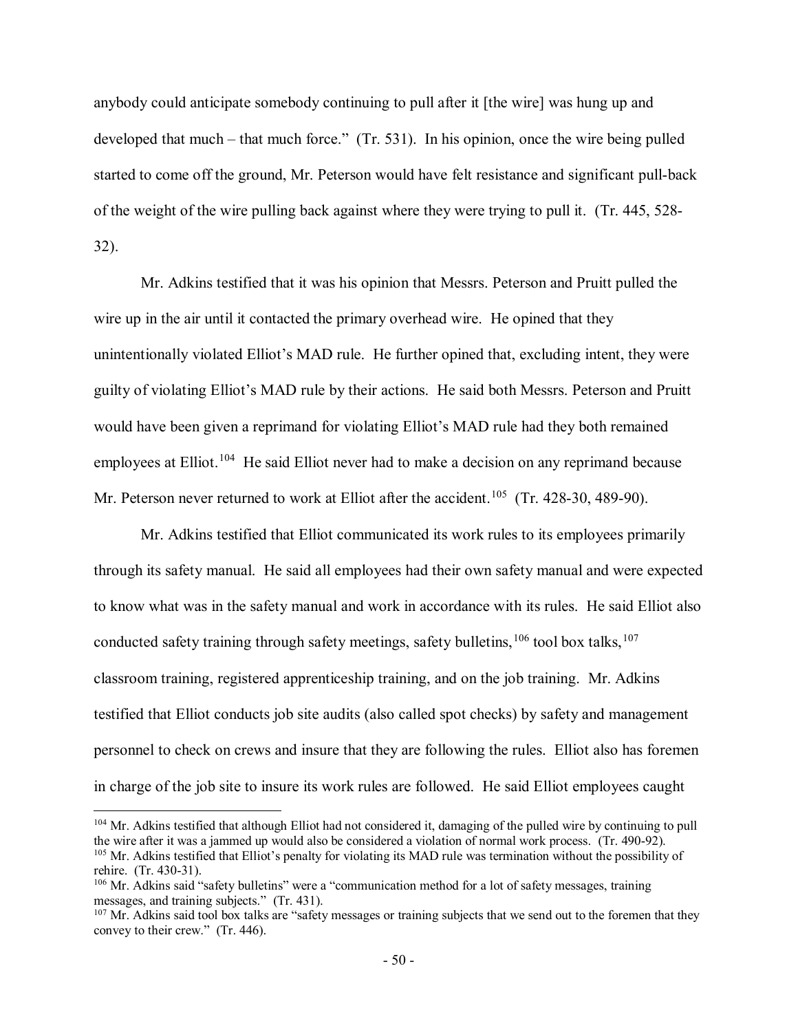anybody could anticipate somebody continuing to pull after it [the wire] was hung up and developed that much – that much force." (Tr. 531). In his opinion, once the wire being pulled started to come off the ground, Mr. Peterson would have felt resistance and significant pull-back of the weight of the wire pulling back against where they were trying to pull it. (Tr. 445, 528-32).

Mr. Adkins testified that it was his opinion that Messrs. Peterson and Pruitt pulled the wire up in the air until it contacted the primary overhead wire. He opined that they unintentionally violated Elliot's MAD rule. He further opined that, excluding intent, they were guilty of violating Elliot's MAD rule by their actions. He said both Messrs. Peterson and Pruitt would have been given a reprimand for violating Elliot's MAD rule had they both remained employees at Elliot.[104] He said Elliot never had to make a decision on any reprimand because Mr. Peterson never returned to work at Elliot after the accident.[105] (Tr. 428-30, 489-90).

Mr. Adkins testified that Elliot communicated its work rules to its employees primarily through its safety manual. He said all employees had their own safety manual and were expected to know what was in the safety manual and work in accordance with its rules. He said Elliot also conducted safety training through safety meetings, safety bulletins,[106] tool box talks,[107] classroom training, registered apprenticeship training, and on the job training. Mr. Adkins testified that Elliot conducts job site audits (also called spot checks) by safety and management personnel to check on crews and insure that they are following the rules. Elliot also has foremen in charge of the job site to insure its work rules are followed. He said Elliot employees caught

---

[104] Mr. Adkins testified that although Elliot had not considered it, damaging of the pulled wire by continuing to pull the wire after it was a jammed up would also be considered a violation of normal work process. (Tr. 490-92).

[105] Mr. Adkins testified that Elliot's penalty for violating its MAD rule was termination without the possibility of rehire. (Tr. 430-31).

[106] Mr. Adkins said "safety bulletins" were a "communication method for a lot of safety messages, training messages, and training subjects." (Tr. 431).

[107] Mr. Adkins said tool box talks are "safety messages or training subjects that we send out to the foremen that they convey to their crew." (Tr. 446).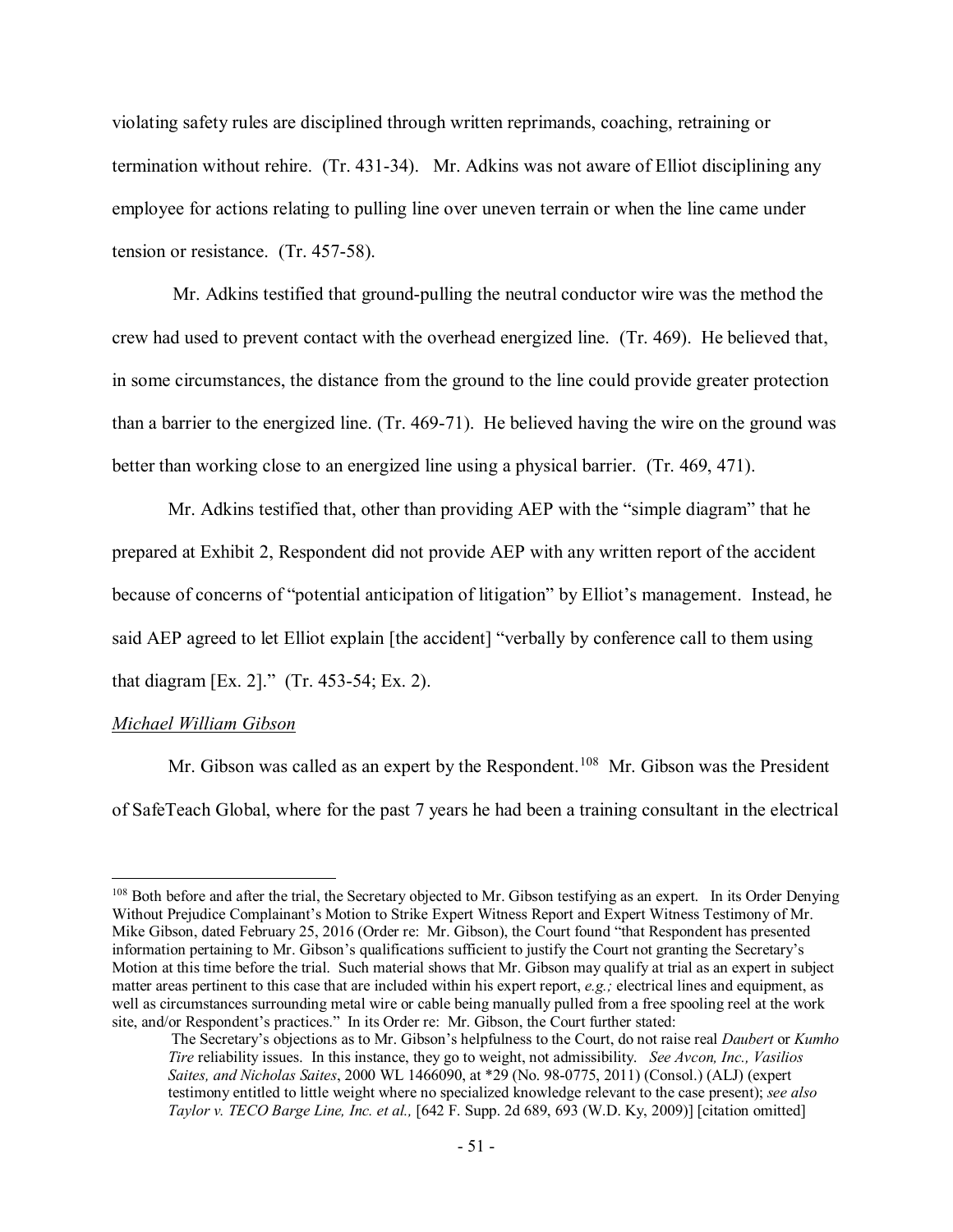violating safety rules are disciplined through written reprimands, coaching, retraining or termination without rehire. (Tr. 431-34). Mr. Adkins was not aware of Elliot disciplining any employee for actions relating to pulling line over uneven terrain or when the line came under tension or resistance. (Tr. 457-58).

Mr. Adkins testified that ground-pulling the neutral conductor wire was the method the crew had used to prevent contact with the overhead energized line. (Tr. 469). He believed that, in some circumstances, the distance from the ground to the line could provide greater protection than a barrier to the energized line. (Tr. 469-71). He believed having the wire on the ground was better than working close to an energized line using a physical barrier. (Tr. 469, 471).

Mr. Adkins testified that, other than providing AEP with the "simple diagram" that he prepared at Exhibit 2, Respondent did not provide AEP with any written report of the accident because of concerns of "potential anticipation of litigation" by Elliot's management. Instead, he said AEP agreed to let Elliot explain [the accident] "verbally by conference call to them using that diagram [Ex. 2]." (Tr. 453-54; Ex. 2).

*Michael William Gibson*

Mr. Gibson was called as an expert by the Respondent.[108] Mr. Gibson was the President of SafeTeach Global, where for the past 7 years he had been a training consultant in the electrical

---

[108] Both before and after the trial, the Secretary objected to Mr. Gibson testifying as an expert. In its Order Denying Without Prejudice Complainant's Motion to Strike Expert Witness Report and Expert Witness Testimony of Mr. Mike Gibson, dated February 25, 2016 (Order re: Mr. Gibson), the Court found "that Respondent has presented information pertaining to Mr. Gibson's qualifications sufficient to justify the Court not granting the Secretary's Motion at this time before the trial. Such material shows that Mr. Gibson may qualify at trial as an expert in subject matter areas pertinent to this case that are included within his expert report, *e.g.;* electrical lines and equipment, as well as circumstances surrounding metal wire or cable being manually pulled from a free spooling reel at the work site, and/or Respondent's practices." In its Order re: Mr. Gibson, the Court further stated:

> The Secretary's objections as to Mr. Gibson's helpfulness to the Court, do not raise real *Daubert* or *Kumho Tire* reliability issues. In this instance, they go to weight, not admissibility. *See Avcon, Inc., Vasilios Saites, and Nicholas Saites*, 2000 WL 1466090, at *29 (No. 98-0775, 2011) (Consol.) (ALJ) (expert testimony entitled to little weight where no specialized knowledge relevant to the case present); *see also Taylor v. TECO Barge Line, Inc. et al.,* [642 F. Supp. 2d 689, 693 (W.D. Ky, 2009)] [citation omitted]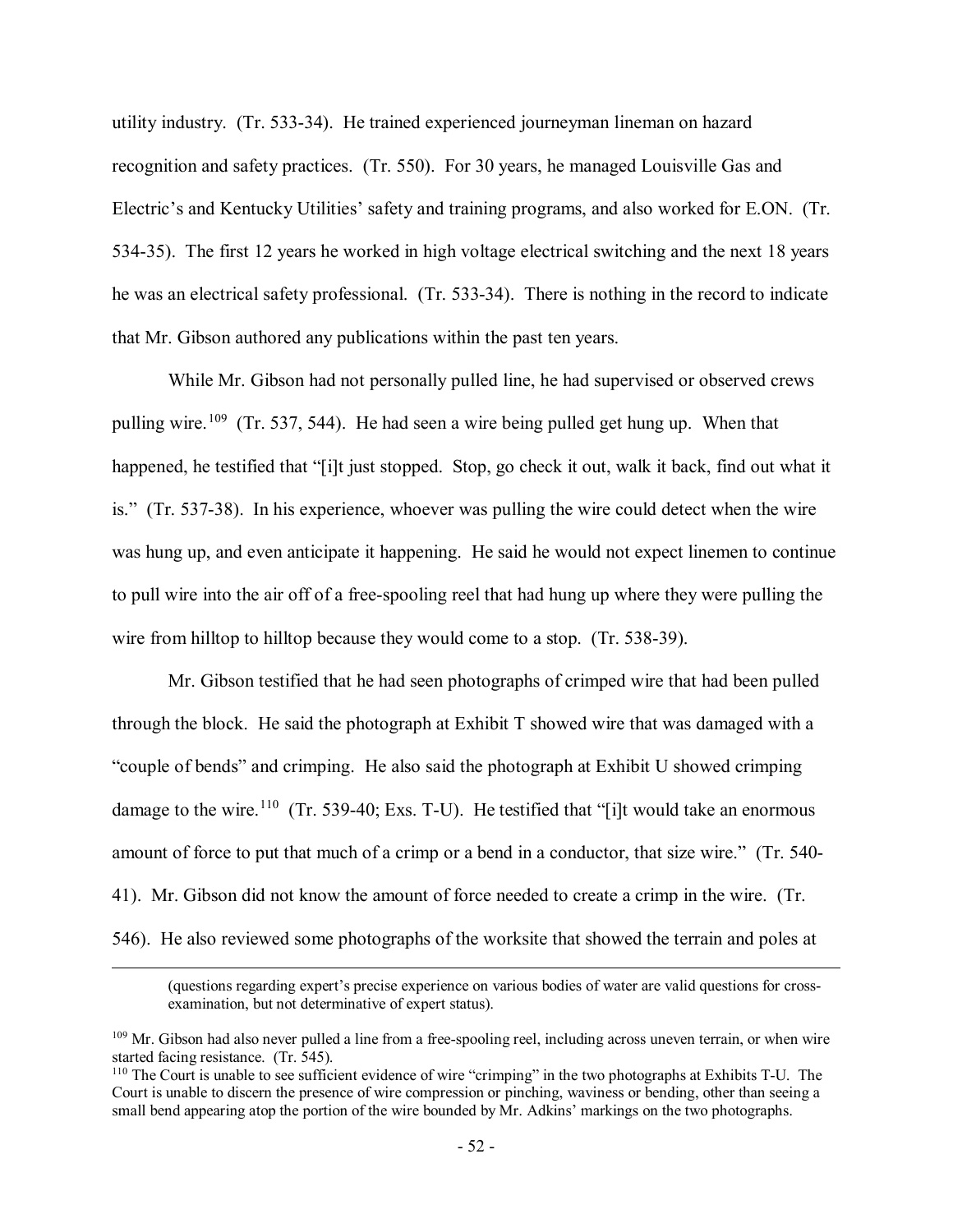utility industry. (Tr. 533-34). He trained experienced journeyman lineman on hazard recognition and safety practices. (Tr. 550). For 30 years, he managed Louisville Gas and Electric's and Kentucky Utilities' safety and training programs, and also worked for E.ON. (Tr. 534-35). The first 12 years he worked in high voltage electrical switching and the next 18 years he was an electrical safety professional. (Tr. 533-34). There is nothing in the record to indicate that Mr. Gibson authored any publications within the past ten years.

While Mr. Gibson had not personally pulled line, he had supervised or observed crews pulling wire.[109] (Tr. 537, 544). He had seen a wire being pulled get hung up. When that happened, he testified that "[i]t just stopped. Stop, go check it out, walk it back, find out what it is." (Tr. 537-38). In his experience, whoever was pulling the wire could detect when the wire was hung up, and even anticipate it happening. He said he would not expect linemen to continue to pull wire into the air off of a free-spooling reel that had hung up where they were pulling the wire from hilltop to hilltop because they would come to a stop. (Tr. 538-39).

Mr. Gibson testified that he had seen photographs of crimped wire that had been pulled through the block. He said the photograph at Exhibit T showed wire that was damaged with a "couple of bends" and crimping. He also said the photograph at Exhibit U showed crimping damage to the wire.[110] (Tr. 539-40; Exs. T-U). He testified that "[i]t would take an enormous amount of force to put that much of a crimp or a bend in a conductor, that size wire." (Tr. 540-41). Mr. Gibson did not know the amount of force needed to create a crimp in the wire. (Tr. 546). He also reviewed some photographs of the worksite that showed the terrain and poles at

(questions regarding expert's precise experience on various bodies of water are valid questions for cross-examination, but not determinative of expert status).

[109] Mr. Gibson had also never pulled a line from a free-spooling reel, including across uneven terrain, or when wire started facing resistance. (Tr. 545).

[110] The Court is unable to see sufficient evidence of wire "crimping" in the two photographs at Exhibits T-U. The Court is unable to discern the presence of wire compression or pinching, waviness or bending, other than seeing a small bend appearing atop the portion of the wire bounded by Mr. Adkins' markings on the two photographs.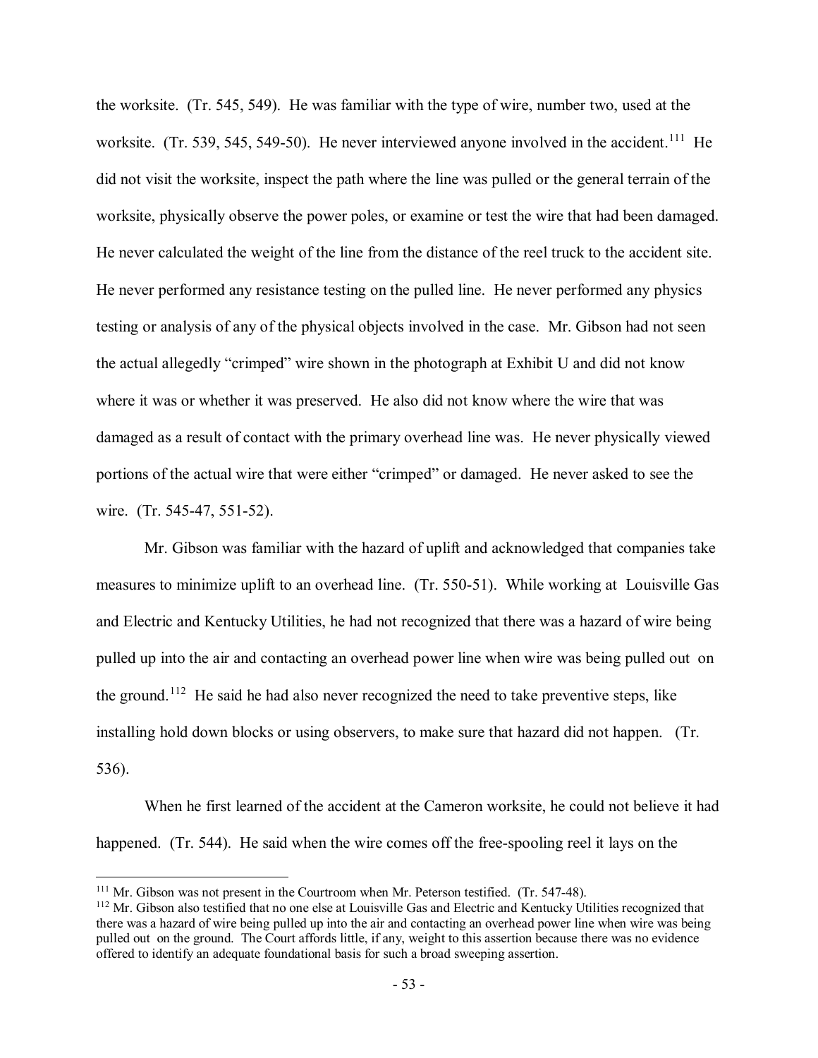the worksite. (Tr. 545, 549). He was familiar with the type of wire, number two, used at the worksite. (Tr. 539, 545, 549-50). He never interviewed anyone involved in the accident.[111] He did not visit the worksite, inspect the path where the line was pulled or the general terrain of the worksite, physically observe the power poles, or examine or test the wire that had been damaged. He never calculated the weight of the line from the distance of the reel truck to the accident site. He never performed any resistance testing on the pulled line. He never performed any physics testing or analysis of any of the physical objects involved in the case. Mr. Gibson had not seen the actual allegedly "crimped" wire shown in the photograph at Exhibit U and did not know where it was or whether it was preserved. He also did not know where the wire that was damaged as a result of contact with the primary overhead line was. He never physically viewed portions of the actual wire that were either "crimped" or damaged. He never asked to see the wire. (Tr. 545-47, 551-52).

Mr. Gibson was familiar with the hazard of uplift and acknowledged that companies take measures to minimize uplift to an overhead line. (Tr. 550-51). While working at Louisville Gas and Electric and Kentucky Utilities, he had not recognized that there was a hazard of wire being pulled up into the air and contacting an overhead power line when wire was being pulled out on the ground.[112] He said he had also never recognized the need to take preventive steps, like installing hold down blocks or using observers, to make sure that hazard did not happen. (Tr. 536).

When he first learned of the accident at the Cameron worksite, he could not believe it had happened. (Tr. 544). He said when the wire comes off the free-spooling reel it lays on the

[111] Mr. Gibson was not present in the Courtroom when Mr. Peterson testified. (Tr. 547-48).

[112] Mr. Gibson also testified that no one else at Louisville Gas and Electric and Kentucky Utilities recognized that there was a hazard of wire being pulled up into the air and contacting an overhead power line when wire was being pulled out on the ground. The Court affords little, if any, weight to this assertion because there was no evidence offered to identify an adequate foundational basis for such a broad sweeping assertion.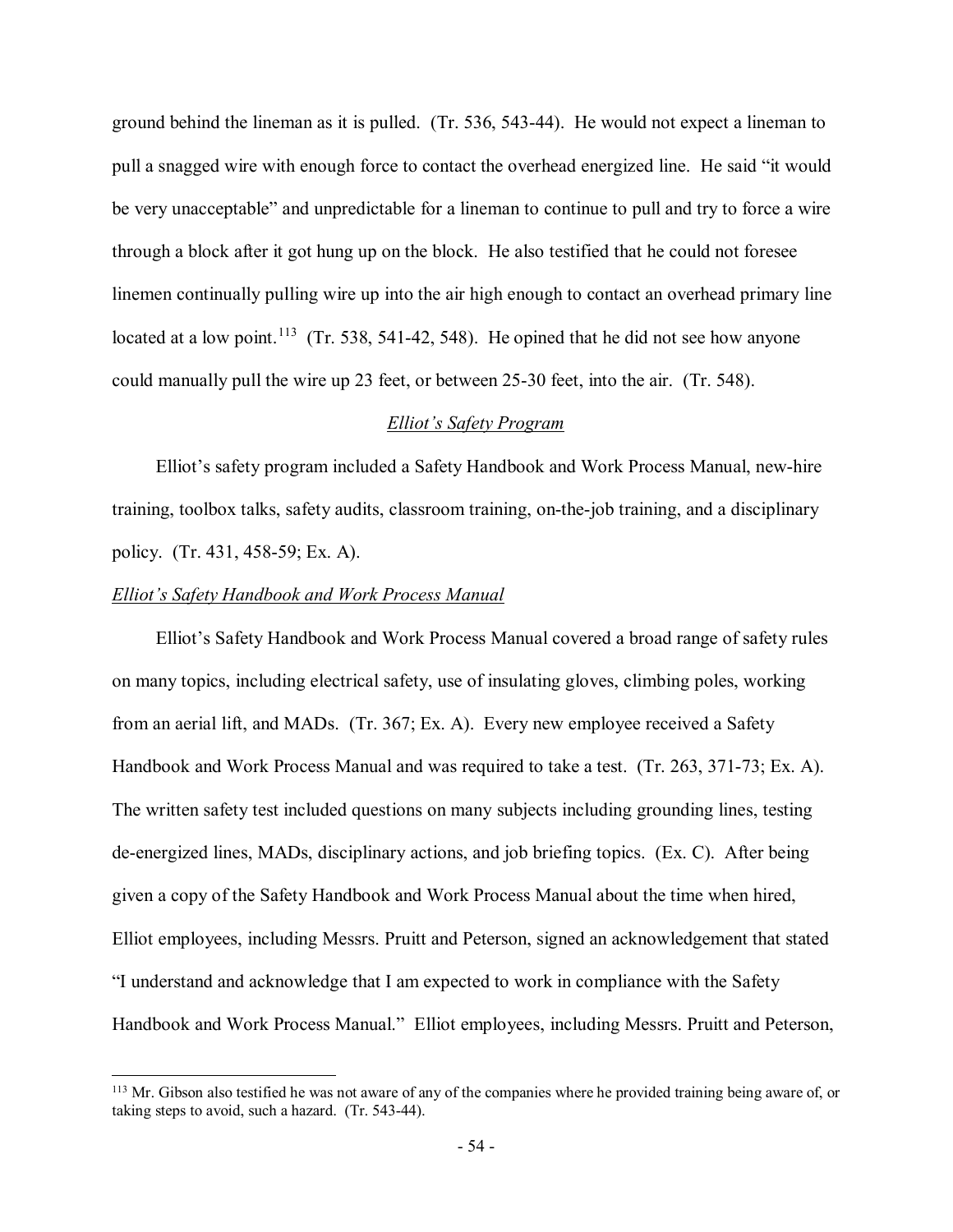ground behind the lineman as it is pulled. (Tr. 536, 543-44). He would not expect a lineman to pull a snagged wire with enough force to contact the overhead energized line. He said "it would be very unacceptable" and unpredictable for a lineman to continue to pull and try to force a wire through a block after it got hung up on the block. He also testified that he could not foresee linemen continually pulling wire up into the air high enough to contact an overhead primary line located at a low point.[113] (Tr. 538, 541-42, 548). He opined that he did not see how anyone could manually pull the wire up 23 feet, or between 25-30 feet, into the air. (Tr. 548).

<u>*Elliot's Safety Program*</u>

Elliot's safety program included a Safety Handbook and Work Process Manual, new-hire training, toolbox talks, safety audits, classroom training, on-the-job training, and a disciplinary policy. (Tr. 431, 458-59; Ex. A).

<u>*Elliot's Safety Handbook and Work Process Manual*</u>

Elliot's Safety Handbook and Work Process Manual covered a broad range of safety rules on many topics, including electrical safety, use of insulating gloves, climbing poles, working from an aerial lift, and MADs. (Tr. 367; Ex. A). Every new employee received a Safety Handbook and Work Process Manual and was required to take a test. (Tr. 263, 371-73; Ex. A). The written safety test included questions on many subjects including grounding lines, testing de-energized lines, MADs, disciplinary actions, and job briefing topics. (Ex. C). After being given a copy of the Safety Handbook and Work Process Manual about the time when hired, Elliot employees, including Messrs. Pruitt and Peterson, signed an acknowledgement that stated "I understand and acknowledge that I am expected to work in compliance with the Safety Handbook and Work Process Manual." Elliot employees, including Messrs. Pruitt and Peterson,

[113] Mr. Gibson also testified he was not aware of any of the companies where he provided training being aware of, or taking steps to avoid, such a hazard. (Tr. 543-44).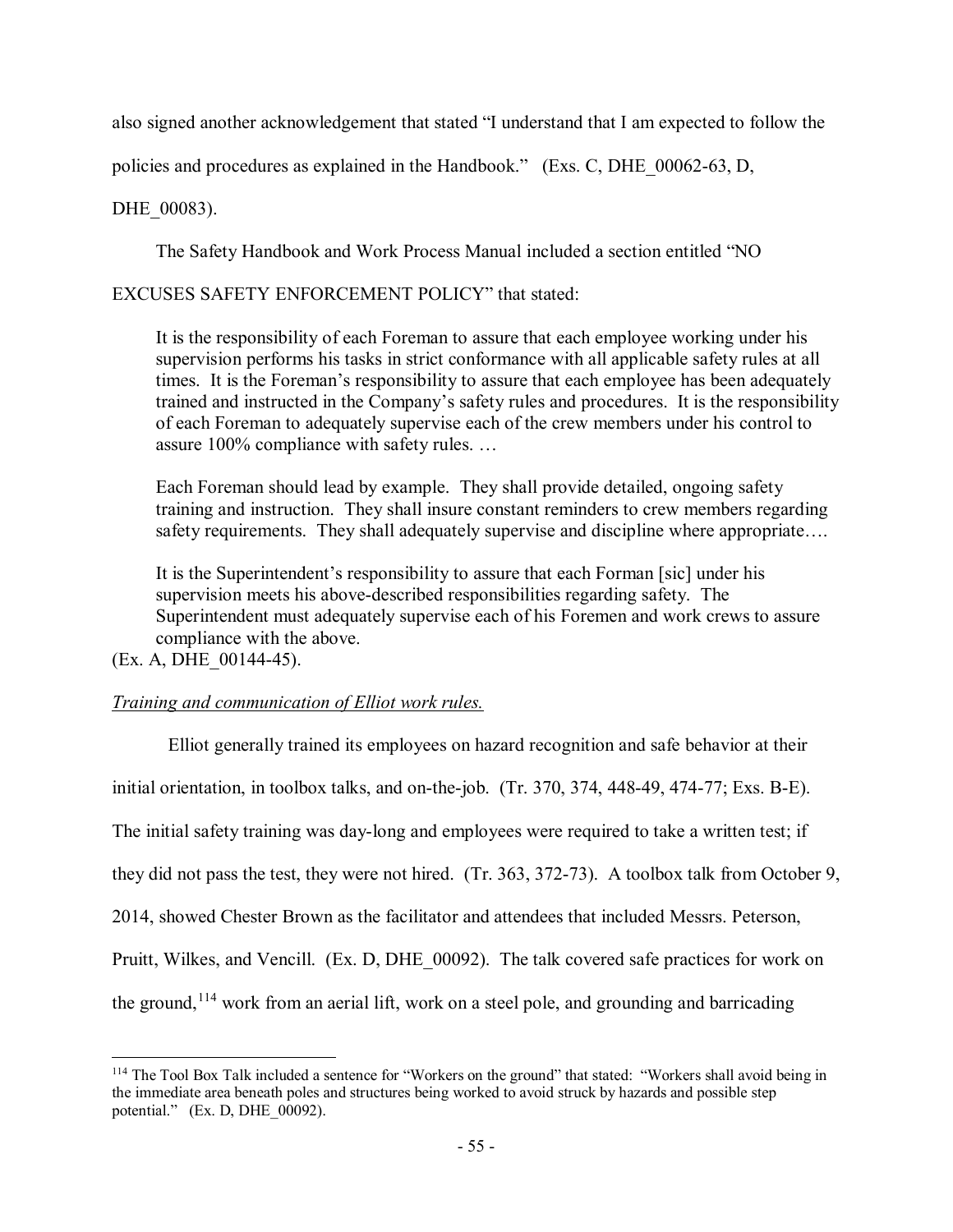also signed another acknowledgement that stated "I understand that I am expected to follow the policies and procedures as explained in the Handbook." (Exs. C, DHE_00062-63, D, DHE_00083).

The Safety Handbook and Work Process Manual included a section entitled "NO EXCUSES SAFETY ENFORCEMENT POLICY" that stated:

> It is the responsibility of each Foreman to assure that each employee working under his supervision performs his tasks in strict conformance with all applicable safety rules at all times. It is the Foreman's responsibility to assure that each employee has been adequately trained and instructed in the Company's safety rules and procedures. It is the responsibility of each Foreman to adequately supervise each of the crew members under his control to assure 100% compliance with safety rules. …
>
> Each Foreman should lead by example. They shall provide detailed, ongoing safety training and instruction. They shall insure constant reminders to crew members regarding safety requirements. They shall adequately supervise and discipline where appropriate….
>
> It is the Superintendent's responsibility to assure that each Forman [sic] under his supervision meets his above-described responsibilities regarding safety. The Superintendent must adequately supervise each of his Foremen and work crews to assure compliance with the above.

(Ex. A, DHE_00144-45).

*Training and communication of Elliot work rules.*

Elliot generally trained its employees on hazard recognition and safe behavior at their initial orientation, in toolbox talks, and on-the-job. (Tr. 370, 374, 448-49, 474-77; Exs. B-E). The initial safety training was day-long and employees were required to take a written test; if they did not pass the test, they were not hired. (Tr. 363, 372-73). A toolbox talk from October 9, 2014, showed Chester Brown as the facilitator and attendees that included Messrs. Peterson, Pruitt, Wilkes, and Vencill. (Ex. D, DHE_00092). The talk covered safe practices for work on the ground,[114] work from an aerial lift, work on a steel pole, and grounding and barricading

---

[114] The Tool Box Talk included a sentence for "Workers on the ground" that stated: "Workers shall avoid being in the immediate area beneath poles and structures being worked to avoid struck by hazards and possible step potential." (Ex. D, DHE_00092).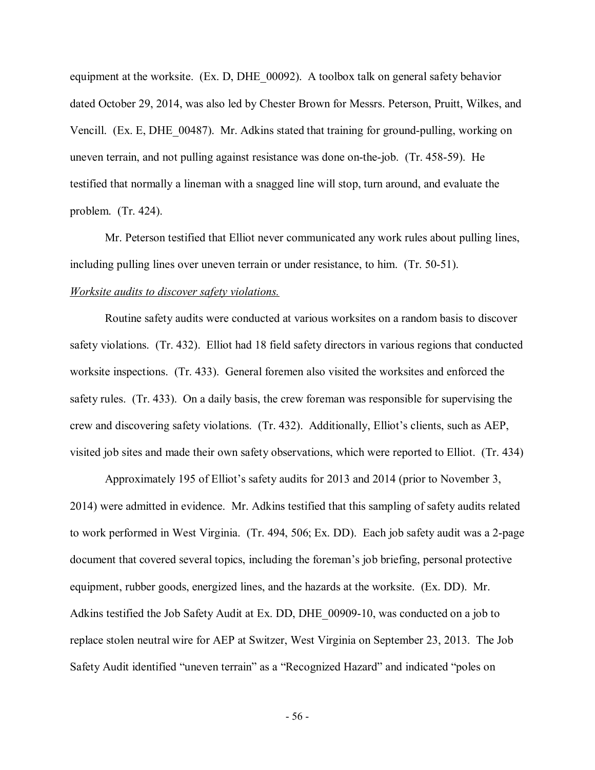equipment at the worksite. (Ex. D, DHE_00092). A toolbox talk on general safety behavior dated October 29, 2014, was also led by Chester Brown for Messrs. Peterson, Pruitt, Wilkes, and Vencill. (Ex. E, DHE_00487). Mr. Adkins stated that training for ground-pulling, working on uneven terrain, and not pulling against resistance was done on-the-job. (Tr. 458-59). He testified that normally a lineman with a snagged line will stop, turn around, and evaluate the problem. (Tr. 424).

Mr. Peterson testified that Elliot never communicated any work rules about pulling lines, including pulling lines over uneven terrain or under resistance, to him. (Tr. 50-51).

*Worksite audits to discover safety violations.*

Routine safety audits were conducted at various worksites on a random basis to discover safety violations. (Tr. 432). Elliot had 18 field safety directors in various regions that conducted worksite inspections. (Tr. 433). General foremen also visited the worksites and enforced the safety rules. (Tr. 433). On a daily basis, the crew foreman was responsible for supervising the crew and discovering safety violations. (Tr. 432). Additionally, Elliot's clients, such as AEP, visited job sites and made their own safety observations, which were reported to Elliot. (Tr. 434)

Approximately 195 of Elliot's safety audits for 2013 and 2014 (prior to November 3, 2014) were admitted in evidence. Mr. Adkins testified that this sampling of safety audits related to work performed in West Virginia. (Tr. 494, 506; Ex. DD). Each job safety audit was a 2-page document that covered several topics, including the foreman's job briefing, personal protective equipment, rubber goods, energized lines, and the hazards at the worksite. (Ex. DD). Mr. Adkins testified the Job Safety Audit at Ex. DD, DHE_00909-10, was conducted on a job to replace stolen neutral wire for AEP at Switzer, West Virginia on September 23, 2013. The Job Safety Audit identified "uneven terrain" as a "Recognized Hazard" and indicated "poles on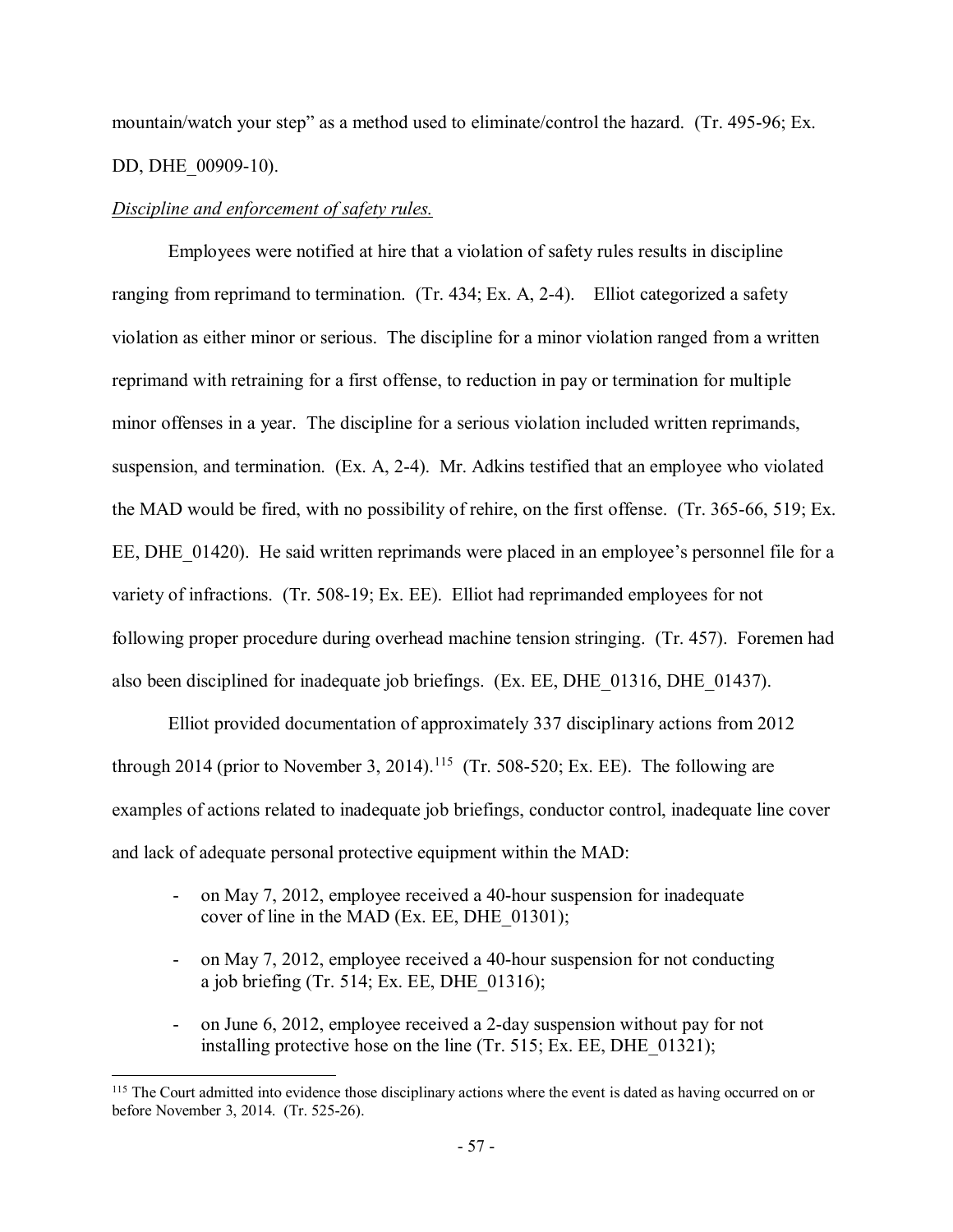mountain/watch your step" as a method used to eliminate/control the hazard. (Tr. 495-96; Ex. DD, DHE_00909-10).

*Discipline and enforcement of safety rules.*

Employees were notified at hire that a violation of safety rules results in discipline ranging from reprimand to termination. (Tr. 434; Ex. A, 2-4). Elliot categorized a safety violation as either minor or serious. The discipline for a minor violation ranged from a written reprimand with retraining for a first offense, to reduction in pay or termination for multiple minor offenses in a year. The discipline for a serious violation included written reprimands, suspension, and termination. (Ex. A, 2-4). Mr. Adkins testified that an employee who violated the MAD would be fired, with no possibility of rehire, on the first offense. (Tr. 365-66, 519; Ex. EE, DHE_01420). He said written reprimands were placed in an employee's personnel file for a variety of infractions. (Tr. 508-19; Ex. EE). Elliot had reprimanded employees for not following proper procedure during overhead machine tension stringing. (Tr. 457). Foremen had also been disciplined for inadequate job briefings. (Ex. EE, DHE_01316, DHE_01437).

Elliot provided documentation of approximately 337 disciplinary actions from 2012 through 2014 (prior to November 3, 2014).[115] (Tr. 508-520; Ex. EE). The following are examples of actions related to inadequate job briefings, conductor control, inadequate line cover and lack of adequate personal protective equipment within the MAD:

- on May 7, 2012, employee received a 40-hour suspension for inadequate cover of line in the MAD (Ex. EE, DHE_01301);
- on May 7, 2012, employee received a 40-hour suspension for not conducting a job briefing (Tr. 514; Ex. EE, DHE_01316);
- on June 6, 2012, employee received a 2-day suspension without pay for not installing protective hose on the line (Tr. 515; Ex. EE, DHE_01321);

[115] The Court admitted into evidence those disciplinary actions where the event is dated as having occurred on or before November 3, 2014. (Tr. 525-26).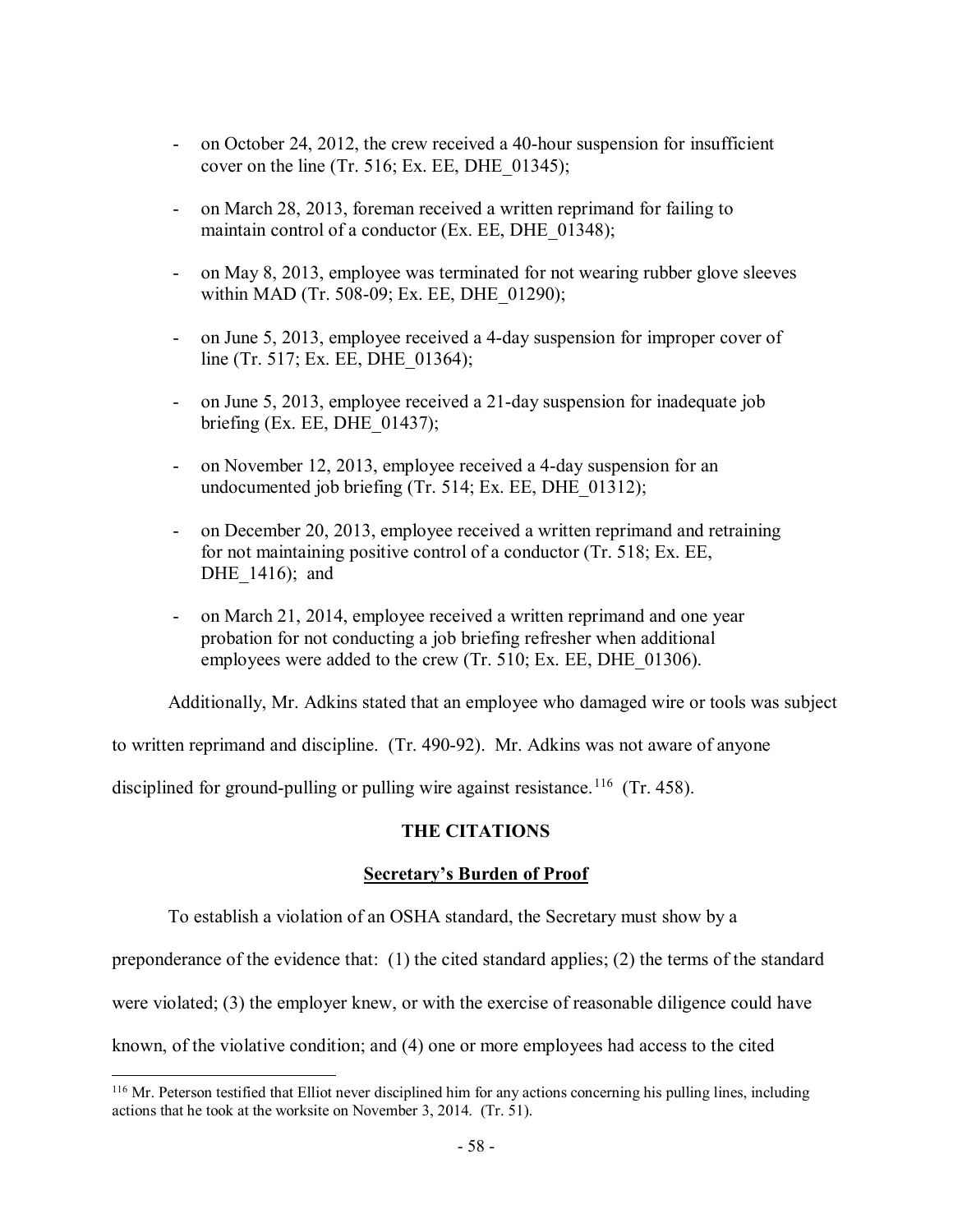- on October 24, 2012, the crew received a 40-hour suspension for insufficient cover on the line (Tr. 516; Ex. EE, DHE_01345);
- on March 28, 2013, foreman received a written reprimand for failing to maintain control of a conductor (Ex. EE, DHE_01348);
- on May 8, 2013, employee was terminated for not wearing rubber glove sleeves within MAD (Tr. 508-09; Ex. EE, DHE_01290);
- on June 5, 2013, employee received a 4-day suspension for improper cover of line (Tr. 517; Ex. EE, DHE_01364);
- on June 5, 2013, employee received a 21-day suspension for inadequate job briefing (Ex. EE, DHE_01437);
- on November 12, 2013, employee received a 4-day suspension for an undocumented job briefing (Tr. 514; Ex. EE, DHE_01312);
- on December 20, 2013, employee received a written reprimand and retraining for not maintaining positive control of a conductor (Tr. 518; Ex. EE, DHE_1416); and
- on March 21, 2014, employee received a written reprimand and one year probation for not conducting a job briefing refresher when additional employees were added to the crew (Tr. 510; Ex. EE, DHE_01306).

Additionally, Mr. Adkins stated that an employee who damaged wire or tools was subject to written reprimand and discipline. (Tr. 490-92). Mr. Adkins was not aware of anyone disciplined for ground-pulling or pulling wire against resistance.[116] (Tr. 458).

## THE CITATIONS

### Secretary's Burden of Proof

To establish a violation of an OSHA standard, the Secretary must show by a preponderance of the evidence that: (1) the cited standard applies; (2) the terms of the standard were violated; (3) the employer knew, or with the exercise of reasonable diligence could have known, of the violative condition; and (4) one or more employees had access to the cited

[116] Mr. Peterson testified that Elliot never disciplined him for any actions concerning his pulling lines, including actions that he took at the worksite on November 3, 2014. (Tr. 51).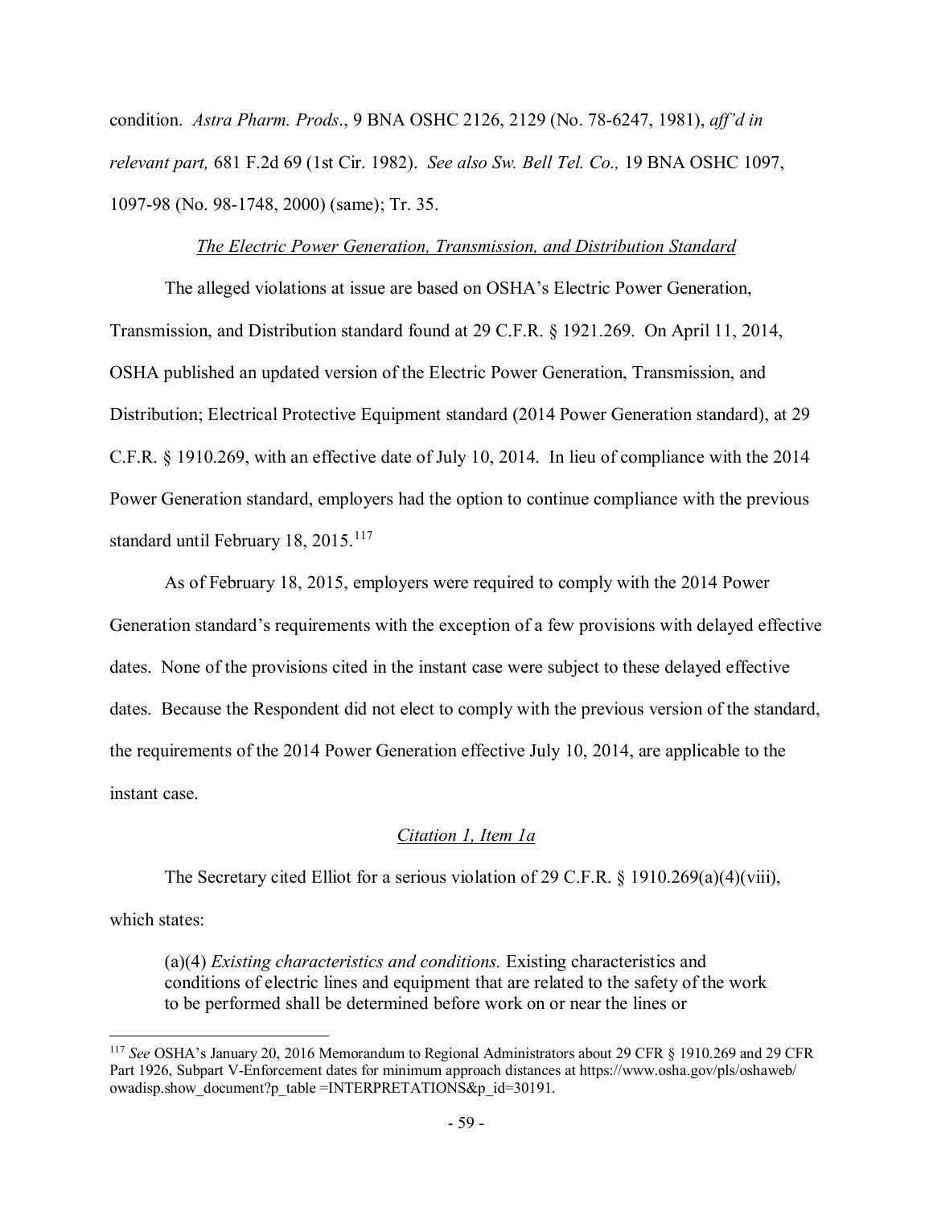condition. *Astra Pharm. Prods*., 9 BNA OSHC 2126, 2129 (No. 78-6247, 1981), *aff'd in relevant part,* 681 F.2d 69 (1st Cir. 1982). *See also Sw. Bell Tel. Co.,* 19 BNA OSHC 1097, 1097-98 (No. 98-1748, 2000) (same); Tr. 35.

*The Electric Power Generation, Transmission, and Distribution Standard*

The alleged violations at issue are based on OSHA's Electric Power Generation, Transmission, and Distribution standard found at 29 C.F.R. § 1921.269. On April 11, 2014, OSHA published an updated version of the Electric Power Generation, Transmission, and Distribution; Electrical Protective Equipment standard (2014 Power Generation standard), at 29 C.F.R. § 1910.269, with an effective date of July 10, 2014. In lieu of compliance with the 2014 Power Generation standard, employers had the option to continue compliance with the previous standard until February 18, 2015.[117]

As of February 18, 2015, employers were required to comply with the 2014 Power Generation standard's requirements with the exception of a few provisions with delayed effective dates. None of the provisions cited in the instant case were subject to these delayed effective dates. Because the Respondent did not elect to comply with the previous version of the standard, the requirements of the 2014 Power Generation effective July 10, 2014, are applicable to the instant case.

*Citation 1, Item 1a*

The Secretary cited Elliot for a serious violation of 29 C.F.R. § 1910.269(a)(4)(viii), which states:

> (a)(4) *Existing characteristics and conditions.* Existing characteristics and conditions of electric lines and equipment that are related to the safety of the work to be performed shall be determined before work on or near the lines or

---

[117] *See* OSHA's January 20, 2016 Memorandum to Regional Administrators about 29 CFR § 1910.269 and 29 CFR Part 1926, Subpart V-Enforcement dates for minimum approach distances at https://www.osha.gov/pls/oshaweb/owadisp.show_document?p_table =INTERPRETATIONS&p_id=30191.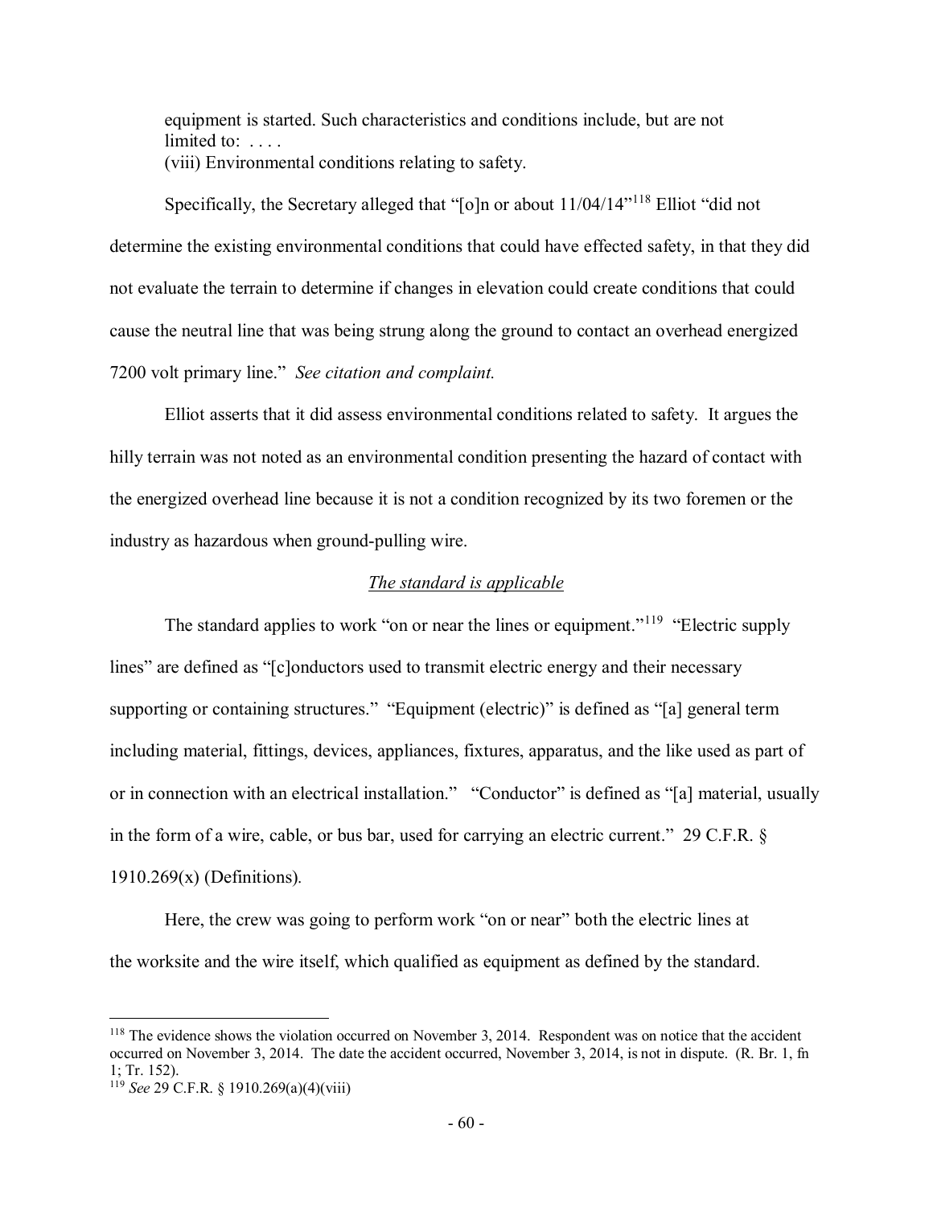> equipment is started. Such characteristics and conditions include, but are not limited to: . . . .
> (viii) Environmental conditions relating to safety.

Specifically, the Secretary alleged that "[o]n or about 11/04/14"[118] Elliot "did not determine the existing environmental conditions that could have effected safety, in that they did not evaluate the terrain to determine if changes in elevation could create conditions that could cause the neutral line that was being strung along the ground to contact an overhead energized 7200 volt primary line." *See citation and complaint.*

Elliot asserts that it did assess environmental conditions related to safety. It argues the hilly terrain was not noted as an environmental condition presenting the hazard of contact with the energized overhead line because it is not a condition recognized by its two foremen or the industry as hazardous when ground-pulling wire.

*The standard is applicable*

The standard applies to work "on or near the lines or equipment."[119] "Electric supply lines" are defined as "[c]onductors used to transmit electric energy and their necessary supporting or containing structures." "Equipment (electric)" is defined as "[a] general term including material, fittings, devices, appliances, fixtures, apparatus, and the like used as part of or in connection with an electrical installation." "Conductor" is defined as "[a] material, usually in the form of a wire, cable, or bus bar, used for carrying an electric current." 29 C.F.R. § 1910.269(x) (Definitions).

Here, the crew was going to perform work "on or near" both the electric lines at the worksite and the wire itself, which qualified as equipment as defined by the standard.

---

[118] The evidence shows the violation occurred on November 3, 2014. Respondent was on notice that the accident occurred on November 3, 2014. The date the accident occurred, November 3, 2014, is not in dispute. (R. Br. 1, fn 1; Tr. 152).

[119] *See* 29 C.F.R. § 1910.269(a)(4)(viii)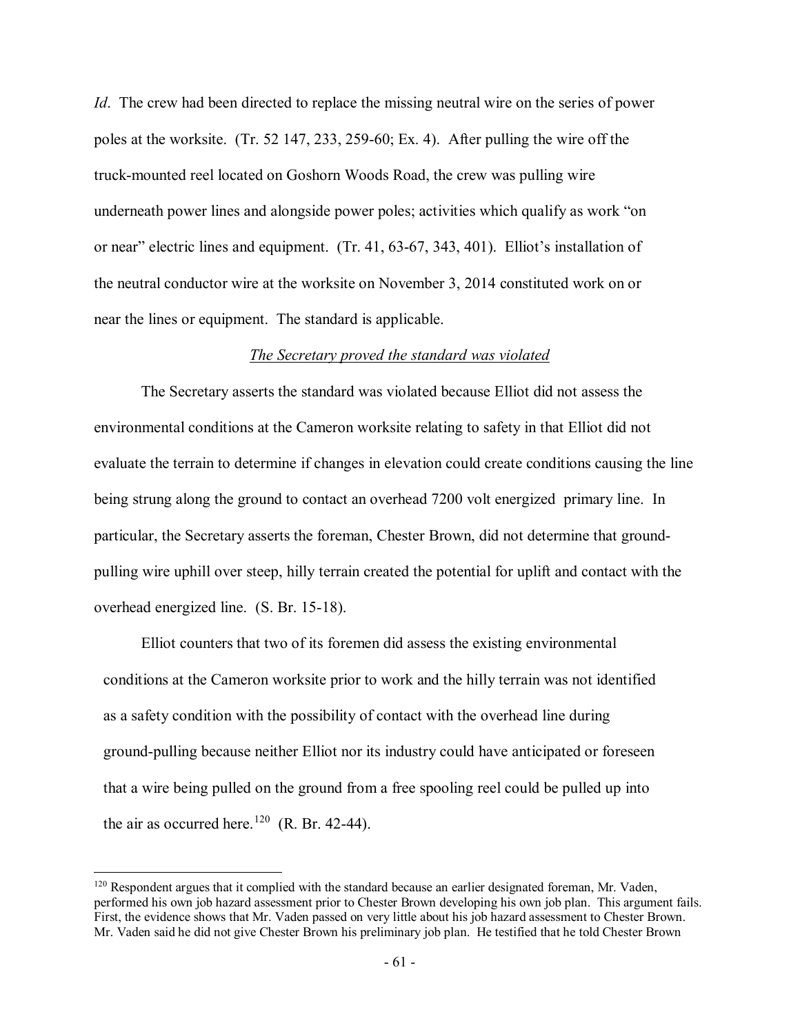*Id*. The crew had been directed to replace the missing neutral wire on the series of power poles at the worksite. (Tr. 52 147, 233, 259-60; Ex. 4). After pulling the wire off the truck-mounted reel located on Goshorn Woods Road, the crew was pulling wire underneath power lines and alongside power poles; activities which qualify as work "on or near" electric lines and equipment. (Tr. 41, 63-67, 343, 401). Elliot's installation of the neutral conductor wire at the worksite on November 3, 2014 constituted work on or near the lines or equipment. The standard is applicable.

*The Secretary proved the standard was violated*

The Secretary asserts the standard was violated because Elliot did not assess the environmental conditions at the Cameron worksite relating to safety in that Elliot did not evaluate the terrain to determine if changes in elevation could create conditions causing the line being strung along the ground to contact an overhead 7200 volt energized primary line. In particular, the Secretary asserts the foreman, Chester Brown, did not determine that ground-pulling wire uphill over steep, hilly terrain created the potential for uplift and contact with the overhead energized line. (S. Br. 15-18).

Elliot counters that two of its foremen did assess the existing environmental conditions at the Cameron worksite prior to work and the hilly terrain was not identified as a safety condition with the possibility of contact with the overhead line during ground-pulling because neither Elliot nor its industry could have anticipated or foreseen that a wire being pulled on the ground from a free spooling reel could be pulled up into the air as occurred here.[120] (R. Br. 42-44).

---

[120] Respondent argues that it complied with the standard because an earlier designated foreman, Mr. Vaden, performed his own job hazard assessment prior to Chester Brown developing his own job plan. This argument fails. First, the evidence shows that Mr. Vaden passed on very little about his job hazard assessment to Chester Brown. Mr. Vaden said he did not give Chester Brown his preliminary job plan. He testified that he told Chester Brown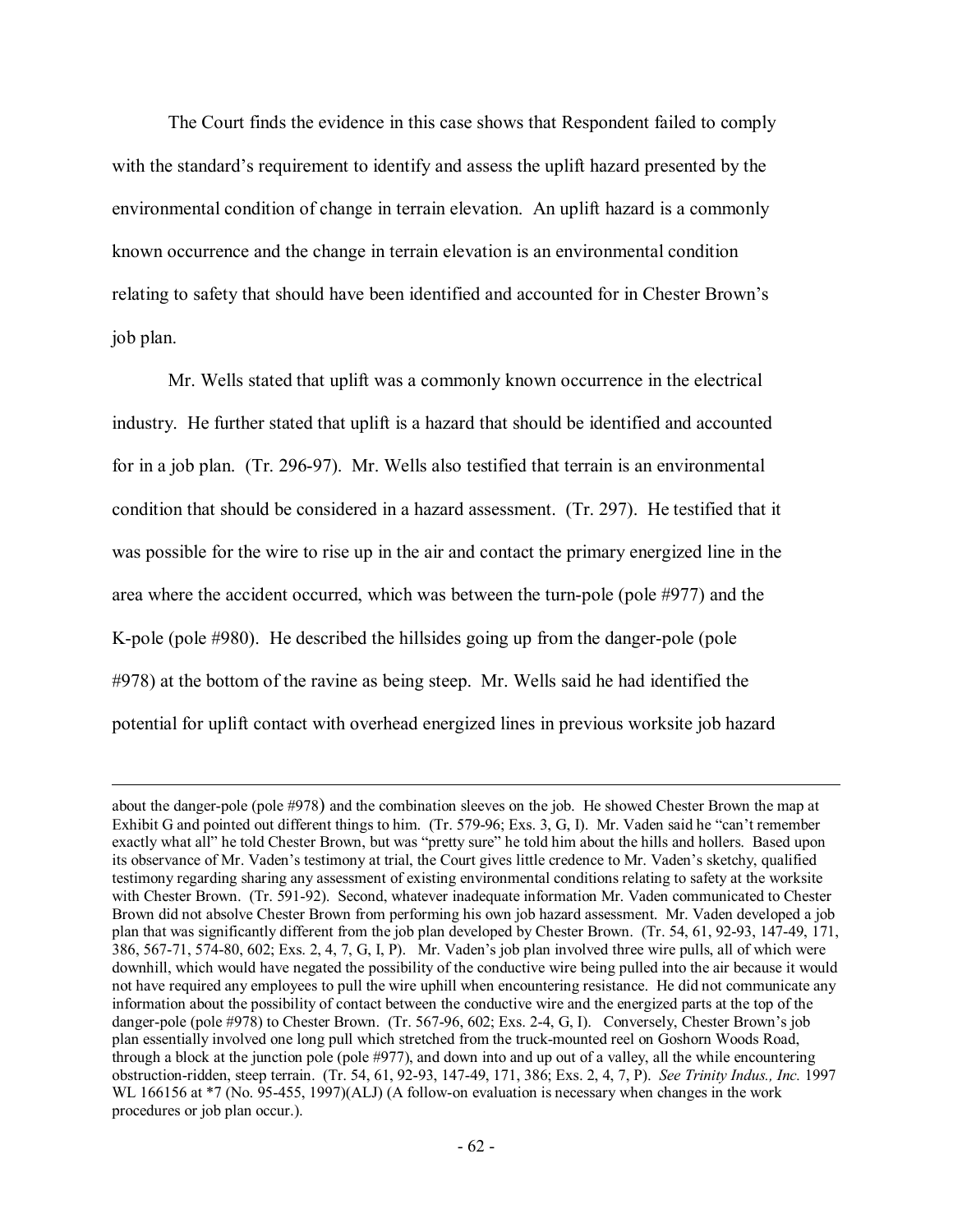The Court finds the evidence in this case shows that Respondent failed to comply with the standard's requirement to identify and assess the uplift hazard presented by the environmental condition of change in terrain elevation. An uplift hazard is a commonly known occurrence and the change in terrain elevation is an environmental condition relating to safety that should have been identified and accounted for in Chester Brown's job plan.

Mr. Wells stated that uplift was a commonly known occurrence in the electrical industry. He further stated that uplift is a hazard that should be identified and accounted for in a job plan. (Tr. 296-97). Mr. Wells also testified that terrain is an environmental condition that should be considered in a hazard assessment. (Tr. 297). He testified that it was possible for the wire to rise up in the air and contact the primary energized line in the area where the accident occurred, which was between the turn-pole (pole #977) and the K-pole (pole #980). He described the hillsides going up from the danger-pole (pole #978) at the bottom of the ravine as being steep. Mr. Wells said he had identified the potential for uplift contact with overhead energized lines in previous worksite job hazard

---

about the danger-pole (pole #978) and the combination sleeves on the job. He showed Chester Brown the map at Exhibit G and pointed out different things to him. (Tr. 579-96; Exs. 3, G, I). Mr. Vaden said he "can't remember exactly what all" he told Chester Brown, but was "pretty sure" he told him about the hills and hollers. Based upon its observance of Mr. Vaden's testimony at trial, the Court gives little credence to Mr. Vaden's sketchy, qualified testimony regarding sharing any assessment of existing environmental conditions relating to safety at the worksite with Chester Brown. (Tr. 591-92). Second, whatever inadequate information Mr. Vaden communicated to Chester Brown did not absolve Chester Brown from performing his own job hazard assessment. Mr. Vaden developed a job plan that was significantly different from the job plan developed by Chester Brown. (Tr. 54, 61, 92-93, 147-49, 171, 386, 567-71, 574-80, 602; Exs. 2, 4, 7, G, I, P). Mr. Vaden's job plan involved three wire pulls, all of which were downhill, which would have negated the possibility of the conductive wire being pulled into the air because it would not have required any employees to pull the wire uphill when encountering resistance. He did not communicate any information about the possibility of contact between the conductive wire and the energized parts at the top of the danger-pole (pole #978) to Chester Brown. (Tr. 567-96, 602; Exs. 2-4, G, I). Conversely, Chester Brown's job plan essentially involved one long pull which stretched from the truck-mounted reel on Goshorn Woods Road, through a block at the junction pole (pole #977), and down into and up out of a valley, all the while encountering obstruction-ridden, steep terrain. (Tr. 54, 61, 92-93, 147-49, 171, 386; Exs. 2, 4, 7, P). *See Trinity Indus., Inc.* 1997 WL 166156 at *7 (No. 95-455, 1997)(ALJ) (A follow-on evaluation is necessary when changes in the work procedures or job plan occur.).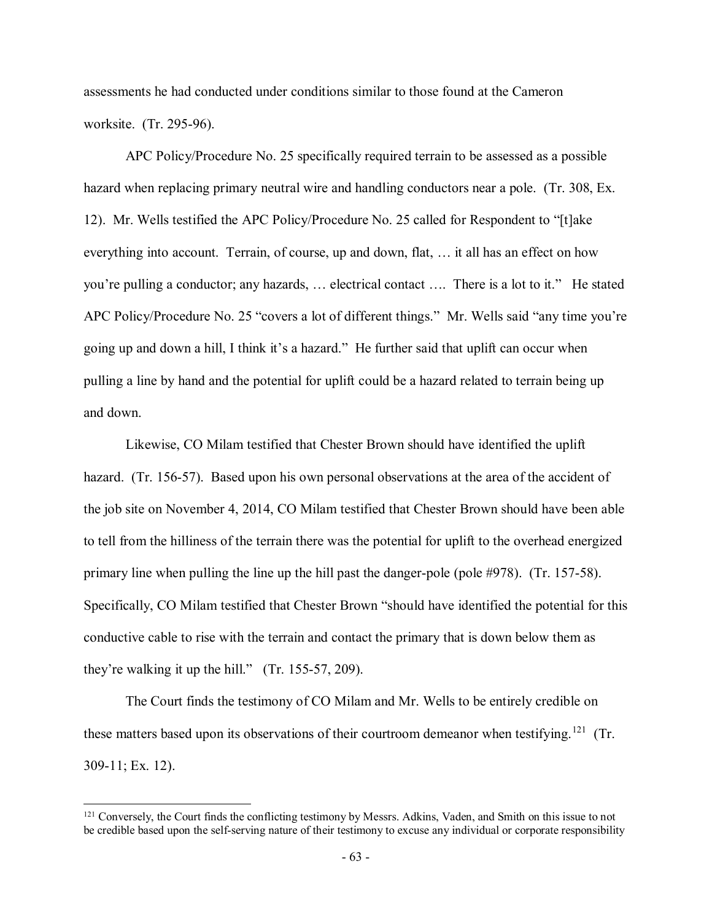assessments he had conducted under conditions similar to those found at the Cameron worksite. (Tr. 295-96).

APC Policy/Procedure No. 25 specifically required terrain to be assessed as a possible hazard when replacing primary neutral wire and handling conductors near a pole. (Tr. 308, Ex. 12). Mr. Wells testified the APC Policy/Procedure No. 25 called for Respondent to "[t]ake everything into account. Terrain, of course, up and down, flat, … it all has an effect on how you're pulling a conductor; any hazards, … electrical contact …. There is a lot to it." He stated APC Policy/Procedure No. 25 "covers a lot of different things." Mr. Wells said "any time you're going up and down a hill, I think it's a hazard." He further said that uplift can occur when pulling a line by hand and the potential for uplift could be a hazard related to terrain being up and down.

Likewise, CO Milam testified that Chester Brown should have identified the uplift hazard. (Tr. 156-57). Based upon his own personal observations at the area of the accident of the job site on November 4, 2014, CO Milam testified that Chester Brown should have been able to tell from the hilliness of the terrain there was the potential for uplift to the overhead energized primary line when pulling the line up the hill past the danger-pole (pole #978). (Tr. 157-58). Specifically, CO Milam testified that Chester Brown "should have identified the potential for this conductive cable to rise with the terrain and contact the primary that is down below them as they're walking it up the hill." (Tr. 155-57, 209).

The Court finds the testimony of CO Milam and Mr. Wells to be entirely credible on these matters based upon its observations of their courtroom demeanor when testifying.[121] (Tr. 309-11; Ex. 12).

---

[121] Conversely, the Court finds the conflicting testimony by Messrs. Adkins, Vaden, and Smith on this issue to not be credible based upon the self-serving nature of their testimony to excuse any individual or corporate responsibility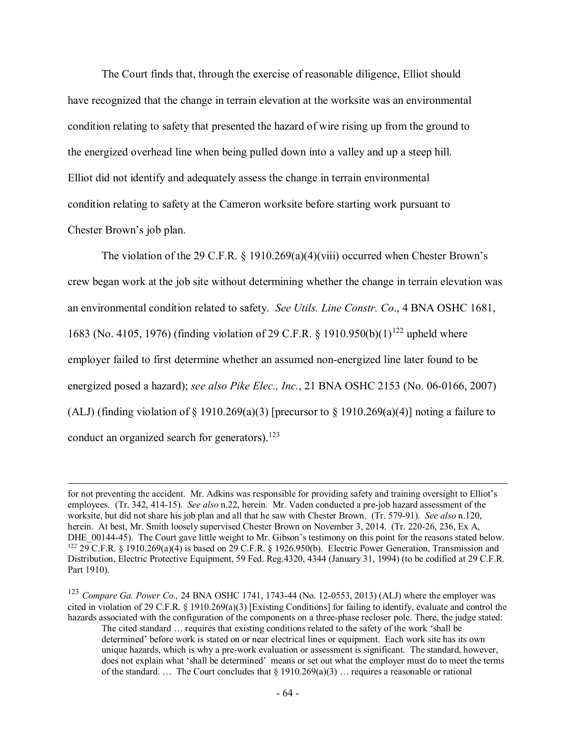The Court finds that, through the exercise of reasonable diligence, Elliot should have recognized that the change in terrain elevation at the worksite was an environmental condition relating to safety that presented the hazard of wire rising up from the ground to the energized overhead line when being pulled down into a valley and up a steep hill. Elliot did not identify and adequately assess the change in terrain environmental condition relating to safety at the Cameron worksite before starting work pursuant to Chester Brown's job plan.

The violation of the 29 C.F.R. § 1910.269(a)(4)(viii) occurred when Chester Brown's crew began work at the job site without determining whether the change in terrain elevation was an environmental condition related to safety. *See Utils. Line Constr. Co*., 4 BNA OSHC 1681, 1683 (No. 4105, 1976) (finding violation of 29 C.F.R. § 1910.950(b)(1)[122] upheld where employer failed to first determine whether an assumed non-energized line later found to be energized posed a hazard); *see also Pike Elec., Inc.*, 21 BNA OSHC 2153 (No. 06-0166, 2007) (ALJ) (finding violation of § 1910.269(a)(3) [precursor to § 1910.269(a)(4)] noting a failure to conduct an organized search for generators).[123]

---

for not preventing the accident. Mr. Adkins was responsible for providing safety and training oversight to Elliot's employees. (Tr. 342, 414-15). *See also* n.22, herein. Mr. Vaden conducted a pre-job hazard assessment of the worksite, but did not share his job plan and all that he saw with Chester Brown. (Tr. 579-91). *See also* n.120, herein. At best, Mr. Smith loosely supervised Chester Brown on November 3, 2014. (Tr. 220-26, 236, Ex A, DHE_00144-45). The Court gave little weight to Mr. Gibson's testimony on this point for the reasons stated below.

[122] 29 C.F.R. § 1910.269(a)(4) is based on 29 C.F.R. § 1926.950(b). Electric Power Generation, Transmission and Distribution, Electric Protective Equipment, 59 Fed. Reg.4320, 4344 (January 31, 1994) (to be codified at 29 C.F.R. Part 1910).

[123] *Compare Ga. Power Co.,* 24 BNA OSHC 1741, 1743-44 (No. 12-0553, 2013) (ALJ) where the employer was cited in violation of 29 C.F.R. § 1910.269(a)(3) [Existing Conditions] for failing to identify, evaluate and control the hazards associated with the configuration of the components on a three-phase recloser pole. There, the judge stated:

> The cited standard … requires that existing conditions related to the safety of the work 'shall be determined' before work is stated on or near electrical lines or equipment. Each work site has its own unique hazards, which is why a pre-work evaluation or assessment is significant. The standard, however, does not explain what 'shall be determined' means or set out what the employer must do to meet the terms of the standard. … The Court concludes that § 1910.269(a)(3) … requires a reasonable or rational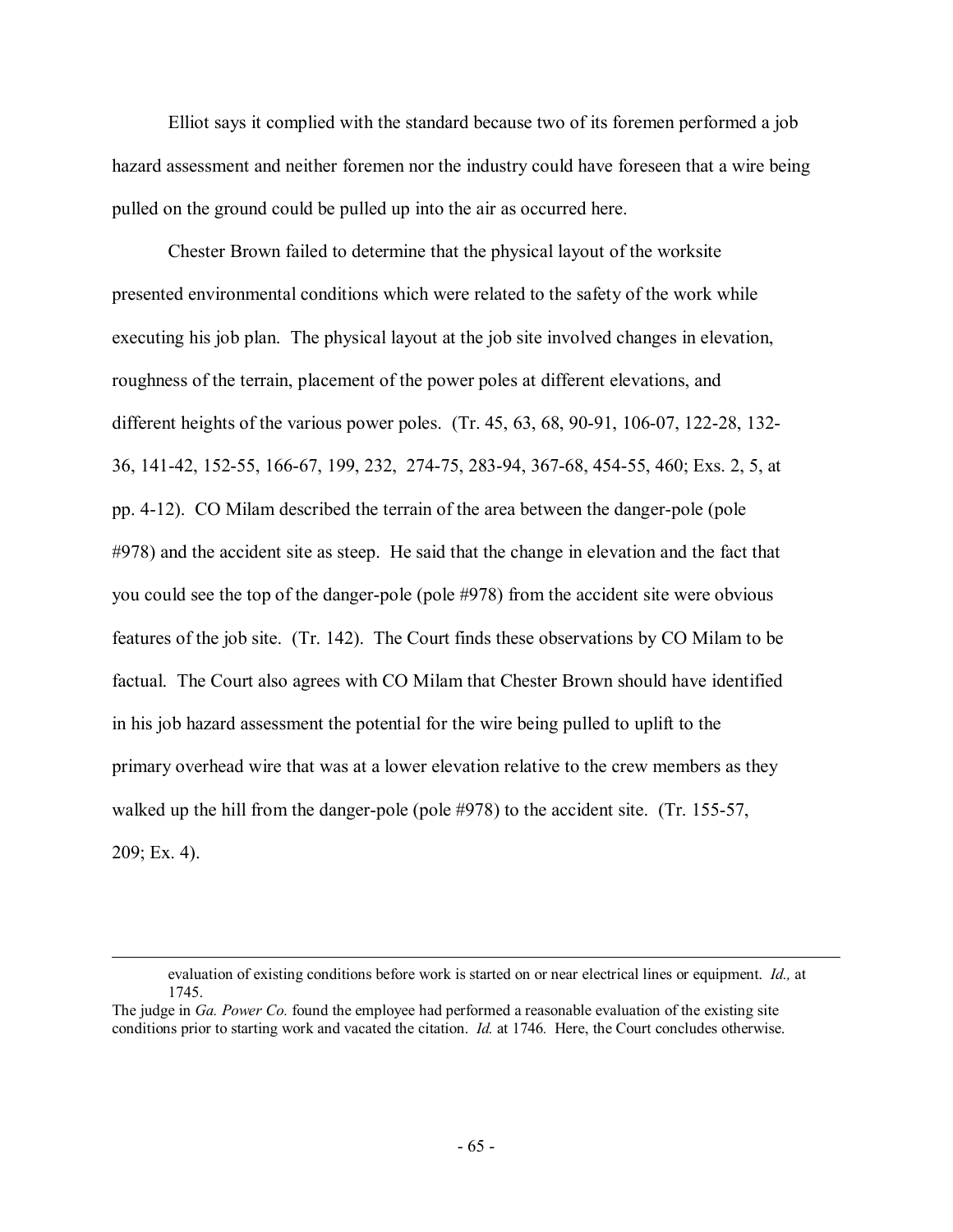Elliot says it complied with the standard because two of its foremen performed a job hazard assessment and neither foremen nor the industry could have foreseen that a wire being pulled on the ground could be pulled up into the air as occurred here.

Chester Brown failed to determine that the physical layout of the worksite presented environmental conditions which were related to the safety of the work while executing his job plan. The physical layout at the job site involved changes in elevation, roughness of the terrain, placement of the power poles at different elevations, and different heights of the various power poles. (Tr. 45, 63, 68, 90-91, 106-07, 122-28, 132-36, 141-42, 152-55, 166-67, 199, 232, 274-75, 283-94, 367-68, 454-55, 460; Exs. 2, 5, at pp. 4-12). CO Milam described the terrain of the area between the danger-pole (pole #978) and the accident site as steep. He said that the change in elevation and the fact that you could see the top of the danger-pole (pole #978) from the accident site were obvious features of the job site. (Tr. 142). The Court finds these observations by CO Milam to be factual. The Court also agrees with CO Milam that Chester Brown should have identified in his job hazard assessment the potential for the wire being pulled to uplift to the primary overhead wire that was at a lower elevation relative to the crew members as they walked up the hill from the danger-pole (pole #978) to the accident site. (Tr. 155-57, 209; Ex. 4).

---

evaluation of existing conditions before work is started on or near electrical lines or equipment. *Id.,* at 1745.

The judge in *Ga. Power Co.* found the employee had performed a reasonable evaluation of the existing site conditions prior to starting work and vacated the citation. *Id.* at 1746. Here, the Court concludes otherwise.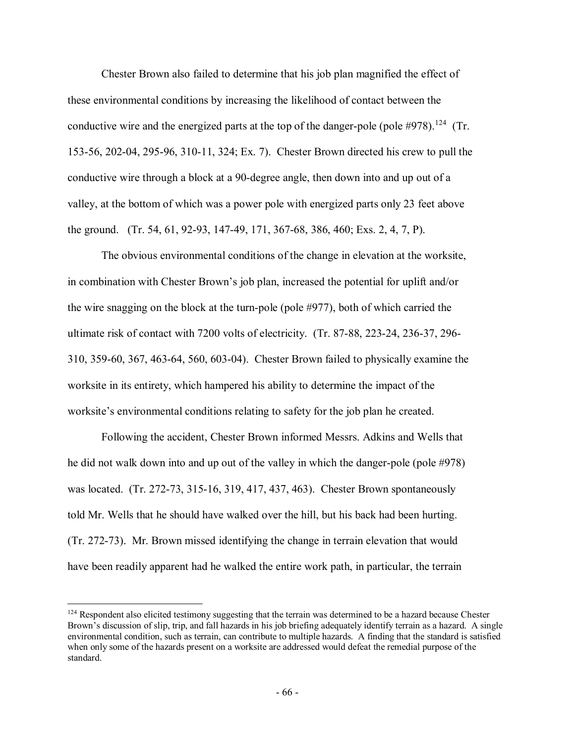Chester Brown also failed to determine that his job plan magnified the effect of these environmental conditions by increasing the likelihood of contact between the conductive wire and the energized parts at the top of the danger-pole (pole #978).[124] (Tr. 153-56, 202-04, 295-96, 310-11, 324; Ex. 7). Chester Brown directed his crew to pull the conductive wire through a block at a 90-degree angle, then down into and up out of a valley, at the bottom of which was a power pole with energized parts only 23 feet above the ground. (Tr. 54, 61, 92-93, 147-49, 171, 367-68, 386, 460; Exs. 2, 4, 7, P).

The obvious environmental conditions of the change in elevation at the worksite, in combination with Chester Brown's job plan, increased the potential for uplift and/or the wire snagging on the block at the turn-pole (pole #977), both of which carried the ultimate risk of contact with 7200 volts of electricity. (Tr. 87-88, 223-24, 236-37, 296-310, 359-60, 367, 463-64, 560, 603-04). Chester Brown failed to physically examine the worksite in its entirety, which hampered his ability to determine the impact of the worksite's environmental conditions relating to safety for the job plan he created.

Following the accident, Chester Brown informed Messrs. Adkins and Wells that he did not walk down into and up out of the valley in which the danger-pole (pole #978) was located. (Tr. 272-73, 315-16, 319, 417, 437, 463). Chester Brown spontaneously told Mr. Wells that he should have walked over the hill, but his back had been hurting. (Tr. 272-73). Mr. Brown missed identifying the change in terrain elevation that would have been readily apparent had he walked the entire work path, in particular, the terrain

[124] Respondent also elicited testimony suggesting that the terrain was determined to be a hazard because Chester Brown's discussion of slip, trip, and fall hazards in his job briefing adequately identify terrain as a hazard. A single environmental condition, such as terrain, can contribute to multiple hazards. A finding that the standard is satisfied when only some of the hazards present on a worksite are addressed would defeat the remedial purpose of the standard.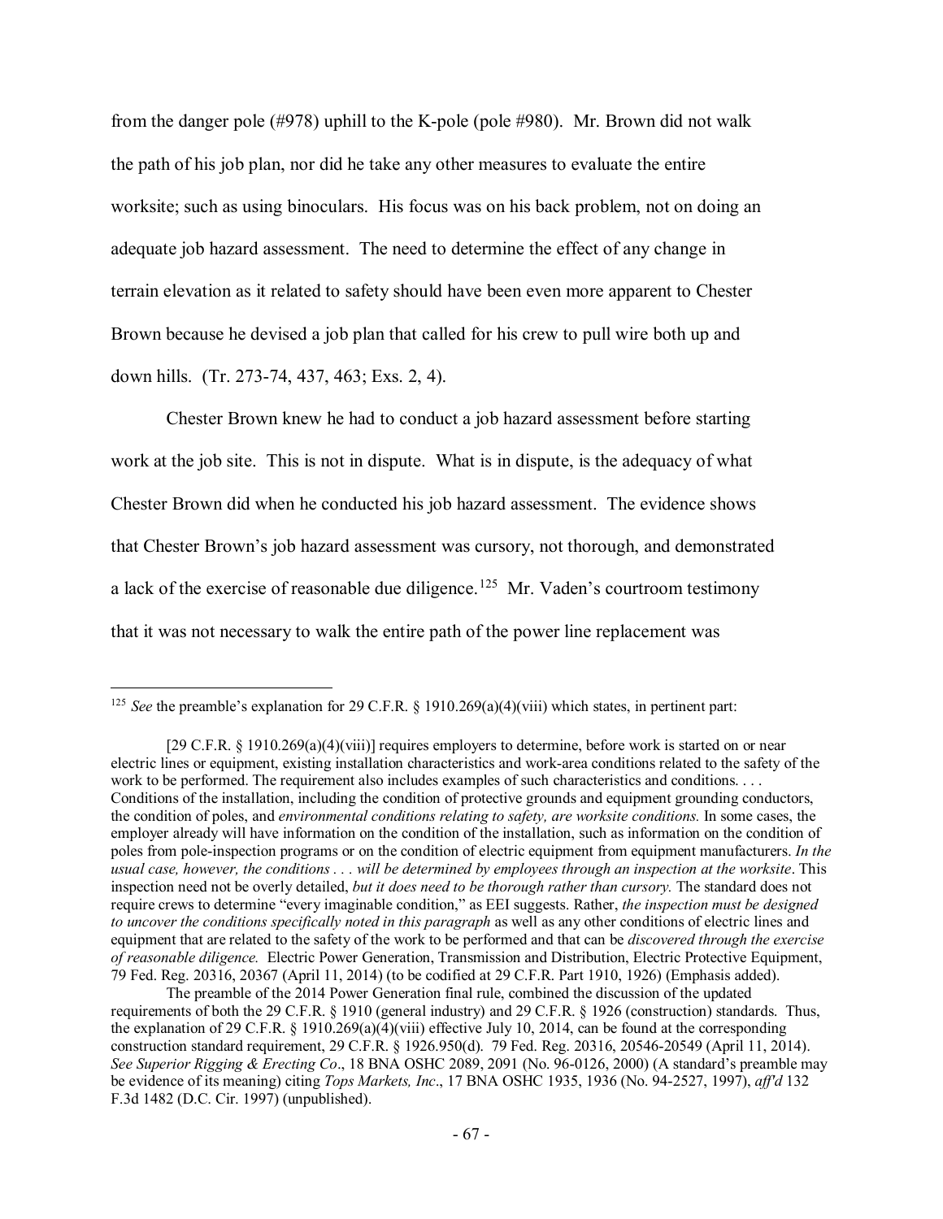from the danger pole (#978) uphill to the K-pole (pole #980). Mr. Brown did not walk the path of his job plan, nor did he take any other measures to evaluate the entire worksite; such as using binoculars. His focus was on his back problem, not on doing an adequate job hazard assessment. The need to determine the effect of any change in terrain elevation as it related to safety should have been even more apparent to Chester Brown because he devised a job plan that called for his crew to pull wire both up and down hills. (Tr. 273-74, 437, 463; Exs. 2, 4).

Chester Brown knew he had to conduct a job hazard assessment before starting work at the job site. This is not in dispute. What is in dispute, is the adequacy of what Chester Brown did when he conducted his job hazard assessment. The evidence shows that Chester Brown's job hazard assessment was cursory, not thorough, and demonstrated a lack of the exercise of reasonable due diligence.[125] Mr. Vaden's courtroom testimony that it was not necessary to walk the entire path of the power line replacement was

---

[125] *See* the preamble's explanation for 29 C.F.R. § 1910.269(a)(4)(viii) which states, in pertinent part:

> [29 C.F.R. § 1910.269(a)(4)(viii)] requires employers to determine, before work is started on or near electric lines or equipment, existing installation characteristics and work-area conditions related to the safety of the work to be performed. The requirement also includes examples of such characteristics and conditions. . . . Conditions of the installation, including the condition of protective grounds and equipment grounding conductors, the condition of poles, and *environmental conditions relating to safety, are worksite conditions.* In some cases, the employer already will have information on the condition of the installation, such as information on the condition of poles from pole-inspection programs or on the condition of electric equipment from equipment manufacturers. *In the usual case, however, the conditions . . . will be determined by employees through an inspection at the worksite*. This inspection need not be overly detailed, *but it does need to be thorough rather than cursory.* The standard does not require crews to determine "every imaginable condition," as EEI suggests. Rather, *the inspection must be designed to uncover the conditions specifically noted in this paragraph* as well as any other conditions of electric lines and equipment that are related to the safety of the work to be performed and that can be *discovered through the exercise of reasonable diligence.* Electric Power Generation, Transmission and Distribution, Electric Protective Equipment, 79 Fed. Reg. 20316, 20367 (April 11, 2014) (to be codified at 29 C.F.R. Part 1910, 1926) (Emphasis added).

The preamble of the 2014 Power Generation final rule, combined the discussion of the updated requirements of both the 29 C.F.R. § 1910 (general industry) and 29 C.F.R. § 1926 (construction) standards. Thus, the explanation of 29 C.F.R. § 1910.269(a)(4)(viii) effective July 10, 2014, can be found at the corresponding construction standard requirement, 29 C.F.R. § 1926.950(d). 79 Fed. Reg. 20316, 20546-20549 (April 11, 2014). *See Superior Rigging & Erecting Co*., 18 BNA OSHC 2089, 2091 (No. 96-0126, 2000) (A standard's preamble may be evidence of its meaning) citing *Tops Markets, Inc*., 17 BNA OSHC 1935, 1936 (No. 94-2527, 1997), *aff'd* 132 F.3d 1482 (D.C. Cir. 1997) (unpublished).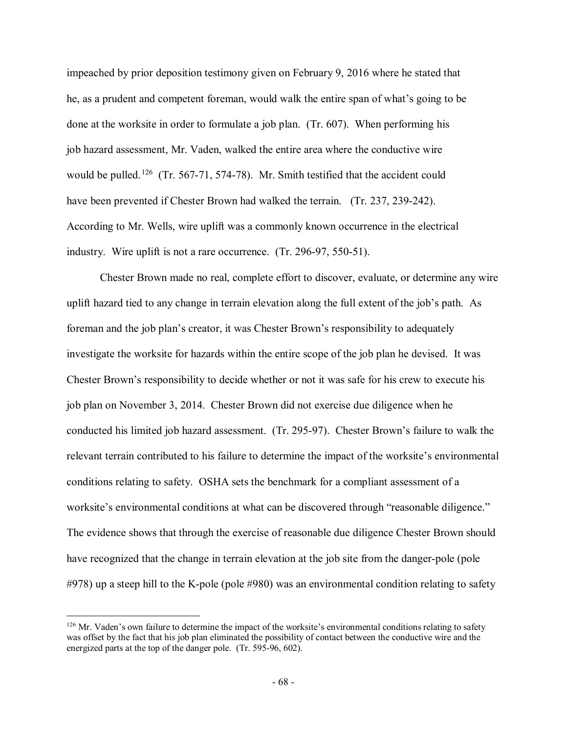impeached by prior deposition testimony given on February 9, 2016 where he stated that he, as a prudent and competent foreman, would walk the entire span of what's going to be done at the worksite in order to formulate a job plan. (Tr. 607). When performing his job hazard assessment, Mr. Vaden, walked the entire area where the conductive wire would be pulled.[126] (Tr. 567-71, 574-78). Mr. Smith testified that the accident could have been prevented if Chester Brown had walked the terrain. (Tr. 237, 239-242). According to Mr. Wells, wire uplift was a commonly known occurrence in the electrical industry. Wire uplift is not a rare occurrence. (Tr. 296-97, 550-51).

Chester Brown made no real, complete effort to discover, evaluate, or determine any wire uplift hazard tied to any change in terrain elevation along the full extent of the job's path. As foreman and the job plan's creator, it was Chester Brown's responsibility to adequately investigate the worksite for hazards within the entire scope of the job plan he devised. It was Chester Brown's responsibility to decide whether or not it was safe for his crew to execute his job plan on November 3, 2014. Chester Brown did not exercise due diligence when he conducted his limited job hazard assessment. (Tr. 295-97). Chester Brown's failure to walk the relevant terrain contributed to his failure to determine the impact of the worksite's environmental conditions relating to safety. OSHA sets the benchmark for a compliant assessment of a worksite's environmental conditions at what can be discovered through "reasonable diligence." The evidence shows that through the exercise of reasonable due diligence Chester Brown should have recognized that the change in terrain elevation at the job site from the danger-pole (pole #978) up a steep hill to the K-pole (pole #980) was an environmental condition relating to safety

---

[126] Mr. Vaden's own failure to determine the impact of the worksite's environmental conditions relating to safety was offset by the fact that his job plan eliminated the possibility of contact between the conductive wire and the energized parts at the top of the danger pole. (Tr. 595-96, 602).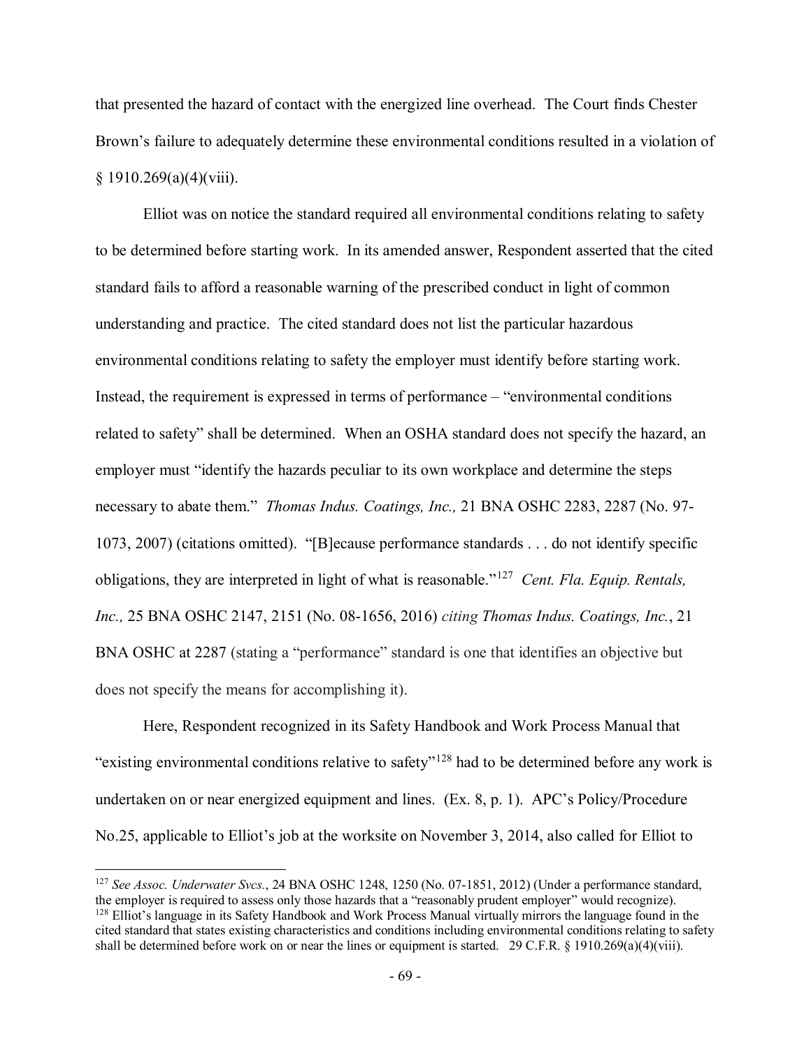that presented the hazard of contact with the energized line overhead. The Court finds Chester Brown's failure to adequately determine these environmental conditions resulted in a violation of § 1910.269(a)(4)(viii).

Elliot was on notice the standard required all environmental conditions relating to safety to be determined before starting work. In its amended answer, Respondent asserted that the cited standard fails to afford a reasonable warning of the prescribed conduct in light of common understanding and practice. The cited standard does not list the particular hazardous environmental conditions relating to safety the employer must identify before starting work. Instead, the requirement is expressed in terms of performance – "environmental conditions related to safety" shall be determined. When an OSHA standard does not specify the hazard, an employer must "identify the hazards peculiar to its own workplace and determine the steps necessary to abate them." *Thomas Indus. Coatings, Inc.,* 21 BNA OSHC 2283, 2287 (No. 97-1073, 2007) (citations omitted). "[B]ecause performance standards . . . do not identify specific obligations, they are interpreted in light of what is reasonable."[127] *Cent. Fla. Equip. Rentals, Inc.,* 25 BNA OSHC 2147, 2151 (No. 08-1656, 2016) *citing Thomas Indus. Coatings, Inc.*, 21 BNA OSHC at 2287 (stating a "performance" standard is one that identifies an objective but does not specify the means for accomplishing it).

Here, Respondent recognized in its Safety Handbook and Work Process Manual that "existing environmental conditions relative to safety"[128] had to be determined before any work is undertaken on or near energized equipment and lines. (Ex. 8, p. 1). APC's Policy/Procedure No.25, applicable to Elliot's job at the worksite on November 3, 2014, also called for Elliot to

---

[127] *See Assoc. Underwater Svcs.*, 24 BNA OSHC 1248, 1250 (No. 07-1851, 2012) (Under a performance standard, the employer is required to assess only those hazards that a "reasonably prudent employer" would recognize).

[128] Elliot's language in its Safety Handbook and Work Process Manual virtually mirrors the language found in the cited standard that states existing characteristics and conditions including environmental conditions relating to safety shall be determined before work on or near the lines or equipment is started. 29 C.F.R. § 1910.269(a)(4)(viii).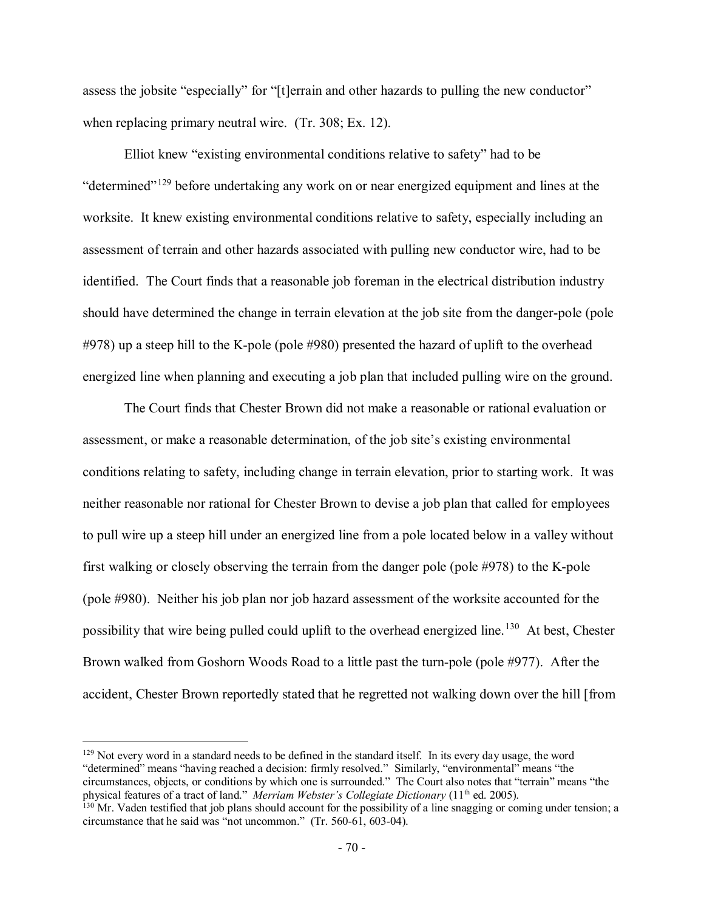assess the jobsite "especially" for "[t]errain and other hazards to pulling the new conductor" when replacing primary neutral wire. (Tr. 308; Ex. 12).

Elliot knew "existing environmental conditions relative to safety" had to be "determined"[129] before undertaking any work on or near energized equipment and lines at the worksite. It knew existing environmental conditions relative to safety, especially including an assessment of terrain and other hazards associated with pulling new conductor wire, had to be identified. The Court finds that a reasonable job foreman in the electrical distribution industry should have determined the change in terrain elevation at the job site from the danger-pole (pole #978) up a steep hill to the K-pole (pole #980) presented the hazard of uplift to the overhead energized line when planning and executing a job plan that included pulling wire on the ground.

The Court finds that Chester Brown did not make a reasonable or rational evaluation or assessment, or make a reasonable determination, of the job site's existing environmental conditions relating to safety, including change in terrain elevation, prior to starting work. It was neither reasonable nor rational for Chester Brown to devise a job plan that called for employees to pull wire up a steep hill under an energized line from a pole located below in a valley without first walking or closely observing the terrain from the danger pole (pole #978) to the K-pole (pole #980). Neither his job plan nor job hazard assessment of the worksite accounted for the possibility that wire being pulled could uplift to the overhead energized line.[130] At best, Chester Brown walked from Goshorn Woods Road to a little past the turn-pole (pole #977). After the accident, Chester Brown reportedly stated that he regretted not walking down over the hill [from

---

[129] Not every word in a standard needs to be defined in the standard itself. In its every day usage, the word "determined" means "having reached a decision: firmly resolved." Similarly, "environmental" means "the circumstances, objects, or conditions by which one is surrounded." The Court also notes that "terrain" means "the physical features of a tract of land." *Merriam Webster's Collegiate Dictionary* (11th ed. 2005).

[130] Mr. Vaden testified that job plans should account for the possibility of a line snagging or coming under tension; a circumstance that he said was "not uncommon." (Tr. 560-61, 603-04).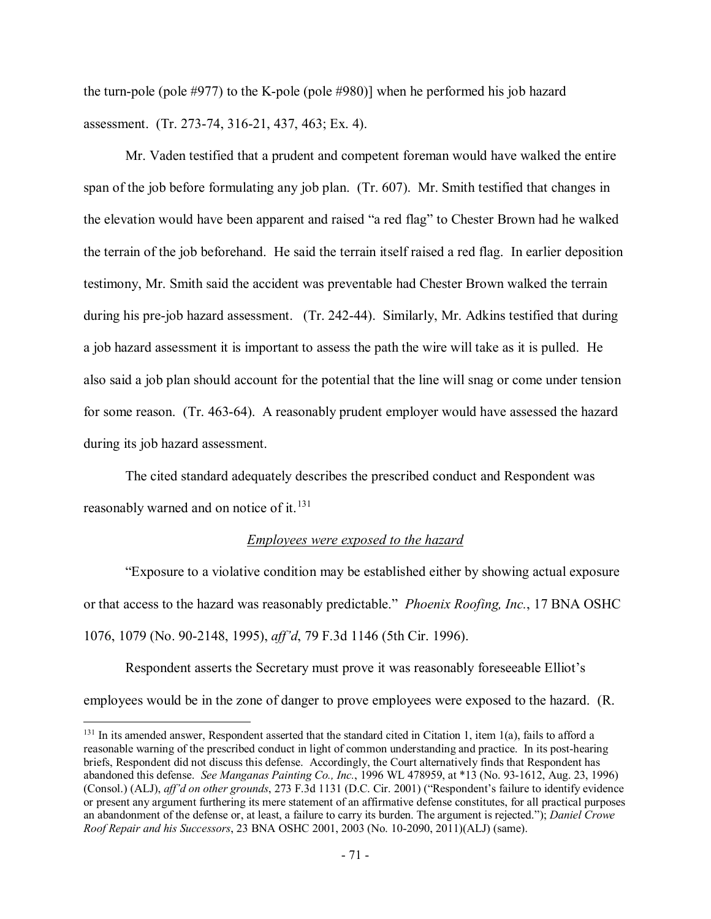the turn-pole (pole #977) to the K-pole (pole #980)] when he performed his job hazard assessment. (Tr. 273-74, 316-21, 437, 463; Ex. 4).

Mr. Vaden testified that a prudent and competent foreman would have walked the entire span of the job before formulating any job plan. (Tr. 607). Mr. Smith testified that changes in the elevation would have been apparent and raised "a red flag" to Chester Brown had he walked the terrain of the job beforehand. He said the terrain itself raised a red flag. In earlier deposition testimony, Mr. Smith said the accident was preventable had Chester Brown walked the terrain during his pre-job hazard assessment. (Tr. 242-44). Similarly, Mr. Adkins testified that during a job hazard assessment it is important to assess the path the wire will take as it is pulled. He also said a job plan should account for the potential that the line will snag or come under tension for some reason. (Tr. 463-64). A reasonably prudent employer would have assessed the hazard during its job hazard assessment.

The cited standard adequately describes the prescribed conduct and Respondent was reasonably warned and on notice of it.[131]

*Employees were exposed to the hazard*

"Exposure to a violative condition may be established either by showing actual exposure or that access to the hazard was reasonably predictable." *Phoenix Roofing, Inc.*, 17 BNA OSHC 1076, 1079 (No. 90-2148, 1995), *aff'd*, 79 F.3d 1146 (5th Cir. 1996).

Respondent asserts the Secretary must prove it was reasonably foreseeable Elliot's employees would be in the zone of danger to prove employees were exposed to the hazard. (R.

---

[131] In its amended answer, Respondent asserted that the standard cited in Citation 1, item 1(a), fails to afford a reasonable warning of the prescribed conduct in light of common understanding and practice. In its post-hearing briefs, Respondent did not discuss this defense. Accordingly, the Court alternatively finds that Respondent has abandoned this defense. *See Manganas Painting Co., Inc.*, 1996 WL 478959, at *13 (No. 93-1612, Aug. 23, 1996) (Consol.) (ALJ), *aff'd on other grounds*, 273 F.3d 1131 (D.C. Cir. 2001) ("Respondent's failure to identify evidence or present any argument furthering its mere statement of an affirmative defense constitutes, for all practical purposes an abandonment of the defense or, at least, a failure to carry its burden. The argument is rejected."); *Daniel Crowe Roof Repair and his Successors*, 23 BNA OSHC 2001, 2003 (No. 10-2090, 2011)(ALJ) (same).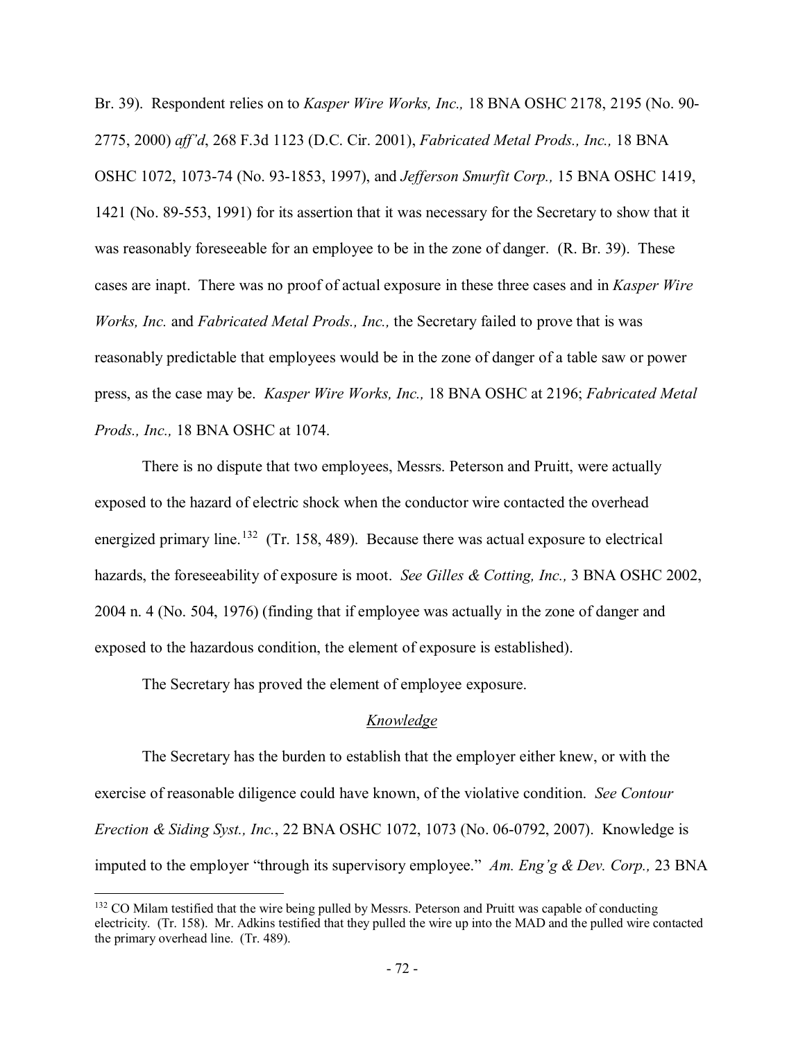Br. 39). Respondent relies on to *Kasper Wire Works, Inc.,* 18 BNA OSHC 2178, 2195 (No. 90-2775, 2000) *aff'd*, 268 F.3d 1123 (D.C. Cir. 2001), *Fabricated Metal Prods., Inc.,* 18 BNA OSHC 1072, 1073-74 (No. 93-1853, 1997), and *Jefferson Smurfit Corp.,* 15 BNA OSHC 1419, 1421 (No. 89-553, 1991) for its assertion that it was necessary for the Secretary to show that it was reasonably foreseeable for an employee to be in the zone of danger. (R. Br. 39). These cases are inapt. There was no proof of actual exposure in these three cases and in *Kasper Wire Works, Inc.* and *Fabricated Metal Prods., Inc.,* the Secretary failed to prove that is was reasonably predictable that employees would be in the zone of danger of a table saw or power press, as the case may be. *Kasper Wire Works, Inc.,* 18 BNA OSHC at 2196; *Fabricated Metal Prods., Inc.,* 18 BNA OSHC at 1074.

There is no dispute that two employees, Messrs. Peterson and Pruitt, were actually exposed to the hazard of electric shock when the conductor wire contacted the overhead energized primary line.[132] (Tr. 158, 489). Because there was actual exposure to electrical hazards, the foreseeability of exposure is moot. *See Gilles & Cotting, Inc.,* 3 BNA OSHC 2002, 2004 n. 4 (No. 504, 1976) (finding that if employee was actually in the zone of danger and exposed to the hazardous condition, the element of exposure is established).

The Secretary has proved the element of employee exposure.

*Knowledge*

The Secretary has the burden to establish that the employer either knew, or with the exercise of reasonable diligence could have known, of the violative condition. *See Contour Erection & Siding Syst., Inc.*, 22 BNA OSHC 1072, 1073 (No. 06-0792, 2007). Knowledge is imputed to the employer "through its supervisory employee." *Am. Eng'g & Dev. Corp.,* 23 BNA

[132] CO Milam testified that the wire being pulled by Messrs. Peterson and Pruitt was capable of conducting electricity. (Tr. 158). Mr. Adkins testified that they pulled the wire up into the MAD and the pulled wire contacted the primary overhead line. (Tr. 489).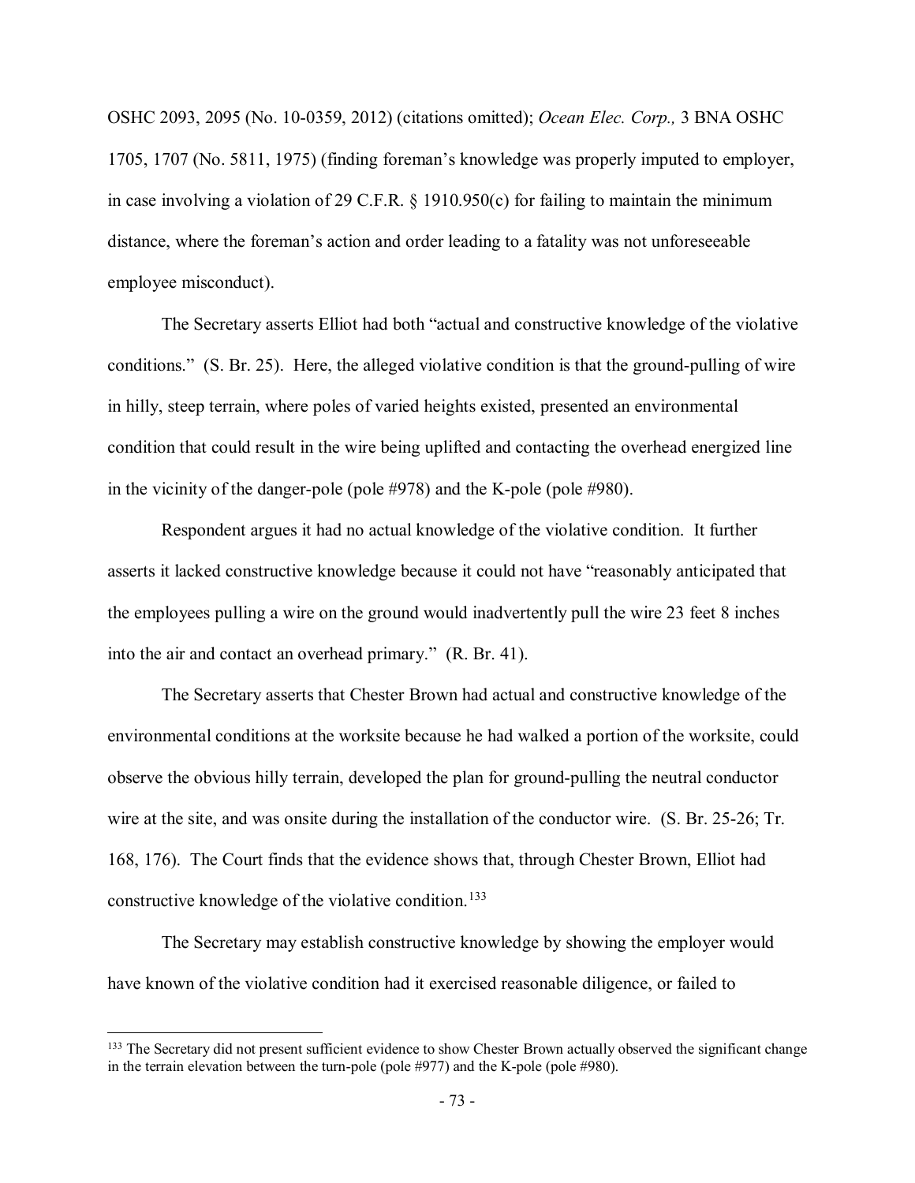OSHC 2093, 2095 (No. 10-0359, 2012) (citations omitted); *Ocean Elec. Corp.,* 3 BNA OSHC 1705, 1707 (No. 5811, 1975) (finding foreman's knowledge was properly imputed to employer, in case involving a violation of 29 C.F.R. § 1910.950(c) for failing to maintain the minimum distance, where the foreman's action and order leading to a fatality was not unforeseeable employee misconduct).

The Secretary asserts Elliot had both "actual and constructive knowledge of the violative conditions." (S. Br. 25). Here, the alleged violative condition is that the ground-pulling of wire in hilly, steep terrain, where poles of varied heights existed, presented an environmental condition that could result in the wire being uplifted and contacting the overhead energized line in the vicinity of the danger-pole (pole #978) and the K-pole (pole #980).

Respondent argues it had no actual knowledge of the violative condition. It further asserts it lacked constructive knowledge because it could not have "reasonably anticipated that the employees pulling a wire on the ground would inadvertently pull the wire 23 feet 8 inches into the air and contact an overhead primary." (R. Br. 41).

The Secretary asserts that Chester Brown had actual and constructive knowledge of the environmental conditions at the worksite because he had walked a portion of the worksite, could observe the obvious hilly terrain, developed the plan for ground-pulling the neutral conductor wire at the site, and was onsite during the installation of the conductor wire. (S. Br. 25-26; Tr. 168, 176). The Court finds that the evidence shows that, through Chester Brown, Elliot had constructive knowledge of the violative condition.[133]

The Secretary may establish constructive knowledge by showing the employer would have known of the violative condition had it exercised reasonable diligence, or failed to

[133] The Secretary did not present sufficient evidence to show Chester Brown actually observed the significant change in the terrain elevation between the turn-pole (pole #977) and the K-pole (pole #980).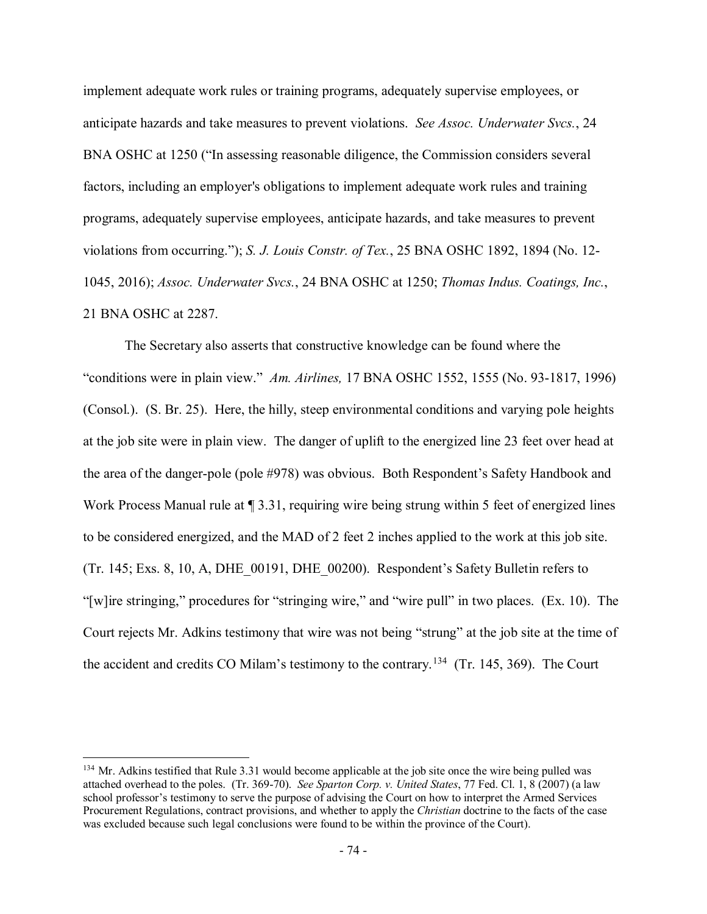implement adequate work rules or training programs, adequately supervise employees, or anticipate hazards and take measures to prevent violations. *See Assoc. Underwater Svcs.*, 24 BNA OSHC at 1250 ("In assessing reasonable diligence, the Commission considers several factors, including an employer's obligations to implement adequate work rules and training programs, adequately supervise employees, anticipate hazards, and take measures to prevent violations from occurring."); *S. J. Louis Constr. of Tex.*, 25 BNA OSHC 1892, 1894 (No. 12-1045, 2016); *Assoc. Underwater Svcs.*, 24 BNA OSHC at 1250; *Thomas Indus. Coatings, Inc.*, 21 BNA OSHC at 2287.

The Secretary also asserts that constructive knowledge can be found where the "conditions were in plain view." *Am. Airlines,* 17 BNA OSHC 1552, 1555 (No. 93-1817, 1996) (Consol.). (S. Br. 25). Here, the hilly, steep environmental conditions and varying pole heights at the job site were in plain view. The danger of uplift to the energized line 23 feet over head at the area of the danger-pole (pole #978) was obvious. Both Respondent's Safety Handbook and Work Process Manual rule at ¶ 3.31, requiring wire being strung within 5 feet of energized lines to be considered energized, and the MAD of 2 feet 2 inches applied to the work at this job site. (Tr. 145; Exs. 8, 10, A, DHE_00191, DHE_00200). Respondent's Safety Bulletin refers to "[w]ire stringing," procedures for "stringing wire," and "wire pull" in two places. (Ex. 10). The Court rejects Mr. Adkins testimony that wire was not being "strung" at the job site at the time of the accident and credits CO Milam's testimony to the contrary.[134] (Tr. 145, 369). The Court

[134] Mr. Adkins testified that Rule 3.31 would become applicable at the job site once the wire being pulled was attached overhead to the poles. (Tr. 369-70). *See Sparton Corp. v. United States*, 77 Fed. Cl. 1, 8 (2007) (a law school professor's testimony to serve the purpose of advising the Court on how to interpret the Armed Services Procurement Regulations, contract provisions, and whether to apply the *Christian* doctrine to the facts of the case was excluded because such legal conclusions were found to be within the province of the Court).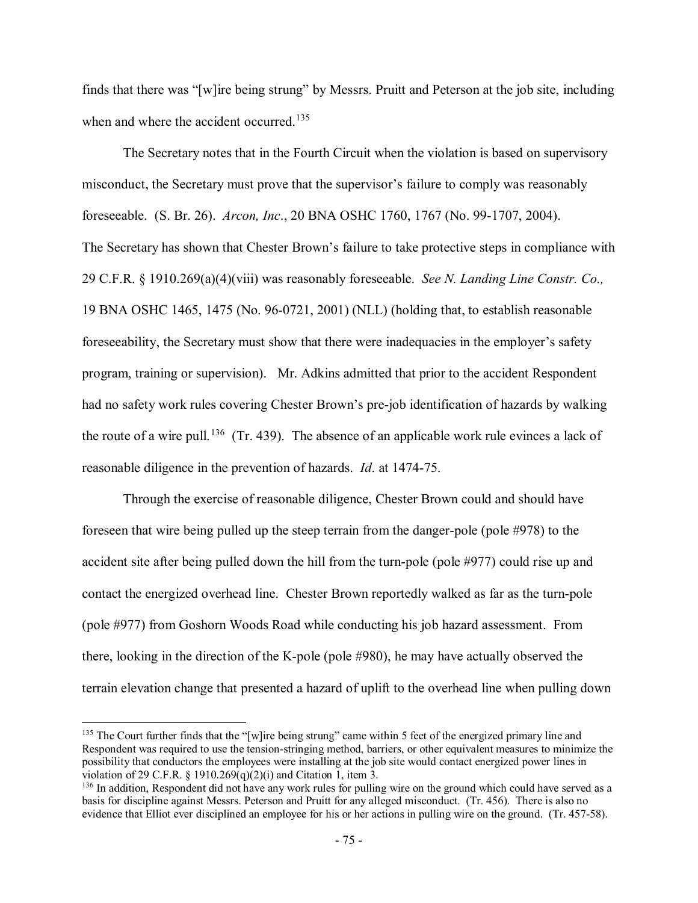finds that there was "[w]ire being strung" by Messrs. Pruitt and Peterson at the job site, including when and where the accident occurred.[135]

The Secretary notes that in the Fourth Circuit when the violation is based on supervisory misconduct, the Secretary must prove that the supervisor's failure to comply was reasonably foreseeable. (S. Br. 26). *Arcon, Inc*., 20 BNA OSHC 1760, 1767 (No. 99-1707, 2004). The Secretary has shown that Chester Brown's failure to take protective steps in compliance with 29 C.F.R. § 1910.269(a)(4)(viii) was reasonably foreseeable. *See N. Landing Line Constr. Co.,* 19 BNA OSHC 1465, 1475 (No. 96-0721, 2001) (NLL) (holding that, to establish reasonable foreseeability, the Secretary must show that there were inadequacies in the employer's safety program, training or supervision). Mr. Adkins admitted that prior to the accident Respondent had no safety work rules covering Chester Brown's pre-job identification of hazards by walking the route of a wire pull.[136] (Tr. 439). The absence of an applicable work rule evinces a lack of reasonable diligence in the prevention of hazards. *Id*. at 1474-75.

Through the exercise of reasonable diligence, Chester Brown could and should have foreseen that wire being pulled up the steep terrain from the danger-pole (pole #978) to the accident site after being pulled down the hill from the turn-pole (pole #977) could rise up and contact the energized overhead line. Chester Brown reportedly walked as far as the turn-pole (pole #977) from Goshorn Woods Road while conducting his job hazard assessment. From there, looking in the direction of the K-pole (pole #980), he may have actually observed the terrain elevation change that presented a hazard of uplift to the overhead line when pulling down

[135] The Court further finds that the "[w]ire being strung" came within 5 feet of the energized primary line and Respondent was required to use the tension-stringing method, barriers, or other equivalent measures to minimize the possibility that conductors the employees were installing at the job site would contact energized power lines in violation of 29 C.F.R. § 1910.269(q)(2)(i) and Citation 1, item 3.

[136] In addition, Respondent did not have any work rules for pulling wire on the ground which could have served as a basis for discipline against Messrs. Peterson and Pruitt for any alleged misconduct. (Tr. 456). There is also no evidence that Elliot ever disciplined an employee for his or her actions in pulling wire on the ground. (Tr. 457-58).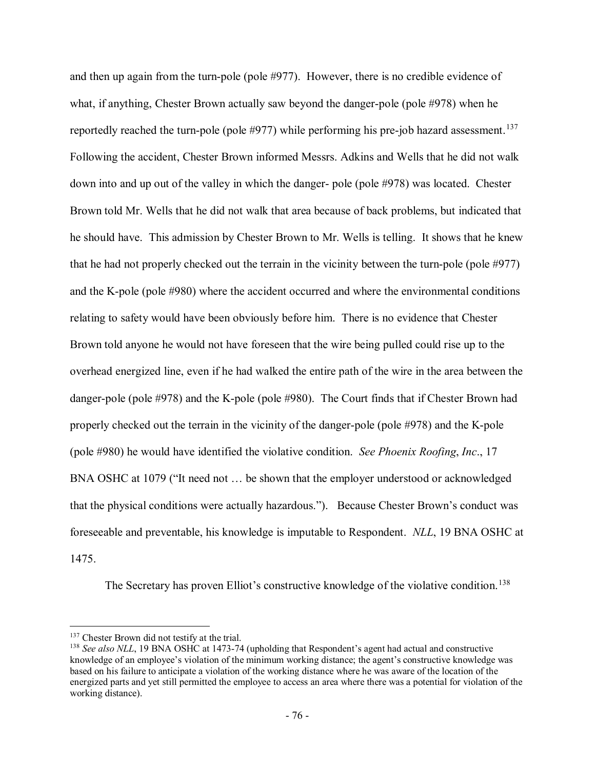and then up again from the turn-pole (pole #977). However, there is no credible evidence of what, if anything, Chester Brown actually saw beyond the danger-pole (pole #978) when he reportedly reached the turn-pole (pole #977) while performing his pre-job hazard assessment.[137] Following the accident, Chester Brown informed Messrs. Adkins and Wells that he did not walk down into and up out of the valley in which the danger- pole (pole #978) was located. Chester Brown told Mr. Wells that he did not walk that area because of back problems, but indicated that he should have. This admission by Chester Brown to Mr. Wells is telling. It shows that he knew that he had not properly checked out the terrain in the vicinity between the turn-pole (pole #977) and the K-pole (pole #980) where the accident occurred and where the environmental conditions relating to safety would have been obviously before him. There is no evidence that Chester Brown told anyone he would not have foreseen that the wire being pulled could rise up to the overhead energized line, even if he had walked the entire path of the wire in the area between the danger-pole (pole #978) and the K-pole (pole #980). The Court finds that if Chester Brown had properly checked out the terrain in the vicinity of the danger-pole (pole #978) and the K-pole (pole #980) he would have identified the violative condition. *See Phoenix Roofing*, *Inc*., 17 BNA OSHC at 1079 ("It need not … be shown that the employer understood or acknowledged that the physical conditions were actually hazardous."). Because Chester Brown's conduct was foreseeable and preventable, his knowledge is imputable to Respondent. *NLL*, 19 BNA OSHC at 1475.

The Secretary has proven Elliot's constructive knowledge of the violative condition.[138]

---

[137] Chester Brown did not testify at the trial.

[138] *See also NLL*, 19 BNA OSHC at 1473-74 (upholding that Respondent's agent had actual and constructive knowledge of an employee's violation of the minimum working distance; the agent's constructive knowledge was based on his failure to anticipate a violation of the working distance where he was aware of the location of the energized parts and yet still permitted the employee to access an area where there was a potential for violation of the working distance).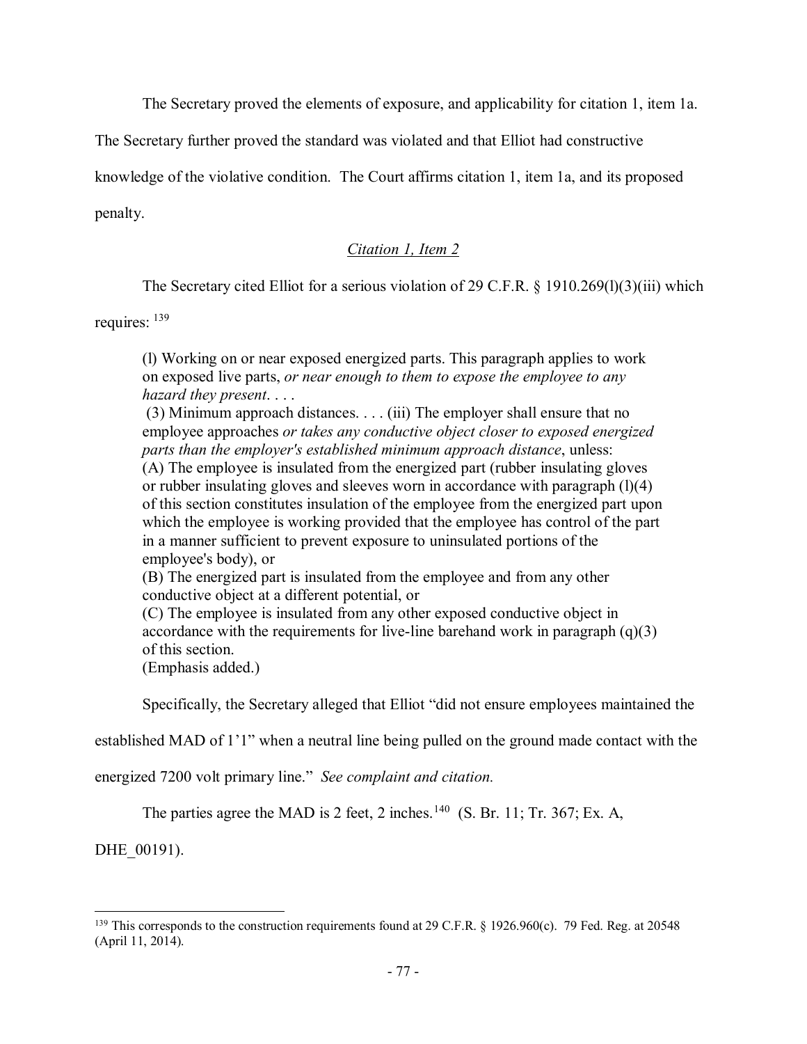The Secretary proved the elements of exposure, and applicability for citation 1, item 1a. The Secretary further proved the standard was violated and that Elliot had constructive knowledge of the violative condition. The Court affirms citation 1, item 1a, and its proposed penalty.

## *Citation 1, Item 2*

The Secretary cited Elliot for a serious violation of 29 C.F.R. § 1910.269(l)(3)(iii) which requires: [139]

> (l) Working on or near exposed energized parts. This paragraph applies to work on exposed live parts, *or near enough to them to expose the employee to any hazard they present*. . . .
> (3) Minimum approach distances. . . . (iii) The employer shall ensure that no employee approaches *or takes any conductive object closer to exposed energized parts than the employer's established minimum approach distance*, unless:
> (A) The employee is insulated from the energized part (rubber insulating gloves or rubber insulating gloves and sleeves worn in accordance with paragraph (l)(4) of this section constitutes insulation of the employee from the energized part upon which the employee is working provided that the employee has control of the part in a manner sufficient to prevent exposure to uninsulated portions of the employee's body), or
> (B) The energized part is insulated from the employee and from any other conductive object at a different potential, or
> (C) The employee is insulated from any other exposed conductive object in accordance with the requirements for live-line barehand work in paragraph (q)(3) of this section.
> (Emphasis added.)

Specifically, the Secretary alleged that Elliot "did not ensure employees maintained the established MAD of 1'1" when a neutral line being pulled on the ground made contact with the energized 7200 volt primary line." *See complaint and citation.*

The parties agree the MAD is 2 feet, 2 inches.[140] (S. Br. 11; Tr. 367; Ex. A, DHE_00191).

---

[139] This corresponds to the construction requirements found at 29 C.F.R. § 1926.960(c). 79 Fed. Reg. at 20548 (April 11, 2014).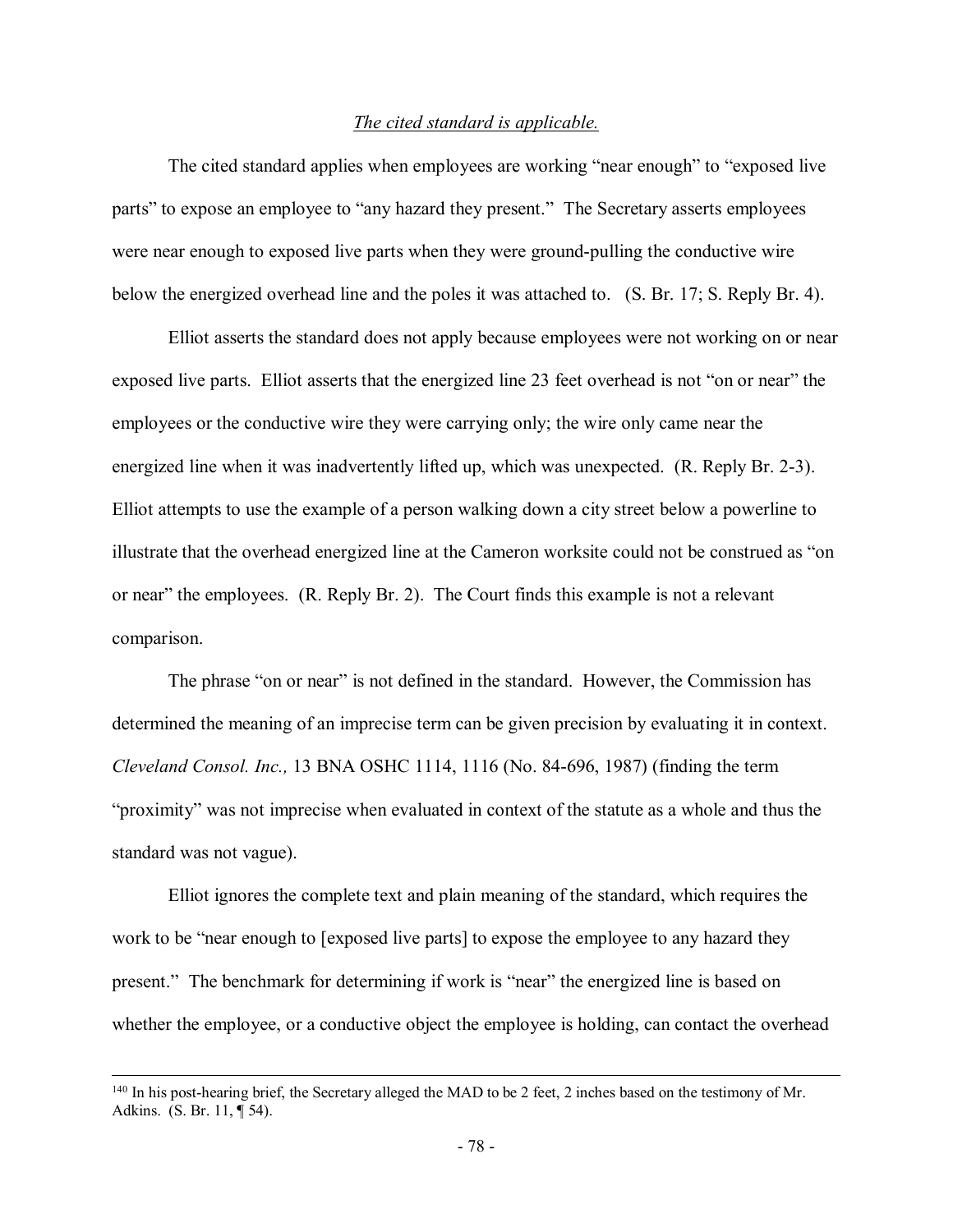*The cited standard is applicable.*

The cited standard applies when employees are working "near enough" to "exposed live parts" to expose an employee to "any hazard they present." The Secretary asserts employees were near enough to exposed live parts when they were ground-pulling the conductive wire below the energized overhead line and the poles it was attached to. (S. Br. 17; S. Reply Br. 4).

Elliot asserts the standard does not apply because employees were not working on or near exposed live parts. Elliot asserts that the energized line 23 feet overhead is not "on or near" the employees or the conductive wire they were carrying only; the wire only came near the energized line when it was inadvertently lifted up, which was unexpected. (R. Reply Br. 2-3). Elliot attempts to use the example of a person walking down a city street below a powerline to illustrate that the overhead energized line at the Cameron worksite could not be construed as "on or near" the employees. (R. Reply Br. 2). The Court finds this example is not a relevant comparison.

The phrase "on or near" is not defined in the standard. However, the Commission has determined the meaning of an imprecise term can be given precision by evaluating it in context. *Cleveland Consol. Inc.,* 13 BNA OSHC 1114, 1116 (No. 84-696, 1987) (finding the term "proximity" was not imprecise when evaluated in context of the statute as a whole and thus the standard was not vague).

Elliot ignores the complete text and plain meaning of the standard, which requires the work to be "near enough to [exposed live parts] to expose the employee to any hazard they present." The benchmark for determining if work is "near" the energized line is based on whether the employee, or a conductive object the employee is holding, can contact the overhead

[140] In his post-hearing brief, the Secretary alleged the MAD to be 2 feet, 2 inches based on the testimony of Mr. Adkins. (S. Br. 11, ¶ 54).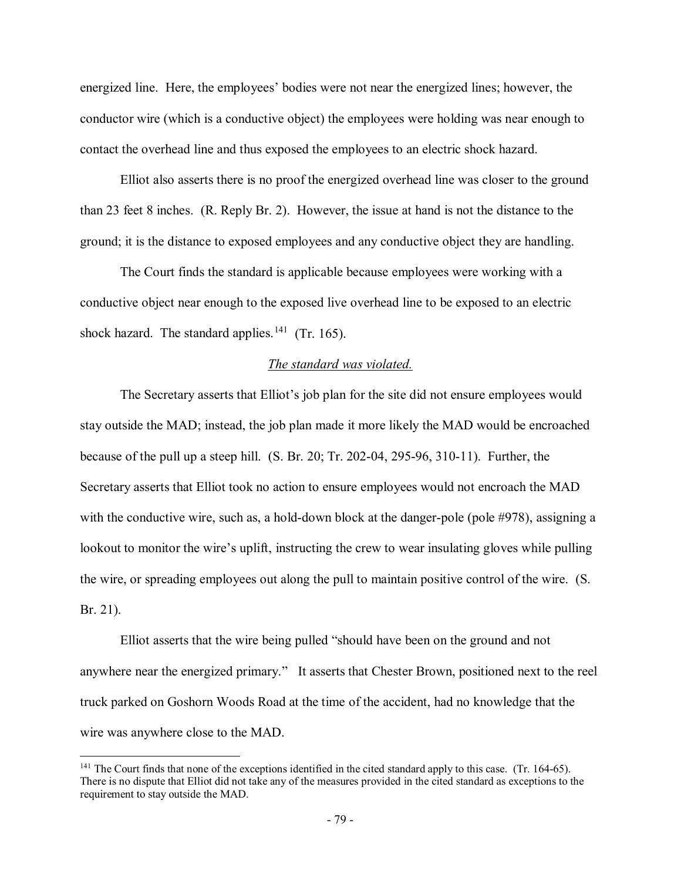energized line. Here, the employees' bodies were not near the energized lines; however, the conductor wire (which is a conductive object) the employees were holding was near enough to contact the overhead line and thus exposed the employees to an electric shock hazard.

Elliot also asserts there is no proof the energized overhead line was closer to the ground than 23 feet 8 inches. (R. Reply Br. 2). However, the issue at hand is not the distance to the ground; it is the distance to exposed employees and any conductive object they are handling.

The Court finds the standard is applicable because employees were working with a conductive object near enough to the exposed live overhead line to be exposed to an electric shock hazard. The standard applies.[141] (Tr. 165).

*The standard was violated.*

The Secretary asserts that Elliot's job plan for the site did not ensure employees would stay outside the MAD; instead, the job plan made it more likely the MAD would be encroached because of the pull up a steep hill. (S. Br. 20; Tr. 202-04, 295-96, 310-11). Further, the Secretary asserts that Elliot took no action to ensure employees would not encroach the MAD with the conductive wire, such as, a hold-down block at the danger-pole (pole #978), assigning a lookout to monitor the wire's uplift, instructing the crew to wear insulating gloves while pulling the wire, or spreading employees out along the pull to maintain positive control of the wire. (S. Br. 21).

Elliot asserts that the wire being pulled "should have been on the ground and not anywhere near the energized primary." It asserts that Chester Brown, positioned next to the reel truck parked on Goshorn Woods Road at the time of the accident, had no knowledge that the wire was anywhere close to the MAD.

[141] The Court finds that none of the exceptions identified in the cited standard apply to this case. (Tr. 164-65). There is no dispute that Elliot did not take any of the measures provided in the cited standard as exceptions to the requirement to stay outside the MAD.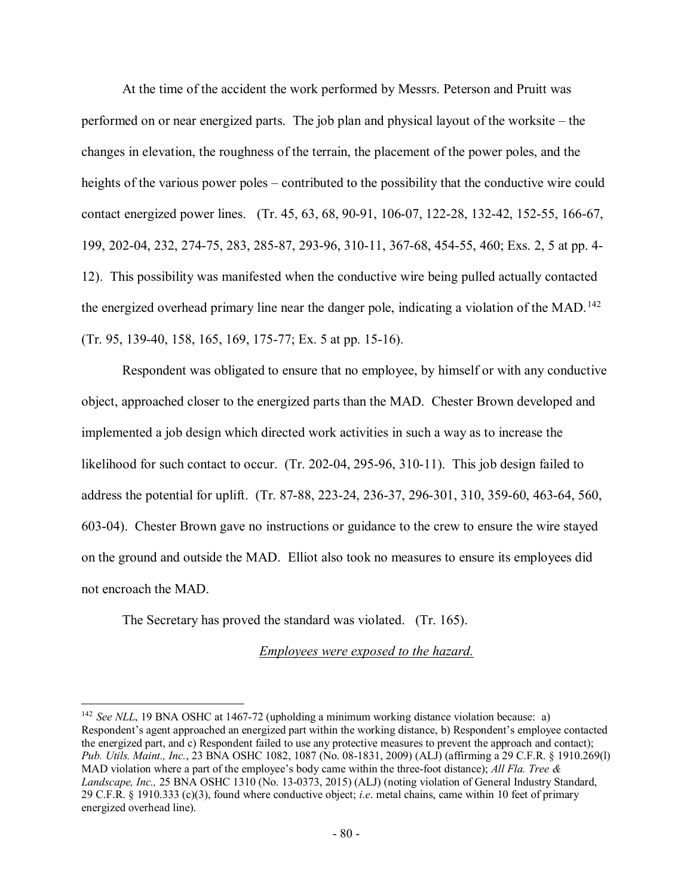At the time of the accident the work performed by Messrs. Peterson and Pruitt was performed on or near energized parts. The job plan and physical layout of the worksite – the changes in elevation, the roughness of the terrain, the placement of the power poles, and the heights of the various power poles – contributed to the possibility that the conductive wire could contact energized power lines. (Tr. 45, 63, 68, 90-91, 106-07, 122-28, 132-42, 152-55, 166-67, 199, 202-04, 232, 274-75, 283, 285-87, 293-96, 310-11, 367-68, 454-55, 460; Exs. 2, 5 at pp. 4-12). This possibility was manifested when the conductive wire being pulled actually contacted the energized overhead primary line near the danger pole, indicating a violation of the MAD.[142] (Tr. 95, 139-40, 158, 165, 169, 175-77; Ex. 5 at pp. 15-16).

Respondent was obligated to ensure that no employee, by himself or with any conductive object, approached closer to the energized parts than the MAD. Chester Brown developed and implemented a job design which directed work activities in such a way as to increase the likelihood for such contact to occur. (Tr. 202-04, 295-96, 310-11). This job design failed to address the potential for uplift. (Tr. 87-88, 223-24, 236-37, 296-301, 310, 359-60, 463-64, 560, 603-04). Chester Brown gave no instructions or guidance to the crew to ensure the wire stayed on the ground and outside the MAD. Elliot also took no measures to ensure its employees did not encroach the MAD.

The Secretary has proved the standard was violated. (Tr. 165).

<u>*Employees were exposed to the hazard.*</u>

---

[142] *See NLL*, 19 BNA OSHC at 1467-72 (upholding a minimum working distance violation because: a) Respondent's agent approached an energized part within the working distance, b) Respondent's employee contacted the energized part, and c) Respondent failed to use any protective measures to prevent the approach and contact); *Pub. Utils. Maint., Inc.*, 23 BNA OSHC 1082, 1087 (No. 08-1831, 2009) (ALJ) (affirming a 29 C.F.R. § 1910.269(l) MAD violation where a part of the employee's body came within the three-foot distance); *All Fla. Tree & Landscape, Inc.,* 25 BNA OSHC 1310 (No. 13-0373, 2015) (ALJ) (noting violation of General Industry Standard, 29 C.F.R. § 1910.333 (c)(3), found where conductive object; *i.e*. metal chains, came within 10 feet of primary energized overhead line).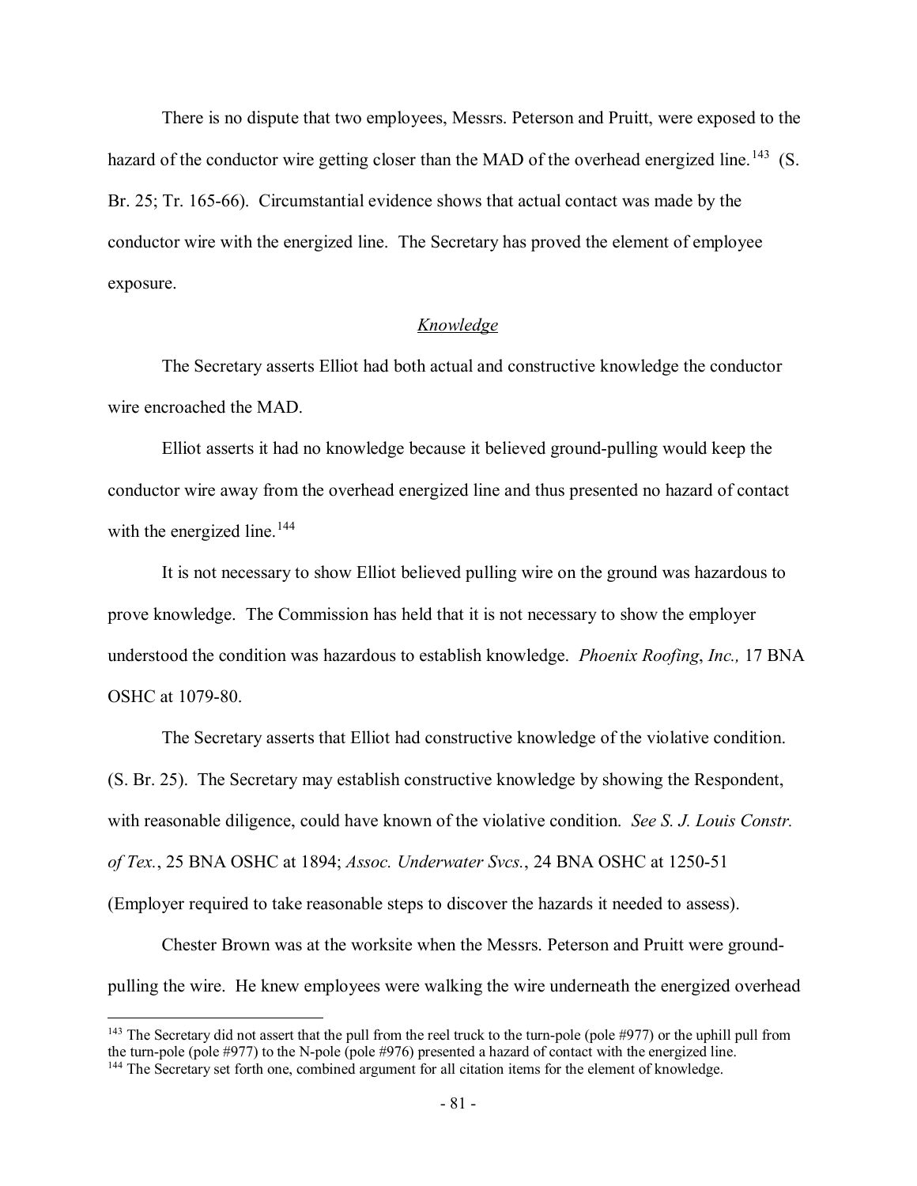There is no dispute that two employees, Messrs. Peterson and Pruitt, were exposed to the hazard of the conductor wire getting closer than the MAD of the overhead energized line.[143] (S. Br. 25; Tr. 165-66). Circumstantial evidence shows that actual contact was made by the conductor wire with the energized line. The Secretary has proved the element of employee exposure.

*Knowledge*

The Secretary asserts Elliot had both actual and constructive knowledge the conductor wire encroached the MAD.

Elliot asserts it had no knowledge because it believed ground-pulling would keep the conductor wire away from the overhead energized line and thus presented no hazard of contact with the energized line.[144]

It is not necessary to show Elliot believed pulling wire on the ground was hazardous to prove knowledge. The Commission has held that it is not necessary to show the employer understood the condition was hazardous to establish knowledge. *Phoenix Roofing*, *Inc.,* 17 BNA OSHC at 1079-80.

The Secretary asserts that Elliot had constructive knowledge of the violative condition. (S. Br. 25). The Secretary may establish constructive knowledge by showing the Respondent, with reasonable diligence, could have known of the violative condition. *See S. J. Louis Constr. of Tex.*, 25 BNA OSHC at 1894; *Assoc. Underwater Svcs.*, 24 BNA OSHC at 1250-51 (Employer required to take reasonable steps to discover the hazards it needed to assess).

Chester Brown was at the worksite when the Messrs. Peterson and Pruitt were ground-pulling the wire. He knew employees were walking the wire underneath the energized overhead

---

[143] The Secretary did not assert that the pull from the reel truck to the turn-pole (pole #977) or the uphill pull from the turn-pole (pole #977) to the N-pole (pole #976) presented a hazard of contact with the energized line.

[144] The Secretary set forth one, combined argument for all citation items for the element of knowledge.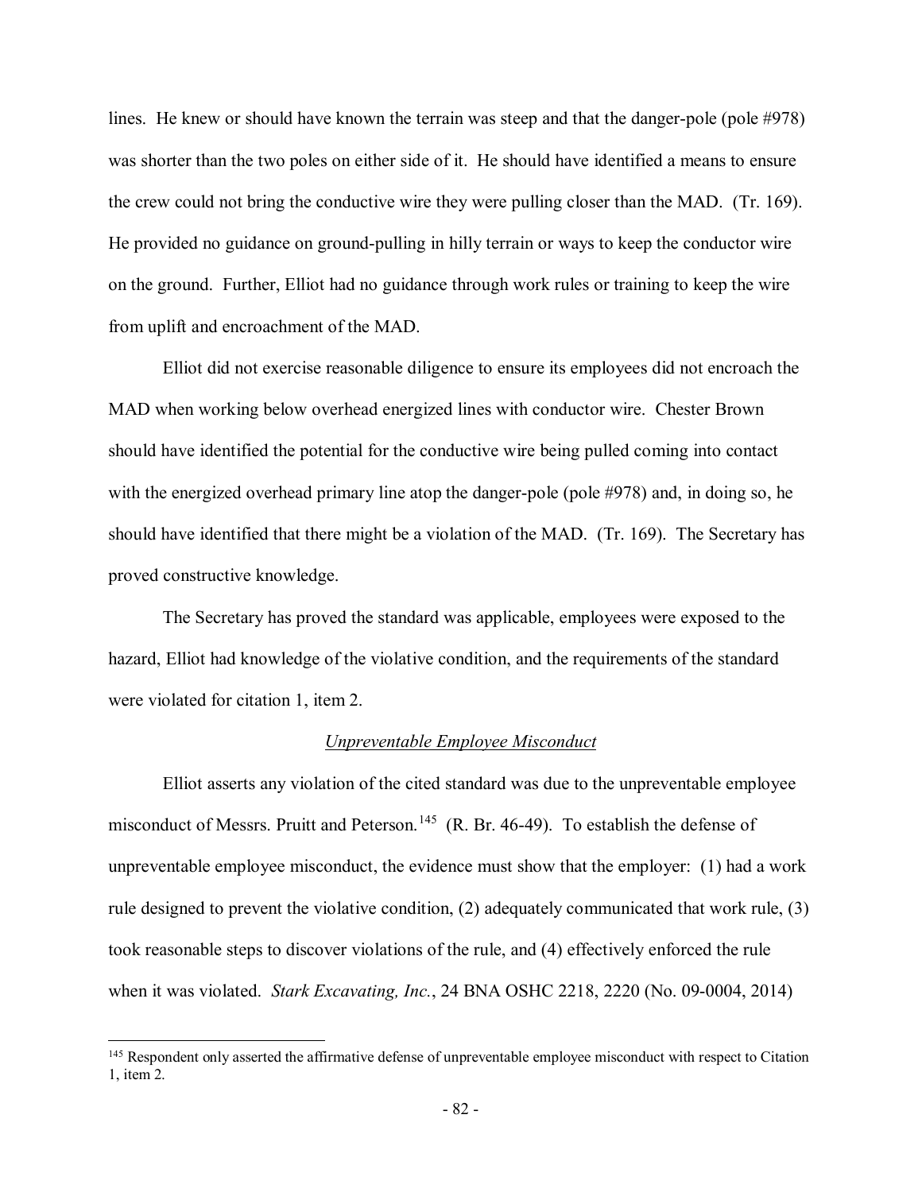lines. He knew or should have known the terrain was steep and that the danger-pole (pole #978) was shorter than the two poles on either side of it. He should have identified a means to ensure the crew could not bring the conductive wire they were pulling closer than the MAD. (Tr. 169). He provided no guidance on ground-pulling in hilly terrain or ways to keep the conductor wire on the ground. Further, Elliot had no guidance through work rules or training to keep the wire from uplift and encroachment of the MAD.

Elliot did not exercise reasonable diligence to ensure its employees did not encroach the MAD when working below overhead energized lines with conductor wire. Chester Brown should have identified the potential for the conductive wire being pulled coming into contact with the energized overhead primary line atop the danger-pole (pole #978) and, in doing so, he should have identified that there might be a violation of the MAD. (Tr. 169). The Secretary has proved constructive knowledge.

The Secretary has proved the standard was applicable, employees were exposed to the hazard, Elliot had knowledge of the violative condition, and the requirements of the standard were violated for citation 1, item 2.

*Unpreventable Employee Misconduct*

Elliot asserts any violation of the cited standard was due to the unpreventable employee misconduct of Messrs. Pruitt and Peterson.[145] (R. Br. 46-49). To establish the defense of unpreventable employee misconduct, the evidence must show that the employer: (1) had a work rule designed to prevent the violative condition, (2) adequately communicated that work rule, (3) took reasonable steps to discover violations of the rule, and (4) effectively enforced the rule when it was violated. *Stark Excavating, Inc.*, 24 BNA OSHC 2218, 2220 (No. 09-0004, 2014)

[145] Respondent only asserted the affirmative defense of unpreventable employee misconduct with respect to Citation 1, item 2.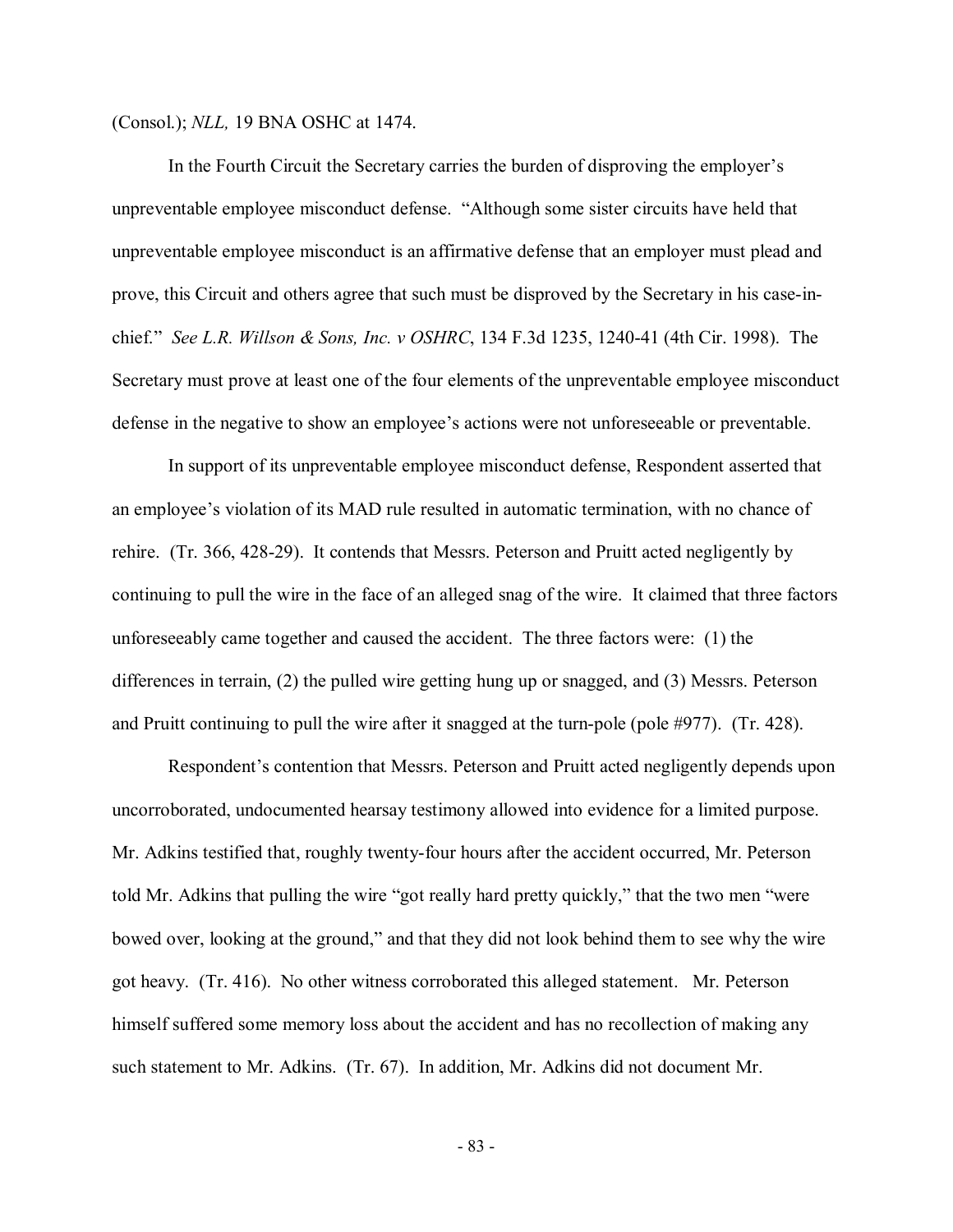(Consol.); *NLL,* 19 BNA OSHC at 1474.

In the Fourth Circuit the Secretary carries the burden of disproving the employer's unpreventable employee misconduct defense. "Although some sister circuits have held that unpreventable employee misconduct is an affirmative defense that an employer must plead and prove, this Circuit and others agree that such must be disproved by the Secretary in his case-in-chief." *See L.R. Willson & Sons, Inc. v OSHRC*, 134 F.3d 1235, 1240-41 (4th Cir. 1998). The Secretary must prove at least one of the four elements of the unpreventable employee misconduct defense in the negative to show an employee's actions were not unforeseeable or preventable.

In support of its unpreventable employee misconduct defense, Respondent asserted that an employee's violation of its MAD rule resulted in automatic termination, with no chance of rehire. (Tr. 366, 428-29). It contends that Messrs. Peterson and Pruitt acted negligently by continuing to pull the wire in the face of an alleged snag of the wire. It claimed that three factors unforeseeably came together and caused the accident. The three factors were: (1) the differences in terrain, (2) the pulled wire getting hung up or snagged, and (3) Messrs. Peterson and Pruitt continuing to pull the wire after it snagged at the turn-pole (pole #977). (Tr. 428).

Respondent's contention that Messrs. Peterson and Pruitt acted negligently depends upon uncorroborated, undocumented hearsay testimony allowed into evidence for a limited purpose. Mr. Adkins testified that, roughly twenty-four hours after the accident occurred, Mr. Peterson told Mr. Adkins that pulling the wire "got really hard pretty quickly," that the two men "were bowed over, looking at the ground," and that they did not look behind them to see why the wire got heavy. (Tr. 416). No other witness corroborated this alleged statement. Mr. Peterson himself suffered some memory loss about the accident and has no recollection of making any such statement to Mr. Adkins. (Tr. 67). In addition, Mr. Adkins did not document Mr.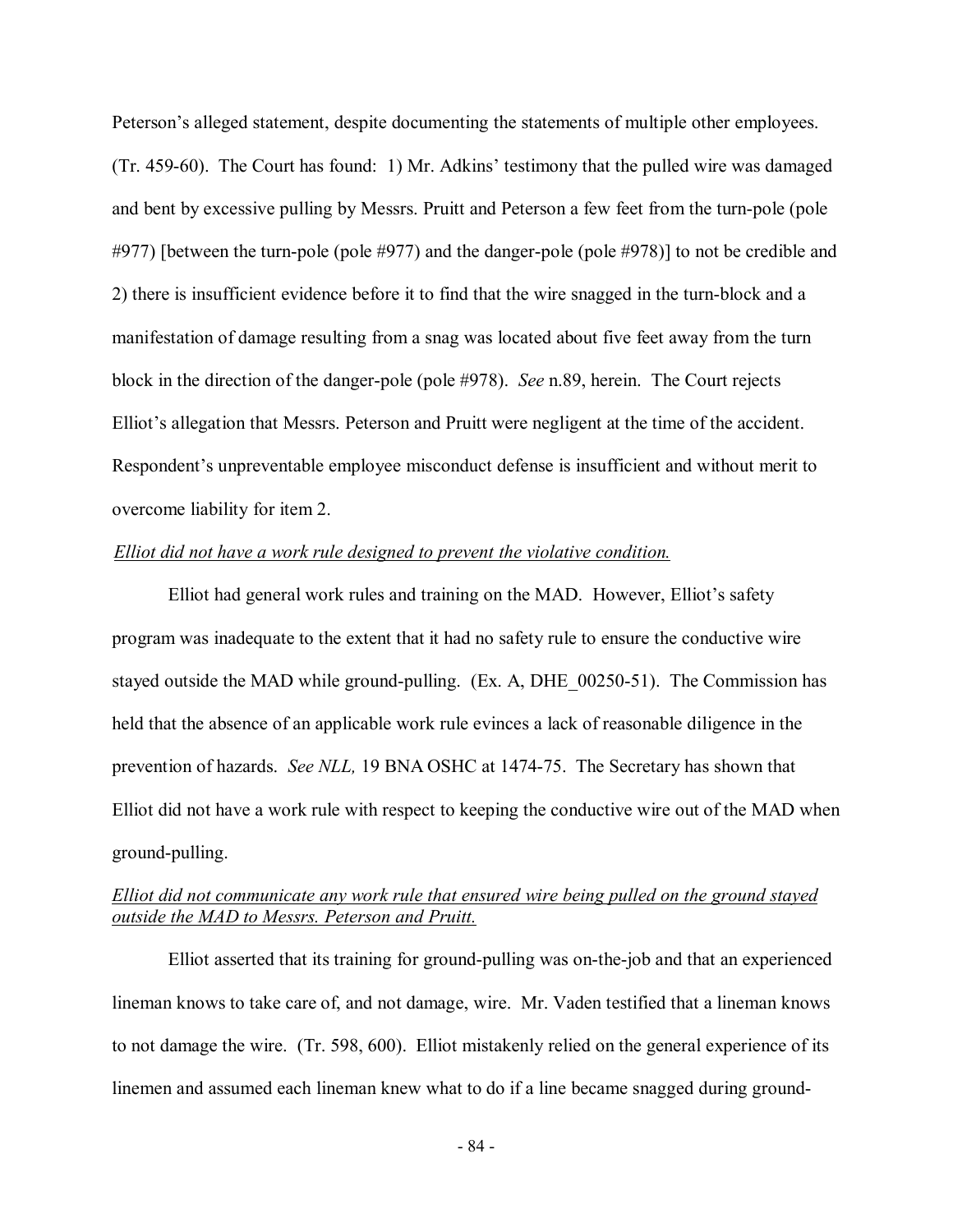Peterson's alleged statement, despite documenting the statements of multiple other employees. (Tr. 459-60). The Court has found: 1) Mr. Adkins' testimony that the pulled wire was damaged and bent by excessive pulling by Messrs. Pruitt and Peterson a few feet from the turn-pole (pole #977) [between the turn-pole (pole #977) and the danger-pole (pole #978)] to not be credible and 2) there is insufficient evidence before it to find that the wire snagged in the turn-block and a manifestation of damage resulting from a snag was located about five feet away from the turn block in the direction of the danger-pole (pole #978). *See* n.89, herein. The Court rejects Elliot's allegation that Messrs. Peterson and Pruitt were negligent at the time of the accident. Respondent's unpreventable employee misconduct defense is insufficient and without merit to overcome liability for item 2.

*Elliot did not have a work rule designed to prevent the violative condition.*

Elliot had general work rules and training on the MAD. However, Elliot's safety program was inadequate to the extent that it had no safety rule to ensure the conductive wire stayed outside the MAD while ground-pulling. (Ex. A, DHE_00250-51). The Commission has held that the absence of an applicable work rule evinces a lack of reasonable diligence in the prevention of hazards. *See NLL,* 19 BNA OSHC at 1474-75. The Secretary has shown that Elliot did not have a work rule with respect to keeping the conductive wire out of the MAD when ground-pulling.

*Elliot did not communicate any work rule that ensured wire being pulled on the ground stayed outside the MAD to Messrs. Peterson and Pruitt.*

Elliot asserted that its training for ground-pulling was on-the-job and that an experienced lineman knows to take care of, and not damage, wire. Mr. Vaden testified that a lineman knows to not damage the wire. (Tr. 598, 600). Elliot mistakenly relied on the general experience of its linemen and assumed each lineman knew what to do if a line became snagged during ground-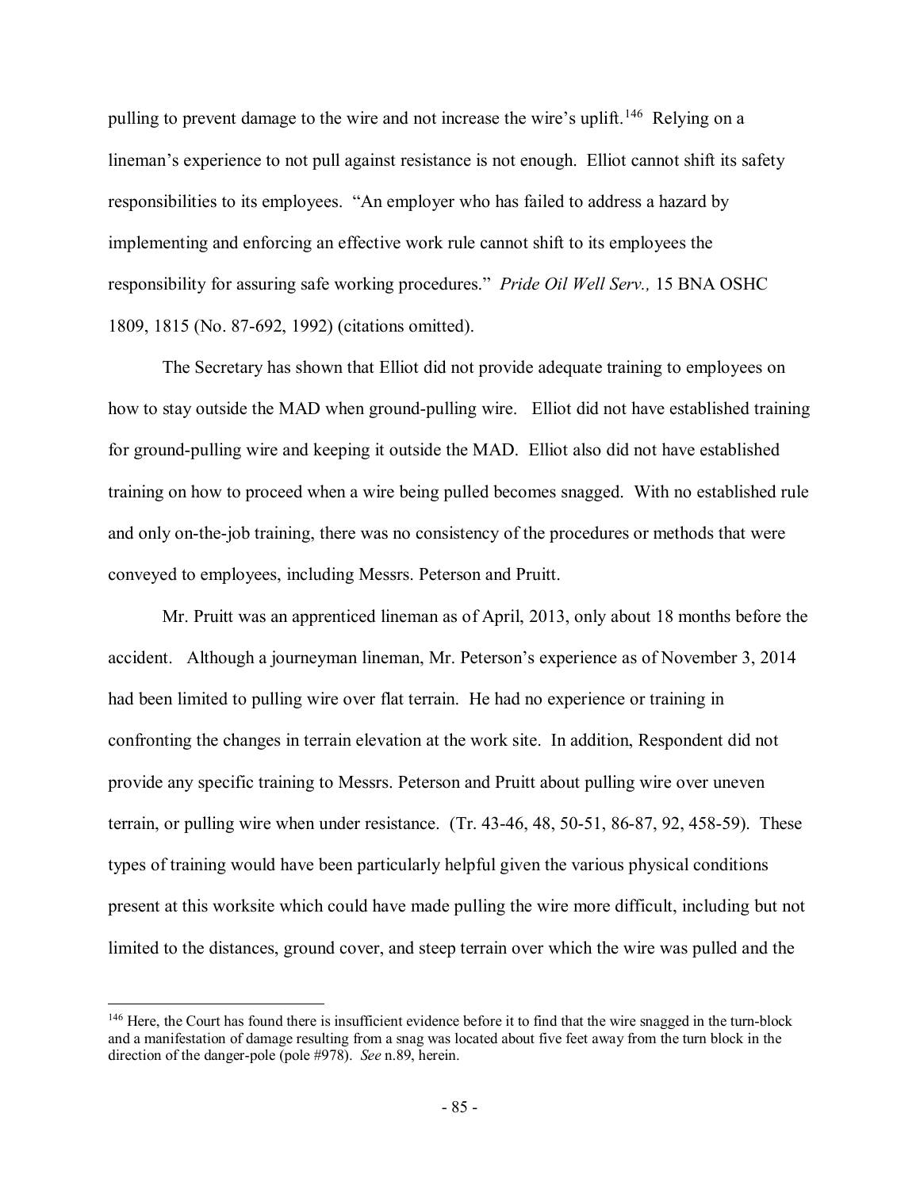pulling to prevent damage to the wire and not increase the wire's uplift.[146] Relying on a lineman's experience to not pull against resistance is not enough. Elliot cannot shift its safety responsibilities to its employees. "An employer who has failed to address a hazard by implementing and enforcing an effective work rule cannot shift to its employees the responsibility for assuring safe working procedures." *Pride Oil Well Serv.,* 15 BNA OSHC 1809, 1815 (No. 87-692, 1992) (citations omitted).

The Secretary has shown that Elliot did not provide adequate training to employees on how to stay outside the MAD when ground-pulling wire. Elliot did not have established training for ground-pulling wire and keeping it outside the MAD. Elliot also did not have established training on how to proceed when a wire being pulled becomes snagged. With no established rule and only on-the-job training, there was no consistency of the procedures or methods that were conveyed to employees, including Messrs. Peterson and Pruitt.

Mr. Pruitt was an apprenticed lineman as of April, 2013, only about 18 months before the accident. Although a journeyman lineman, Mr. Peterson's experience as of November 3, 2014 had been limited to pulling wire over flat terrain. He had no experience or training in confronting the changes in terrain elevation at the work site. In addition, Respondent did not provide any specific training to Messrs. Peterson and Pruitt about pulling wire over uneven terrain, or pulling wire when under resistance. (Tr. 43-46, 48, 50-51, 86-87, 92, 458-59). These types of training would have been particularly helpful given the various physical conditions present at this worksite which could have made pulling the wire more difficult, including but not limited to the distances, ground cover, and steep terrain over which the wire was pulled and the

---

[146] Here, the Court has found there is insufficient evidence before it to find that the wire snagged in the turn-block and a manifestation of damage resulting from a snag was located about five feet away from the turn block in the direction of the danger-pole (pole #978). *See* n.89, herein.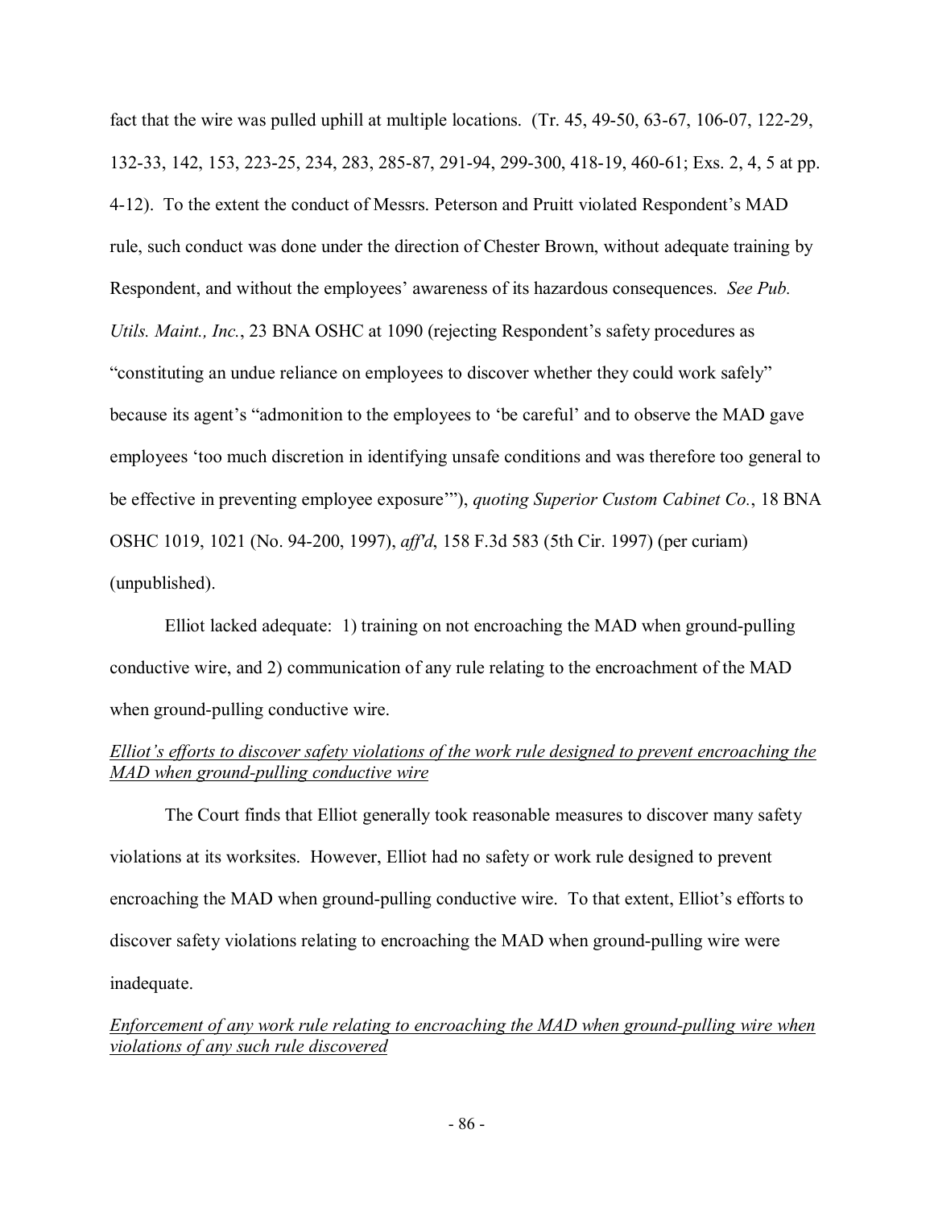fact that the wire was pulled uphill at multiple locations. (Tr. 45, 49-50, 63-67, 106-07, 122-29, 132-33, 142, 153, 223-25, 234, 283, 285-87, 291-94, 299-300, 418-19, 460-61; Exs. 2, 4, 5 at pp. 4-12). To the extent the conduct of Messrs. Peterson and Pruitt violated Respondent's MAD rule, such conduct was done under the direction of Chester Brown, without adequate training by Respondent, and without the employees' awareness of its hazardous consequences. *See Pub. Utils. Maint., Inc.*, 23 BNA OSHC at 1090 (rejecting Respondent's safety procedures as "constituting an undue reliance on employees to discover whether they could work safely" because its agent's "admonition to the employees to 'be careful' and to observe the MAD gave employees 'too much discretion in identifying unsafe conditions and was therefore too general to be effective in preventing employee exposure'"), *quoting Superior Custom Cabinet Co.*, 18 BNA OSHC 1019, 1021 (No. 94-200, 1997), *aff'd*, 158 F.3d 583 (5th Cir. 1997) (per curiam) (unpublished).

Elliot lacked adequate: 1) training on not encroaching the MAD when ground-pulling conductive wire, and 2) communication of any rule relating to the encroachment of the MAD when ground-pulling conductive wire.

*Elliot's efforts to discover safety violations of the work rule designed to prevent encroaching the MAD when ground-pulling conductive wire*

The Court finds that Elliot generally took reasonable measures to discover many safety violations at its worksites. However, Elliot had no safety or work rule designed to prevent encroaching the MAD when ground-pulling conductive wire. To that extent, Elliot's efforts to discover safety violations relating to encroaching the MAD when ground-pulling wire were inadequate.

*Enforcement of any work rule relating to encroaching the MAD when ground-pulling wire when violations of any such rule discovered*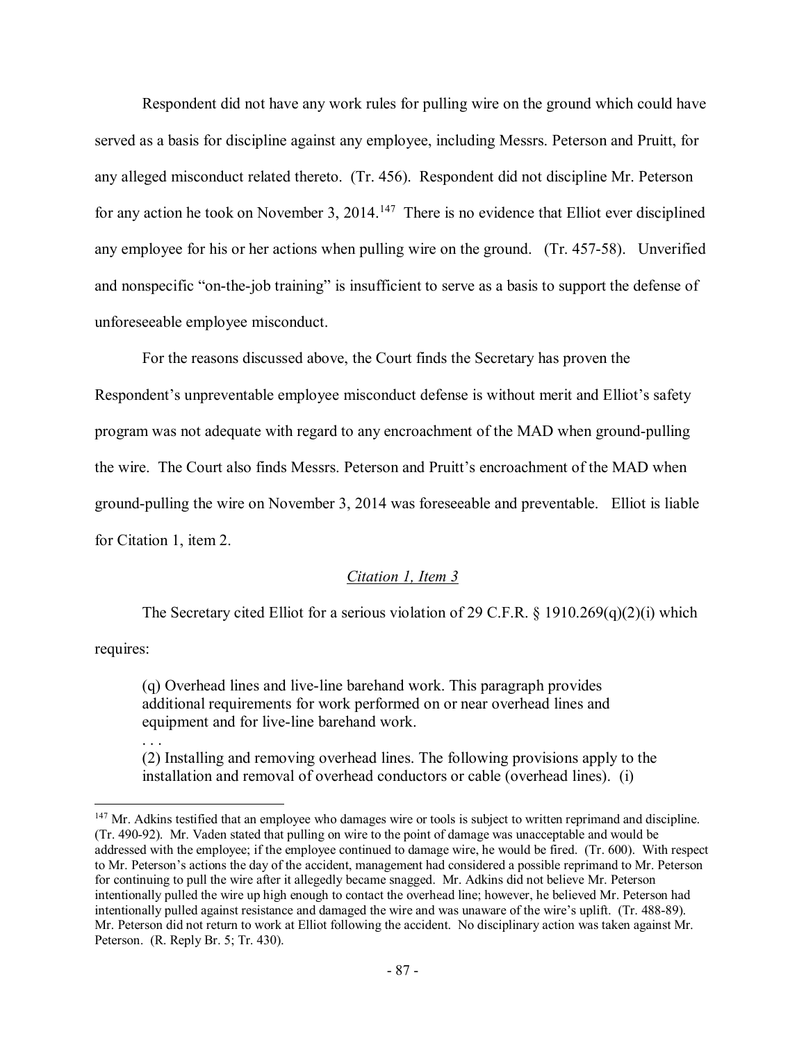Respondent did not have any work rules for pulling wire on the ground which could have served as a basis for discipline against any employee, including Messrs. Peterson and Pruitt, for any alleged misconduct related thereto. (Tr. 456). Respondent did not discipline Mr. Peterson for any action he took on November 3, 2014.[147] There is no evidence that Elliot ever disciplined any employee for his or her actions when pulling wire on the ground. (Tr. 457-58). Unverified and nonspecific "on-the-job training" is insufficient to serve as a basis to support the defense of unforeseeable employee misconduct.

For the reasons discussed above, the Court finds the Secretary has proven the Respondent's unpreventable employee misconduct defense is without merit and Elliot's safety program was not adequate with regard to any encroachment of the MAD when ground-pulling the wire. The Court also finds Messrs. Peterson and Pruitt's encroachment of the MAD when ground-pulling the wire on November 3, 2014 was foreseeable and preventable. Elliot is liable for Citation 1, item 2.

*Citation 1, Item 3*

The Secretary cited Elliot for a serious violation of 29 C.F.R. § 1910.269(q)(2)(i) which requires:

> (q) Overhead lines and live-line barehand work. This paragraph provides additional requirements for work performed on or near overhead lines and equipment and for live-line barehand work.
>
> . . .
>
> (2) Installing and removing overhead lines. The following provisions apply to the installation and removal of overhead conductors or cable (overhead lines). (i)

---

[147] Mr. Adkins testified that an employee who damages wire or tools is subject to written reprimand and discipline. (Tr. 490-92). Mr. Vaden stated that pulling on wire to the point of damage was unacceptable and would be addressed with the employee; if the employee continued to damage wire, he would be fired. (Tr. 600). With respect to Mr. Peterson's actions the day of the accident, management had considered a possible reprimand to Mr. Peterson for continuing to pull the wire after it allegedly became snagged. Mr. Adkins did not believe Mr. Peterson intentionally pulled the wire up high enough to contact the overhead line; however, he believed Mr. Peterson had intentionally pulled against resistance and damaged the wire and was unaware of the wire's uplift. (Tr. 488-89). Mr. Peterson did not return to work at Elliot following the accident. No disciplinary action was taken against Mr. Peterson. (R. Reply Br. 5; Tr. 430).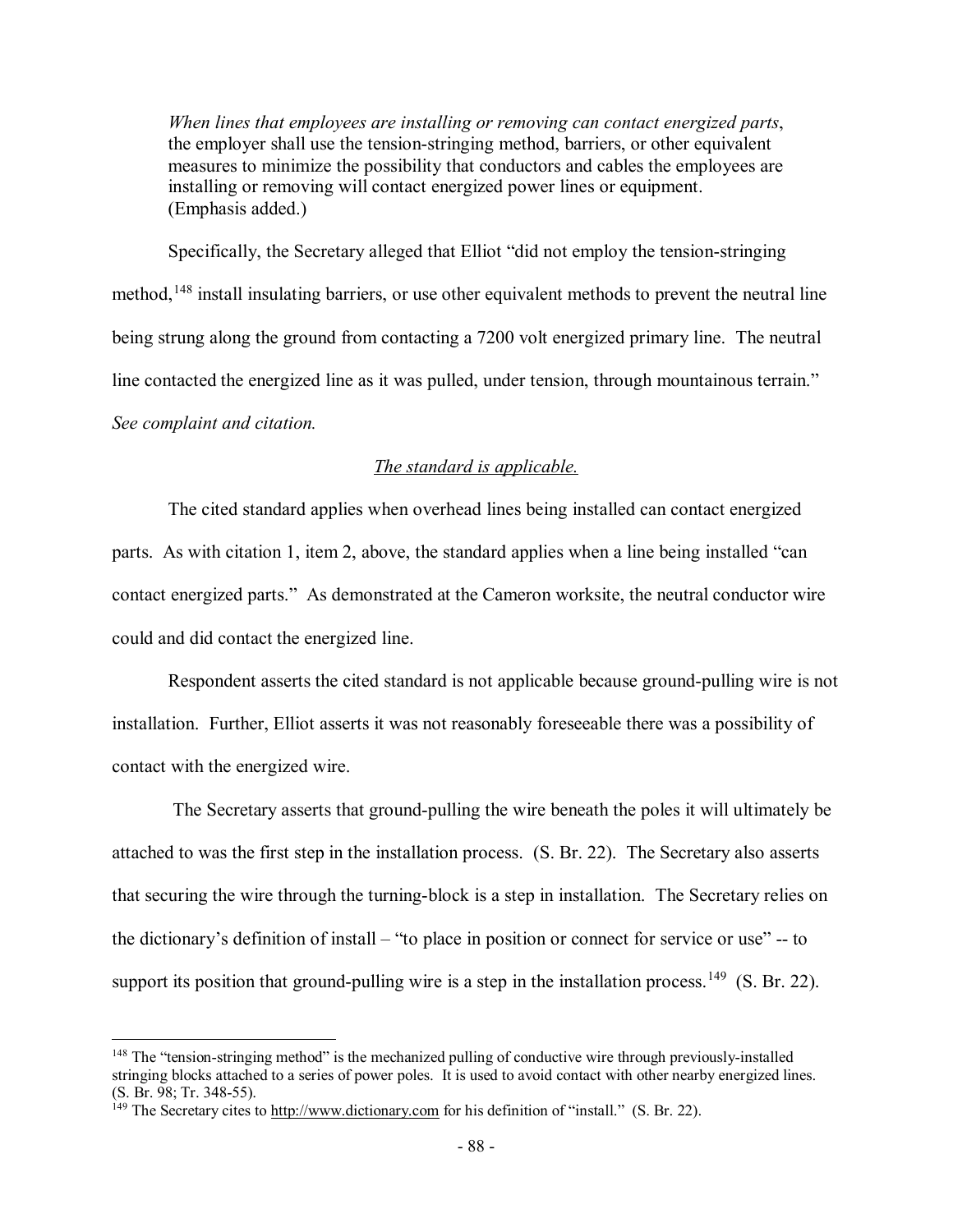> *When lines that employees are installing or removing can contact energized parts*, the employer shall use the tension-stringing method, barriers, or other equivalent measures to minimize the possibility that conductors and cables the employees are installing or removing will contact energized power lines or equipment. (Emphasis added.)

Specifically, the Secretary alleged that Elliot "did not employ the tension-stringing method,[148] install insulating barriers, or use other equivalent methods to prevent the neutral line being strung along the ground from contacting a 7200 volt energized primary line. The neutral line contacted the energized line as it was pulled, under tension, through mountainous terrain." *See complaint and citation.*

### *The standard is applicable.*

The cited standard applies when overhead lines being installed can contact energized parts. As with citation 1, item 2, above, the standard applies when a line being installed "can contact energized parts." As demonstrated at the Cameron worksite, the neutral conductor wire could and did contact the energized line.

Respondent asserts the cited standard is not applicable because ground-pulling wire is not installation. Further, Elliot asserts it was not reasonably foreseeable there was a possibility of contact with the energized wire.

The Secretary asserts that ground-pulling the wire beneath the poles it will ultimately be attached to was the first step in the installation process. (S. Br. 22). The Secretary also asserts that securing the wire through the turning-block is a step in installation. The Secretary relies on the dictionary's definition of install – "to place in position or connect for service or use" -- to support its position that ground-pulling wire is a step in the installation process.[149] (S. Br. 22).

---

[148] The "tension-stringing method" is the mechanized pulling of conductive wire through previously-installed stringing blocks attached to a series of power poles. It is used to avoid contact with other nearby energized lines. (S. Br. 98; Tr. 348-55).

[149] The Secretary cites to http://www.dictionary.com for his definition of "install." (S. Br. 22).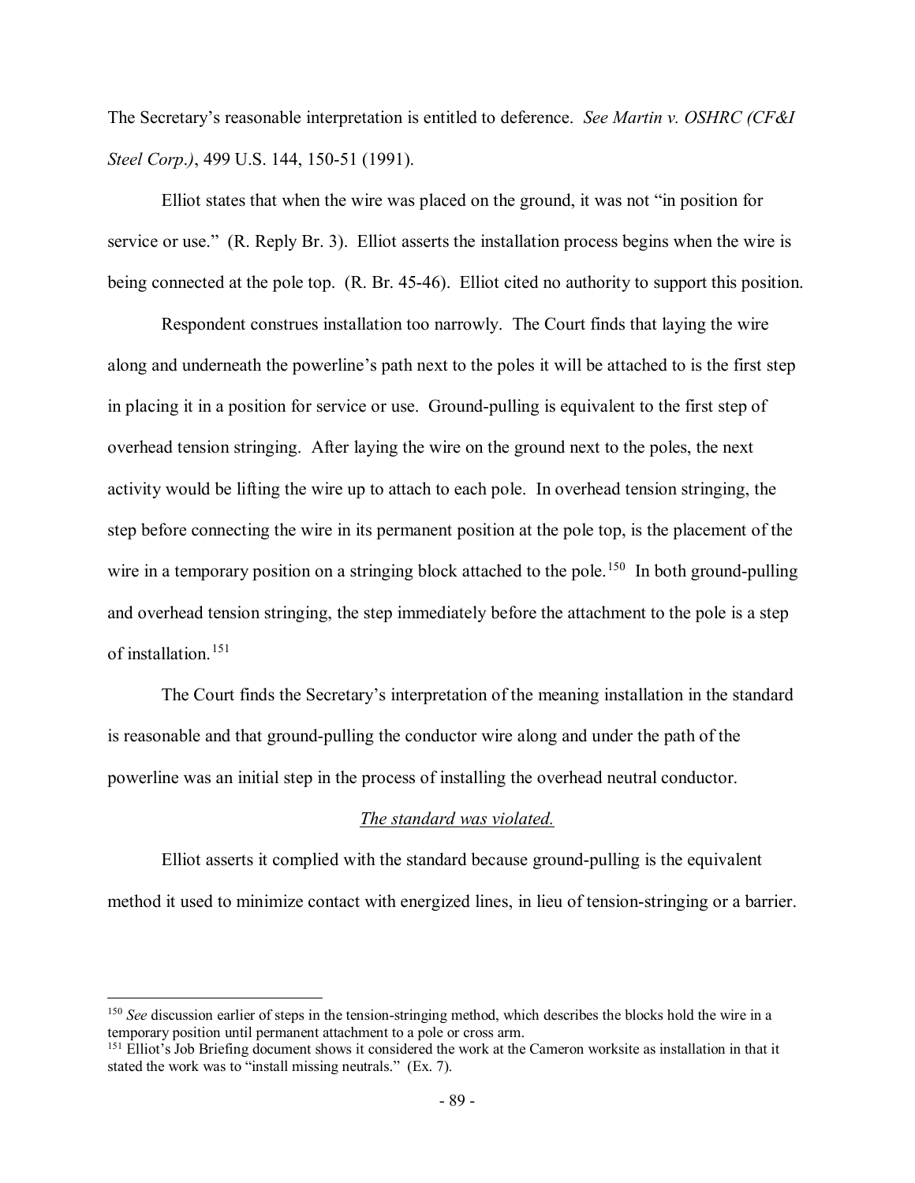The Secretary's reasonable interpretation is entitled to deference. *See Martin v. OSHRC (CF&I Steel Corp.)*, 499 U.S. 144, 150-51 (1991).

Elliot states that when the wire was placed on the ground, it was not "in position for service or use." (R. Reply Br. 3). Elliot asserts the installation process begins when the wire is being connected at the pole top. (R. Br. 45-46). Elliot cited no authority to support this position.

Respondent construes installation too narrowly. The Court finds that laying the wire along and underneath the powerline's path next to the poles it will be attached to is the first step in placing it in a position for service or use. Ground-pulling is equivalent to the first step of overhead tension stringing. After laying the wire on the ground next to the poles, the next activity would be lifting the wire up to attach to each pole. In overhead tension stringing, the step before connecting the wire in its permanent position at the pole top, is the placement of the wire in a temporary position on a stringing block attached to the pole.[150] In both ground-pulling and overhead tension stringing, the step immediately before the attachment to the pole is a step of installation.[151]

The Court finds the Secretary's interpretation of the meaning installation in the standard is reasonable and that ground-pulling the conductor wire along and under the path of the powerline was an initial step in the process of installing the overhead neutral conductor.

*The standard was violated.*

Elliot asserts it complied with the standard because ground-pulling is the equivalent method it used to minimize contact with energized lines, in lieu of tension-stringing or a barrier.

---

[150] *See* discussion earlier of steps in the tension-stringing method, which describes the blocks hold the wire in a temporary position until permanent attachment to a pole or cross arm.

[151] Elliot's Job Briefing document shows it considered the work at the Cameron worksite as installation in that it stated the work was to "install missing neutrals." (Ex. 7).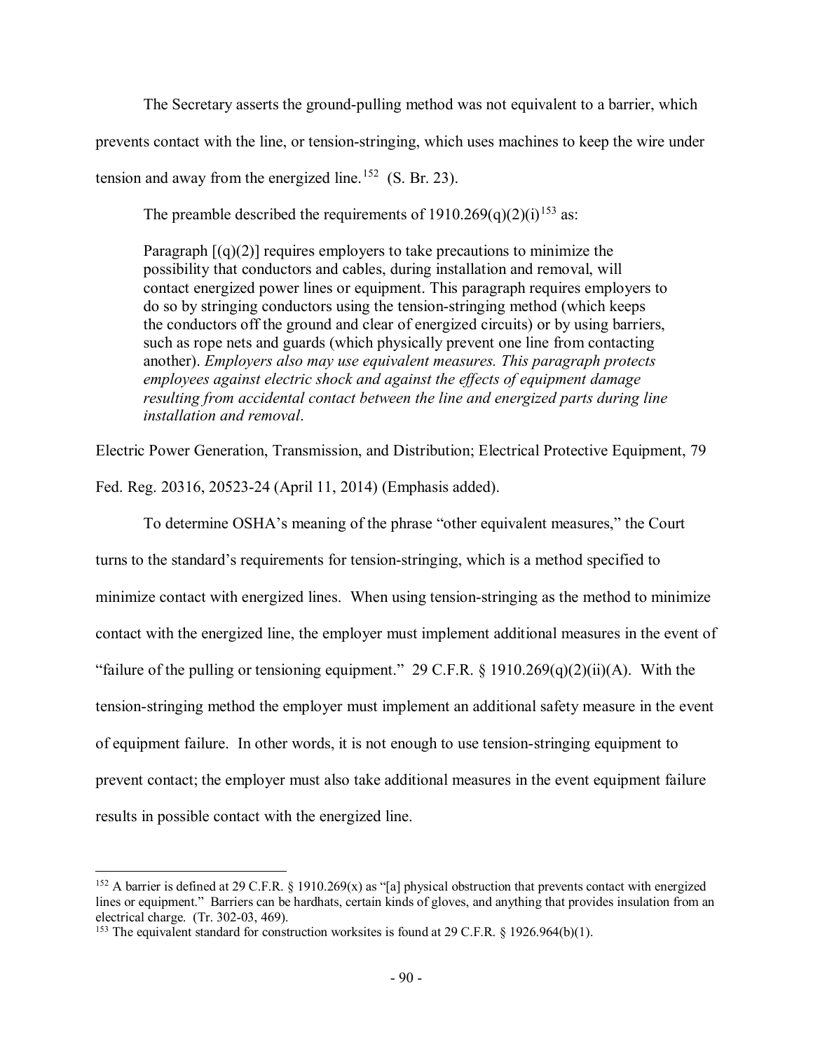The Secretary asserts the ground-pulling method was not equivalent to a barrier, which prevents contact with the line, or tension-stringing, which uses machines to keep the wire under tension and away from the energized line.[152] (S. Br. 23).

The preamble described the requirements of 1910.269(q)(2)(i)[153] as:

> Paragraph [(q)(2)] requires employers to take precautions to minimize the possibility that conductors and cables, during installation and removal, will contact energized power lines or equipment. This paragraph requires employers to do so by stringing conductors using the tension-stringing method (which keeps the conductors off the ground and clear of energized circuits) or by using barriers, such as rope nets and guards (which physically prevent one line from contacting another). *Employers also may use equivalent measures. This paragraph protects employees against electric shock and against the effects of equipment damage resulting from accidental contact between the line and energized parts during line installation and removal*.

Electric Power Generation, Transmission, and Distribution; Electrical Protective Equipment, 79 Fed. Reg. 20316, 20523-24 (April 11, 2014) (Emphasis added).

To determine OSHA's meaning of the phrase "other equivalent measures," the Court turns to the standard's requirements for tension-stringing, which is a method specified to minimize contact with energized lines. When using tension-stringing as the method to minimize contact with the energized line, the employer must implement additional measures in the event of "failure of the pulling or tensioning equipment." 29 C.F.R. § 1910.269(q)(2)(ii)(A). With the tension-stringing method the employer must implement an additional safety measure in the event of equipment failure. In other words, it is not enough to use tension-stringing equipment to prevent contact; the employer must also take additional measures in the event equipment failure results in possible contact with the energized line.

---

[152] A barrier is defined at 29 C.F.R. § 1910.269(x) as "[a] physical obstruction that prevents contact with energized lines or equipment." Barriers can be hardhats, certain kinds of gloves, and anything that provides insulation from an electrical charge. (Tr. 302-03, 469).

[153] The equivalent standard for construction worksites is found at 29 C.F.R. § 1926.964(b)(1).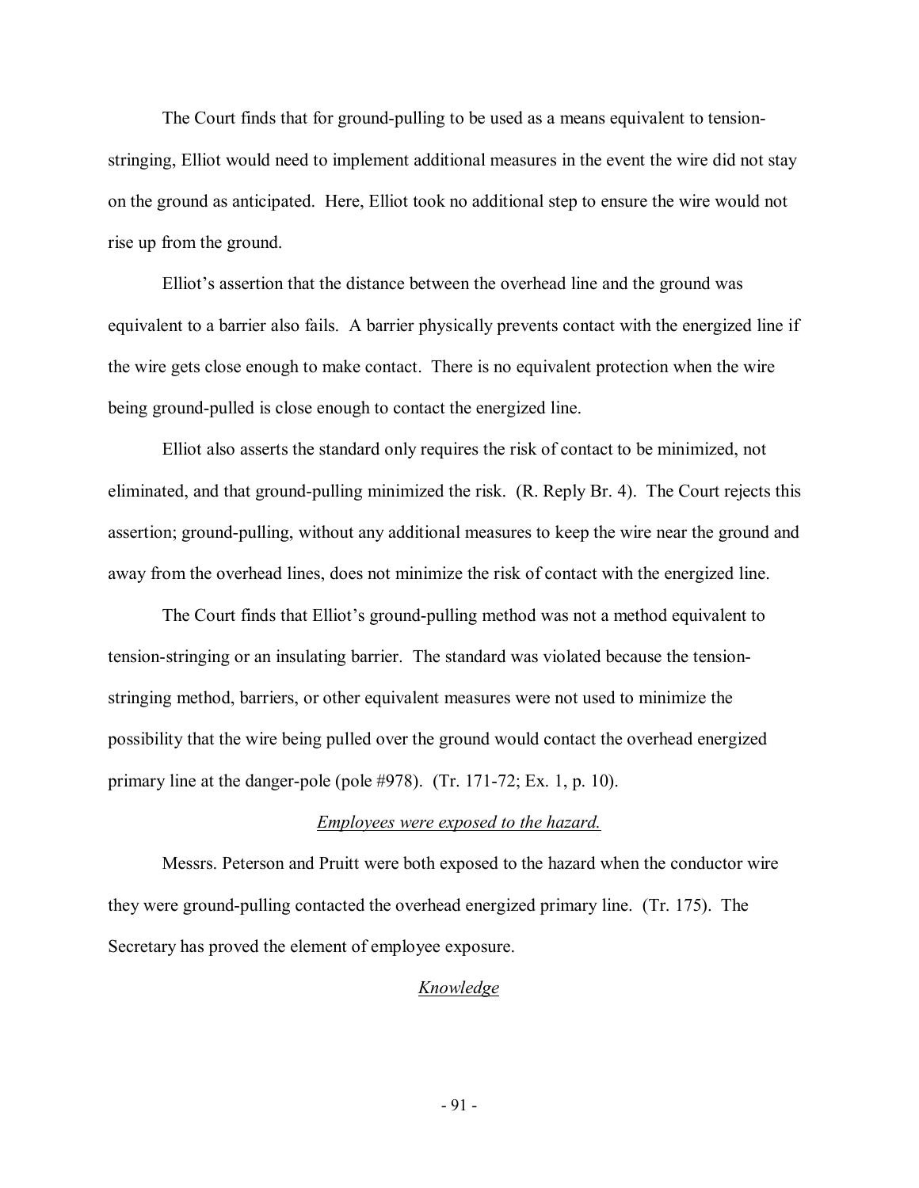The Court finds that for ground-pulling to be used as a means equivalent to tension-stringing, Elliot would need to implement additional measures in the event the wire did not stay on the ground as anticipated. Here, Elliot took no additional step to ensure the wire would not rise up from the ground.

Elliot's assertion that the distance between the overhead line and the ground was equivalent to a barrier also fails. A barrier physically prevents contact with the energized line if the wire gets close enough to make contact. There is no equivalent protection when the wire being ground-pulled is close enough to contact the energized line.

Elliot also asserts the standard only requires the risk of contact to be minimized, not eliminated, and that ground-pulling minimized the risk. (R. Reply Br. 4). The Court rejects this assertion; ground-pulling, without any additional measures to keep the wire near the ground and away from the overhead lines, does not minimize the risk of contact with the energized line.

The Court finds that Elliot's ground-pulling method was not a method equivalent to tension-stringing or an insulating barrier. The standard was violated because the tension-stringing method, barriers, or other equivalent measures were not used to minimize the possibility that the wire being pulled over the ground would contact the overhead energized primary line at the danger-pole (pole #978). (Tr. 171-72; Ex. 1, p. 10).

*Employees were exposed to the hazard.*

Messrs. Peterson and Pruitt were both exposed to the hazard when the conductor wire they were ground-pulling contacted the overhead energized primary line. (Tr. 175). The Secretary has proved the element of employee exposure.

*Knowledge*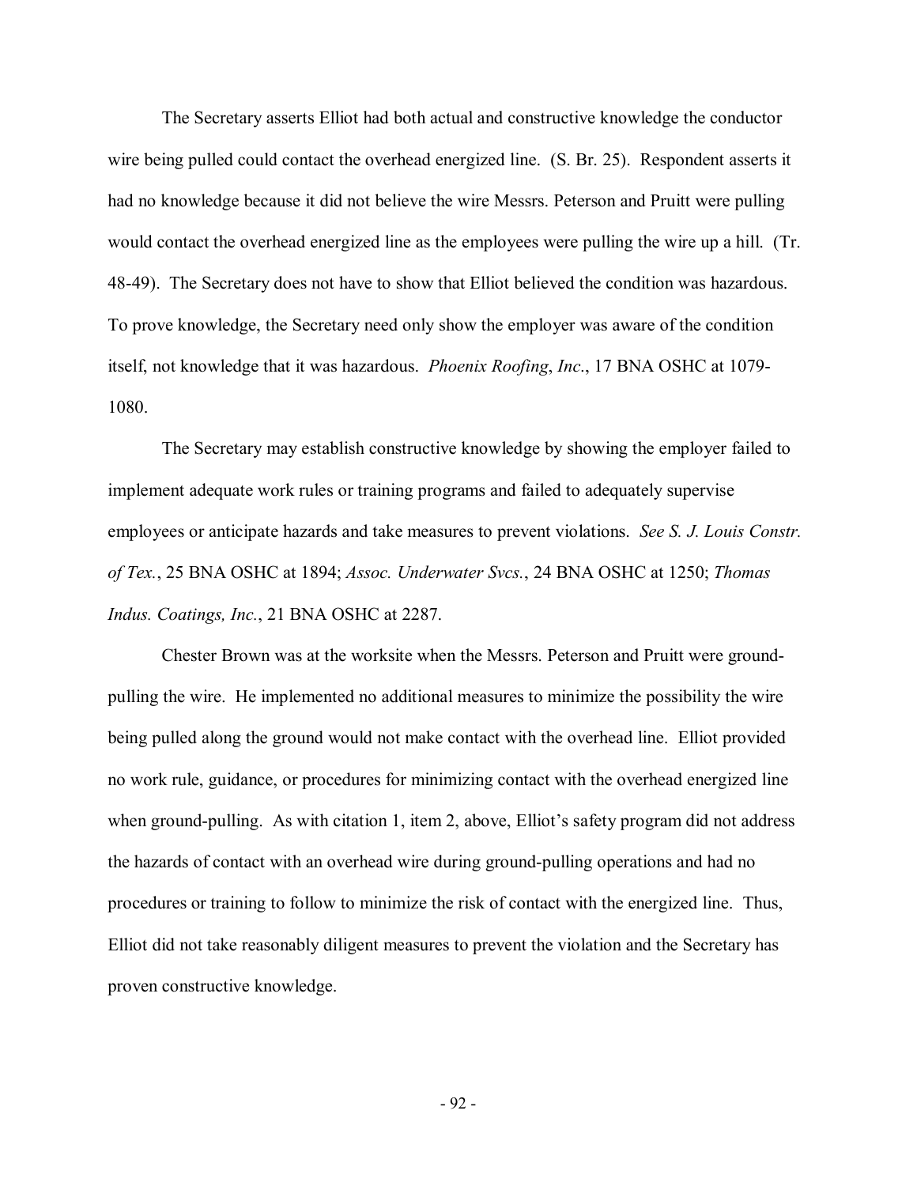The Secretary asserts Elliot had both actual and constructive knowledge the conductor wire being pulled could contact the overhead energized line. (S. Br. 25). Respondent asserts it had no knowledge because it did not believe the wire Messrs. Peterson and Pruitt were pulling would contact the overhead energized line as the employees were pulling the wire up a hill. (Tr. 48-49). The Secretary does not have to show that Elliot believed the condition was hazardous. To prove knowledge, the Secretary need only show the employer was aware of the condition itself, not knowledge that it was hazardous. *Phoenix Roofing*, *Inc*., 17 BNA OSHC at 1079-1080.

The Secretary may establish constructive knowledge by showing the employer failed to implement adequate work rules or training programs and failed to adequately supervise employees or anticipate hazards and take measures to prevent violations. *See S. J. Louis Constr. of Tex.*, 25 BNA OSHC at 1894; *Assoc. Underwater Svcs.*, 24 BNA OSHC at 1250; *Thomas Indus. Coatings, Inc.*, 21 BNA OSHC at 2287.

Chester Brown was at the worksite when the Messrs. Peterson and Pruitt were ground-pulling the wire. He implemented no additional measures to minimize the possibility the wire being pulled along the ground would not make contact with the overhead line. Elliot provided no work rule, guidance, or procedures for minimizing contact with the overhead energized line when ground-pulling. As with citation 1, item 2, above, Elliot's safety program did not address the hazards of contact with an overhead wire during ground-pulling operations and had no procedures or training to follow to minimize the risk of contact with the energized line. Thus, Elliot did not take reasonably diligent measures to prevent the violation and the Secretary has proven constructive knowledge.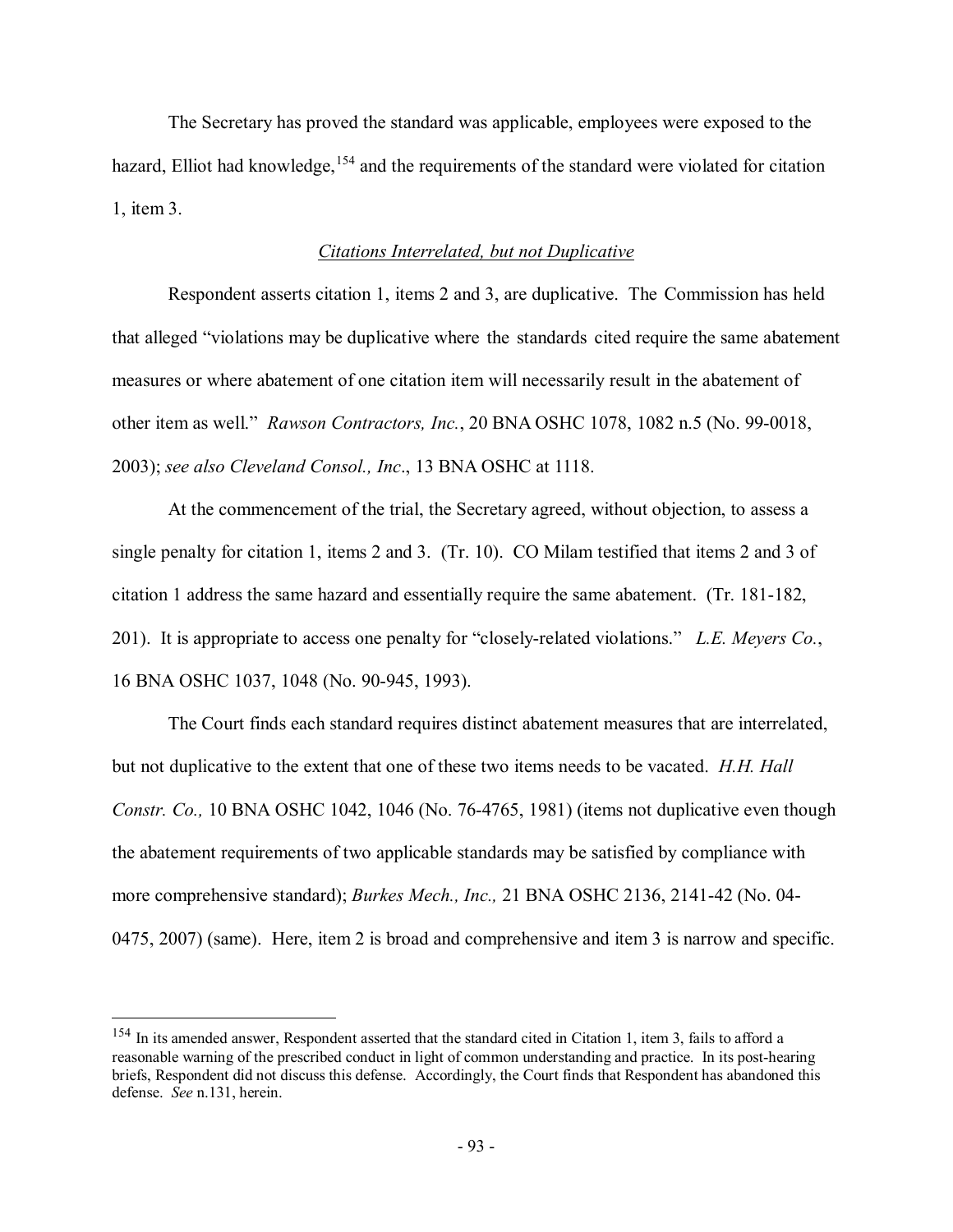The Secretary has proved the standard was applicable, employees were exposed to the hazard, Elliot had knowledge,[154] and the requirements of the standard were violated for citation 1, item 3.

*Citations Interrelated, but not Duplicative*

Respondent asserts citation 1, items 2 and 3, are duplicative. The Commission has held that alleged "violations may be duplicative where the standards cited require the same abatement measures or where abatement of one citation item will necessarily result in the abatement of other item as well." *Rawson Contractors, Inc.*, 20 BNA OSHC 1078, 1082 n.5 (No. 99-0018, 2003); *see also Cleveland Consol., Inc*., 13 BNA OSHC at 1118.

At the commencement of the trial, the Secretary agreed, without objection, to assess a single penalty for citation 1, items 2 and 3. (Tr. 10). CO Milam testified that items 2 and 3 of citation 1 address the same hazard and essentially require the same abatement. (Tr. 181-182, 201). It is appropriate to access one penalty for "closely-related violations." *L.E. Meyers Co.*, 16 BNA OSHC 1037, 1048 (No. 90-945, 1993).

The Court finds each standard requires distinct abatement measures that are interrelated, but not duplicative to the extent that one of these two items needs to be vacated. *H.H. Hall Constr. Co.,* 10 BNA OSHC 1042, 1046 (No. 76-4765, 1981) (items not duplicative even though the abatement requirements of two applicable standards may be satisfied by compliance with more comprehensive standard); *Burkes Mech., Inc.,* 21 BNA OSHC 2136, 2141-42 (No. 04-0475, 2007) (same). Here, item 2 is broad and comprehensive and item 3 is narrow and specific.

[154] In its amended answer, Respondent asserted that the standard cited in Citation 1, item 3, fails to afford a reasonable warning of the prescribed conduct in light of common understanding and practice. In its post-hearing briefs, Respondent did not discuss this defense. Accordingly, the Court finds that Respondent has abandoned this defense. *See* n.131, herein.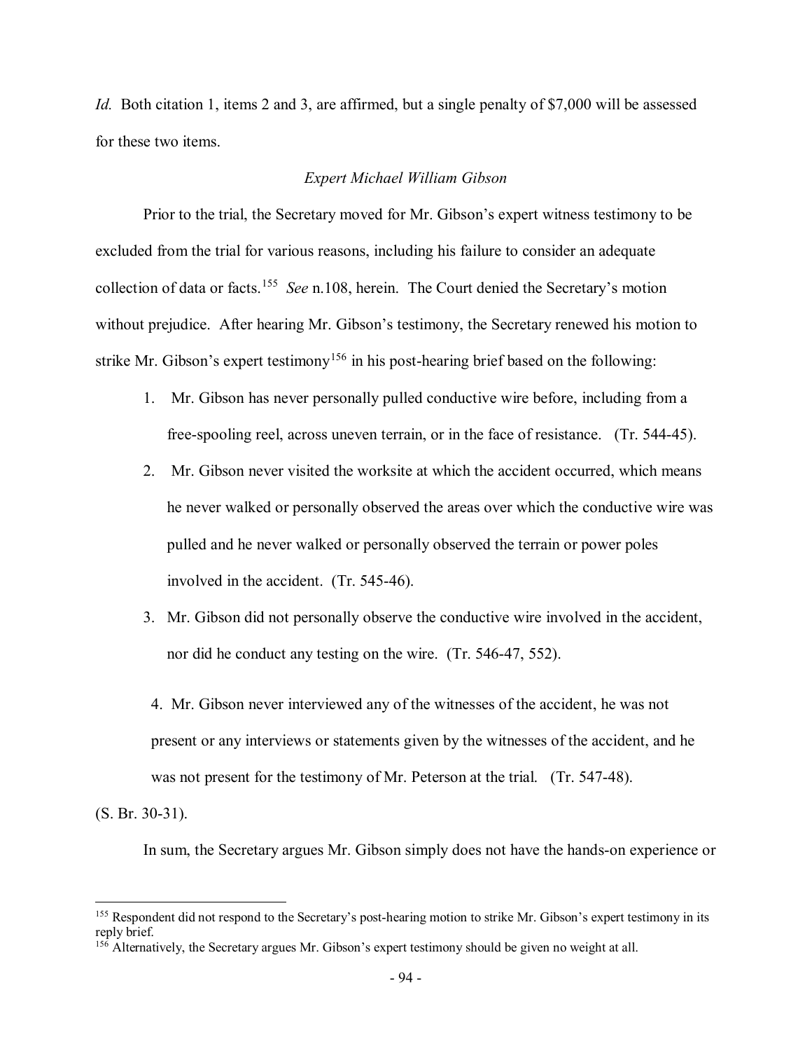*Id.* Both citation 1, items 2 and 3, are affirmed, but a single penalty of $7,000 will be assessed for these two items.

*Expert Michael William Gibson*

Prior to the trial, the Secretary moved for Mr. Gibson's expert witness testimony to be excluded from the trial for various reasons, including his failure to consider an adequate collection of data or facts.[155] *See* n.108, herein. The Court denied the Secretary's motion without prejudice. After hearing Mr. Gibson's testimony, the Secretary renewed his motion to strike Mr. Gibson's expert testimony[156] in his post-hearing brief based on the following:

1. Mr. Gibson has never personally pulled conductive wire before, including from a free-spooling reel, across uneven terrain, or in the face of resistance. (Tr. 544-45).
2. Mr. Gibson never visited the worksite at which the accident occurred, which means he never walked or personally observed the areas over which the conductive wire was pulled and he never walked or personally observed the terrain or power poles involved in the accident. (Tr. 545-46).
3. Mr. Gibson did not personally observe the conductive wire involved in the accident, nor did he conduct any testing on the wire. (Tr. 546-47, 552).
4. Mr. Gibson never interviewed any of the witnesses of the accident, he was not present or any interviews or statements given by the witnesses of the accident, and he was not present for the testimony of Mr. Peterson at the trial. (Tr. 547-48).

(S. Br. 30-31).

In sum, the Secretary argues Mr. Gibson simply does not have the hands-on experience or

---

[155] Respondent did not respond to the Secretary's post-hearing motion to strike Mr. Gibson's expert testimony in its reply brief.

[156] Alternatively, the Secretary argues Mr. Gibson's expert testimony should be given no weight at all.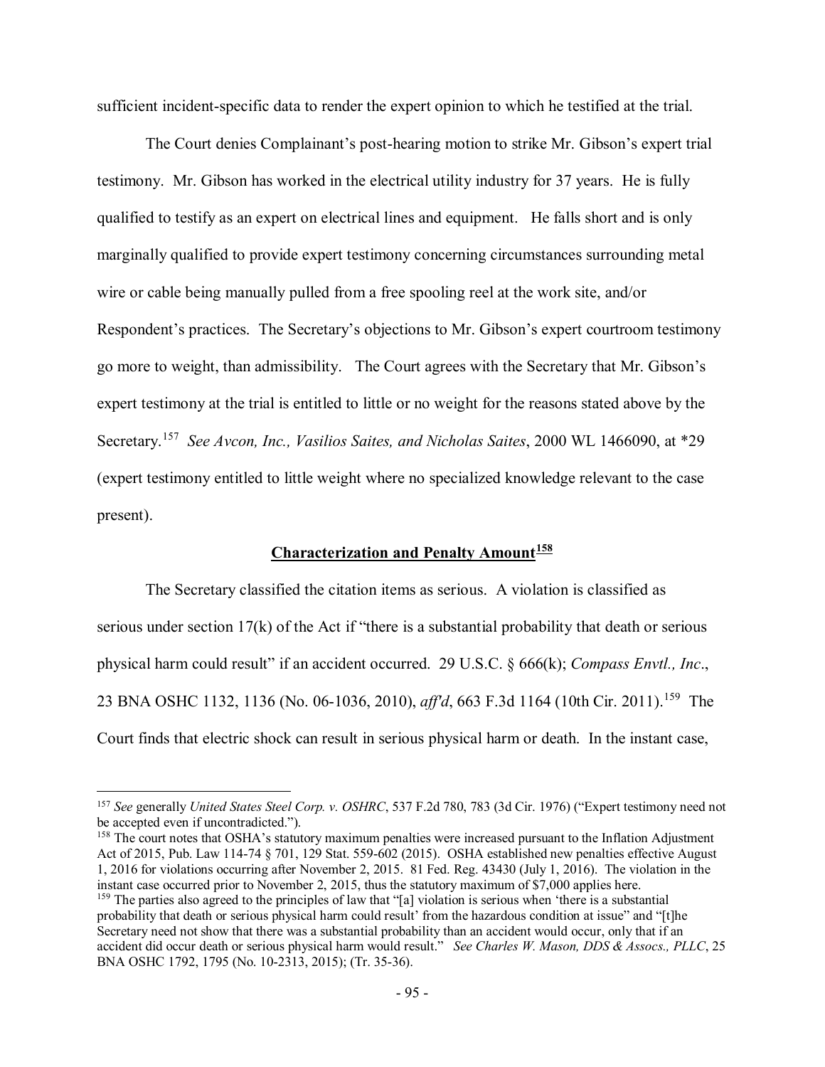sufficient incident-specific data to render the expert opinion to which he testified at the trial.

The Court denies Complainant's post-hearing motion to strike Mr. Gibson's expert trial testimony. Mr. Gibson has worked in the electrical utility industry for 37 years. He is fully qualified to testify as an expert on electrical lines and equipment. He falls short and is only marginally qualified to provide expert testimony concerning circumstances surrounding metal wire or cable being manually pulled from a free spooling reel at the work site, and/or Respondent's practices. The Secretary's objections to Mr. Gibson's expert courtroom testimony go more to weight, than admissibility. The Court agrees with the Secretary that Mr. Gibson's expert testimony at the trial is entitled to little or no weight for the reasons stated above by the Secretary.[157] *See Avcon, Inc., Vasilios Saites, and Nicholas Saites*, 2000 WL 1466090, at *29 (expert testimony entitled to little weight where no specialized knowledge relevant to the case present).

## **Characterization and Penalty Amount[158]**

The Secretary classified the citation items as serious. A violation is classified as serious under section 17(k) of the Act if "there is a substantial probability that death or serious physical harm could result" if an accident occurred. 29 U.S.C. § 666(k); *Compass Envtl., Inc*., 23 BNA OSHC 1132, 1136 (No. 06-1036, 2010), *aff'd*, 663 F.3d 1164 (10th Cir. 2011).[159] The Court finds that electric shock can result in serious physical harm or death. In the instant case,

---

[157] *See* generally *United States Steel Corp. v. OSHRC*, 537 F.2d 780, 783 (3d Cir. 1976) ("Expert testimony need not be accepted even if uncontradicted.").

[158] The court notes that OSHA's statutory maximum penalties were increased pursuant to the Inflation Adjustment Act of 2015, Pub. Law 114-74 § 701, 129 Stat. 559-602 (2015). OSHA established new penalties effective August 1, 2016 for violations occurring after November 2, 2015. 81 Fed. Reg. 43430 (July 1, 2016). The violation in the instant case occurred prior to November 2, 2015, thus the statutory maximum of $7,000 applies here.

[159] The parties also agreed to the principles of law that "[a] violation is serious when 'there is a substantial probability that death or serious physical harm could result' from the hazardous condition at issue" and "[t]he Secretary need not show that there was a substantial probability than an accident would occur, only that if an accident did occur death or serious physical harm would result." *See Charles W. Mason, DDS & Assocs., PLLC*, 25 BNA OSHC 1792, 1795 (No. 10-2313, 2015); (Tr. 35-36).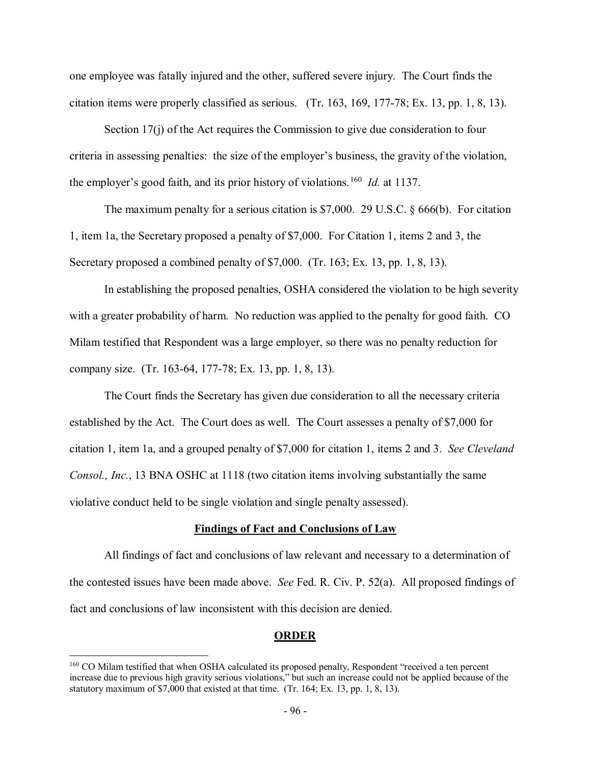one employee was fatally injured and the other, suffered severe injury. The Court finds the citation items were properly classified as serious. (Tr. 163, 169, 177-78; Ex. 13, pp. 1, 8, 13).

Section 17(j) of the Act requires the Commission to give due consideration to four criteria in assessing penalties: the size of the employer's business, the gravity of the violation, the employer's good faith, and its prior history of violations.[160] *Id.* at 1137.

The maximum penalty for a serious citation is $7,000. 29 U.S.C. § 666(b). For citation 1, item 1a, the Secretary proposed a penalty of $7,000. For Citation 1, items 2 and 3, the Secretary proposed a combined penalty of $7,000. (Tr. 163; Ex. 13, pp. 1, 8, 13).

In establishing the proposed penalties, OSHA considered the violation to be high severity with a greater probability of harm. No reduction was applied to the penalty for good faith. CO Milam testified that Respondent was a large employer, so there was no penalty reduction for company size. (Tr. 163-64, 177-78; Ex. 13, pp. 1, 8, 13).

The Court finds the Secretary has given due consideration to all the necessary criteria established by the Act. The Court does as well. The Court assesses a penalty of $7,000 for citation 1, item 1a, and a grouped penalty of $7,000 for citation 1, items 2 and 3. *See Cleveland Consol., Inc.*, 13 BNA OSHC at 1118 (two citation items involving substantially the same violative conduct held to be single violation and single penalty assessed).

## Findings of Fact and Conclusions of Law

All findings of fact and conclusions of law relevant and necessary to a determination of the contested issues have been made above. *See* Fed. R. Civ. P. 52(a). All proposed findings of fact and conclusions of law inconsistent with this decision are denied.

## ORDER

---

[160] CO Milam testified that when OSHA calculated its proposed penalty, Respondent "received a ten percent increase due to previous high gravity serious violations," but such an increase could not be applied because of the statutory maximum of $7,000 that existed at that time. (Tr. 164; Ex. 13, pp. 1, 8, 13).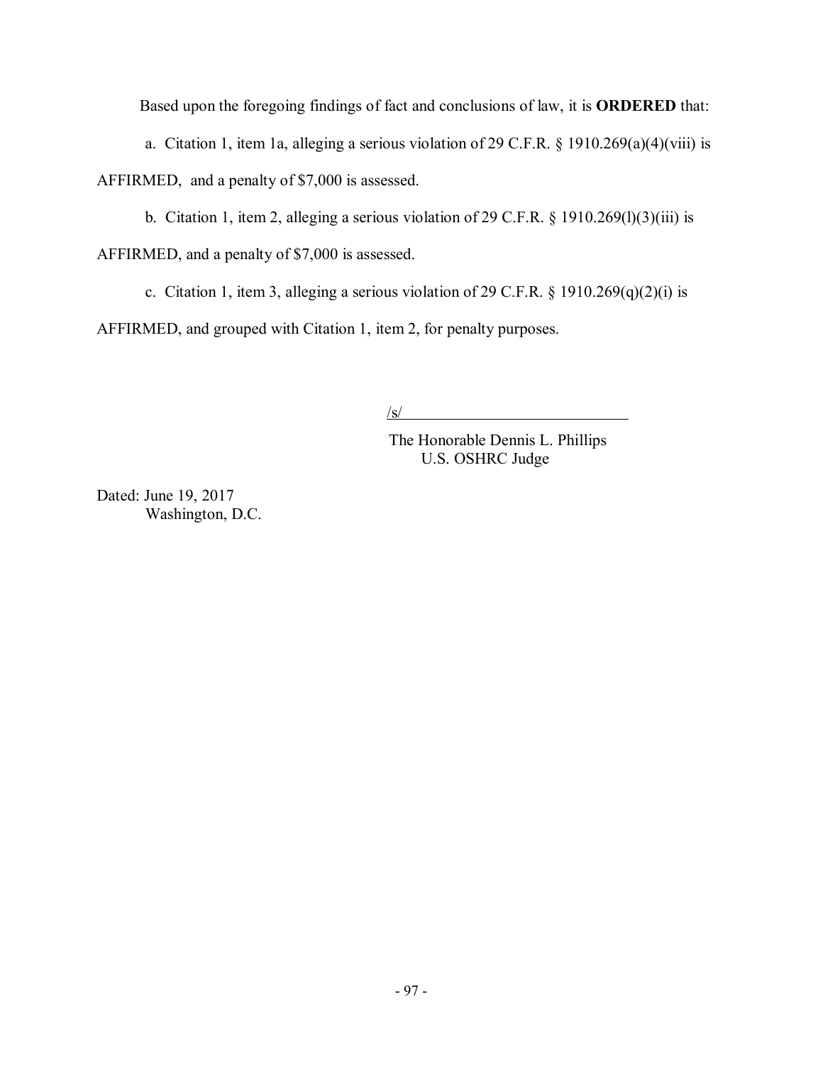Based upon the foregoing findings of fact and conclusions of law, it is **ORDERED** that:

a. Citation 1, item 1a, alleging a serious violation of 29 C.F.R. § 1910.269(a)(4)(viii) is AFFIRMED, and a penalty of $7,000 is assessed.

b. Citation 1, item 2, alleging a serious violation of 29 C.F.R. § 1910.269(l)(3)(iii) is AFFIRMED, and a penalty of $7,000 is assessed.

c. Citation 1, item 3, alleging a serious violation of 29 C.F.R. § 1910.269(q)(2)(i) is AFFIRMED, and grouped with Citation 1, item 2, for penalty purposes.

/s/

The Honorable Dennis L. Phillips
U.S. OSHRC Judge

Dated: June 19, 2017
Washington, D.C.